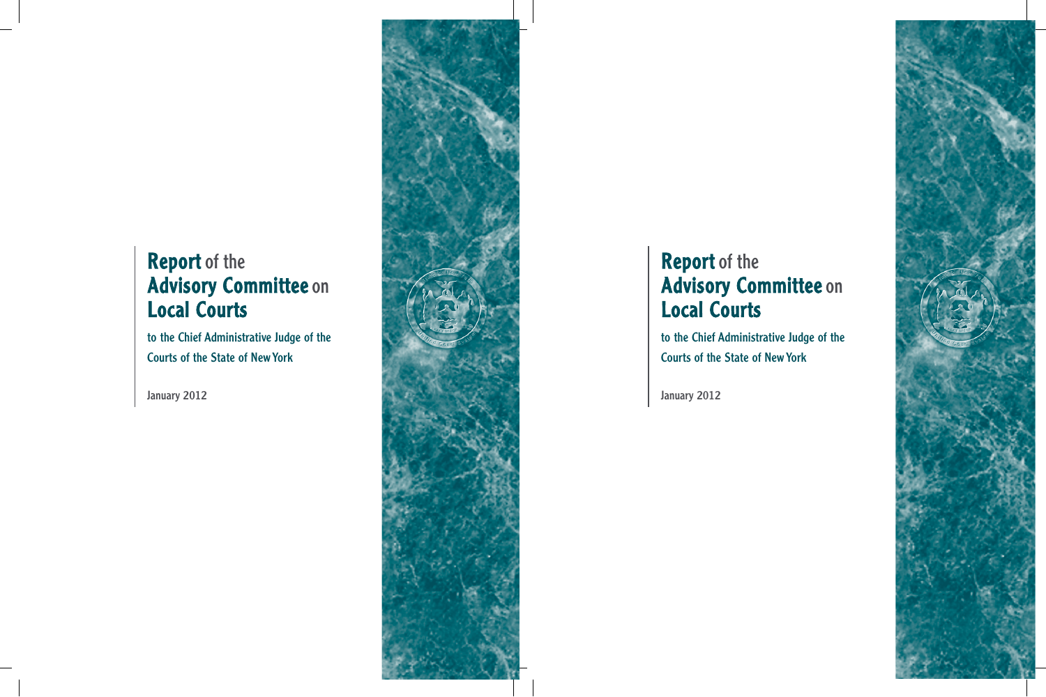# Report of the Advisory Committee on Local Courts

to the Chief Administrative Judge of the Courts of the State of New York

January 2012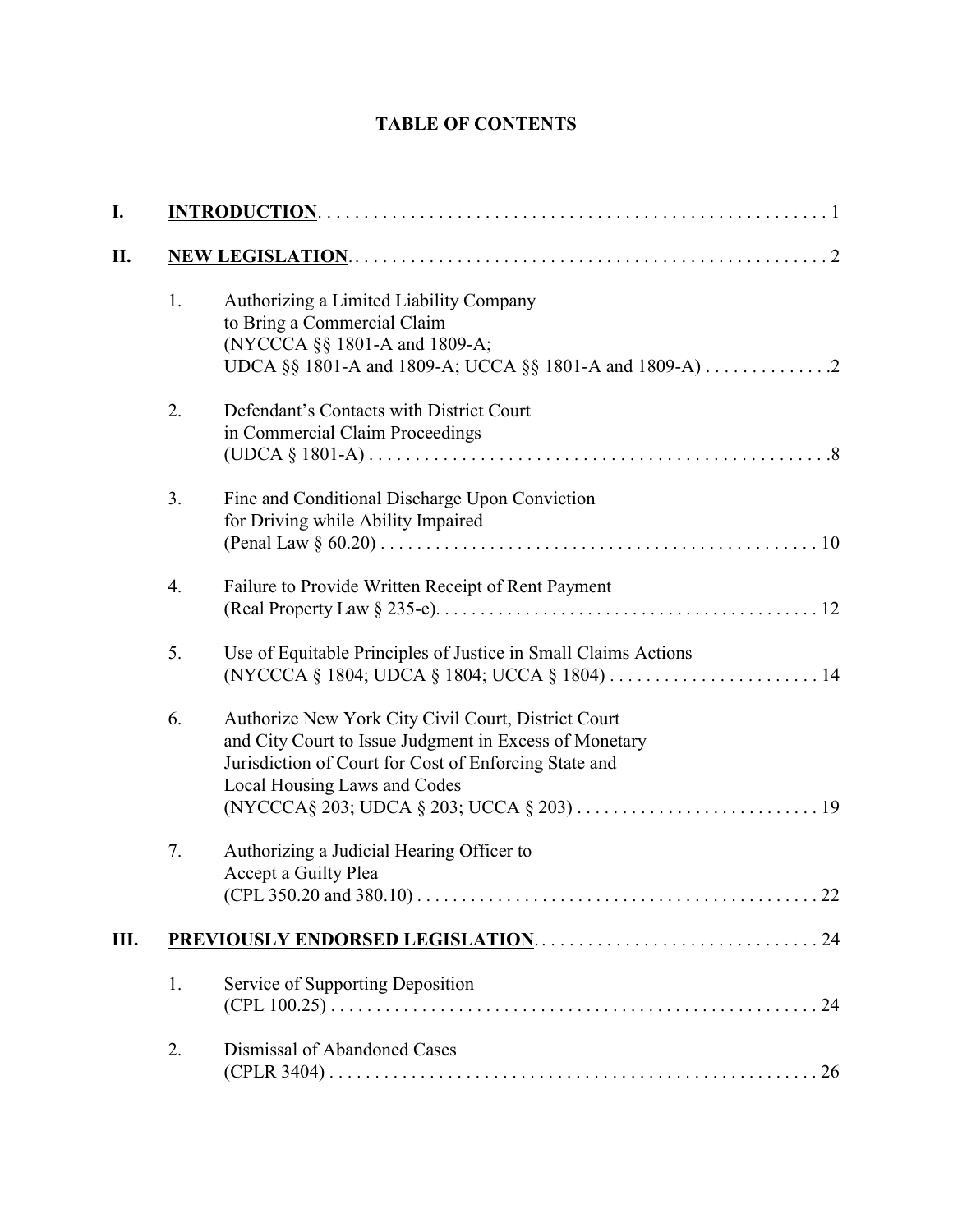# TABLE OF CONTENTS

**I.** **INTRODUCTION** . . . . . . . . . . 1

**II.** **NEW LEGISLATION** . . . . . . . . . . 2

1. Authorizing a Limited Liability Company to Bring a Commercial Claim (NYCCCA §§ 1801-A and 1809-A; UDCA §§ 1801-A and 1809-A; UCCA §§ 1801-A and 1809-A) . . . . . . . . . . 2

2. Defendant's Contacts with District Court in Commercial Claim Proceedings (UDCA § 1801-A) . . . . . . . . . . 8

3. Fine and Conditional Discharge Upon Conviction for Driving while Ability Impaired (Penal Law § 60.20) . . . . . . . . . . 10

4. Failure to Provide Written Receipt of Rent Payment (Real Property Law § 235-e) . . . . . . . . . . 12

5. Use of Equitable Principles of Justice in Small Claims Actions (NYCCCA § 1804; UDCA § 1804; UCCA § 1804) . . . . . . . . . . 14

6. Authorize New York City Civil Court, District Court and City Court to Issue Judgment in Excess of Monetary Jurisdiction of Court for Cost of Enforcing State and Local Housing Laws and Codes (NYCCCA§ 203; UDCA § 203; UCCA § 203) . . . . . . . . . . 19

7. Authorizing a Judicial Hearing Officer to Accept a Guilty Plea (CPL 350.20 and 380.10) . . . . . . . . . . 22

**III.** **PREVIOUSLY ENDORSED LEGISLATION** . . . . . . . . . . 24

1. Service of Supporting Deposition (CPL 100.25) . . . . . . . . . . 24

2. Dismissal of Abandoned Cases (CPLR 3404) . . . . . . . . . . 26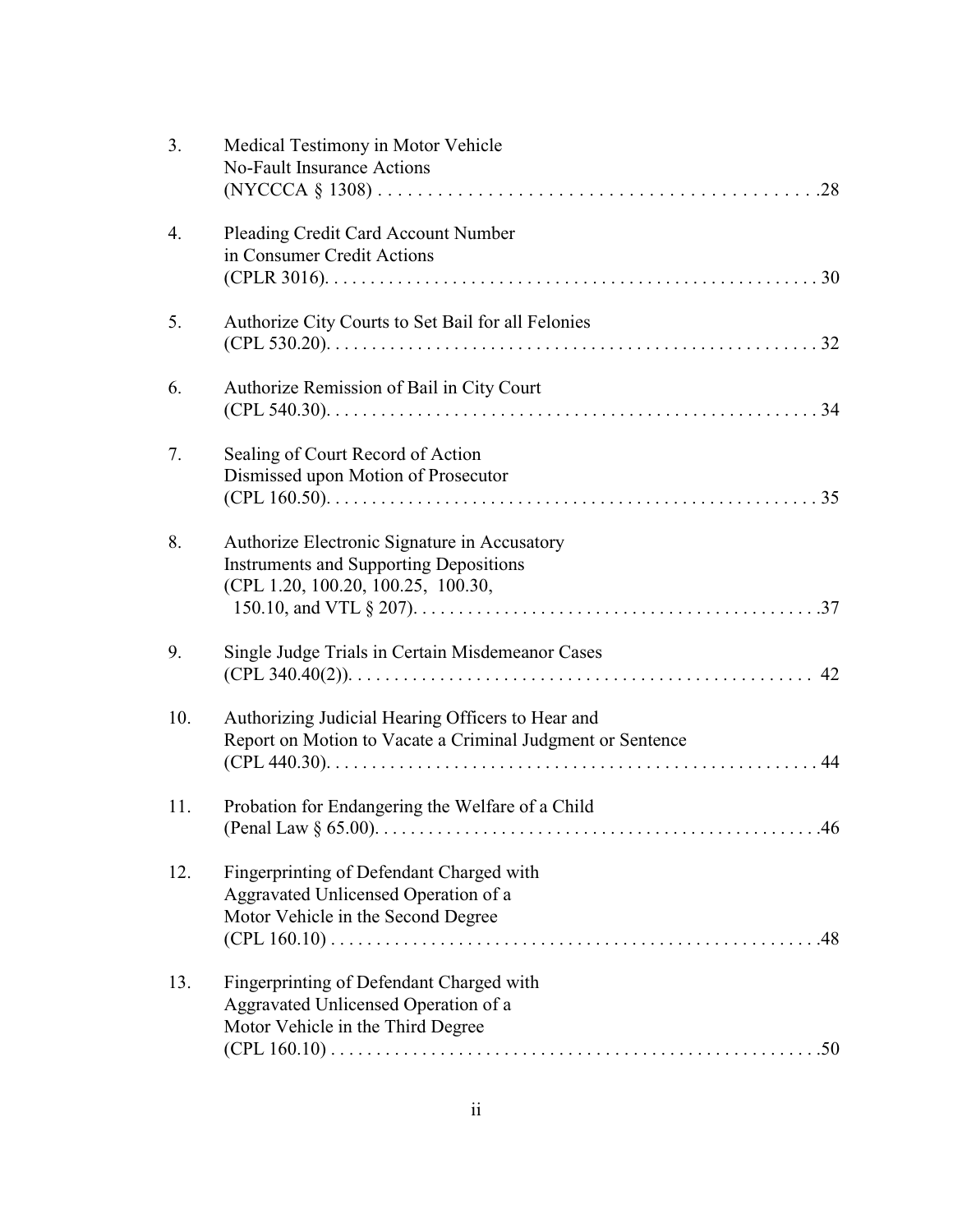3. Medical Testimony in Motor Vehicle No-Fault Insurance Actions (NYCCCA § 1308) . . . . . . . . . . . . . . . . . . . . . . . . . . . . . . . . . . . . . . . . . . . .28

4. Pleading Credit Card Account Number in Consumer Credit Actions (CPLR 3016). . . . . . . . . . . . . . . . . . . . . . . . . . . . . . . . . . . . . . . . . . . . . . . . . . . . . 30

5. Authorize City Courts to Set Bail for all Felonies (CPL 530.20). . . . . . . . . . . . . . . . . . . . . . . . . . . . . . . . . . . . . . . . . . . . . . . . . . . . . 32

6. Authorize Remission of Bail in City Court (CPL 540.30). . . . . . . . . . . . . . . . . . . . . . . . . . . . . . . . . . . . . . . . . . . . . . . . . . . . . . 34

7. Sealing of Court Record of Action Dismissed upon Motion of Prosecutor (CPL 160.50). . . . . . . . . . . . . . . . . . . . . . . . . . . . . . . . . . . . . . . . . . . . . . . . . . . . . 35

8. Authorize Electronic Signature in Accusatory Instruments and Supporting Depositions (CPL 1.20, 100.20, 100.25, 100.30, 150.10, and VTL § 207). . . . . . . . . . . . . . . . . . . . . . . . . . . . . . . . . . . . . . . . . . . .37

9. Single Judge Trials in Certain Misdemeanor Cases (CPL 340.40(2)). . . . . . . . . . . . . . . . . . . . . . . . . . . . . . . . . . . . . . . . . . . . . . . . . 42

10. Authorizing Judicial Hearing Officers to Hear and Report on Motion to Vacate a Criminal Judgment or Sentence (CPL 440.30). . . . . . . . . . . . . . . . . . . . . . . . . . . . . . . . . . . . . . . . . . . . . . . . . . . . . 44

11. Probation for Endangering the Welfare of a Child (Penal Law § 65.00). . . . . . . . . . . . . . . . . . . . . . . . . . . . . . . . . . . . . . . . . . . . . . . . .46

12. Fingerprinting of Defendant Charged with Aggravated Unlicensed Operation of a Motor Vehicle in the Second Degree (CPL 160.10) . . . . . . . . . . . . . . . . . . . . . . . . . . . . . . . . . . . . . . . . . . . . . . . . . . . . . .48

13. Fingerprinting of Defendant Charged with Aggravated Unlicensed Operation of a Motor Vehicle in the Third Degree (CPL 160.10) . . . . . . . . . . . . . . . . . . . . . . . . . . . . . . . . . . . . . . . . . . . . . . . . . . . . . .50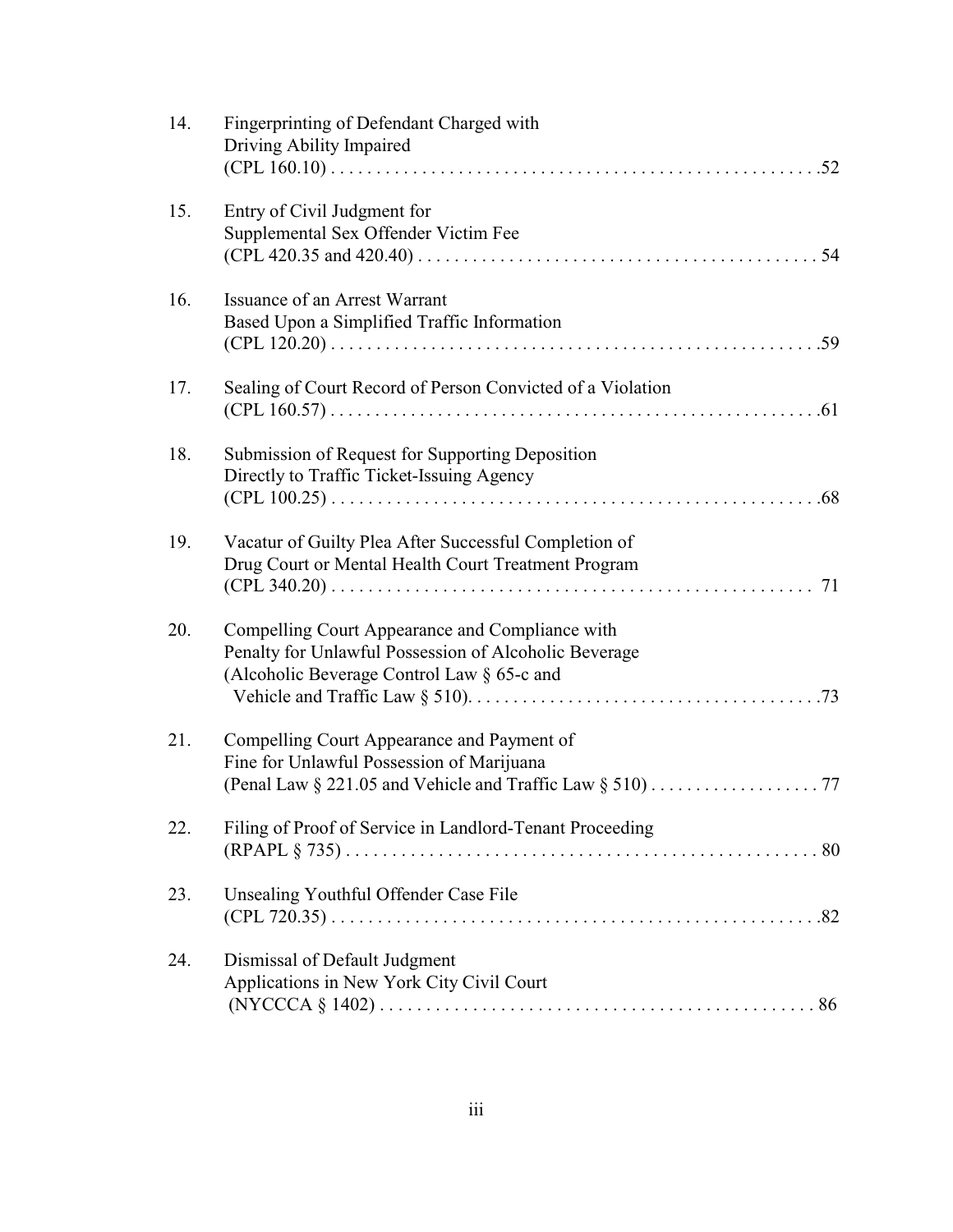14. Fingerprinting of Defendant Charged with Driving Ability Impaired (CPL 160.10) . . . . . . . . . . . . . . . . . . . . . . . . . . . . . . . . . . . . . . . . . . . . . . . . . . . . .52

15. Entry of Civil Judgment for Supplemental Sex Offender Victim Fee (CPL 420.35 and 420.40) . . . . . . . . . . . . . . . . . . . . . . . . . . . . . . . . . . . . . . . . . . . 54

16. Issuance of an Arrest Warrant Based Upon a Simplified Traffic Information (CPL 120.20) . . . . . . . . . . . . . . . . . . . . . . . . . . . . . . . . . . . . . . . . . . . . . . . . . . . . . .59

17. Sealing of Court Record of Person Convicted of a Violation (CPL 160.57) . . . . . . . . . . . . . . . . . . . . . . . . . . . . . . . . . . . . . . . . . . . . . . . . . . . . . .61

18. Submission of Request for Supporting Deposition Directly to Traffic Ticket-Issuing Agency (CPL 100.25) . . . . . . . . . . . . . . . . . . . . . . . . . . . . . . . . . . . . . . . . . . . . . . . . . . . .68

19. Vacatur of Guilty Plea After Successful Completion of Drug Court or Mental Health Court Treatment Program (CPL 340.20) . . . . . . . . . . . . . . . . . . . . . . . . . . . . . . . . . . . . . . . . . . . . . . . . . . . 71

20. Compelling Court Appearance and Compliance with Penalty for Unlawful Possession of Alcoholic Beverage (Alcoholic Beverage Control Law § 65-c and Vehicle and Traffic Law § 510). . . . . . . . . . . . . . . . . . . . . . . . . . . . . . . . . . . . . .73

21. Compelling Court Appearance and Payment of Fine for Unlawful Possession of Marijuana (Penal Law § 221.05 and Vehicle and Traffic Law § 510) . . . . . . . . . . . . . . . . . . . 77

22. Filing of Proof of Service in Landlord-Tenant Proceeding (RPAPL § 735) . . . . . . . . . . . . . . . . . . . . . . . . . . . . . . . . . . . . . . . . . . . . . . . . . . . 80

23. Unsealing Youthful Offender Case File (CPL 720.35) . . . . . . . . . . . . . . . . . . . . . . . . . . . . . . . . . . . . . . . . . . . . . . . . . . . . . .82

24. Dismissal of Default Judgment Applications in New York City Civil Court (NYCCCA § 1402) . . . . . . . . . . . . . . . . . . . . . . . . . . . . . . . . . . . . . . . . . . . . . . . 86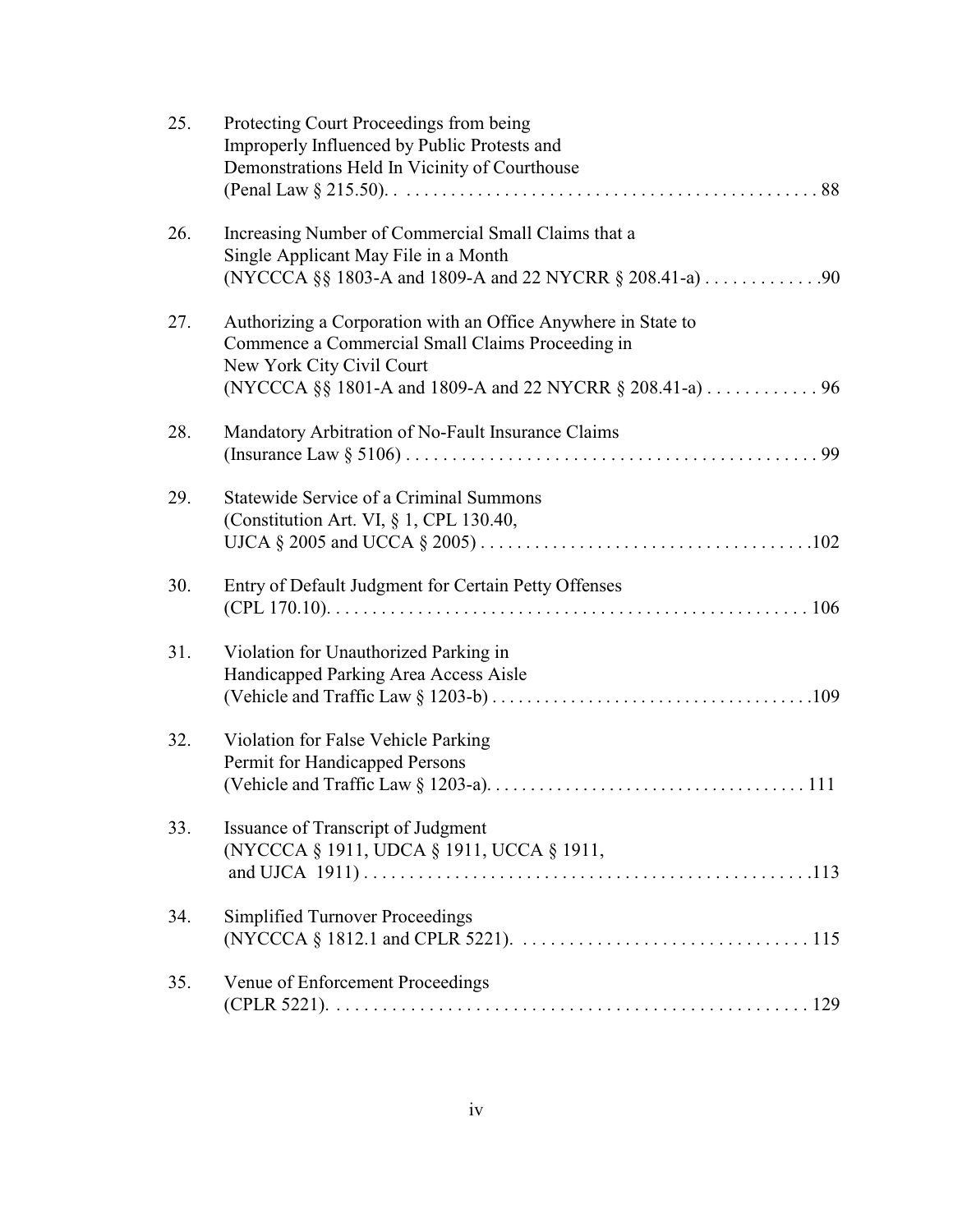25. Protecting Court Proceedings from being Improperly Influenced by Public Protests and Demonstrations Held In Vicinity of Courthouse (Penal Law § 215.50) . . . . . 88

26. Increasing Number of Commercial Small Claims that a Single Applicant May File in a Month (NYCCCA §§ 1803-A and 1809-A and 22 NYCRR § 208.41-a) . . . . . 90

27. Authorizing a Corporation with an Office Anywhere in State to Commence a Commercial Small Claims Proceeding in New York City Civil Court (NYCCCA §§ 1801-A and 1809-A and 22 NYCRR § 208.41-a) . . . . . 96

28. Mandatory Arbitration of No-Fault Insurance Claims (Insurance Law § 5106) . . . . . 99

29. Statewide Service of a Criminal Summons (Constitution Art. VI, § 1, CPL 130.40, UJCA § 2005 and UCCA § 2005) . . . . . 102

30. Entry of Default Judgment for Certain Petty Offenses (CPL 170.10) . . . . . 106

31. Violation for Unauthorized Parking in Handicapped Parking Area Access Aisle (Vehicle and Traffic Law § 1203-b) . . . . . 109

32. Violation for False Vehicle Parking Permit for Handicapped Persons (Vehicle and Traffic Law § 1203-a) . . . . . 111

33. Issuance of Transcript of Judgment (NYCCCA § 1911, UDCA § 1911, UCCA § 1911, and UJCA 1911) . . . . . 113

34. Simplified Turnover Proceedings (NYCCCA § 1812.1 and CPLR 5221) . . . . . 115

35. Venue of Enforcement Proceedings (CPLR 5221) . . . . . 129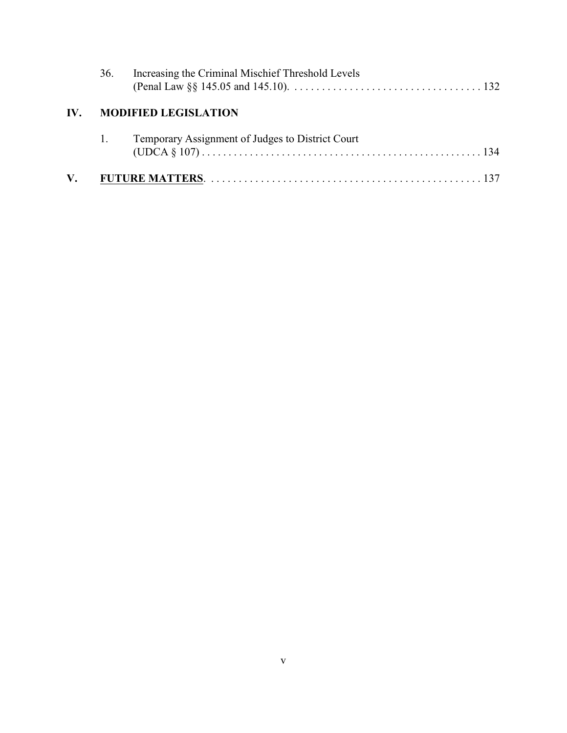36. Increasing the Criminal Mischief Threshold Levels (Penal Law §§ 145.05 and 145.10). . . . . . . . . . . . . . . . . . . . . . . . . . . . . . . . . . . 132

**IV. MODIFIED LEGISLATION**

1. Temporary Assignment of Judges to District Court (UDCA § 107) . . . . . . . . . . . . . . . . . . . . . . . . . . . . . . . . . . . . . . . . . . . . . . . . . . . 134

**V. <u>FUTURE MATTERS</u>**. . . . . . . . . . . . . . . . . . . . . . . . . . . . . . . . . . . . . . . . . . . . . . . . . 137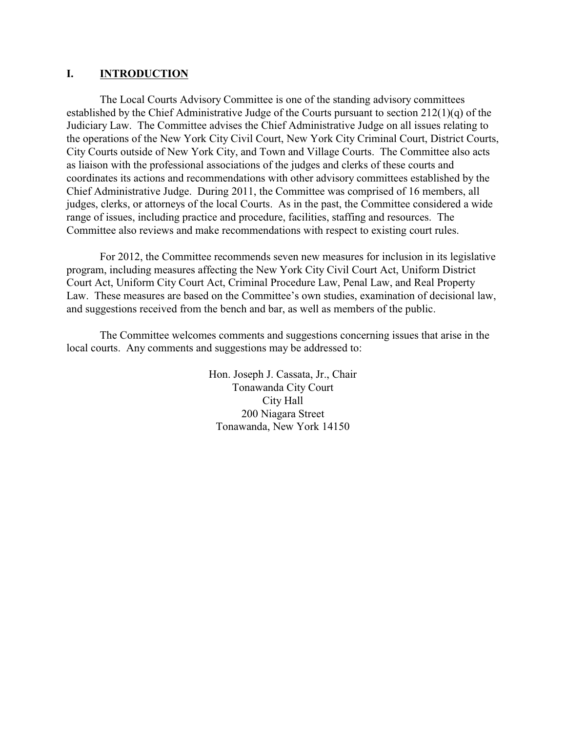## I. INTRODUCTION

The Local Courts Advisory Committee is one of the standing advisory committees established by the Chief Administrative Judge of the Courts pursuant to section 212(1)(q) of the Judiciary Law. The Committee advises the Chief Administrative Judge on all issues relating to the operations of the New York City Civil Court, New York City Criminal Court, District Courts, City Courts outside of New York City, and Town and Village Courts. The Committee also acts as liaison with the professional associations of the judges and clerks of these courts and coordinates its actions and recommendations with other advisory committees established by the Chief Administrative Judge. During 2011, the Committee was comprised of 16 members, all judges, clerks, or attorneys of the local Courts. As in the past, the Committee considered a wide range of issues, including practice and procedure, facilities, staffing and resources. The Committee also reviews and make recommendations with respect to existing court rules.

For 2012, the Committee recommends seven new measures for inclusion in its legislative program, including measures affecting the New York City Civil Court Act, Uniform District Court Act, Uniform City Court Act, Criminal Procedure Law, Penal Law, and Real Property Law. These measures are based on the Committee's own studies, examination of decisional law, and suggestions received from the bench and bar, as well as members of the public.

The Committee welcomes comments and suggestions concerning issues that arise in the local courts. Any comments and suggestions may be addressed to:

Hon. Joseph J. Cassata, Jr., Chair
Tonawanda City Court
City Hall
200 Niagara Street
Tonawanda, New York 14150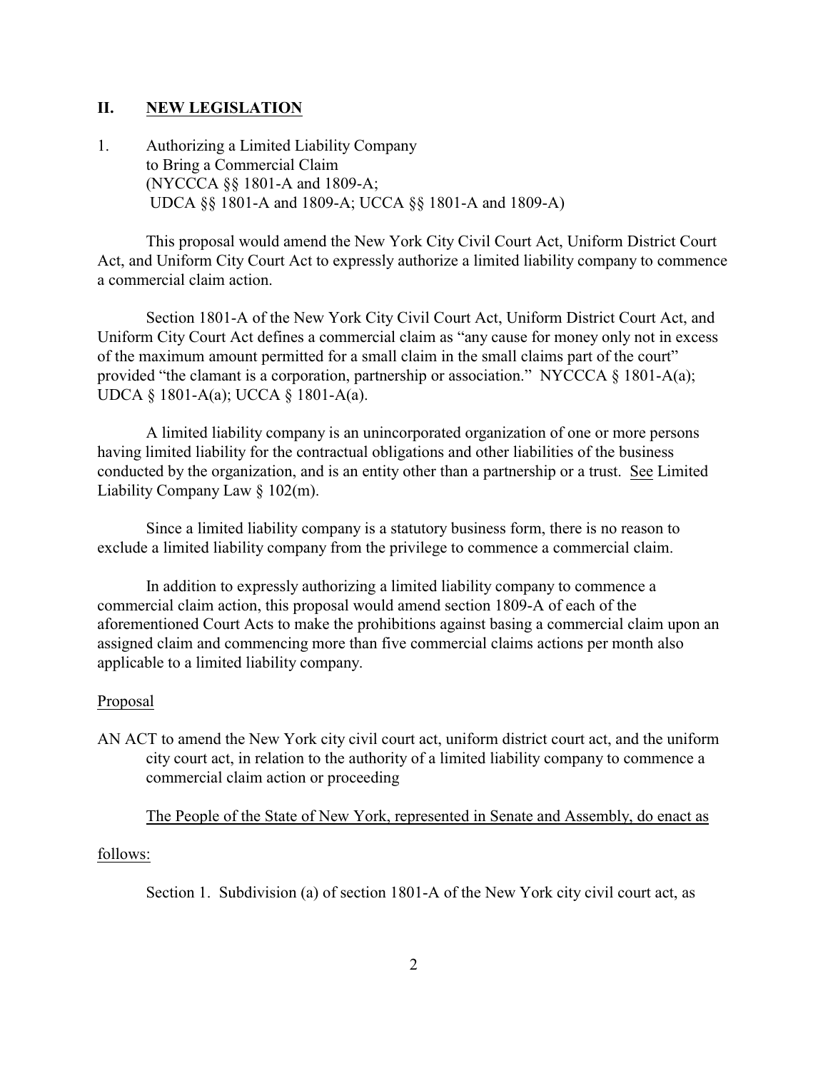## II. NEW LEGISLATION

1. Authorizing a Limited Liability Company to Bring a Commercial Claim (NYCCCA §§ 1801-A and 1809-A; UDCA §§ 1801-A and 1809-A; UCCA §§ 1801-A and 1809-A)

This proposal would amend the New York City Civil Court Act, Uniform District Court Act, and Uniform City Court Act to expressly authorize a limited liability company to commence a commercial claim action.

Section 1801-A of the New York City Civil Court Act, Uniform District Court Act, and Uniform City Court Act defines a commercial claim as "any cause for money only not in excess of the maximum amount permitted for a small claim in the small claims part of the court" provided "the clamant is a corporation, partnership or association." NYCCCA § 1801-A(a); UDCA § 1801-A(a); UCCA § 1801-A(a).

A limited liability company is an unincorporated organization of one or more persons having limited liability for the contractual obligations and other liabilities of the business conducted by the organization, and is an entity other than a partnership or a trust. See Limited Liability Company Law § 102(m).

Since a limited liability company is a statutory business form, there is no reason to exclude a limited liability company from the privilege to commence a commercial claim.

In addition to expressly authorizing a limited liability company to commence a commercial claim action, this proposal would amend section 1809-A of each of the aforementioned Court Acts to make the prohibitions against basing a commercial claim upon an assigned claim and commencing more than five commercial claims actions per month also applicable to a limited liability company.

Proposal

AN ACT to amend the New York city civil court act, uniform district court act, and the uniform city court act, in relation to the authority of a limited liability company to commence a commercial claim action or proceeding

The People of the State of New York, represented in Senate and Assembly, do enact as follows:

Section 1. Subdivision (a) of section 1801-A of the New York city civil court act, as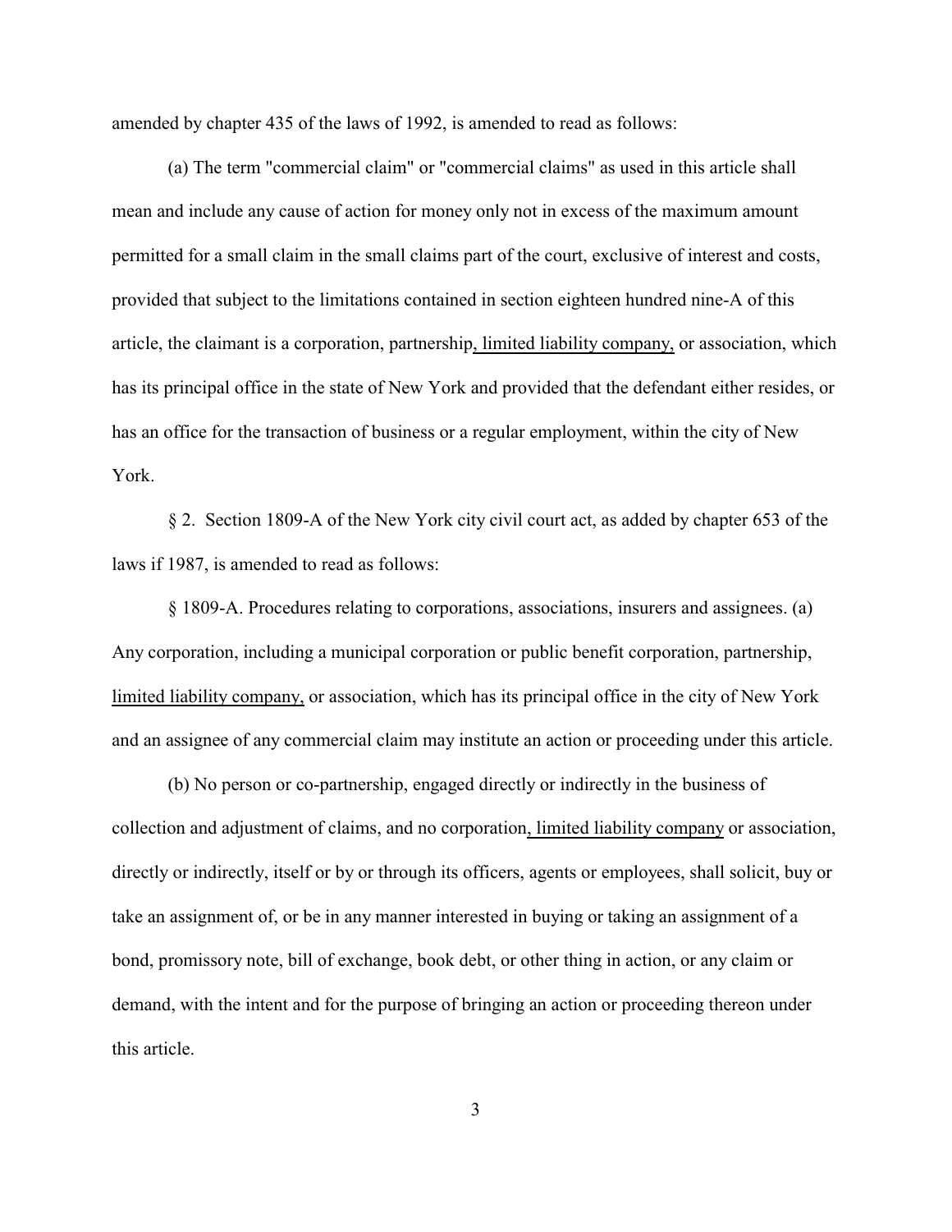amended by chapter 435 of the laws of 1992, is amended to read as follows:

(a) The term "commercial claim" or "commercial claims" as used in this article shall mean and include any cause of action for money only not in excess of the maximum amount permitted for a small claim in the small claims part of the court, exclusive of interest and costs, provided that subject to the limitations contained in section eighteen hundred nine-A of this article, the claimant is a corporation, partnership, limited liability company, or association, which has its principal office in the state of New York and provided that the defendant either resides, or has an office for the transaction of business or a regular employment, within the city of New York.

§ 2. Section 1809-A of the New York city civil court act, as added by chapter 653 of the laws if 1987, is amended to read as follows:

§ 1809-A. Procedures relating to corporations, associations, insurers and assignees. (a) Any corporation, including a municipal corporation or public benefit corporation, partnership, limited liability company, or association, which has its principal office in the city of New York and an assignee of any commercial claim may institute an action or proceeding under this article.

(b) No person or co-partnership, engaged directly or indirectly in the business of collection and adjustment of claims, and no corporation, limited liability company or association, directly or indirectly, itself or by or through its officers, agents or employees, shall solicit, buy or take an assignment of, or be in any manner interested in buying or taking an assignment of a bond, promissory note, bill of exchange, book debt, or other thing in action, or any claim or demand, with the intent and for the purpose of bringing an action or proceeding thereon under this article.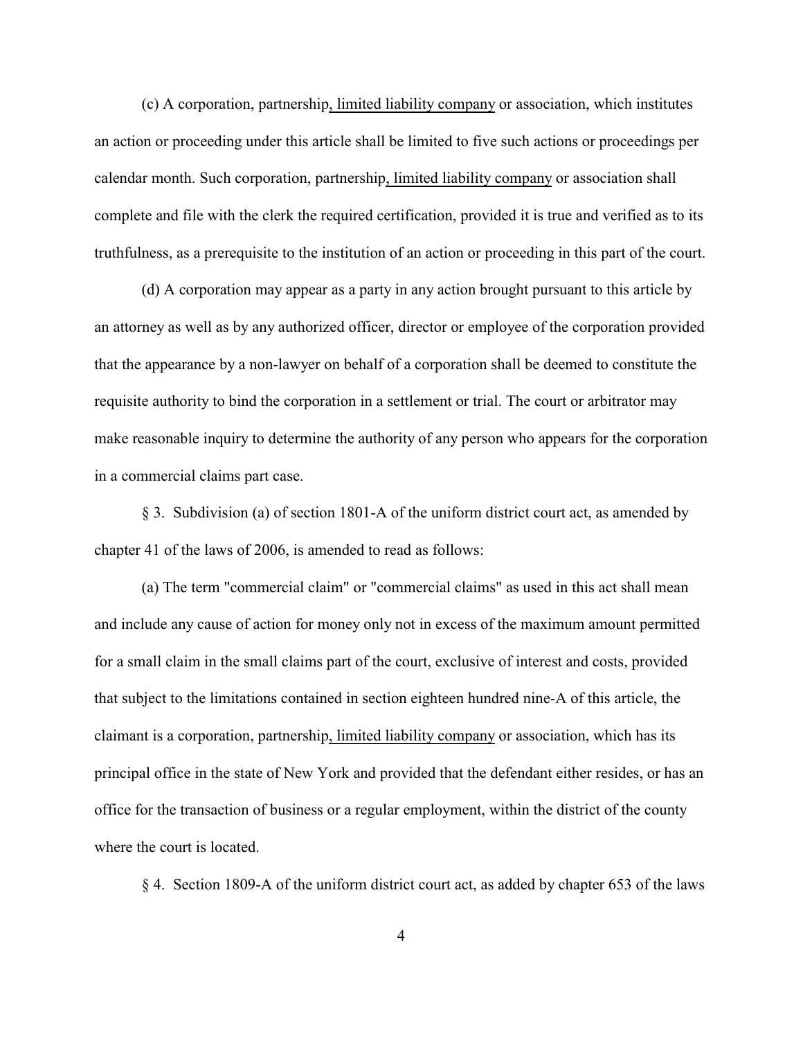(c) A corporation, partnership, limited liability company or association, which institutes an action or proceeding under this article shall be limited to five such actions or proceedings per calendar month. Such corporation, partnership, limited liability company or association shall complete and file with the clerk the required certification, provided it is true and verified as to its truthfulness, as a prerequisite to the institution of an action or proceeding in this part of the court.

(d) A corporation may appear as a party in any action brought pursuant to this article by an attorney as well as by any authorized officer, director or employee of the corporation provided that the appearance by a non-lawyer on behalf of a corporation shall be deemed to constitute the requisite authority to bind the corporation in a settlement or trial. The court or arbitrator may make reasonable inquiry to determine the authority of any person who appears for the corporation in a commercial claims part case.

§ 3. Subdivision (a) of section 1801-A of the uniform district court act, as amended by chapter 41 of the laws of 2006, is amended to read as follows:

(a) The term "commercial claim" or "commercial claims" as used in this act shall mean and include any cause of action for money only not in excess of the maximum amount permitted for a small claim in the small claims part of the court, exclusive of interest and costs, provided that subject to the limitations contained in section eighteen hundred nine-A of this article, the claimant is a corporation, partnership, limited liability company or association, which has its principal office in the state of New York and provided that the defendant either resides, or has an office for the transaction of business or a regular employment, within the district of the county where the court is located.

§ 4. Section 1809-A of the uniform district court act, as added by chapter 653 of the laws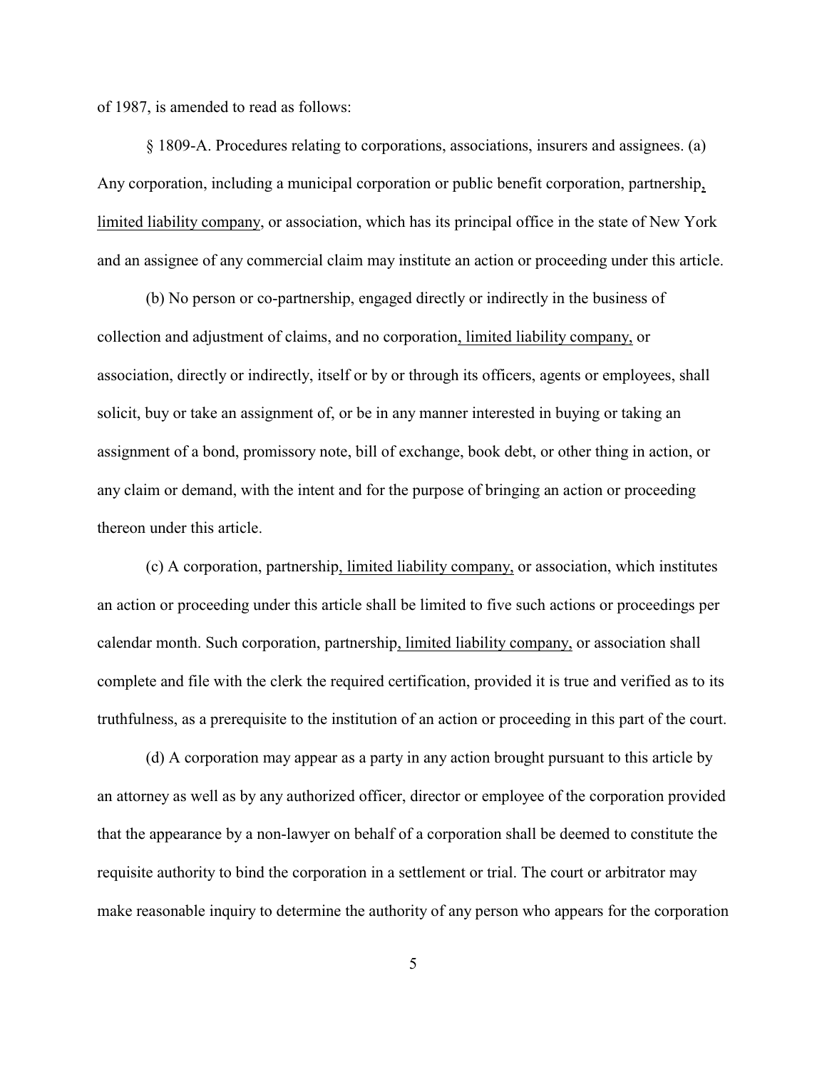of 1987, is amended to read as follows:

§ 1809-A. Procedures relating to corporations, associations, insurers and assignees. (a) Any corporation, including a municipal corporation or public benefit corporation, partnership, limited liability company, or association, which has its principal office in the state of New York and an assignee of any commercial claim may institute an action or proceeding under this article.

(b) No person or co-partnership, engaged directly or indirectly in the business of collection and adjustment of claims, and no corporation, limited liability company, or association, directly or indirectly, itself or by or through its officers, agents or employees, shall solicit, buy or take an assignment of, or be in any manner interested in buying or taking an assignment of a bond, promissory note, bill of exchange, book debt, or other thing in action, or any claim or demand, with the intent and for the purpose of bringing an action or proceeding thereon under this article.

(c) A corporation, partnership, limited liability company, or association, which institutes an action or proceeding under this article shall be limited to five such actions or proceedings per calendar month. Such corporation, partnership, limited liability company, or association shall complete and file with the clerk the required certification, provided it is true and verified as to its truthfulness, as a prerequisite to the institution of an action or proceeding in this part of the court.

(d) A corporation may appear as a party in any action brought pursuant to this article by an attorney as well as by any authorized officer, director or employee of the corporation provided that the appearance by a non-lawyer on behalf of a corporation shall be deemed to constitute the requisite authority to bind the corporation in a settlement or trial. The court or arbitrator may make reasonable inquiry to determine the authority of any person who appears for the corporation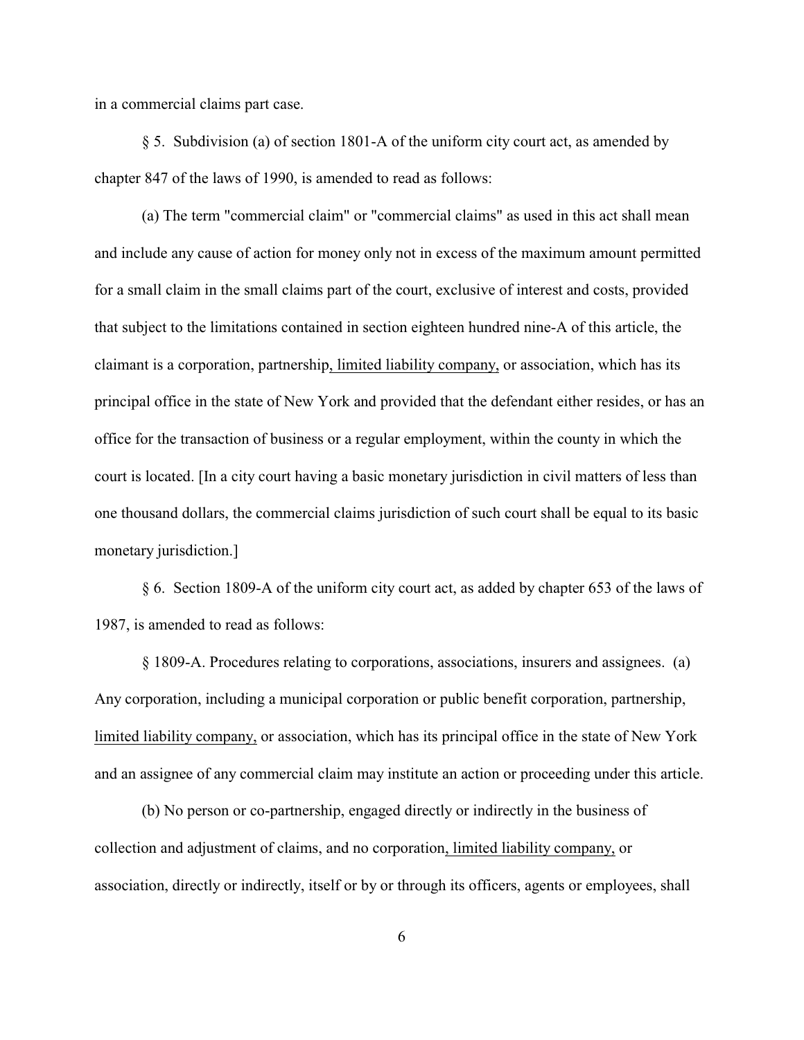in a commercial claims part case.

§ 5. Subdivision (a) of section 1801-A of the uniform city court act, as amended by chapter 847 of the laws of 1990, is amended to read as follows:

(a) The term "commercial claim" or "commercial claims" as used in this act shall mean and include any cause of action for money only not in excess of the maximum amount permitted for a small claim in the small claims part of the court, exclusive of interest and costs, provided that subject to the limitations contained in section eighteen hundred nine-A of this article, the claimant is a corporation, partnership<u>, limited liability company,</u> or association, which has its principal office in the state of New York and provided that the defendant either resides, or has an office for the transaction of business or a regular employment, within the county in which the court is located. [In a city court having a basic monetary jurisdiction in civil matters of less than one thousand dollars, the commercial claims jurisdiction of such court shall be equal to its basic monetary jurisdiction.]

§ 6. Section 1809-A of the uniform city court act, as added by chapter 653 of the laws of 1987, is amended to read as follows:

§ 1809-A. Procedures relating to corporations, associations, insurers and assignees. (a) Any corporation, including a municipal corporation or public benefit corporation, partnership, <u>limited liability company,</u> or association, which has its principal office in the state of New York and an assignee of any commercial claim may institute an action or proceeding under this article.

(b) No person or co-partnership, engaged directly or indirectly in the business of collection and adjustment of claims, and no corporation<u>, limited liability company,</u> or association, directly or indirectly, itself or by or through its officers, agents or employees, shall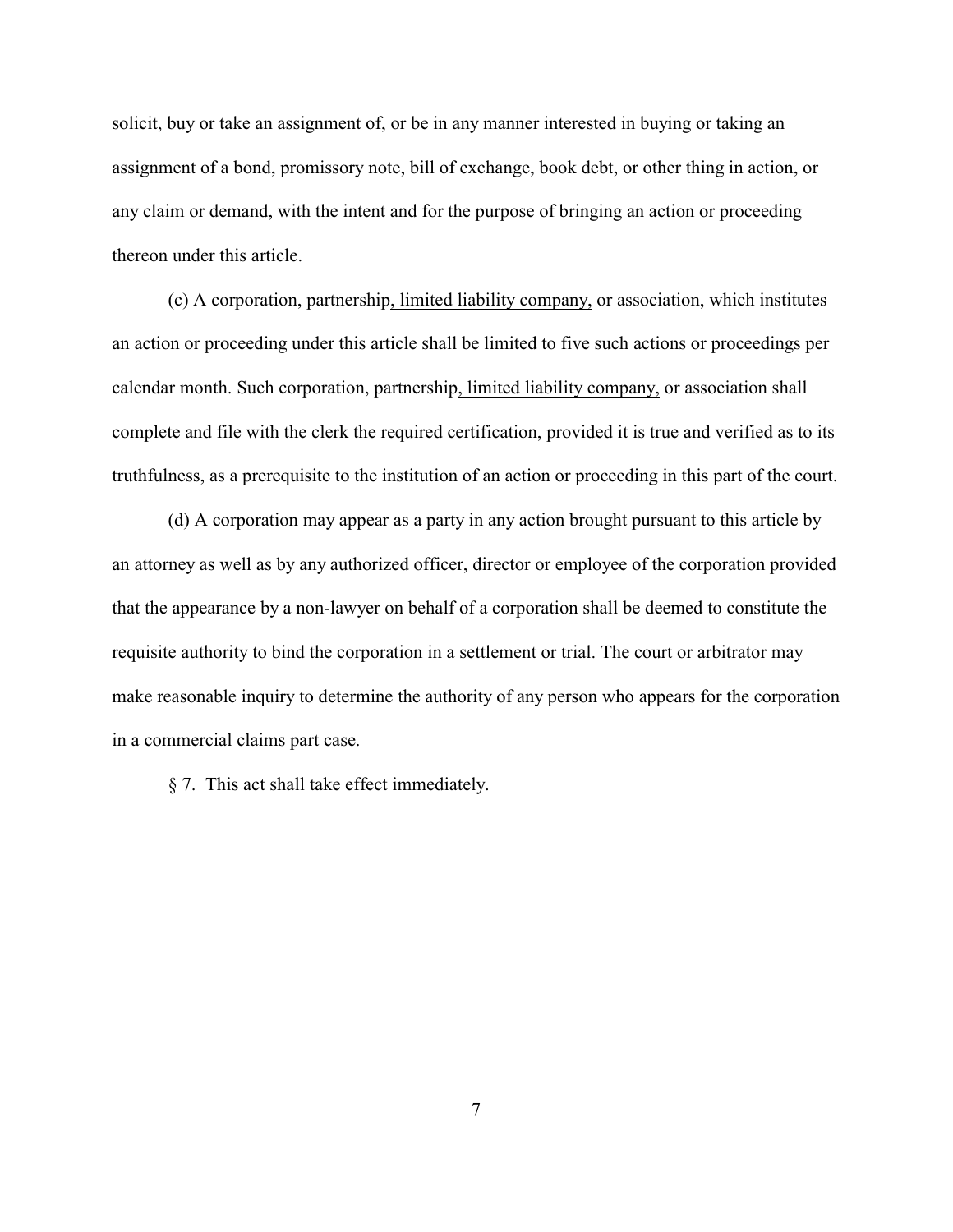solicit, buy or take an assignment of, or be in any manner interested in buying or taking an assignment of a bond, promissory note, bill of exchange, book debt, or other thing in action, or any claim or demand, with the intent and for the purpose of bringing an action or proceeding thereon under this article.

(c) A corporation, partnership<u>, limited liability company,</u> or association, which institutes an action or proceeding under this article shall be limited to five such actions or proceedings per calendar month. Such corporation, partnership<u>, limited liability company,</u> or association shall complete and file with the clerk the required certification, provided it is true and verified as to its truthfulness, as a prerequisite to the institution of an action or proceeding in this part of the court.

(d) A corporation may appear as a party in any action brought pursuant to this article by an attorney as well as by any authorized officer, director or employee of the corporation provided that the appearance by a non-lawyer on behalf of a corporation shall be deemed to constitute the requisite authority to bind the corporation in a settlement or trial. The court or arbitrator may make reasonable inquiry to determine the authority of any person who appears for the corporation in a commercial claims part case.

§ 7. This act shall take effect immediately.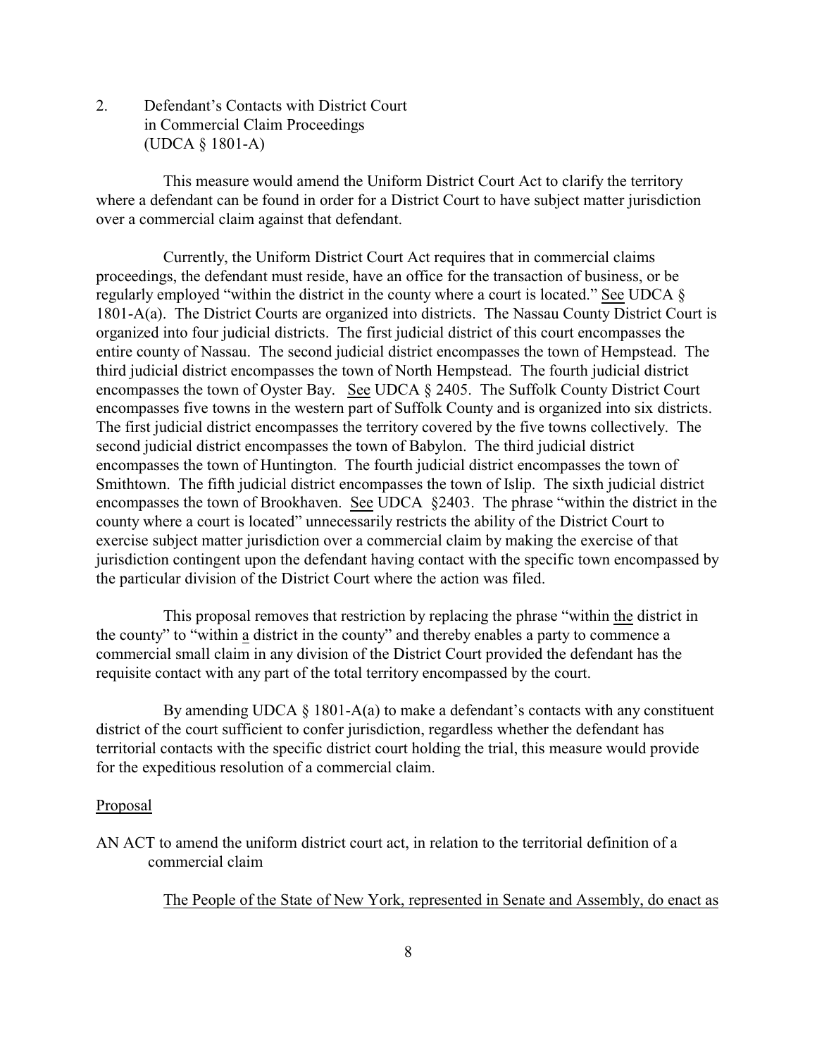2. Defendant's Contacts with District Court in Commercial Claim Proceedings (UDCA § 1801-A)

This measure would amend the Uniform District Court Act to clarify the territory where a defendant can be found in order for a District Court to have subject matter jurisdiction over a commercial claim against that defendant.

Currently, the Uniform District Court Act requires that in commercial claims proceedings, the defendant must reside, have an office for the transaction of business, or be regularly employed "within the district in the county where a court is located." See UDCA § 1801-A(a). The District Courts are organized into districts. The Nassau County District Court is organized into four judicial districts. The first judicial district of this court encompasses the entire county of Nassau. The second judicial district encompasses the town of Hempstead. The third judicial district encompasses the town of North Hempstead. The fourth judicial district encompasses the town of Oyster Bay. See UDCA § 2405. The Suffolk County District Court encompasses five towns in the western part of Suffolk County and is organized into six districts. The first judicial district encompasses the territory covered by the five towns collectively. The second judicial district encompasses the town of Babylon. The third judicial district encompasses the town of Huntington. The fourth judicial district encompasses the town of Smithtown. The fifth judicial district encompasses the town of Islip. The sixth judicial district encompasses the town of Brookhaven. See UDCA §2403. The phrase "within the district in the county where a court is located" unnecessarily restricts the ability of the District Court to exercise subject matter jurisdiction over a commercial claim by making the exercise of that jurisdiction contingent upon the defendant having contact with the specific town encompassed by the particular division of the District Court where the action was filed.

This proposal removes that restriction by replacing the phrase "within the district in the county" to "within a district in the county" and thereby enables a party to commence a commercial small claim in any division of the District Court provided the defendant has the requisite contact with any part of the total territory encompassed by the court.

By amending UDCA § 1801-A(a) to make a defendant's contacts with any constituent district of the court sufficient to confer jurisdiction, regardless whether the defendant has territorial contacts with the specific district court holding the trial, this measure would provide for the expeditious resolution of a commercial claim.

Proposal

AN ACT to amend the uniform district court act, in relation to the territorial definition of a commercial claim

The People of the State of New York, represented in Senate and Assembly, do enact as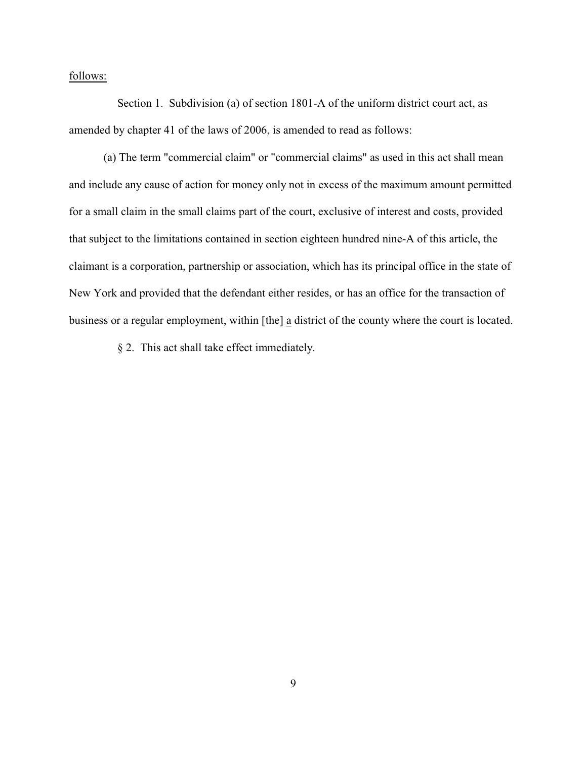<u>follows:</u>

Section 1. Subdivision (a) of section 1801-A of the uniform district court act, as amended by chapter 41 of the laws of 2006, is amended to read as follows:

(a) The term "commercial claim" or "commercial claims" as used in this act shall mean and include any cause of action for money only not in excess of the maximum amount permitted for a small claim in the small claims part of the court, exclusive of interest and costs, provided that subject to the limitations contained in section eighteen hundred nine-A of this article, the claimant is a corporation, partnership or association, which has its principal office in the state of New York and provided that the defendant either resides, or has an office for the transaction of business or a regular employment, within [the] <u>a</u> district of the county where the court is located.

§ 2. This act shall take effect immediately.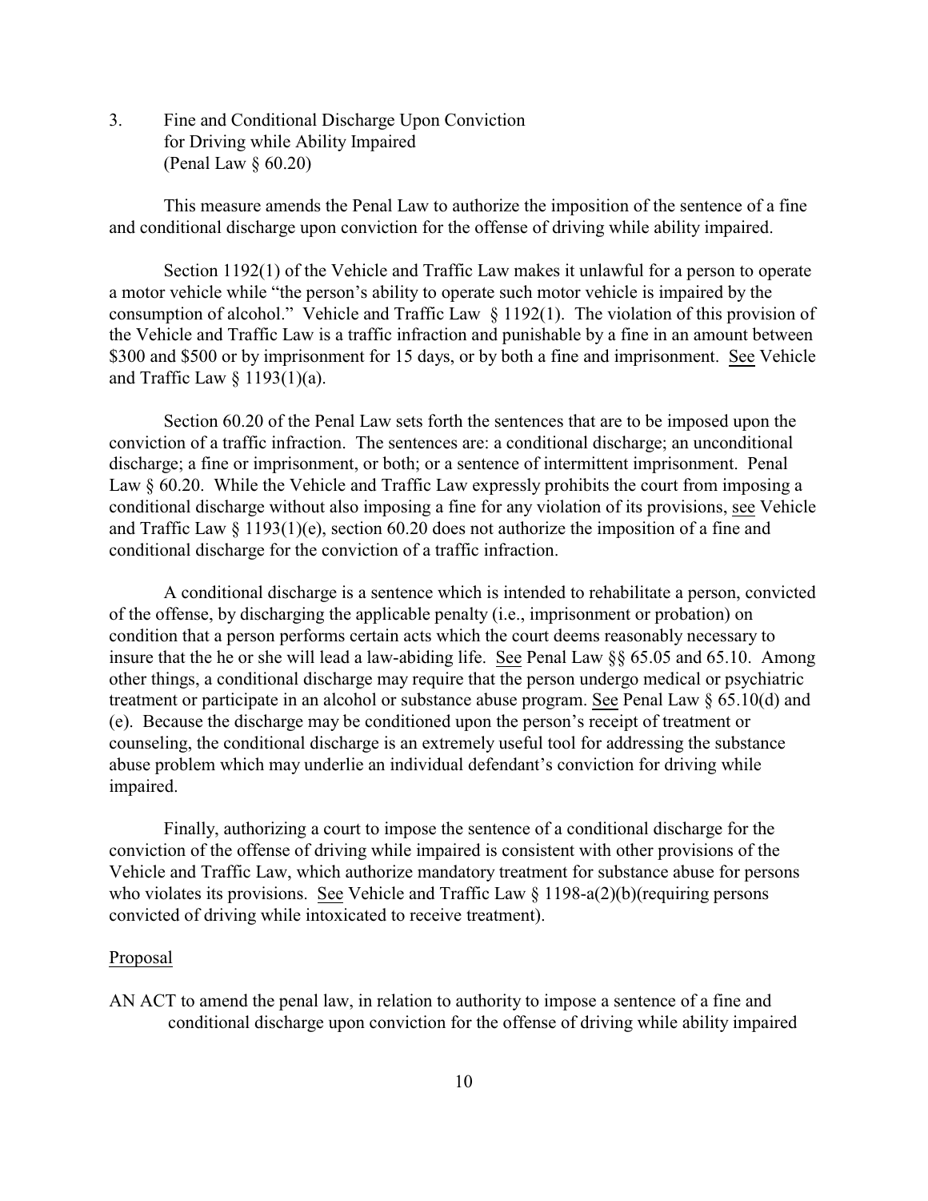3. Fine and Conditional Discharge Upon Conviction for Driving while Ability Impaired (Penal Law § 60.20)

This measure amends the Penal Law to authorize the imposition of the sentence of a fine and conditional discharge upon conviction for the offense of driving while ability impaired.

Section 1192(1) of the Vehicle and Traffic Law makes it unlawful for a person to operate a motor vehicle while "the person's ability to operate such motor vehicle is impaired by the consumption of alcohol." Vehicle and Traffic Law § 1192(1). The violation of this provision of the Vehicle and Traffic Law is a traffic infraction and punishable by a fine in an amount between $300 and $500 or by imprisonment for 15 days, or by both a fine and imprisonment. See Vehicle and Traffic Law § 1193(1)(a).

Section 60.20 of the Penal Law sets forth the sentences that are to be imposed upon the conviction of a traffic infraction. The sentences are: a conditional discharge; an unconditional discharge; a fine or imprisonment, or both; or a sentence of intermittent imprisonment. Penal Law § 60.20. While the Vehicle and Traffic Law expressly prohibits the court from imposing a conditional discharge without also imposing a fine for any violation of its provisions, see Vehicle and Traffic Law § 1193(1)(e), section 60.20 does not authorize the imposition of a fine and conditional discharge for the conviction of a traffic infraction.

A conditional discharge is a sentence which is intended to rehabilitate a person, convicted of the offense, by discharging the applicable penalty (i.e., imprisonment or probation) on condition that a person performs certain acts which the court deems reasonably necessary to insure that the he or she will lead a law-abiding life. See Penal Law §§ 65.05 and 65.10. Among other things, a conditional discharge may require that the person undergo medical or psychiatric treatment or participate in an alcohol or substance abuse program. See Penal Law § 65.10(d) and (e). Because the discharge may be conditioned upon the person's receipt of treatment or counseling, the conditional discharge is an extremely useful tool for addressing the substance abuse problem which may underlie an individual defendant's conviction for driving while impaired.

Finally, authorizing a court to impose the sentence of a conditional discharge for the conviction of the offense of driving while impaired is consistent with other provisions of the Vehicle and Traffic Law, which authorize mandatory treatment for substance abuse for persons who violates its provisions. See Vehicle and Traffic Law § 1198-a(2)(b)(requiring persons convicted of driving while intoxicated to receive treatment).

Proposal

AN ACT to amend the penal law, in relation to authority to impose a sentence of a fine and conditional discharge upon conviction for the offense of driving while ability impaired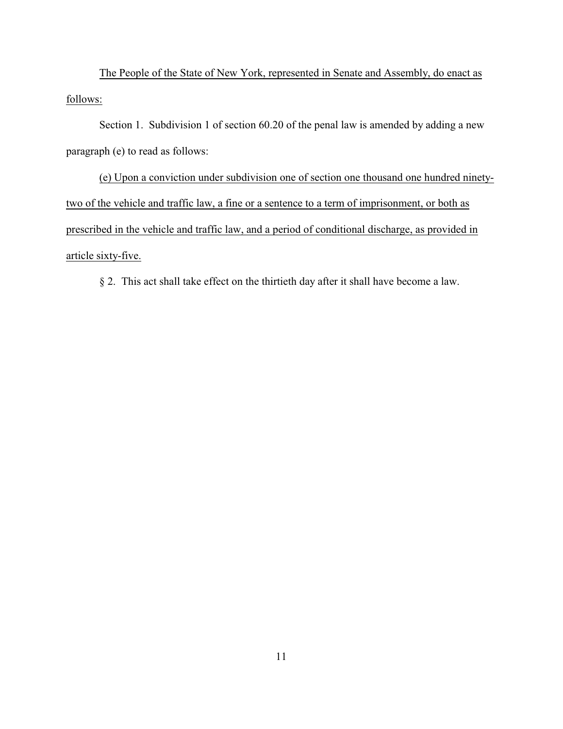The People of the State of New York, represented in Senate and Assembly, do enact as follows:

Section 1. Subdivision 1 of section 60.20 of the penal law is amended by adding a new paragraph (e) to read as follows:

(e) Upon a conviction under subdivision one of section one thousand one hundred ninety-two of the vehicle and traffic law, a fine or a sentence to a term of imprisonment, or both as prescribed in the vehicle and traffic law, and a period of conditional discharge, as provided in article sixty-five.

§ 2. This act shall take effect on the thirtieth day after it shall have become a law.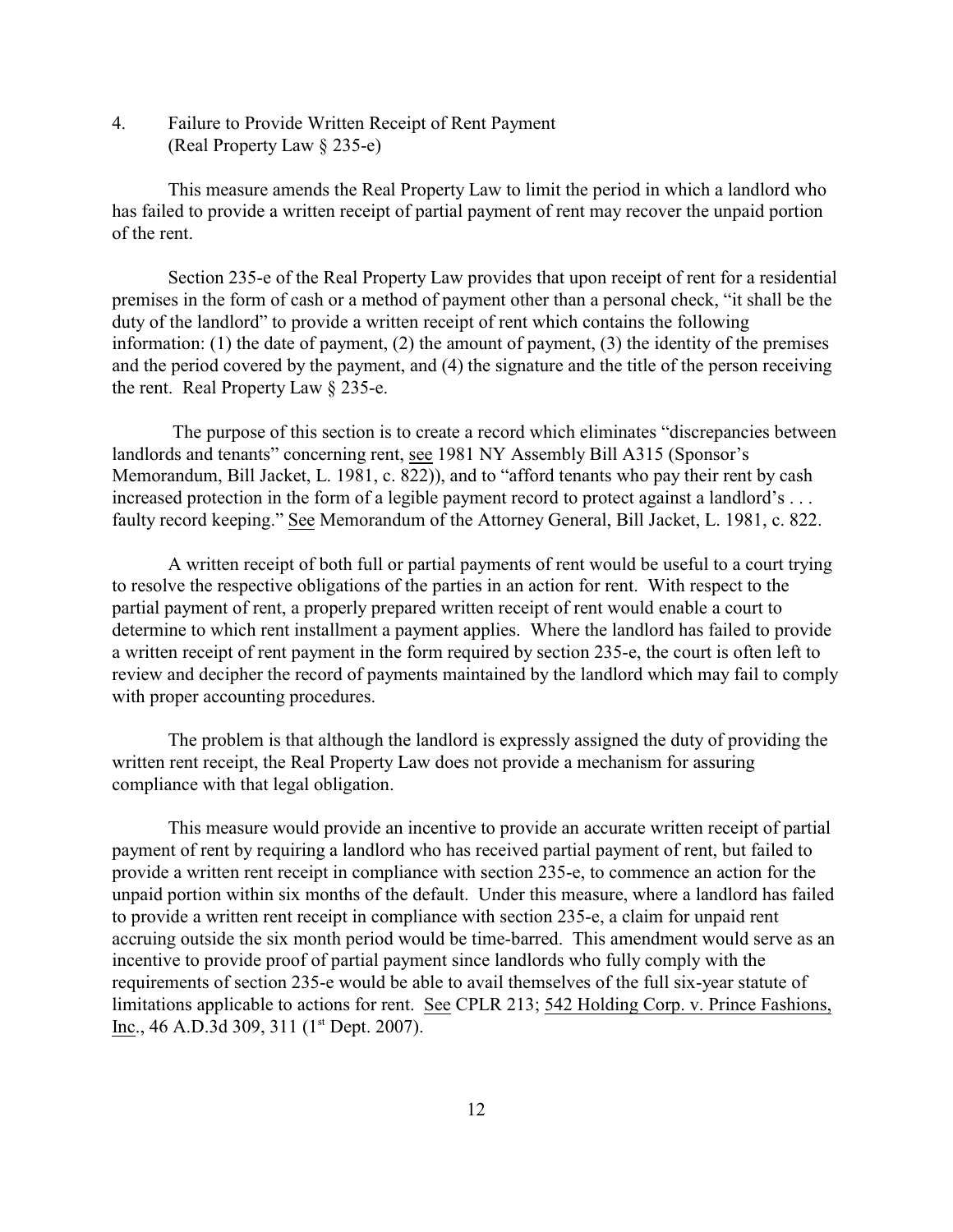4. Failure to Provide Written Receipt of Rent Payment
(Real Property Law § 235-e)

This measure amends the Real Property Law to limit the period in which a landlord who has failed to provide a written receipt of partial payment of rent may recover the unpaid portion of the rent.

Section 235-e of the Real Property Law provides that upon receipt of rent for a residential premises in the form of cash or a method of payment other than a personal check, "it shall be the duty of the landlord" to provide a written receipt of rent which contains the following information: (1) the date of payment, (2) the amount of payment, (3) the identity of the premises and the period covered by the payment, and (4) the signature and the title of the person receiving the rent. Real Property Law § 235-e.

The purpose of this section is to create a record which eliminates "discrepancies between landlords and tenants" concerning rent, see 1981 NY Assembly Bill A315 (Sponsor's Memorandum, Bill Jacket, L. 1981, c. 822)), and to "afford tenants who pay their rent by cash increased protection in the form of a legible payment record to protect against a landlord's . . . faulty record keeping." See Memorandum of the Attorney General, Bill Jacket, L. 1981, c. 822.

A written receipt of both full or partial payments of rent would be useful to a court trying to resolve the respective obligations of the parties in an action for rent. With respect to the partial payment of rent, a properly prepared written receipt of rent would enable a court to determine to which rent installment a payment applies. Where the landlord has failed to provide a written receipt of rent payment in the form required by section 235-e, the court is often left to review and decipher the record of payments maintained by the landlord which may fail to comply with proper accounting procedures.

The problem is that although the landlord is expressly assigned the duty of providing the written rent receipt, the Real Property Law does not provide a mechanism for assuring compliance with that legal obligation.

This measure would provide an incentive to provide an accurate written receipt of partial payment of rent by requiring a landlord who has received partial payment of rent, but failed to provide a written rent receipt in compliance with section 235-e, to commence an action for the unpaid portion within six months of the default. Under this measure, where a landlord has failed to provide a written rent receipt in compliance with section 235-e, a claim for unpaid rent accruing outside the six month period would be time-barred. This amendment would serve as an incentive to provide proof of partial payment since landlords who fully comply with the requirements of section 235-e would be able to avail themselves of the full six-year statute of limitations applicable to actions for rent. See CPLR 213; 542 Holding Corp. v. Prince Fashions, Inc., 46 A.D.3d 309, 311 (1st Dept. 2007).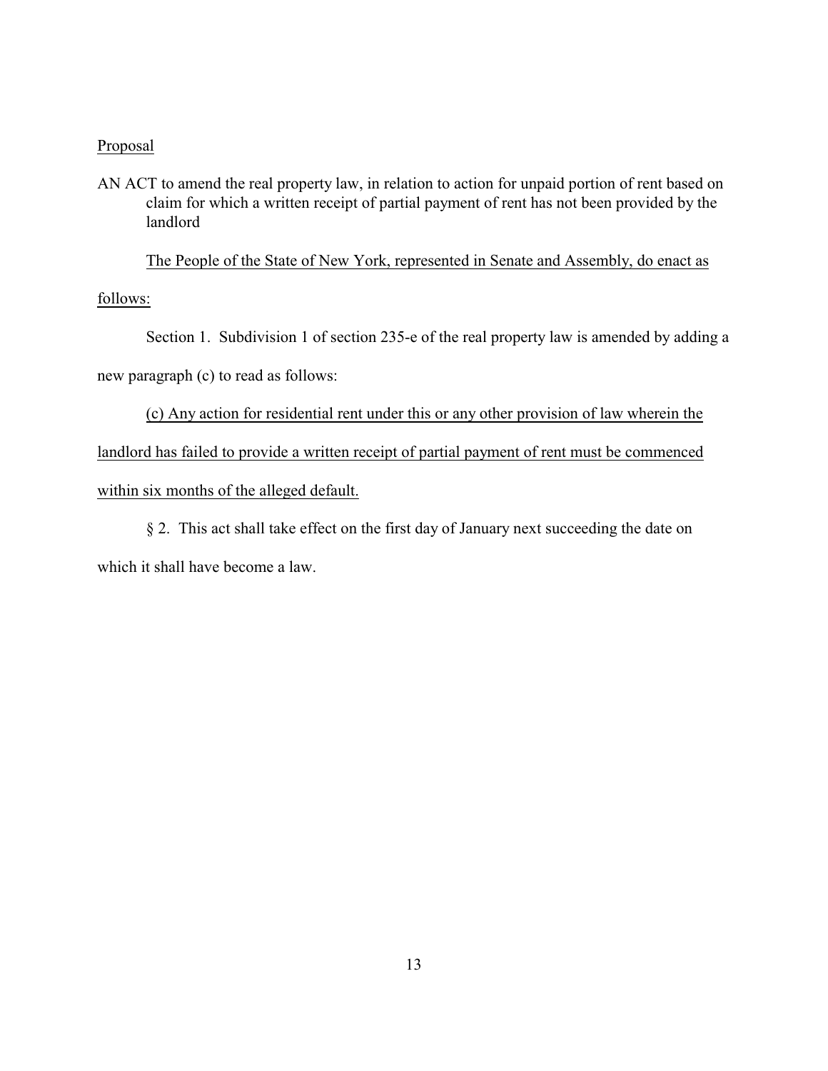Proposal

AN ACT to amend the real property law, in relation to action for unpaid portion of rent based on claim for which a written receipt of partial payment of rent has not been provided by the landlord

The People of the State of New York, represented in Senate and Assembly, do enact as follows:

Section 1. Subdivision 1 of section 235-e of the real property law is amended by adding a new paragraph (c) to read as follows:

(c) Any action for residential rent under this or any other provision of law wherein the landlord has failed to provide a written receipt of partial payment of rent must be commenced within six months of the alleged default.

§ 2. This act shall take effect on the first day of January next succeeding the date on which it shall have become a law.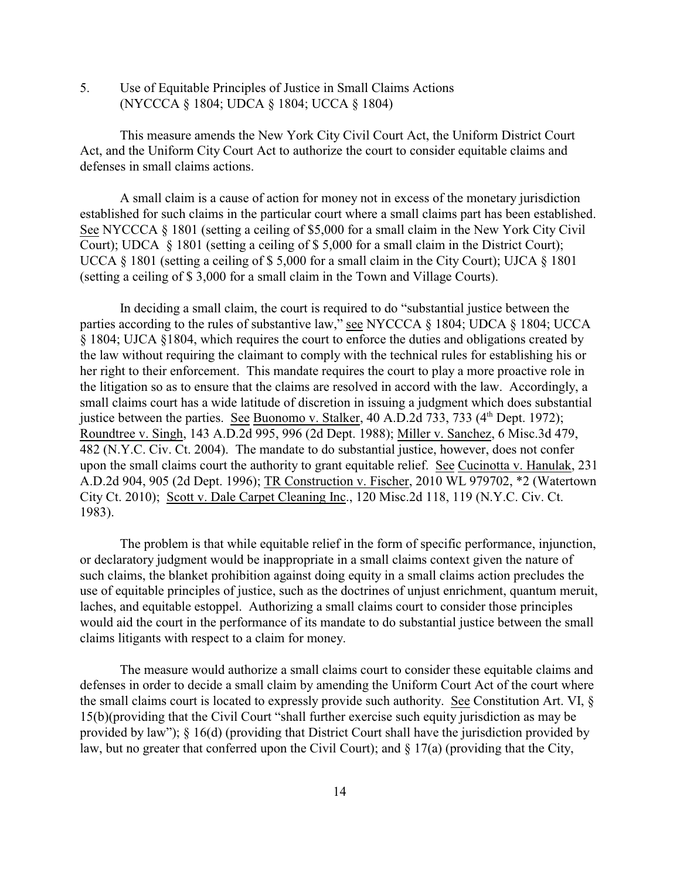5. Use of Equitable Principles of Justice in Small Claims Actions (NYCCCA § 1804; UDCA § 1804; UCCA § 1804)

This measure amends the New York City Civil Court Act, the Uniform District Court Act, and the Uniform City Court Act to authorize the court to consider equitable claims and defenses in small claims actions.

A small claim is a cause of action for money not in excess of the monetary jurisdiction established for such claims in the particular court where a small claims part has been established. See NYCCCA § 1801 (setting a ceiling of $5,000 for a small claim in the New York City Civil Court); UDCA § 1801 (setting a ceiling of $ 5,000 for a small claim in the District Court); UCCA § 1801 (setting a ceiling of $ 5,000 for a small claim in the City Court); UJCA § 1801 (setting a ceiling of $ 3,000 for a small claim in the Town and Village Courts).

In deciding a small claim, the court is required to do "substantial justice between the parties according to the rules of substantive law," see NYCCCA § 1804; UDCA § 1804; UCCA § 1804; UJCA §1804, which requires the court to enforce the duties and obligations created by the law without requiring the claimant to comply with the technical rules for establishing his or her right to their enforcement. This mandate requires the court to play a more proactive role in the litigation so as to ensure that the claims are resolved in accord with the law. Accordingly, a small claims court has a wide latitude of discretion in issuing a judgment which does substantial justice between the parties. See Buonomo v. Stalker, 40 A.D.2d 733, 733 (4th Dept. 1972); Roundtree v. Singh, 143 A.D.2d 995, 996 (2d Dept. 1988); Miller v. Sanchez, 6 Misc.3d 479, 482 (N.Y.C. Civ. Ct. 2004). The mandate to do substantial justice, however, does not confer upon the small claims court the authority to grant equitable relief. See Cucinotta v. Hanulak, 231 A.D.2d 904, 905 (2d Dept. 1996); TR Construction v. Fischer, 2010 WL 979702, *2 (Watertown City Ct. 2010); Scott v. Dale Carpet Cleaning Inc., 120 Misc.2d 118, 119 (N.Y.C. Civ. Ct. 1983).

The problem is that while equitable relief in the form of specific performance, injunction, or declaratory judgment would be inappropriate in a small claims context given the nature of such claims, the blanket prohibition against doing equity in a small claims action precludes the use of equitable principles of justice, such as the doctrines of unjust enrichment, quantum meruit, laches, and equitable estoppel. Authorizing a small claims court to consider those principles would aid the court in the performance of its mandate to do substantial justice between the small claims litigants with respect to a claim for money.

The measure would authorize a small claims court to consider these equitable claims and defenses in order to decide a small claim by amending the Uniform Court Act of the court where the small claims court is located to expressly provide such authority. See Constitution Art. VI, § 15(b)(providing that the Civil Court "shall further exercise such equity jurisdiction as may be provided by law"); § 16(d) (providing that District Court shall have the jurisdiction provided by law, but no greater that conferred upon the Civil Court); and § 17(a) (providing that the City,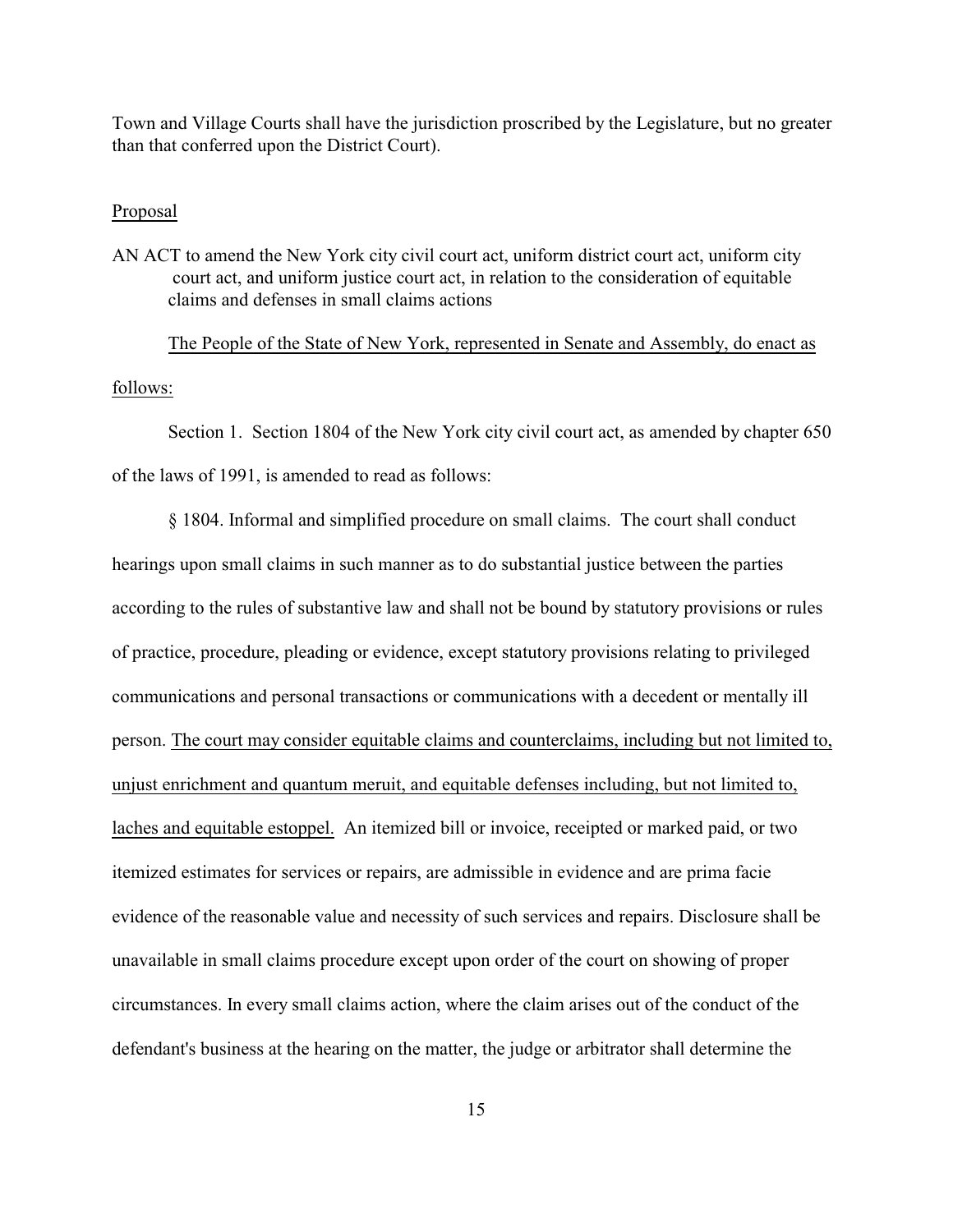Town and Village Courts shall have the jurisdiction proscribed by the Legislature, but no greater than that conferred upon the District Court).

<u>Proposal</u>

AN ACT to amend the New York city civil court act, uniform district court act, uniform city court act, and uniform justice court act, in relation to the consideration of equitable claims and defenses in small claims actions

<u>The People of the State of New York, represented in Senate and Assembly, do enact as follows:</u>

Section 1. Section 1804 of the New York city civil court act, as amended by chapter 650 of the laws of 1991, is amended to read as follows:

§ 1804. Informal and simplified procedure on small claims. The court shall conduct hearings upon small claims in such manner as to do substantial justice between the parties according to the rules of substantive law and shall not be bound by statutory provisions or rules of practice, procedure, pleading or evidence, except statutory provisions relating to privileged communications and personal transactions or communications with a decedent or mentally ill person. <u>The court may consider equitable claims and counterclaims, including but not limited to, unjust enrichment and quantum meruit, and equitable defenses including, but not limited to, laches and equitable estoppel.</u> An itemized bill or invoice, receipted or marked paid, or two itemized estimates for services or repairs, are admissible in evidence and are prima facie evidence of the reasonable value and necessity of such services and repairs. Disclosure shall be unavailable in small claims procedure except upon order of the court on showing of proper circumstances. In every small claims action, where the claim arises out of the conduct of the defendant's business at the hearing on the matter, the judge or arbitrator shall determine the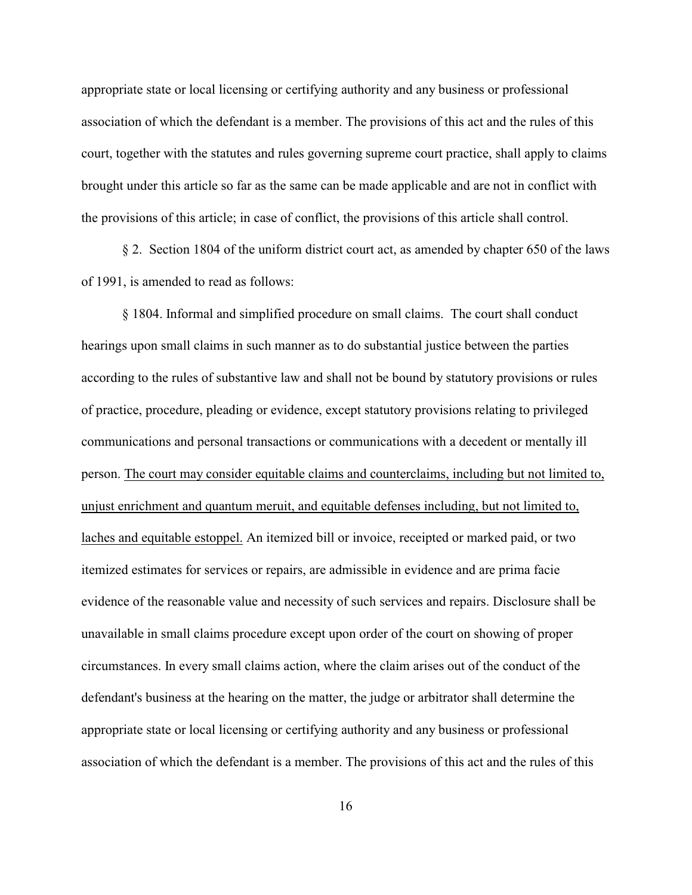appropriate state or local licensing or certifying authority and any business or professional association of which the defendant is a member. The provisions of this act and the rules of this court, together with the statutes and rules governing supreme court practice, shall apply to claims brought under this article so far as the same can be made applicable and are not in conflict with the provisions of this article; in case of conflict, the provisions of this article shall control.

§ 2. Section 1804 of the uniform district court act, as amended by chapter 650 of the laws of 1991, is amended to read as follows:

§ 1804. Informal and simplified procedure on small claims. The court shall conduct hearings upon small claims in such manner as to do substantial justice between the parties according to the rules of substantive law and shall not be bound by statutory provisions or rules of practice, procedure, pleading or evidence, except statutory provisions relating to privileged communications and personal transactions or communications with a decedent or mentally ill person. <u>The court may consider equitable claims and counterclaims, including but not limited to, unjust enrichment and quantum meruit, and equitable defenses including, but not limited to, laches and equitable estoppel.</u> An itemized bill or invoice, receipted or marked paid, or two itemized estimates for services or repairs, are admissible in evidence and are prima facie evidence of the reasonable value and necessity of such services and repairs. Disclosure shall be unavailable in small claims procedure except upon order of the court on showing of proper circumstances. In every small claims action, where the claim arises out of the conduct of the defendant's business at the hearing on the matter, the judge or arbitrator shall determine the appropriate state or local licensing or certifying authority and any business or professional association of which the defendant is a member. The provisions of this act and the rules of this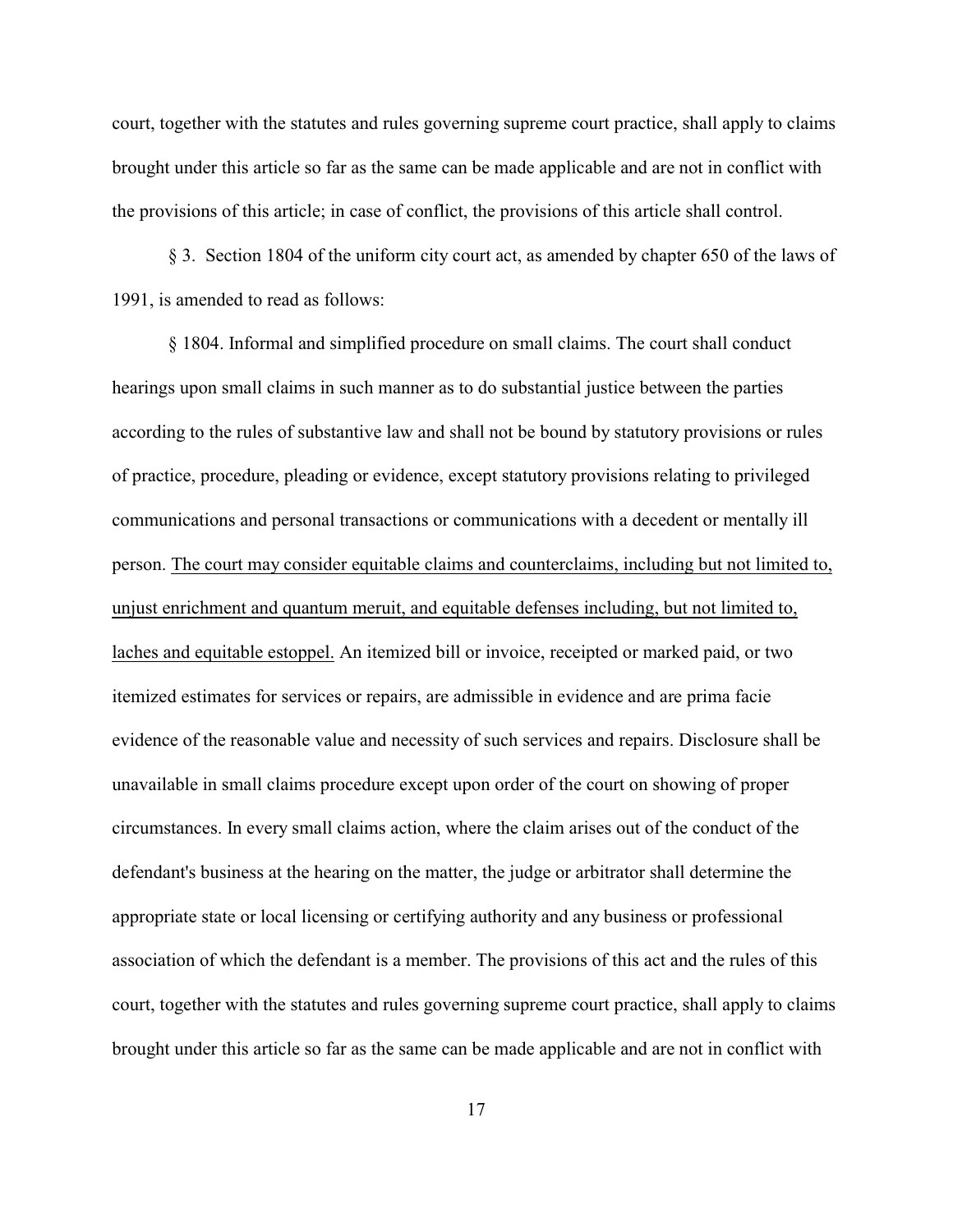court, together with the statutes and rules governing supreme court practice, shall apply to claims brought under this article so far as the same can be made applicable and are not in conflict with the provisions of this article; in case of conflict, the provisions of this article shall control.

§ 3. Section 1804 of the uniform city court act, as amended by chapter 650 of the laws of 1991, is amended to read as follows:

§ 1804. Informal and simplified procedure on small claims. The court shall conduct hearings upon small claims in such manner as to do substantial justice between the parties according to the rules of substantive law and shall not be bound by statutory provisions or rules of practice, procedure, pleading or evidence, except statutory provisions relating to privileged communications and personal transactions or communications with a decedent or mentally ill person. <u>The court may consider equitable claims and counterclaims, including but not limited to, unjust enrichment and quantum meruit, and equitable defenses including, but not limited to, laches and equitable estoppel.</u> An itemized bill or invoice, receipted or marked paid, or two itemized estimates for services or repairs, are admissible in evidence and are prima facie evidence of the reasonable value and necessity of such services and repairs. Disclosure shall be unavailable in small claims procedure except upon order of the court on showing of proper circumstances. In every small claims action, where the claim arises out of the conduct of the defendant's business at the hearing on the matter, the judge or arbitrator shall determine the appropriate state or local licensing or certifying authority and any business or professional association of which the defendant is a member. The provisions of this act and the rules of this court, together with the statutes and rules governing supreme court practice, shall apply to claims brought under this article so far as the same can be made applicable and are not in conflict with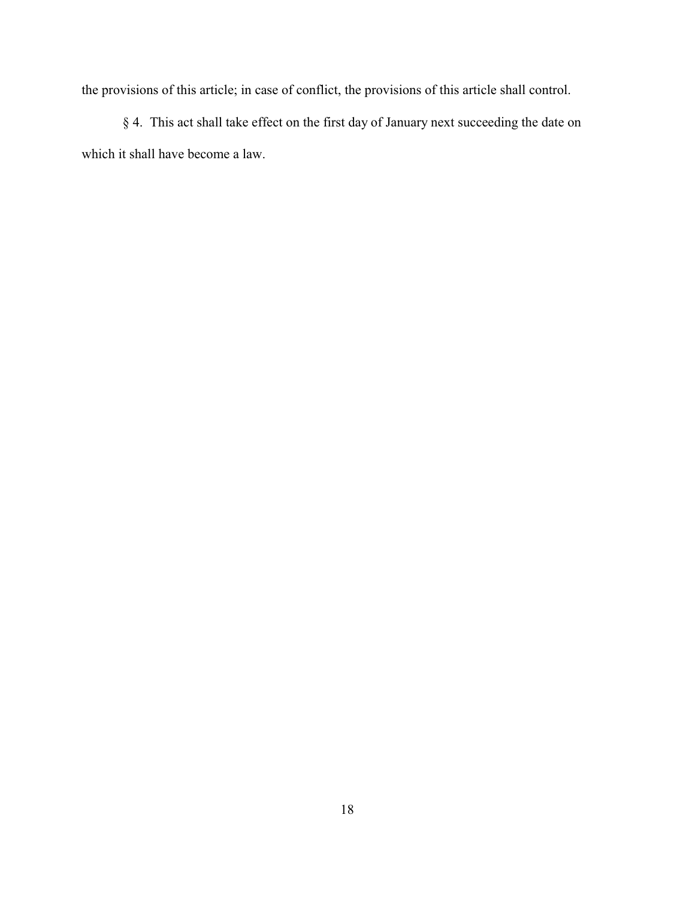the provisions of this article; in case of conflict, the provisions of this article shall control.

§ 4. This act shall take effect on the first day of January next succeeding the date on which it shall have become a law.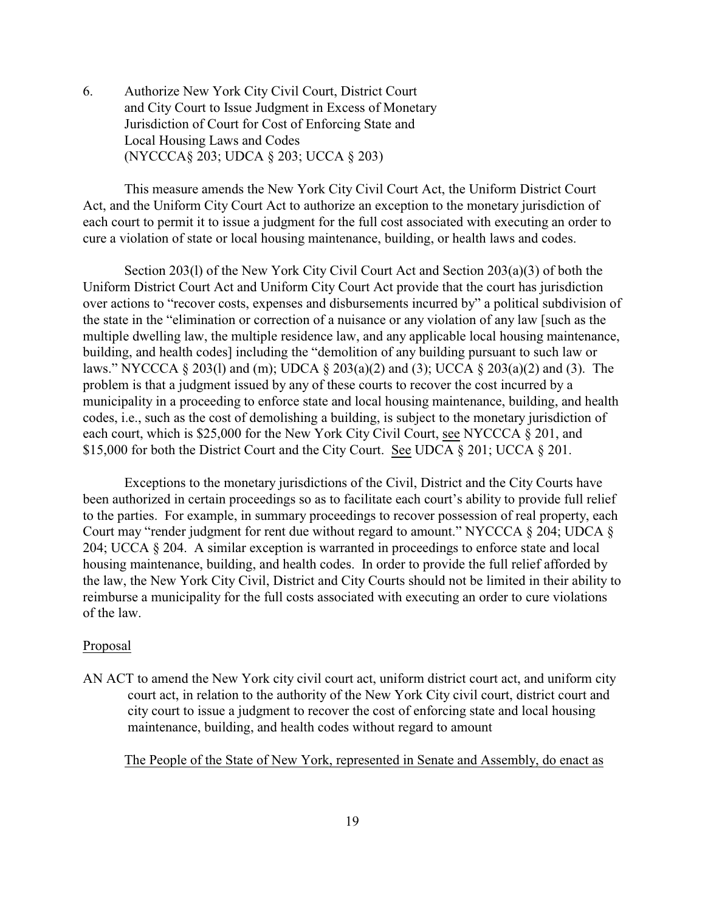6. Authorize New York City Civil Court, District Court and City Court to Issue Judgment in Excess of Monetary Jurisdiction of Court for Cost of Enforcing State and Local Housing Laws and Codes (NYCCCA§ 203; UDCA § 203; UCCA § 203)

This measure amends the New York City Civil Court Act, the Uniform District Court Act, and the Uniform City Court Act to authorize an exception to the monetary jurisdiction of each court to permit it to issue a judgment for the full cost associated with executing an order to cure a violation of state or local housing maintenance, building, or health laws and codes.

Section 203(l) of the New York City Civil Court Act and Section 203(a)(3) of both the Uniform District Court Act and Uniform City Court Act provide that the court has jurisdiction over actions to "recover costs, expenses and disbursements incurred by" a political subdivision of the state in the "elimination or correction of a nuisance or any violation of any law [such as the multiple dwelling law, the multiple residence law, and any applicable local housing maintenance, building, and health codes] including the "demolition of any building pursuant to such law or laws." NYCCCA § 203(l) and (m); UDCA § 203(a)(2) and (3); UCCA § 203(a)(2) and (3). The problem is that a judgment issued by any of these courts to recover the cost incurred by a municipality in a proceeding to enforce state and local housing maintenance, building, and health codes, i.e., such as the cost of demolishing a building, is subject to the monetary jurisdiction of each court, which is \$25,000 for the New York City Civil Court, see NYCCCA § 201, and \$15,000 for both the District Court and the City Court. See UDCA § 201; UCCA § 201.

Exceptions to the monetary jurisdictions of the Civil, District and the City Courts have been authorized in certain proceedings so as to facilitate each court's ability to provide full relief to the parties. For example, in summary proceedings to recover possession of real property, each Court may "render judgment for rent due without regard to amount." NYCCCA § 204; UDCA § 204; UCCA § 204. A similar exception is warranted in proceedings to enforce state and local housing maintenance, building, and health codes. In order to provide the full relief afforded by the law, the New York City Civil, District and City Courts should not be limited in their ability to reimburse a municipality for the full costs associated with executing an order to cure violations of the law.

Proposal

AN ACT to amend the New York city civil court act, uniform district court act, and uniform city court act, in relation to the authority of the New York City civil court, district court and city court to issue a judgment to recover the cost of enforcing state and local housing maintenance, building, and health codes without regard to amount

The People of the State of New York, represented in Senate and Assembly, do enact as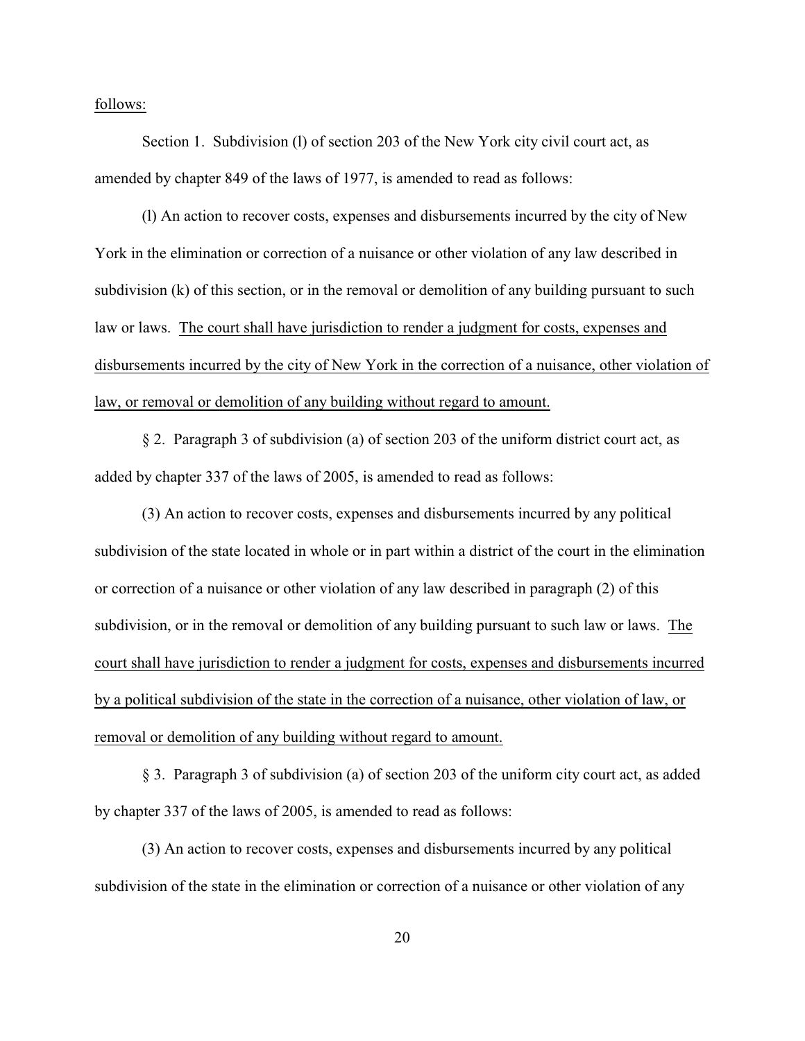<u>follows:</u>

Section 1. Subdivision (l) of section 203 of the New York city civil court act, as amended by chapter 849 of the laws of 1977, is amended to read as follows:

(l) An action to recover costs, expenses and disbursements incurred by the city of New York in the elimination or correction of a nuisance or other violation of any law described in subdivision (k) of this section, or in the removal or demolition of any building pursuant to such law or laws. <u>The court shall have jurisdiction to render a judgment for costs, expenses and disbursements incurred by the city of New York in the correction of a nuisance, other violation of law, or removal or demolition of any building without regard to amount.</u>

§ 2. Paragraph 3 of subdivision (a) of section 203 of the uniform district court act, as added by chapter 337 of the laws of 2005, is amended to read as follows:

(3) An action to recover costs, expenses and disbursements incurred by any political subdivision of the state located in whole or in part within a district of the court in the elimination or correction of a nuisance or other violation of any law described in paragraph (2) of this subdivision, or in the removal or demolition of any building pursuant to such law or laws. <u>The court shall have jurisdiction to render a judgment for costs, expenses and disbursements incurred by a political subdivision of the state in the correction of a nuisance, other violation of law, or removal or demolition of any building without regard to amount.</u>

§ 3. Paragraph 3 of subdivision (a) of section 203 of the uniform city court act, as added by chapter 337 of the laws of 2005, is amended to read as follows:

(3) An action to recover costs, expenses and disbursements incurred by any political subdivision of the state in the elimination or correction of a nuisance or other violation of any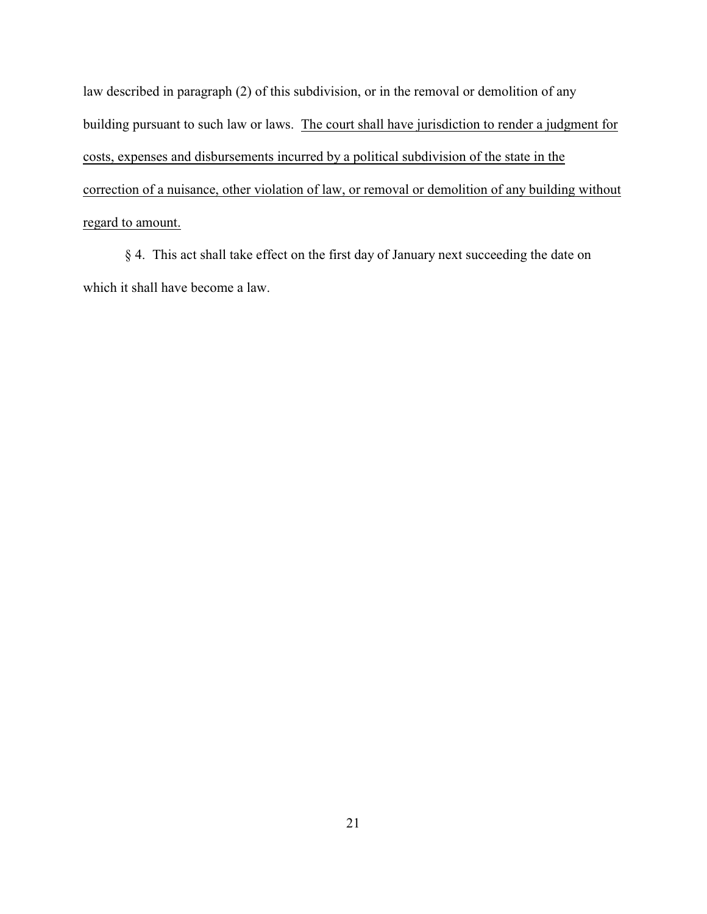law described in paragraph (2) of this subdivision, or in the removal or demolition of any building pursuant to such law or laws. <u>The court shall have jurisdiction to render a judgment for costs, expenses and disbursements incurred by a political subdivision of the state in the correction of a nuisance, other violation of law, or removal or demolition of any building without regard to amount.</u>

§ 4. This act shall take effect on the first day of January next succeeding the date on which it shall have become a law.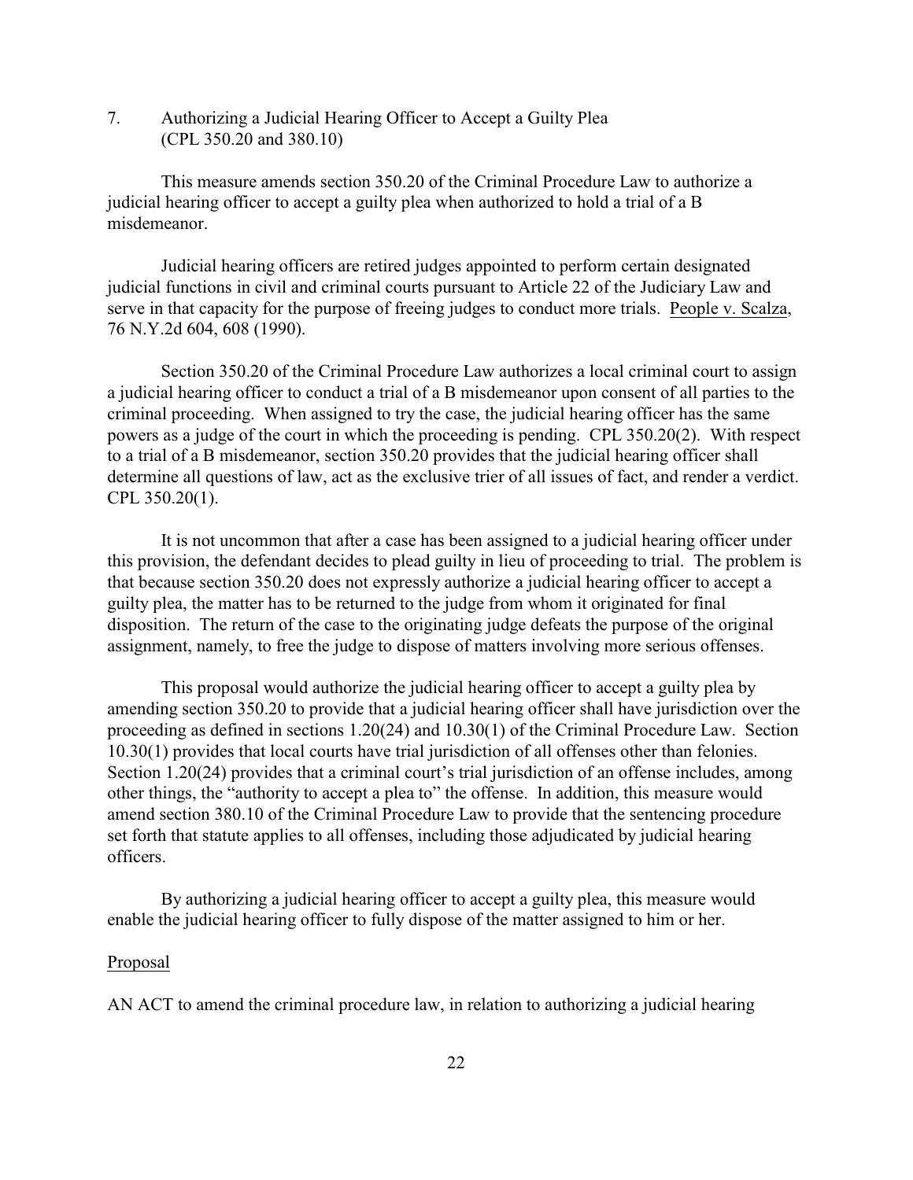7. Authorizing a Judicial Hearing Officer to Accept a Guilty Plea (CPL 350.20 and 380.10)

This measure amends section 350.20 of the Criminal Procedure Law to authorize a judicial hearing officer to accept a guilty plea when authorized to hold a trial of a B misdemeanor.

Judicial hearing officers are retired judges appointed to perform certain designated judicial functions in civil and criminal courts pursuant to Article 22 of the Judiciary Law and serve in that capacity for the purpose of freeing judges to conduct more trials. People v. Scalza, 76 N.Y.2d 604, 608 (1990).

Section 350.20 of the Criminal Procedure Law authorizes a local criminal court to assign a judicial hearing officer to conduct a trial of a B misdemeanor upon consent of all parties to the criminal proceeding. When assigned to try the case, the judicial hearing officer has the same powers as a judge of the court in which the proceeding is pending. CPL 350.20(2). With respect to a trial of a B misdemeanor, section 350.20 provides that the judicial hearing officer shall determine all questions of law, act as the exclusive trier of all issues of fact, and render a verdict. CPL 350.20(1).

It is not uncommon that after a case has been assigned to a judicial hearing officer under this provision, the defendant decides to plead guilty in lieu of proceeding to trial. The problem is that because section 350.20 does not expressly authorize a judicial hearing officer to accept a guilty plea, the matter has to be returned to the judge from whom it originated for final disposition. The return of the case to the originating judge defeats the purpose of the original assignment, namely, to free the judge to dispose of matters involving more serious offenses.

This proposal would authorize the judicial hearing officer to accept a guilty plea by amending section 350.20 to provide that a judicial hearing officer shall have jurisdiction over the proceeding as defined in sections 1.20(24) and 10.30(1) of the Criminal Procedure Law. Section 10.30(1) provides that local courts have trial jurisdiction of all offenses other than felonies. Section 1.20(24) provides that a criminal court's trial jurisdiction of an offense includes, among other things, the "authority to accept a plea to" the offense. In addition, this measure would amend section 380.10 of the Criminal Procedure Law to provide that the sentencing procedure set forth that statute applies to all offenses, including those adjudicated by judicial hearing officers.

By authorizing a judicial hearing officer to accept a guilty plea, this measure would enable the judicial hearing officer to fully dispose of the matter assigned to him or her.

Proposal

AN ACT to amend the criminal procedure law, in relation to authorizing a judicial hearing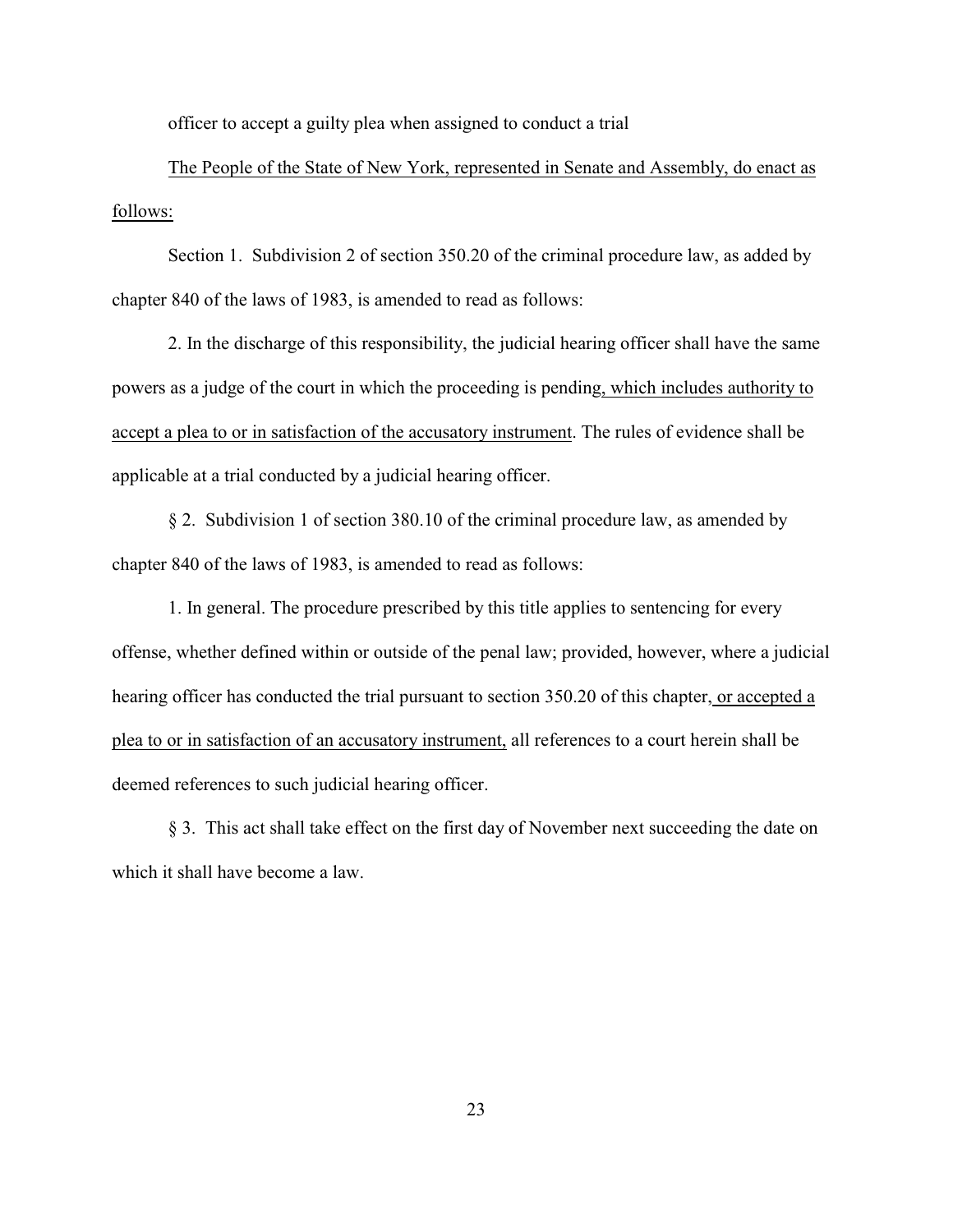officer to accept a guilty plea when assigned to conduct a trial

The People of the State of New York, represented in Senate and Assembly, do enact as follows:

Section 1. Subdivision 2 of section 350.20 of the criminal procedure law, as added by chapter 840 of the laws of 1983, is amended to read as follows:

2. In the discharge of this responsibility, the judicial hearing officer shall have the same powers as a judge of the court in which the proceeding is pending, which includes authority to accept a plea to or in satisfaction of the accusatory instrument. The rules of evidence shall be applicable at a trial conducted by a judicial hearing officer.

§ 2. Subdivision 1 of section 380.10 of the criminal procedure law, as amended by chapter 840 of the laws of 1983, is amended to read as follows:

1. In general. The procedure prescribed by this title applies to sentencing for every offense, whether defined within or outside of the penal law; provided, however, where a judicial hearing officer has conducted the trial pursuant to section 350.20 of this chapter, or accepted a plea to or in satisfaction of an accusatory instrument, all references to a court herein shall be deemed references to such judicial hearing officer.

§ 3. This act shall take effect on the first day of November next succeeding the date on which it shall have become a law.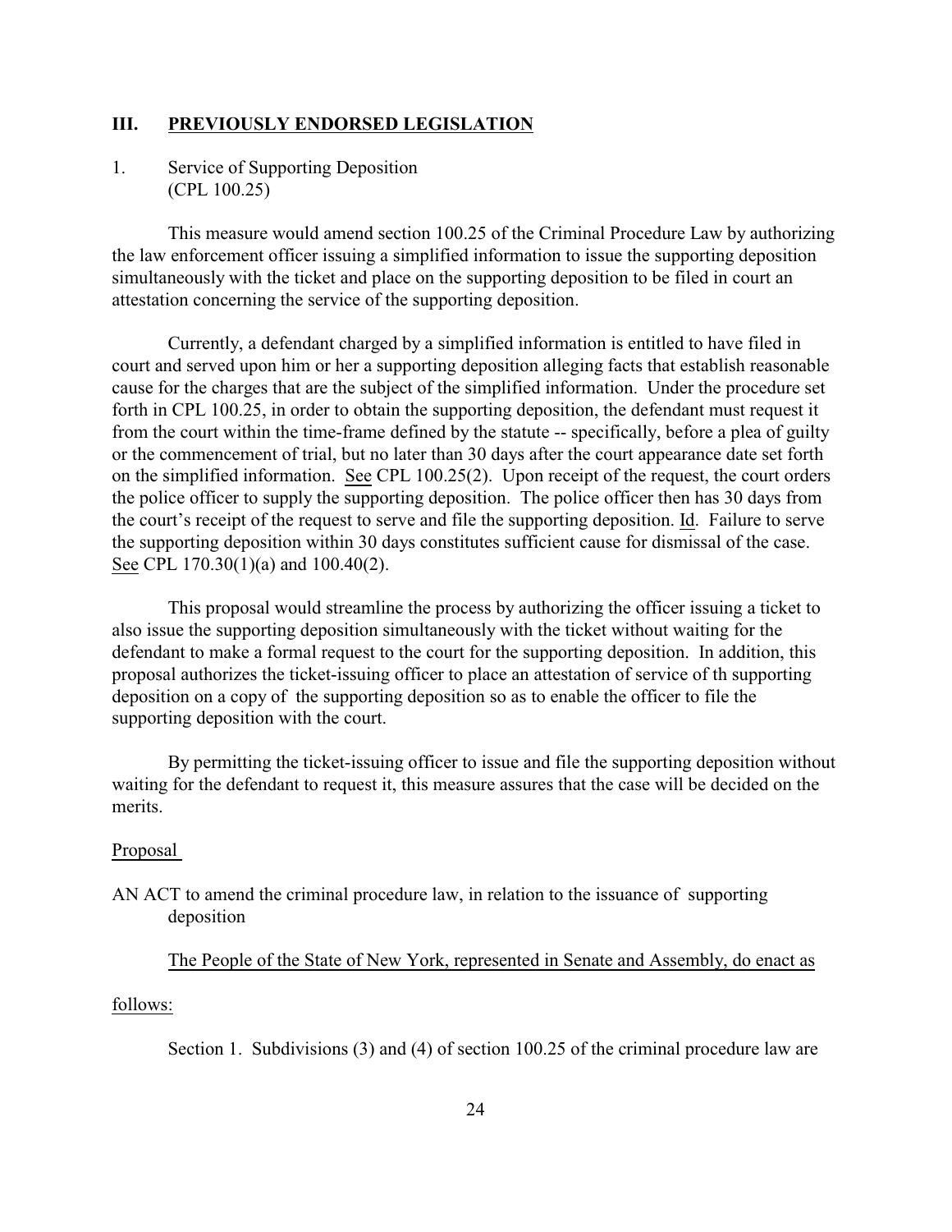## III. <u>PREVIOUSLY ENDORSED LEGISLATION</u>

1. Service of Supporting Deposition
   (CPL 100.25)

This measure would amend section 100.25 of the Criminal Procedure Law by authorizing the law enforcement officer issuing a simplified information to issue the supporting deposition simultaneously with the ticket and place on the supporting deposition to be filed in court an attestation concerning the service of the supporting deposition.

Currently, a defendant charged by a simplified information is entitled to have filed in court and served upon him or her a supporting deposition alleging facts that establish reasonable cause for the charges that are the subject of the simplified information. Under the procedure set forth in CPL 100.25, in order to obtain the supporting deposition, the defendant must request it from the court within the time-frame defined by the statute -- specifically, before a plea of guilty or the commencement of trial, but no later than 30 days after the court appearance date set forth on the simplified information. <u>See</u> CPL 100.25(2). Upon receipt of the request, the court orders the police officer to supply the supporting deposition. The police officer then has 30 days from the court's receipt of the request to serve and file the supporting deposition. <u>Id</u>. Failure to serve the supporting deposition within 30 days constitutes sufficient cause for dismissal of the case. <u>See</u> CPL 170.30(1)(a) and 100.40(2).

This proposal would streamline the process by authorizing the officer issuing a ticket to also issue the supporting deposition simultaneously with the ticket without waiting for the defendant to make a formal request to the court for the supporting deposition. In addition, this proposal authorizes the ticket-issuing officer to place an attestation of service of th supporting deposition on a copy of the supporting deposition so as to enable the officer to file the supporting deposition with the court.

By permitting the ticket-issuing officer to issue and file the supporting deposition without waiting for the defendant to request it, this measure assures that the case will be decided on the merits.

<u>Proposal</u>

AN ACT to amend the criminal procedure law, in relation to the issuance of supporting deposition

<u>The People of the State of New York, represented in Senate and Assembly, do enact as follows:</u>

Section 1. Subdivisions (3) and (4) of section 100.25 of the criminal procedure law are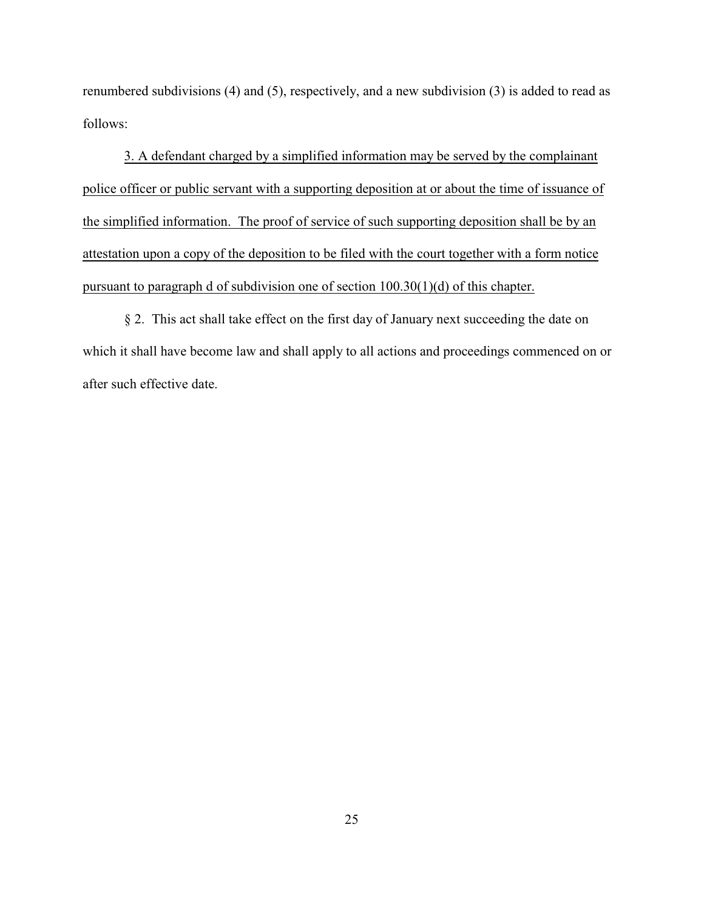renumbered subdivisions (4) and (5), respectively, and a new subdivision (3) is added to read as follows:

<u>3. A defendant charged by a simplified information may be served by the complainant police officer or public servant with a supporting deposition at or about the time of issuance of the simplified information. The proof of service of such supporting deposition shall be by an attestation upon a copy of the deposition to be filed with the court together with a form notice pursuant to paragraph d of subdivision one of section 100.30(1)(d) of this chapter.</u>

§ 2. This act shall take effect on the first day of January next succeeding the date on which it shall have become law and shall apply to all actions and proceedings commenced on or after such effective date.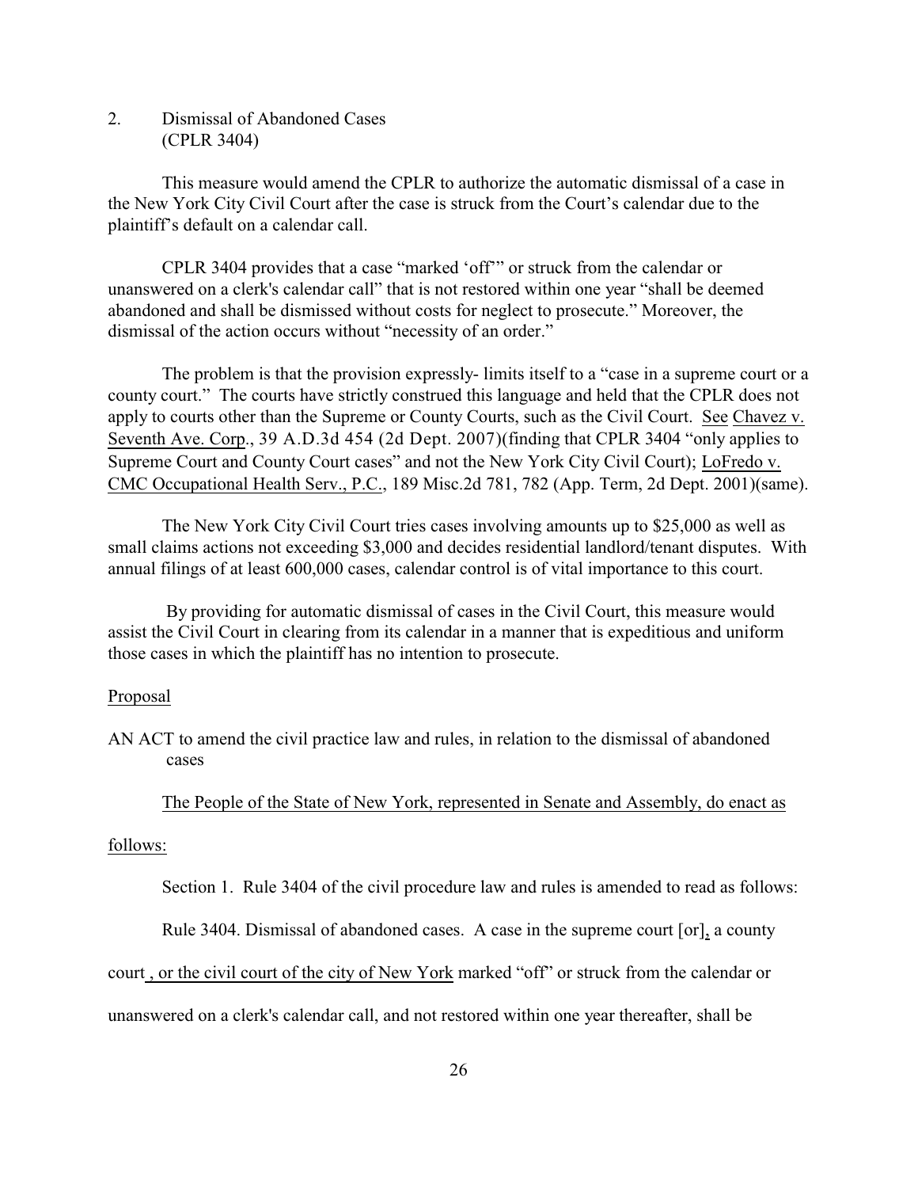2. Dismissal of Abandoned Cases
(CPLR 3404)

This measure would amend the CPLR to authorize the automatic dismissal of a case in the New York City Civil Court after the case is struck from the Court's calendar due to the plaintiff's default on a calendar call.

CPLR 3404 provides that a case "marked 'off'" or struck from the calendar or unanswered on a clerk's calendar call" that is not restored within one year "shall be deemed abandoned and shall be dismissed without costs for neglect to prosecute." Moreover, the dismissal of the action occurs without "necessity of an order."

The problem is that the provision expressly- limits itself to a "case in a supreme court or a county court." The courts have strictly construed this language and held that the CPLR does not apply to courts other than the Supreme or County Courts, such as the Civil Court. See Chavez v. Seventh Ave. Corp., 39 A.D.3d 454 (2d Dept. 2007)(finding that CPLR 3404 "only applies to Supreme Court and County Court cases" and not the New York City Civil Court); LoFredo v. CMC Occupational Health Serv., P.C., 189 Misc.2d 781, 782 (App. Term, 2d Dept. 2001)(same).

The New York City Civil Court tries cases involving amounts up to $25,000 as well as small claims actions not exceeding $3,000 and decides residential landlord/tenant disputes. With annual filings of at least 600,000 cases, calendar control is of vital importance to this court.

By providing for automatic dismissal of cases in the Civil Court, this measure would assist the Civil Court in clearing from its calendar in a manner that is expeditious and uniform those cases in which the plaintiff has no intention to prosecute.

Proposal

AN ACT to amend the civil practice law and rules, in relation to the dismissal of abandoned cases

The People of the State of New York, represented in Senate and Assembly, do enact as follows:

Section 1. Rule 3404 of the civil procedure law and rules is amended to read as follows:

Rule 3404. Dismissal of abandoned cases. A case in the supreme court [or], a county court , or the civil court of the city of New York marked "off" or struck from the calendar or unanswered on a clerk's calendar call, and not restored within one year thereafter, shall be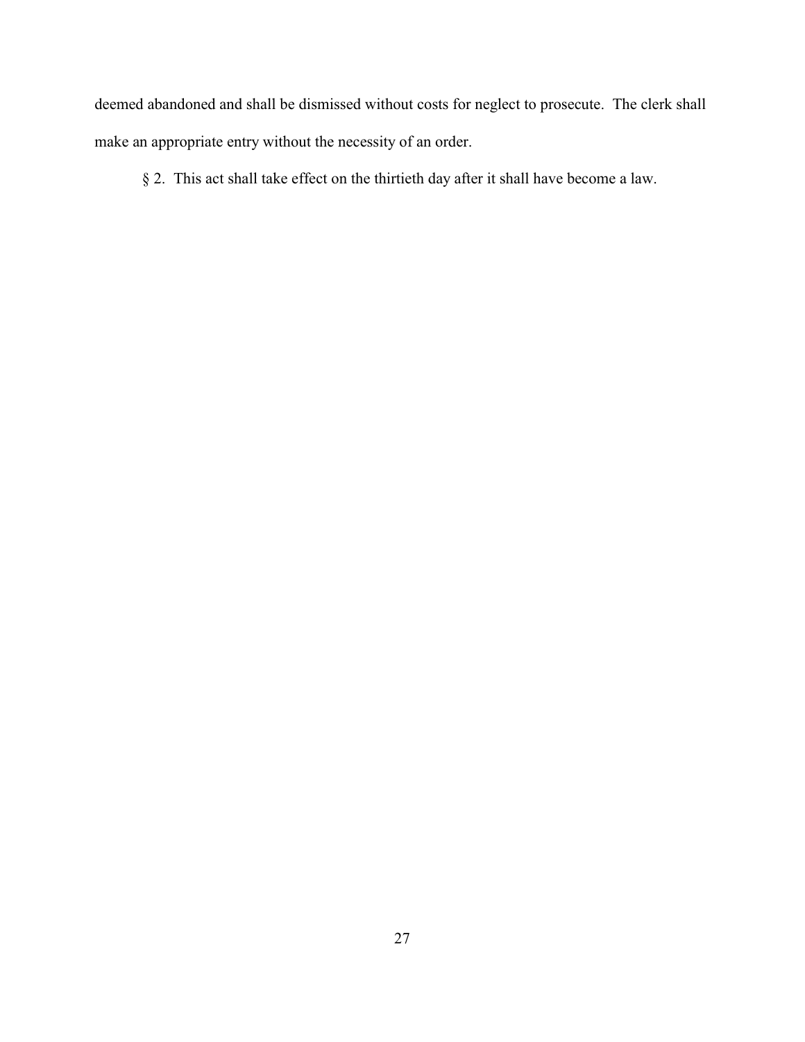deemed abandoned and shall be dismissed without costs for neglect to prosecute. The clerk shall make an appropriate entry without the necessity of an order.

§ 2. This act shall take effect on the thirtieth day after it shall have become a law.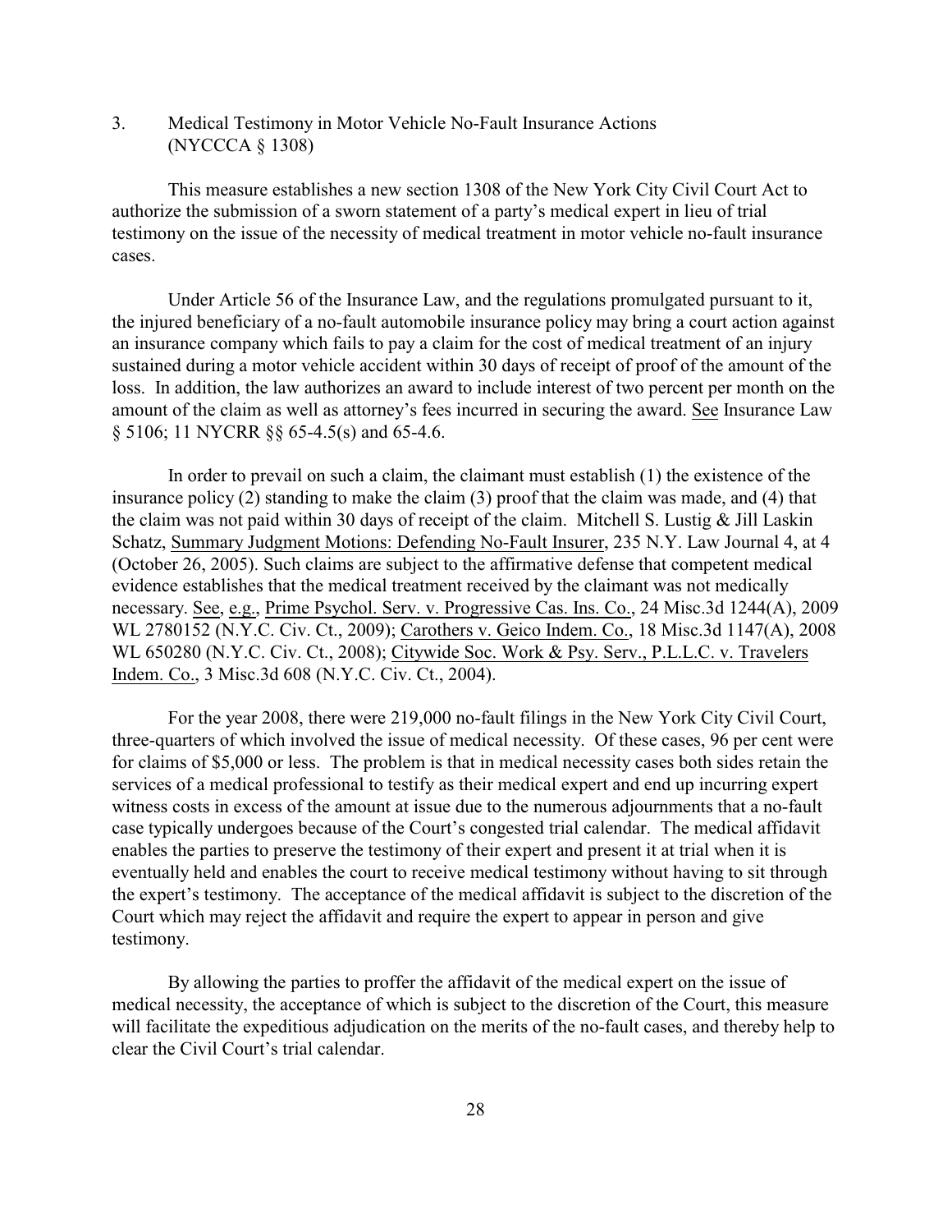### 3. Medical Testimony in Motor Vehicle No-Fault Insurance Actions (NYCCCA § 1308)

This measure establishes a new section 1308 of the New York City Civil Court Act to authorize the submission of a sworn statement of a party's medical expert in lieu of trial testimony on the issue of the necessity of medical treatment in motor vehicle no-fault insurance cases.

Under Article 56 of the Insurance Law, and the regulations promulgated pursuant to it, the injured beneficiary of a no-fault automobile insurance policy may bring a court action against an insurance company which fails to pay a claim for the cost of medical treatment of an injury sustained during a motor vehicle accident within 30 days of receipt of proof of the amount of the loss. In addition, the law authorizes an award to include interest of two percent per month on the amount of the claim as well as attorney's fees incurred in securing the award. See Insurance Law § 5106; 11 NYCRR §§ 65-4.5(s) and 65-4.6.

In order to prevail on such a claim, the claimant must establish (1) the existence of the insurance policy (2) standing to make the claim (3) proof that the claim was made, and (4) that the claim was not paid within 30 days of receipt of the claim. Mitchell S. Lustig & Jill Laskin Schatz, Summary Judgment Motions: Defending No-Fault Insurer, 235 N.Y. Law Journal 4, at 4 (October 26, 2005). Such claims are subject to the affirmative defense that competent medical evidence establishes that the medical treatment received by the claimant was not medically necessary. See, e.g., Prime Psychol. Serv. v. Progressive Cas. Ins. Co., 24 Misc.3d 1244(A), 2009 WL 2780152 (N.Y.C. Civ. Ct., 2009); Carothers v. Geico Indem. Co., 18 Misc.3d 1147(A), 2008 WL 650280 (N.Y.C. Civ. Ct., 2008); Citywide Soc. Work & Psy. Serv., P.L.L.C. v. Travelers Indem. Co., 3 Misc.3d 608 (N.Y.C. Civ. Ct., 2004).

For the year 2008, there were 219,000 no-fault filings in the New York City Civil Court, three-quarters of which involved the issue of medical necessity. Of these cases, 96 per cent were for claims of $5,000 or less. The problem is that in medical necessity cases both sides retain the services of a medical professional to testify as their medical expert and end up incurring expert witness costs in excess of the amount at issue due to the numerous adjournments that a no-fault case typically undergoes because of the Court's congested trial calendar. The medical affidavit enables the parties to preserve the testimony of their expert and present it at trial when it is eventually held and enables the court to receive medical testimony without having to sit through the expert's testimony. The acceptance of the medical affidavit is subject to the discretion of the Court which may reject the affidavit and require the expert to appear in person and give testimony.

By allowing the parties to proffer the affidavit of the medical expert on the issue of medical necessity, the acceptance of which is subject to the discretion of the Court, this measure will facilitate the expeditious adjudication on the merits of the no-fault cases, and thereby help to clear the Civil Court's trial calendar.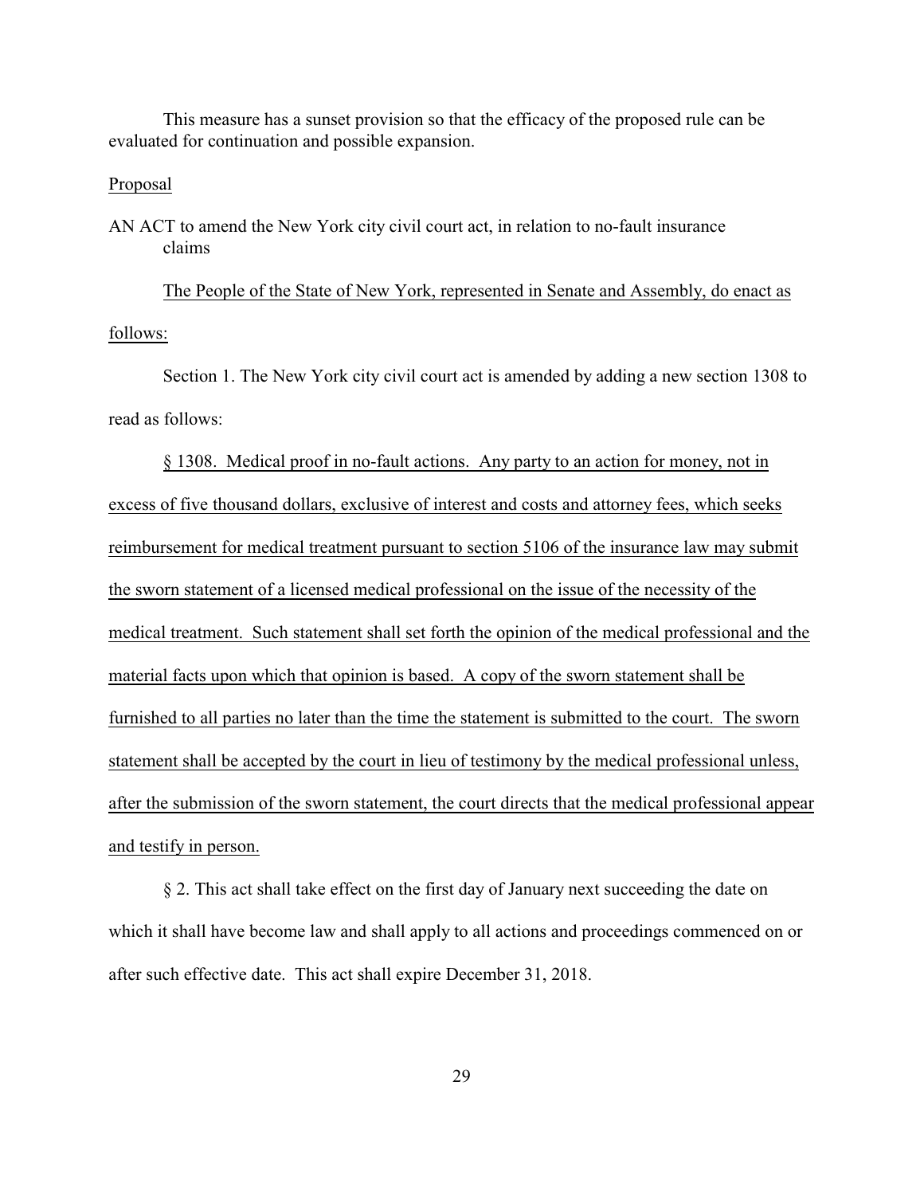This measure has a sunset provision so that the efficacy of the proposed rule can be evaluated for continuation and possible expansion.

<u>Proposal</u>

AN ACT to amend the New York city civil court act, in relation to no-fault insurance claims

<u>The People of the State of New York, represented in Senate and Assembly, do enact as follows:</u>

Section 1. The New York city civil court act is amended by adding a new section 1308 to read as follows:

<u>§ 1308. Medical proof in no-fault actions. Any party to an action for money, not in excess of five thousand dollars, exclusive of interest and costs and attorney fees, which seeks reimbursement for medical treatment pursuant to section 5106 of the insurance law may submit the sworn statement of a licensed medical professional on the issue of the necessity of the medical treatment. Such statement shall set forth the opinion of the medical professional and the material facts upon which that opinion is based. A copy of the sworn statement shall be furnished to all parties no later than the time the statement is submitted to the court. The sworn statement shall be accepted by the court in lieu of testimony by the medical professional unless, after the submission of the sworn statement, the court directs that the medical professional appear and testify in person.</u>

§ 2. This act shall take effect on the first day of January next succeeding the date on which it shall have become law and shall apply to all actions and proceedings commenced on or after such effective date. This act shall expire December 31, 2018.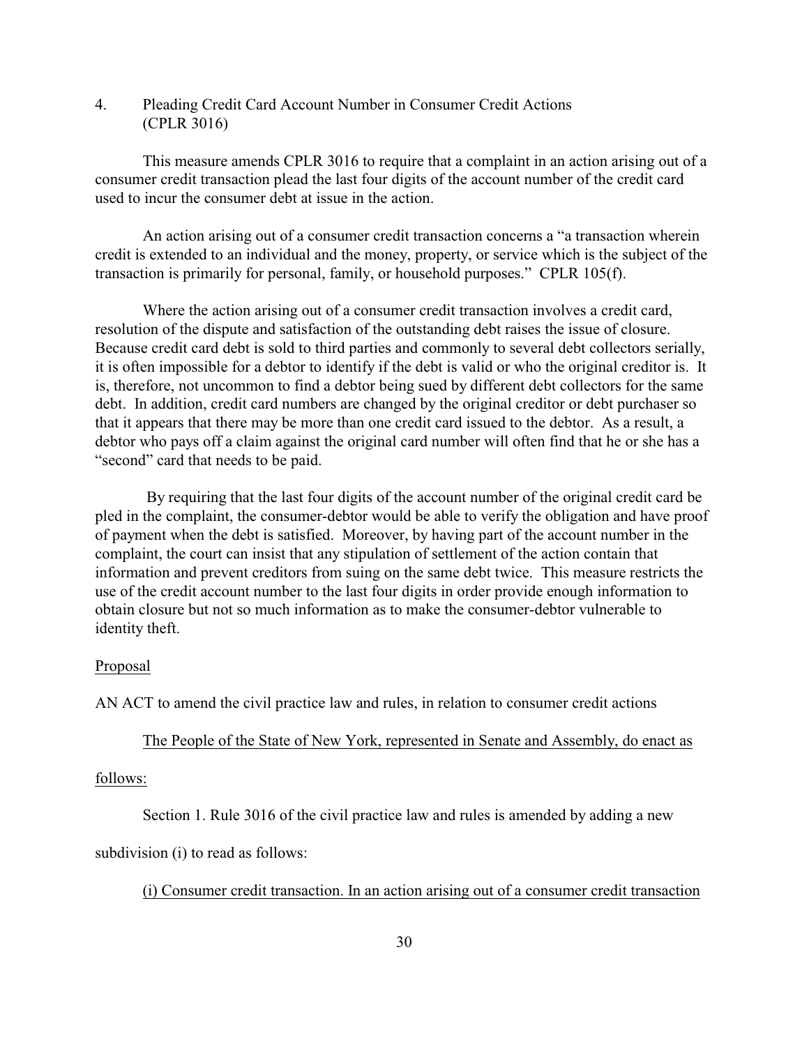4. Pleading Credit Card Account Number in Consumer Credit Actions (CPLR 3016)

This measure amends CPLR 3016 to require that a complaint in an action arising out of a consumer credit transaction plead the last four digits of the account number of the credit card used to incur the consumer debt at issue in the action.

An action arising out of a consumer credit transaction concerns a "a transaction wherein credit is extended to an individual and the money, property, or service which is the subject of the transaction is primarily for personal, family, or household purposes." CPLR 105(f).

Where the action arising out of a consumer credit transaction involves a credit card, resolution of the dispute and satisfaction of the outstanding debt raises the issue of closure. Because credit card debt is sold to third parties and commonly to several debt collectors serially, it is often impossible for a debtor to identify if the debt is valid or who the original creditor is. It is, therefore, not uncommon to find a debtor being sued by different debt collectors for the same debt. In addition, credit card numbers are changed by the original creditor or debt purchaser so that it appears that there may be more than one credit card issued to the debtor. As a result, a debtor who pays off a claim against the original card number will often find that he or she has a "second" card that needs to be paid.

By requiring that the last four digits of the account number of the original credit card be pled in the complaint, the consumer-debtor would be able to verify the obligation and have proof of payment when the debt is satisfied. Moreover, by having part of the account number in the complaint, the court can insist that any stipulation of settlement of the action contain that information and prevent creditors from suing on the same debt twice. This measure restricts the use of the credit account number to the last four digits in order provide enough information to obtain closure but not so much information as to make the consumer-debtor vulnerable to identity theft.

<u>Proposal</u>

AN ACT to amend the civil practice law and rules, in relation to consumer credit actions

<u>The People of the State of New York, represented in Senate and Assembly, do enact as follows:</u>

Section 1. Rule 3016 of the civil practice law and rules is amended by adding a new subdivision (i) to read as follows:

<u>(i) Consumer credit transaction. In an action arising out of a consumer credit transaction</u>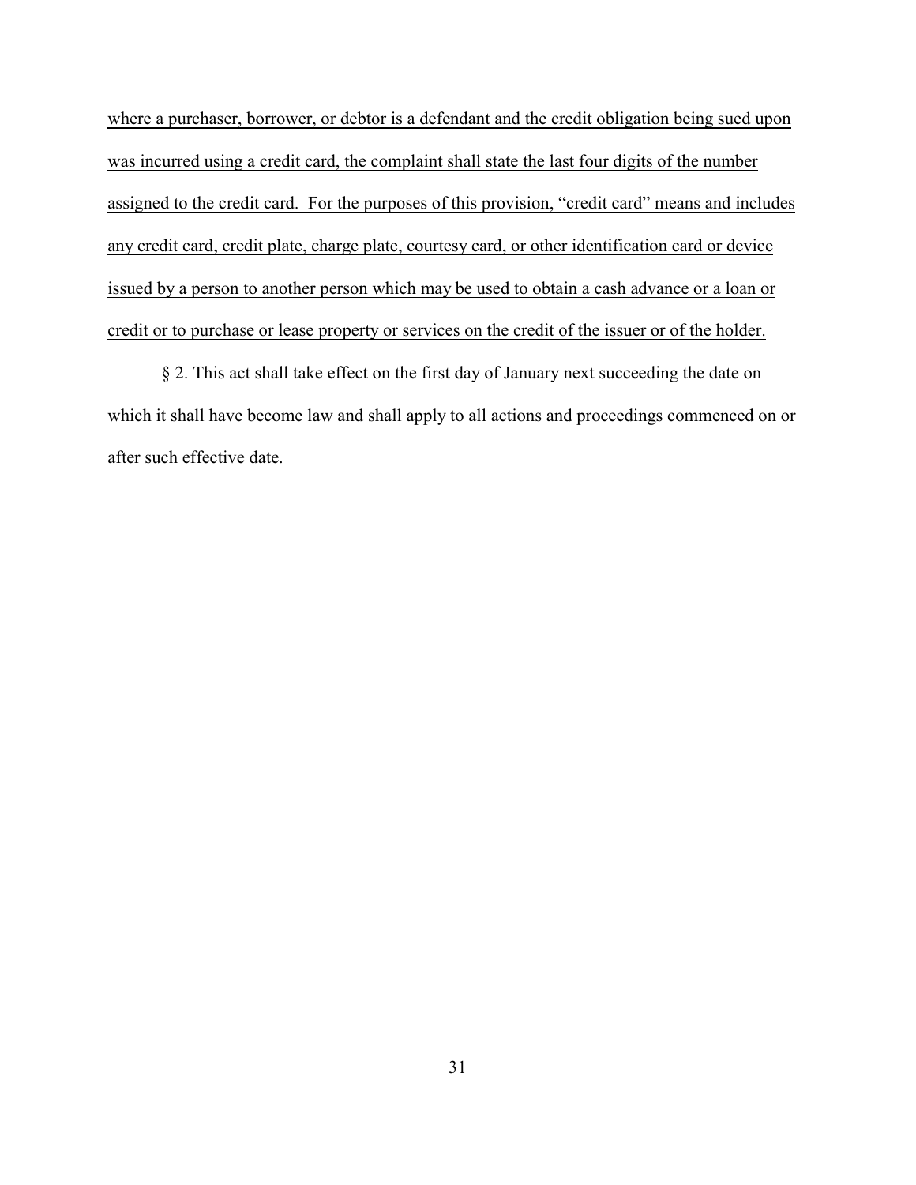<u>where a purchaser, borrower, or debtor is a defendant and the credit obligation being sued upon was incurred using a credit card, the complaint shall state the last four digits of the number assigned to the credit card. For the purposes of this provision, "credit card" means and includes any credit card, credit plate, charge plate, courtesy card, or other identification card or device issued by a person to another person which may be used to obtain a cash advance or a loan or credit or to purchase or lease property or services on the credit of the issuer or of the holder.</u>

§ 2. This act shall take effect on the first day of January next succeeding the date on which it shall have become law and shall apply to all actions and proceedings commenced on or after such effective date.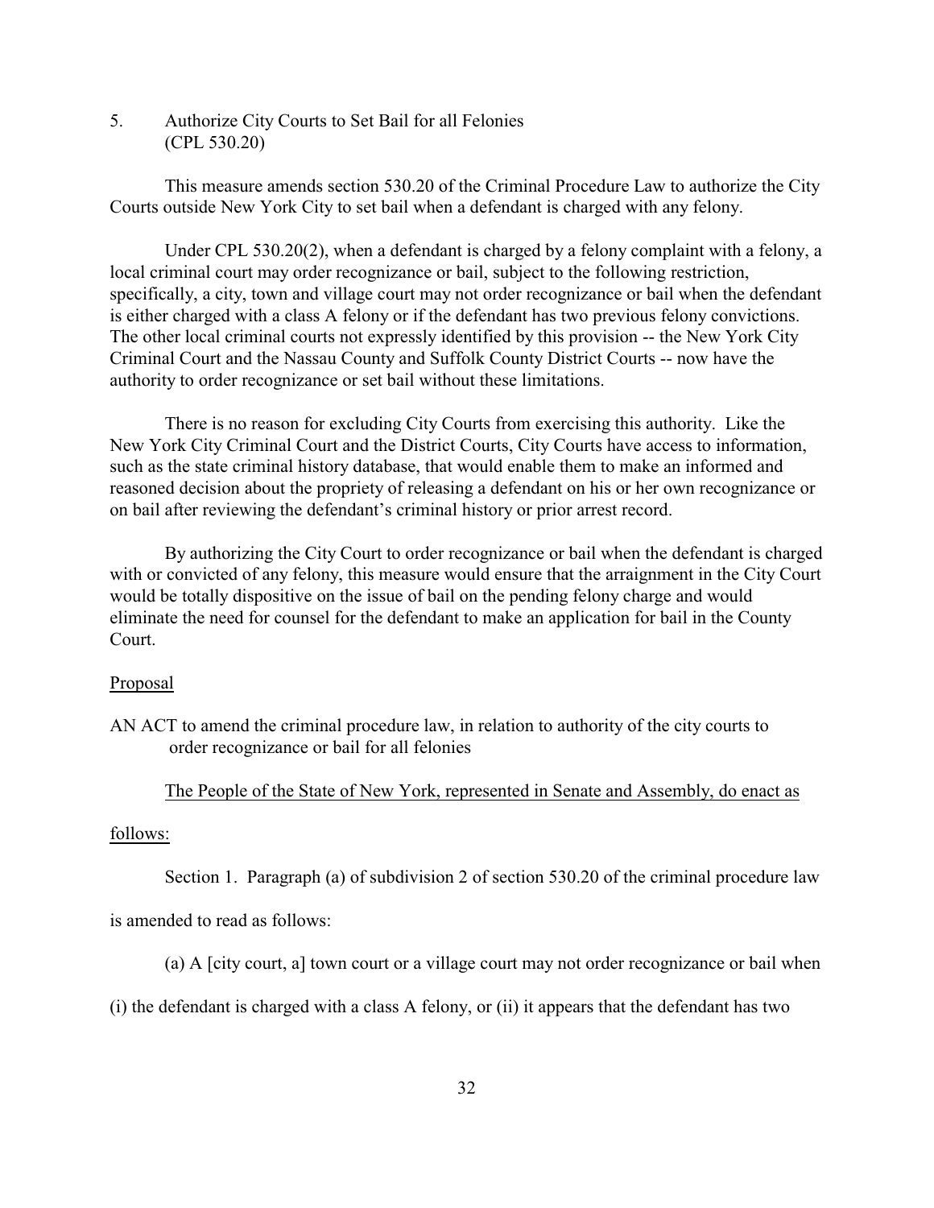5. Authorize City Courts to Set Bail for all Felonies
(CPL 530.20)

This measure amends section 530.20 of the Criminal Procedure Law to authorize the City Courts outside New York City to set bail when a defendant is charged with any felony.

Under CPL 530.20(2), when a defendant is charged by a felony complaint with a felony, a local criminal court may order recognizance or bail, subject to the following restriction, specifically, a city, town and village court may not order recognizance or bail when the defendant is either charged with a class A felony or if the defendant has two previous felony convictions. The other local criminal courts not expressly identified by this provision -- the New York City Criminal Court and the Nassau County and Suffolk County District Courts -- now have the authority to order recognizance or set bail without these limitations.

There is no reason for excluding City Courts from exercising this authority. Like the New York City Criminal Court and the District Courts, City Courts have access to information, such as the state criminal history database, that would enable them to make an informed and reasoned decision about the propriety of releasing a defendant on his or her own recognizance or on bail after reviewing the defendant's criminal history or prior arrest record.

By authorizing the City Court to order recognizance or bail when the defendant is charged with or convicted of any felony, this measure would ensure that the arraignment in the City Court would be totally dispositive on the issue of bail on the pending felony charge and would eliminate the need for counsel for the defendant to make an application for bail in the County Court.

Proposal

AN ACT to amend the criminal procedure law, in relation to authority of the city courts to order recognizance or bail for all felonies

The People of the State of New York, represented in Senate and Assembly, do enact as follows:

Section 1. Paragraph (a) of subdivision 2 of section 530.20 of the criminal procedure law is amended to read as follows:

(a) A [city court, a] town court or a village court may not order recognizance or bail when (i) the defendant is charged with a class A felony, or (ii) it appears that the defendant has two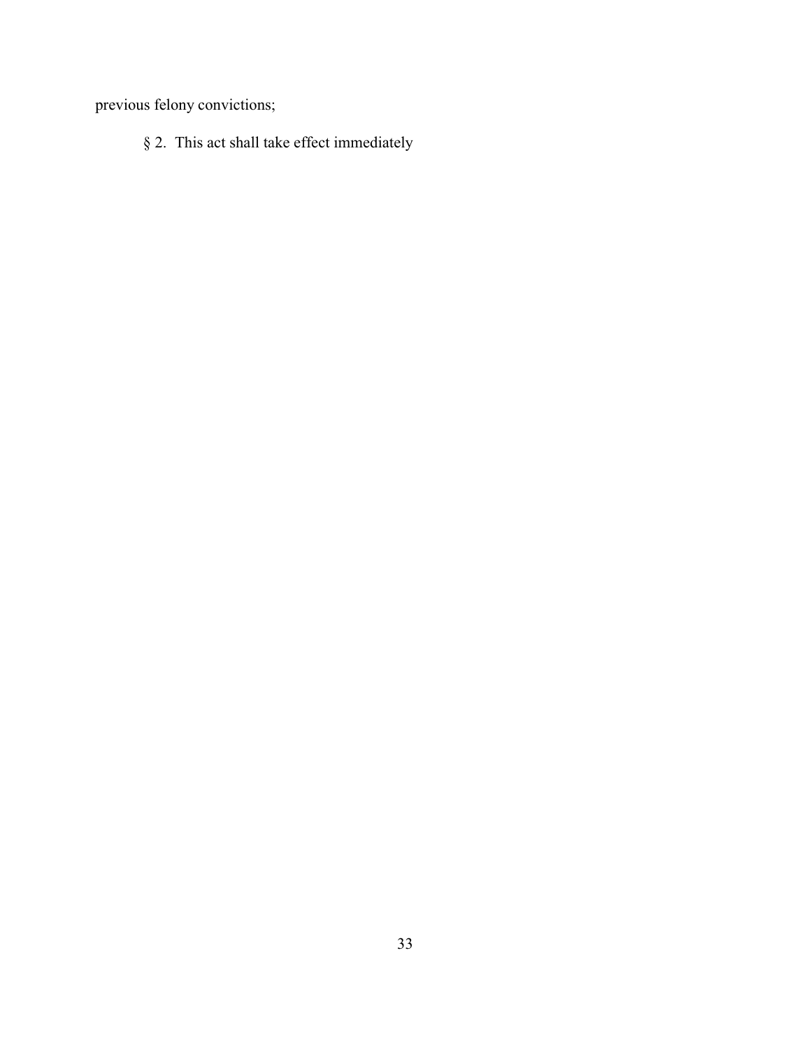previous felony convictions;

§ 2. This act shall take effect immediately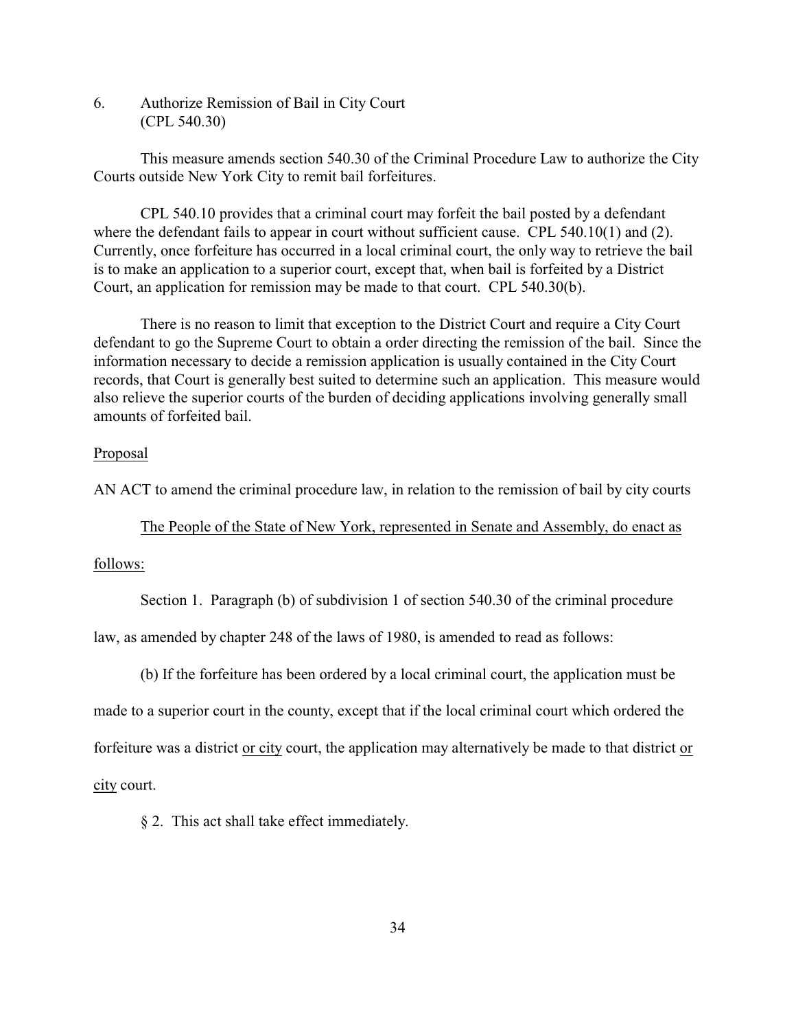6. Authorize Remission of Bail in City Court
(CPL 540.30)

This measure amends section 540.30 of the Criminal Procedure Law to authorize the City Courts outside New York City to remit bail forfeitures.

CPL 540.10 provides that a criminal court may forfeit the bail posted by a defendant where the defendant fails to appear in court without sufficient cause. CPL 540.10(1) and (2). Currently, once forfeiture has occurred in a local criminal court, the only way to retrieve the bail is to make an application to a superior court, except that, when bail is forfeited by a District Court, an application for remission may be made to that court. CPL 540.30(b).

There is no reason to limit that exception to the District Court and require a City Court defendant to go the Supreme Court to obtain a order directing the remission of the bail. Since the information necessary to decide a remission application is usually contained in the City Court records, that Court is generally best suited to determine such an application. This measure would also relieve the superior courts of the burden of deciding applications involving generally small amounts of forfeited bail.

<u>Proposal</u>

AN ACT to amend the criminal procedure law, in relation to the remission of bail by city courts

<u>The People of the State of New York, represented in Senate and Assembly, do enact as follows:</u>

Section 1. Paragraph (b) of subdivision 1 of section 540.30 of the criminal procedure law, as amended by chapter 248 of the laws of 1980, is amended to read as follows:

(b) If the forfeiture has been ordered by a local criminal court, the application must be made to a superior court in the county, except that if the local criminal court which ordered the forfeiture was a district <u>or city</u> court, the application may alternatively be made to that district <u>or city</u> court.

§ 2. This act shall take effect immediately.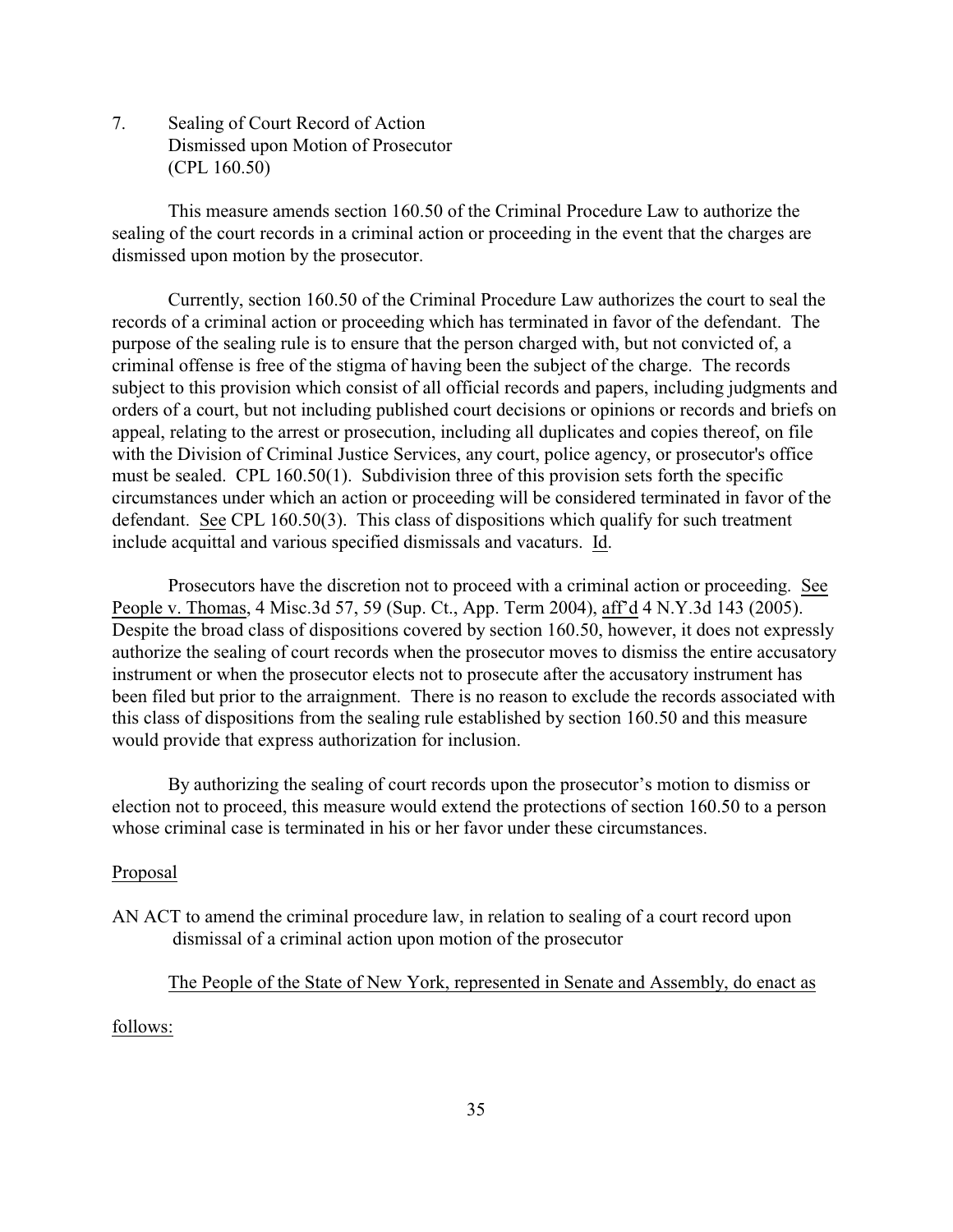## 7. Sealing of Court Record of Action Dismissed upon Motion of Prosecutor (CPL 160.50)

This measure amends section 160.50 of the Criminal Procedure Law to authorize the sealing of the court records in a criminal action or proceeding in the event that the charges are dismissed upon motion by the prosecutor.

Currently, section 160.50 of the Criminal Procedure Law authorizes the court to seal the records of a criminal action or proceeding which has terminated in favor of the defendant. The purpose of the sealing rule is to ensure that the person charged with, but not convicted of, a criminal offense is free of the stigma of having been the subject of the charge. The records subject to this provision which consist of all official records and papers, including judgments and orders of a court, but not including published court decisions or opinions or records and briefs on appeal, relating to the arrest or prosecution, including all duplicates and copies thereof, on file with the Division of Criminal Justice Services, any court, police agency, or prosecutor's office must be sealed. CPL 160.50(1). Subdivision three of this provision sets forth the specific circumstances under which an action or proceeding will be considered terminated in favor of the defendant. See CPL 160.50(3). This class of dispositions which qualify for such treatment include acquittal and various specified dismissals and vacaturs. Id.

Prosecutors have the discretion not to proceed with a criminal action or proceeding. See People v. Thomas, 4 Misc.3d 57, 59 (Sup. Ct., App. Term 2004), aff'd 4 N.Y.3d 143 (2005). Despite the broad class of dispositions covered by section 160.50, however, it does not expressly authorize the sealing of court records when the prosecutor moves to dismiss the entire accusatory instrument or when the prosecutor elects not to prosecute after the accusatory instrument has been filed but prior to the arraignment. There is no reason to exclude the records associated with this class of dispositions from the sealing rule established by section 160.50 and this measure would provide that express authorization for inclusion.

By authorizing the sealing of court records upon the prosecutor's motion to dismiss or election not to proceed, this measure would extend the protections of section 160.50 to a person whose criminal case is terminated in his or her favor under these circumstances.

Proposal

AN ACT to amend the criminal procedure law, in relation to sealing of a court record upon dismissal of a criminal action upon motion of the prosecutor

The People of the State of New York, represented in Senate and Assembly, do enact as follows: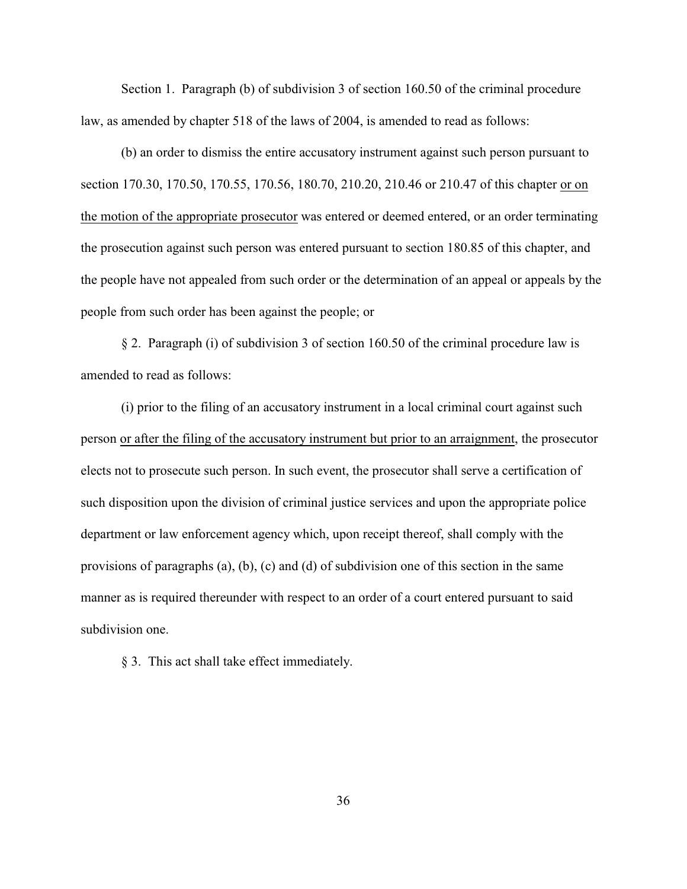Section 1. Paragraph (b) of subdivision 3 of section 160.50 of the criminal procedure law, as amended by chapter 518 of the laws of 2004, is amended to read as follows:

(b) an order to dismiss the entire accusatory instrument against such person pursuant to section 170.30, 170.50, 170.55, 170.56, 180.70, 210.20, 210.46 or 210.47 of this chapter <u>or on the motion of the appropriate prosecutor</u> was entered or deemed entered, or an order terminating the prosecution against such person was entered pursuant to section 180.85 of this chapter, and the people have not appealed from such order or the determination of an appeal or appeals by the people from such order has been against the people; or

§ 2. Paragraph (i) of subdivision 3 of section 160.50 of the criminal procedure law is amended to read as follows:

(i) prior to the filing of an accusatory instrument in a local criminal court against such person <u>or after the filing of the accusatory instrument but prior to an arraignment</u>, the prosecutor elects not to prosecute such person. In such event, the prosecutor shall serve a certification of such disposition upon the division of criminal justice services and upon the appropriate police department or law enforcement agency which, upon receipt thereof, shall comply with the provisions of paragraphs (a), (b), (c) and (d) of subdivision one of this section in the same manner as is required thereunder with respect to an order of a court entered pursuant to said subdivision one.

§ 3. This act shall take effect immediately.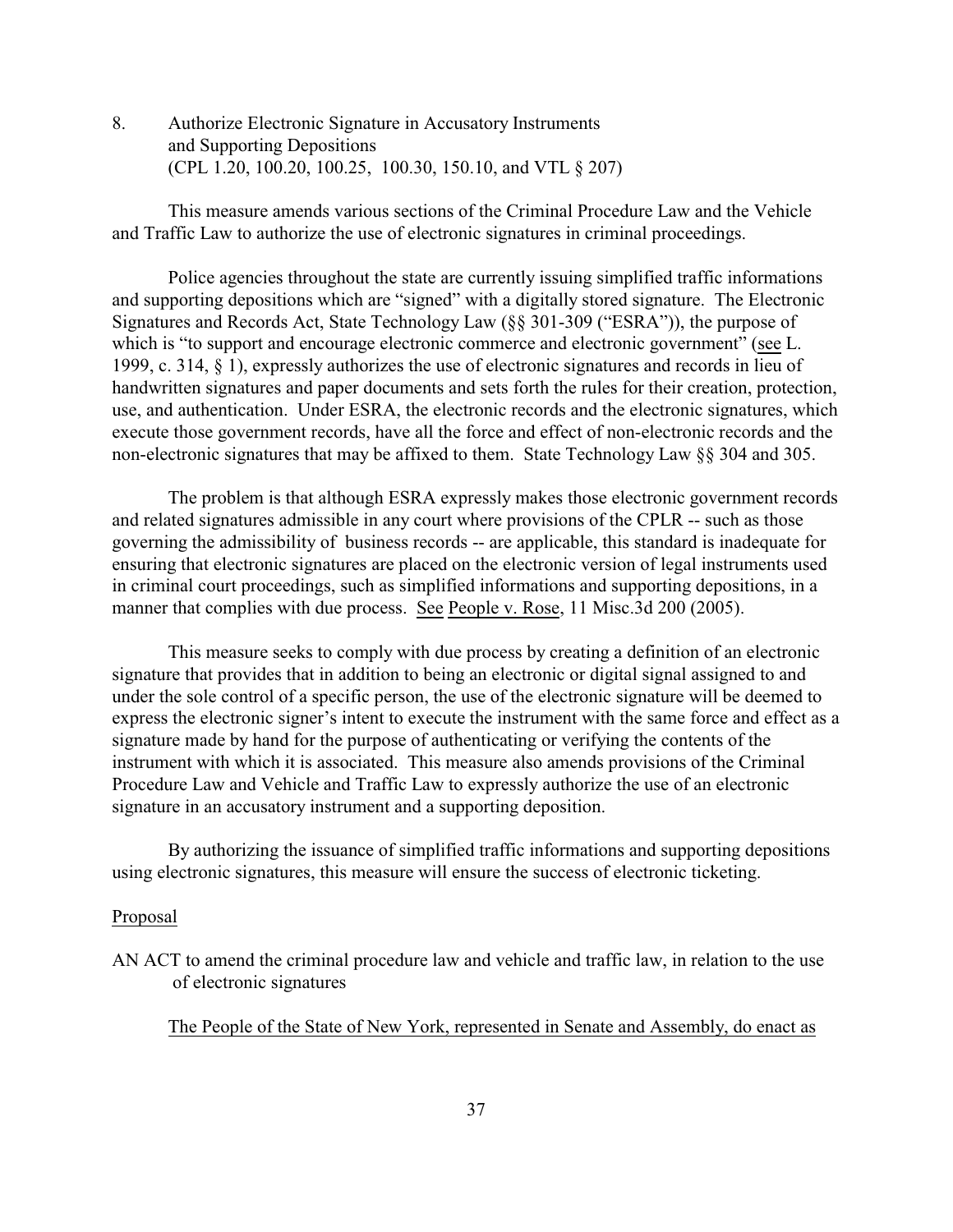8. Authorize Electronic Signature in Accusatory Instruments and Supporting Depositions (CPL 1.20, 100.20, 100.25, 100.30, 150.10, and VTL § 207)

This measure amends various sections of the Criminal Procedure Law and the Vehicle and Traffic Law to authorize the use of electronic signatures in criminal proceedings.

Police agencies throughout the state are currently issuing simplified traffic informations and supporting depositions which are "signed" with a digitally stored signature. The Electronic Signatures and Records Act, State Technology Law (§§ 301-309 ("ESRA")), the purpose of which is "to support and encourage electronic commerce and electronic government" (see L. 1999, c. 314, § 1), expressly authorizes the use of electronic signatures and records in lieu of handwritten signatures and paper documents and sets forth the rules for their creation, protection, use, and authentication. Under ESRA, the electronic records and the electronic signatures, which execute those government records, have all the force and effect of non-electronic records and the non-electronic signatures that may be affixed to them. State Technology Law §§ 304 and 305.

The problem is that although ESRA expressly makes those electronic government records and related signatures admissible in any court where provisions of the CPLR -- such as those governing the admissibility of business records -- are applicable, this standard is inadequate for ensuring that electronic signatures are placed on the electronic version of legal instruments used in criminal court proceedings, such as simplified informations and supporting depositions, in a manner that complies with due process. See People v. Rose, 11 Misc.3d 200 (2005).

This measure seeks to comply with due process by creating a definition of an electronic signature that provides that in addition to being an electronic or digital signal assigned to and under the sole control of a specific person, the use of the electronic signature will be deemed to express the electronic signer's intent to execute the instrument with the same force and effect as a signature made by hand for the purpose of authenticating or verifying the contents of the instrument with which it is associated. This measure also amends provisions of the Criminal Procedure Law and Vehicle and Traffic Law to expressly authorize the use of an electronic signature in an accusatory instrument and a supporting deposition.

By authorizing the issuance of simplified traffic informations and supporting depositions using electronic signatures, this measure will ensure the success of electronic ticketing.

Proposal

AN ACT to amend the criminal procedure law and vehicle and traffic law, in relation to the use of electronic signatures

The People of the State of New York, represented in Senate and Assembly, do enact as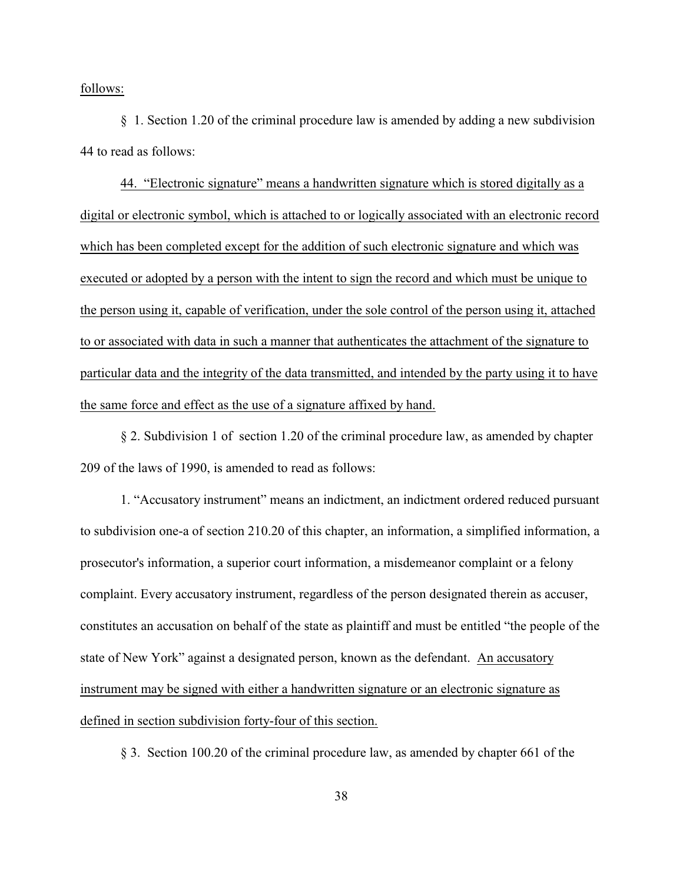follows:

§ 1. Section 1.20 of the criminal procedure law is amended by adding a new subdivision 44 to read as follows:

44. "Electronic signature" means a handwritten signature which is stored digitally as a digital or electronic symbol, which is attached to or logically associated with an electronic record which has been completed except for the addition of such electronic signature and which was executed or adopted by a person with the intent to sign the record and which must be unique to the person using it, capable of verification, under the sole control of the person using it, attached to or associated with data in such a manner that authenticates the attachment of the signature to particular data and the integrity of the data transmitted, and intended by the party using it to have the same force and effect as the use of a signature affixed by hand.

§ 2. Subdivision 1 of section 1.20 of the criminal procedure law, as amended by chapter 209 of the laws of 1990, is amended to read as follows:

1. "Accusatory instrument" means an indictment, an indictment ordered reduced pursuant to subdivision one-a of section 210.20 of this chapter, an information, a simplified information, a prosecutor's information, a superior court information, a misdemeanor complaint or a felony complaint. Every accusatory instrument, regardless of the person designated therein as accuser, constitutes an accusation on behalf of the state as plaintiff and must be entitled "the people of the state of New York" against a designated person, known as the defendant. An accusatory instrument may be signed with either a handwritten signature or an electronic signature as defined in section subdivision forty-four of this section.

§ 3. Section 100.20 of the criminal procedure law, as amended by chapter 661 of the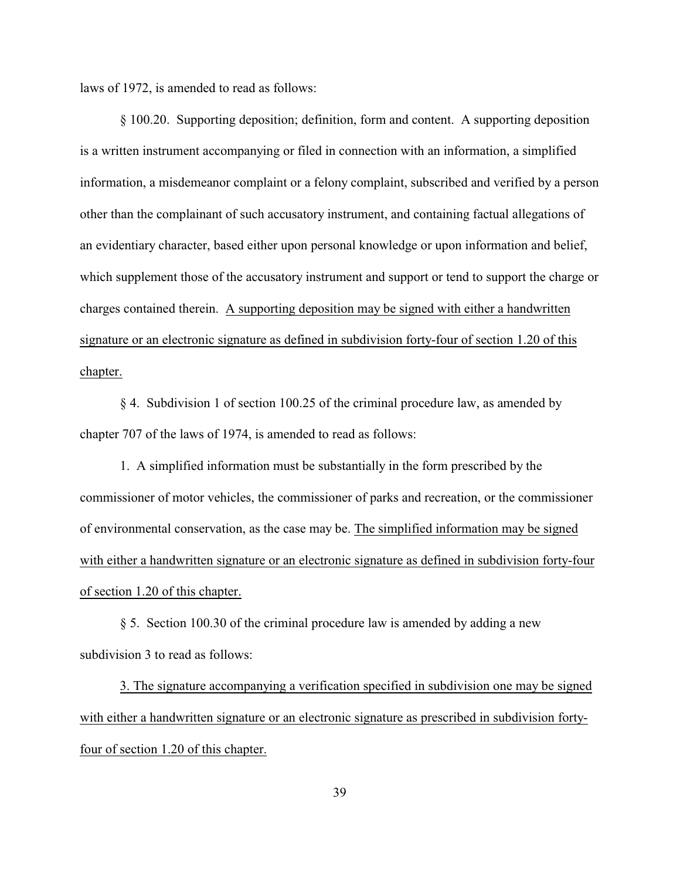laws of 1972, is amended to read as follows:

§ 100.20. Supporting deposition; definition, form and content. A supporting deposition is a written instrument accompanying or filed in connection with an information, a simplified information, a misdemeanor complaint or a felony complaint, subscribed and verified by a person other than the complainant of such accusatory instrument, and containing factual allegations of an evidentiary character, based either upon personal knowledge or upon information and belief, which supplement those of the accusatory instrument and support or tend to support the charge or charges contained therein. <u>A supporting deposition may be signed with either a handwritten signature or an electronic signature as defined in subdivision forty-four of section 1.20 of this chapter.</u>

§ 4. Subdivision 1 of section 100.25 of the criminal procedure law, as amended by chapter 707 of the laws of 1974, is amended to read as follows:

1. A simplified information must be substantially in the form prescribed by the commissioner of motor vehicles, the commissioner of parks and recreation, or the commissioner of environmental conservation, as the case may be. <u>The simplified information may be signed with either a handwritten signature or an electronic signature as defined in subdivision forty-four of section 1.20 of this chapter.</u>

§ 5. Section 100.30 of the criminal procedure law is amended by adding a new subdivision 3 to read as follows:

<u>3. The signature accompanying a verification specified in subdivision one may be signed with either a handwritten signature or an electronic signature as prescribed in subdivision forty-four of section 1.20 of this chapter.</u>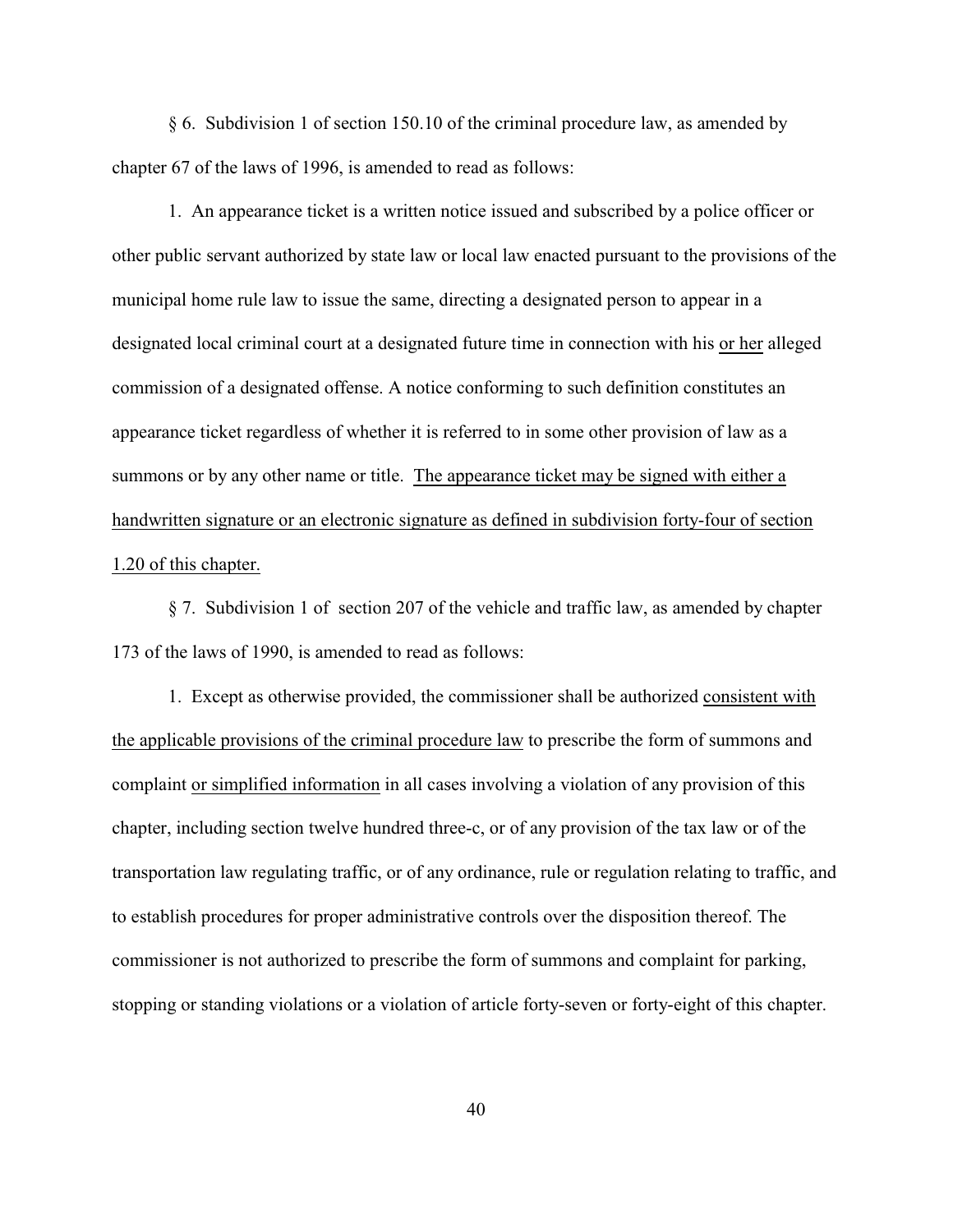§ 6. Subdivision 1 of section 150.10 of the criminal procedure law, as amended by chapter 67 of the laws of 1996, is amended to read as follows:

1. An appearance ticket is a written notice issued and subscribed by a police officer or other public servant authorized by state law or local law enacted pursuant to the provisions of the municipal home rule law to issue the same, directing a designated person to appear in a designated local criminal court at a designated future time in connection with his <u>or her</u> alleged commission of a designated offense. A notice conforming to such definition constitutes an appearance ticket regardless of whether it is referred to in some other provision of law as a summons or by any other name or title. <u>The appearance ticket may be signed with either a handwritten signature or an electronic signature as defined in subdivision forty-four of section 1.20 of this chapter.</u>

§ 7. Subdivision 1 of section 207 of the vehicle and traffic law, as amended by chapter 173 of the laws of 1990, is amended to read as follows:

1. Except as otherwise provided, the commissioner shall be authorized <u>consistent with the applicable provisions of the criminal procedure law</u> to prescribe the form of summons and complaint <u>or simplified information</u> in all cases involving a violation of any provision of this chapter, including section twelve hundred three-c, or of any provision of the tax law or of the transportation law regulating traffic, or of any ordinance, rule or regulation relating to traffic, and to establish procedures for proper administrative controls over the disposition thereof. The commissioner is not authorized to prescribe the form of summons and complaint for parking, stopping or standing violations or a violation of article forty-seven or forty-eight of this chapter.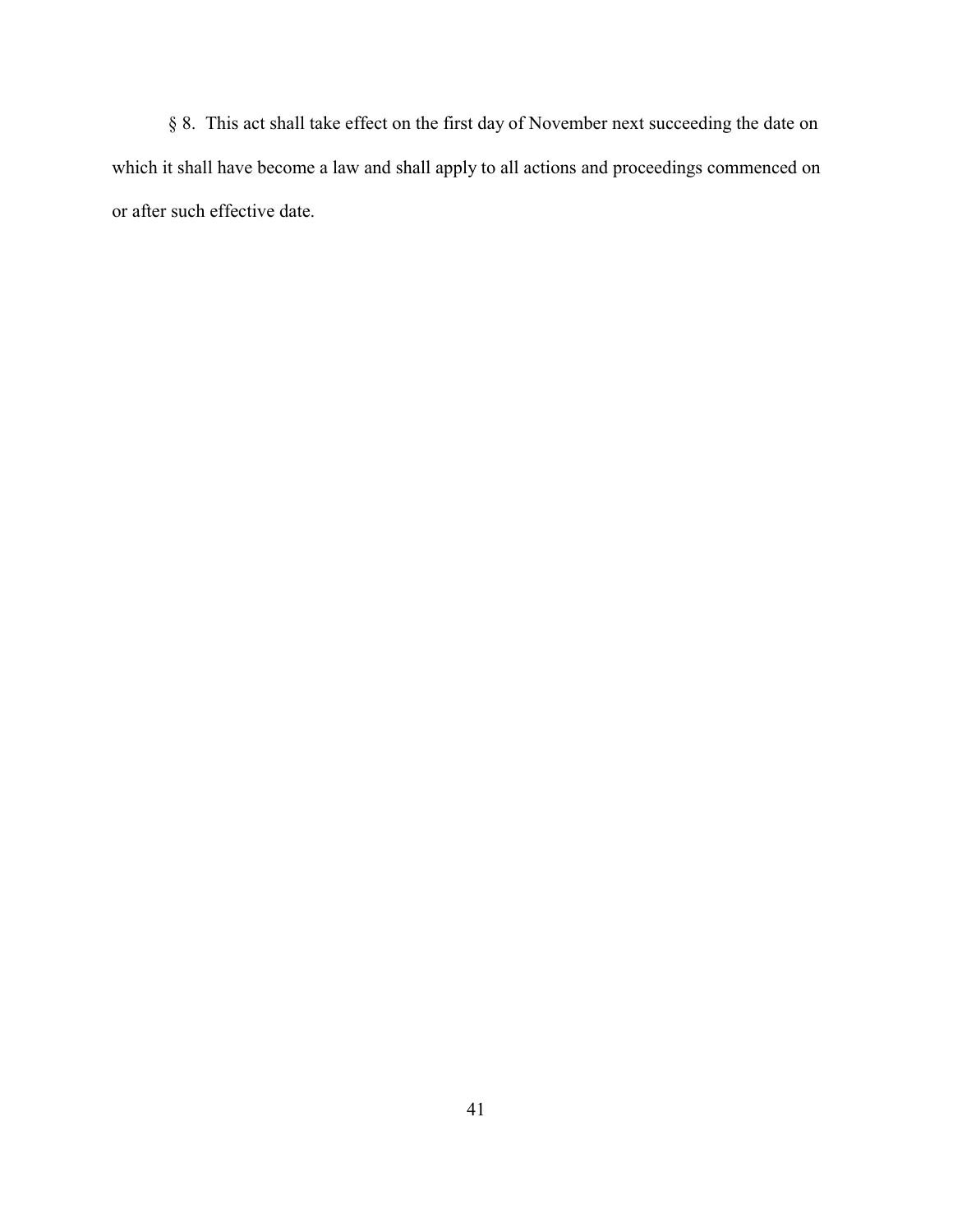§ 8. This act shall take effect on the first day of November next succeeding the date on which it shall have become a law and shall apply to all actions and proceedings commenced on or after such effective date.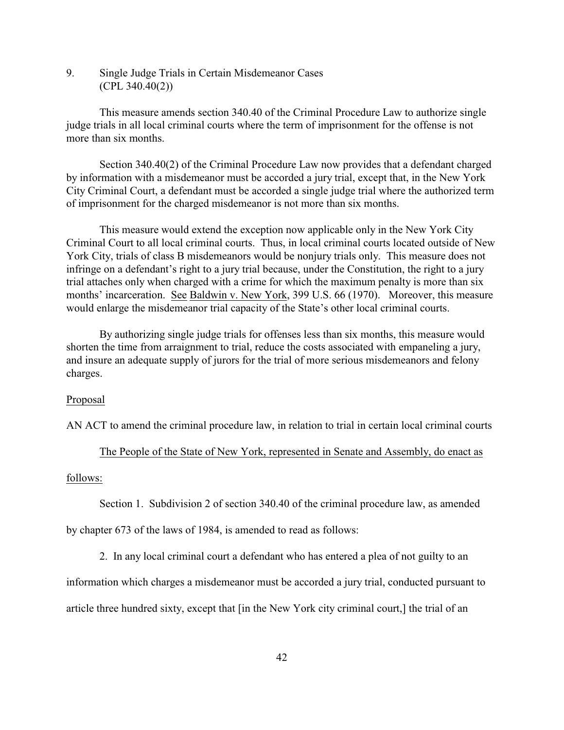9. Single Judge Trials in Certain Misdemeanor Cases (CPL 340.40(2))

This measure amends section 340.40 of the Criminal Procedure Law to authorize single judge trials in all local criminal courts where the term of imprisonment for the offense is not more than six months.

Section 340.40(2) of the Criminal Procedure Law now provides that a defendant charged by information with a misdemeanor must be accorded a jury trial, except that, in the New York City Criminal Court, a defendant must be accorded a single judge trial where the authorized term of imprisonment for the charged misdemeanor is not more than six months.

This measure would extend the exception now applicable only in the New York City Criminal Court to all local criminal courts. Thus, in local criminal courts located outside of New York City, trials of class B misdemeanors would be nonjury trials only. This measure does not infringe on a defendant's right to a jury trial because, under the Constitution, the right to a jury trial attaches only when charged with a crime for which the maximum penalty is more than six months' incarceration. See Baldwin v. New York, 399 U.S. 66 (1970). Moreover, this measure would enlarge the misdemeanor trial capacity of the State's other local criminal courts.

By authorizing single judge trials for offenses less than six months, this measure would shorten the time from arraignment to trial, reduce the costs associated with empaneling a jury, and insure an adequate supply of jurors for the trial of more serious misdemeanors and felony charges.

Proposal

AN ACT to amend the criminal procedure law, in relation to trial in certain local criminal courts

The People of the State of New York, represented in Senate and Assembly, do enact as follows:

Section 1. Subdivision 2 of section 340.40 of the criminal procedure law, as amended by chapter 673 of the laws of 1984, is amended to read as follows:

2. In any local criminal court a defendant who has entered a plea of not guilty to an information which charges a misdemeanor must be accorded a jury trial, conducted pursuant to article three hundred sixty, except that [in the New York city criminal court,] the trial of an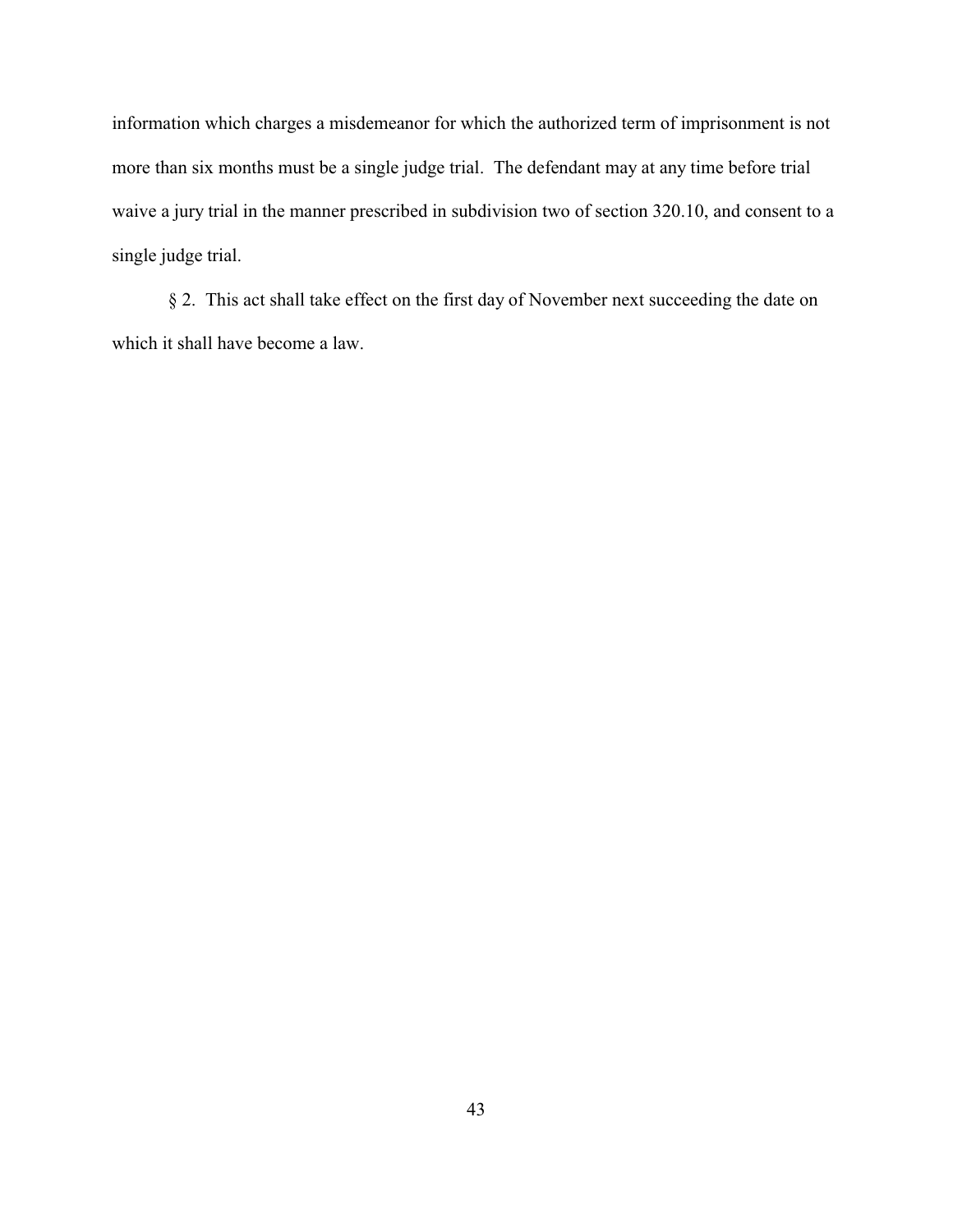information which charges a misdemeanor for which the authorized term of imprisonment is not more than six months must be a single judge trial. The defendant may at any time before trial waive a jury trial in the manner prescribed in subdivision two of section 320.10, and consent to a single judge trial.

§ 2. This act shall take effect on the first day of November next succeeding the date on which it shall have become a law.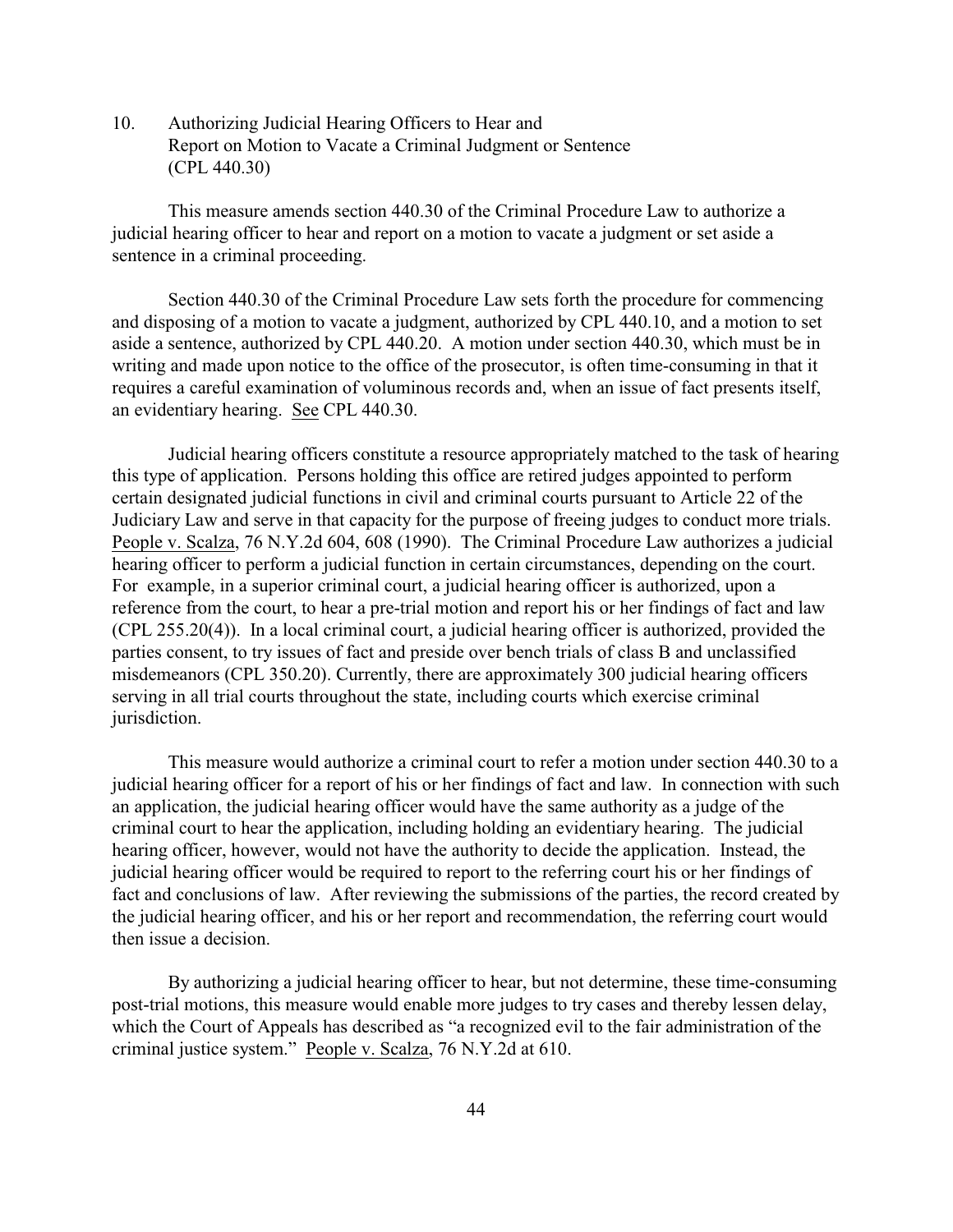## 10. Authorizing Judicial Hearing Officers to Hear and Report on Motion to Vacate a Criminal Judgment or Sentence (CPL 440.30)

This measure amends section 440.30 of the Criminal Procedure Law to authorize a judicial hearing officer to hear and report on a motion to vacate a judgment or set aside a sentence in a criminal proceeding.

Section 440.30 of the Criminal Procedure Law sets forth the procedure for commencing and disposing of a motion to vacate a judgment, authorized by CPL 440.10, and a motion to set aside a sentence, authorized by CPL 440.20. A motion under section 440.30, which must be in writing and made upon notice to the office of the prosecutor, is often time-consuming in that it requires a careful examination of voluminous records and, when an issue of fact presents itself, an evidentiary hearing. See CPL 440.30.

Judicial hearing officers constitute a resource appropriately matched to the task of hearing this type of application. Persons holding this office are retired judges appointed to perform certain designated judicial functions in civil and criminal courts pursuant to Article 22 of the Judiciary Law and serve in that capacity for the purpose of freeing judges to conduct more trials. People v. Scalza, 76 N.Y.2d 604, 608 (1990). The Criminal Procedure Law authorizes a judicial hearing officer to perform a judicial function in certain circumstances, depending on the court. For example, in a superior criminal court, a judicial hearing officer is authorized, upon a reference from the court, to hear a pre-trial motion and report his or her findings of fact and law (CPL 255.20(4)). In a local criminal court, a judicial hearing officer is authorized, provided the parties consent, to try issues of fact and preside over bench trials of class B and unclassified misdemeanors (CPL 350.20). Currently, there are approximately 300 judicial hearing officers serving in all trial courts throughout the state, including courts which exercise criminal jurisdiction.

This measure would authorize a criminal court to refer a motion under section 440.30 to a judicial hearing officer for a report of his or her findings of fact and law. In connection with such an application, the judicial hearing officer would have the same authority as a judge of the criminal court to hear the application, including holding an evidentiary hearing. The judicial hearing officer, however, would not have the authority to decide the application. Instead, the judicial hearing officer would be required to report to the referring court his or her findings of fact and conclusions of law. After reviewing the submissions of the parties, the record created by the judicial hearing officer, and his or her report and recommendation, the referring court would then issue a decision.

By authorizing a judicial hearing officer to hear, but not determine, these time-consuming post-trial motions, this measure would enable more judges to try cases and thereby lessen delay, which the Court of Appeals has described as "a recognized evil to the fair administration of the criminal justice system." People v. Scalza, 76 N.Y.2d at 610.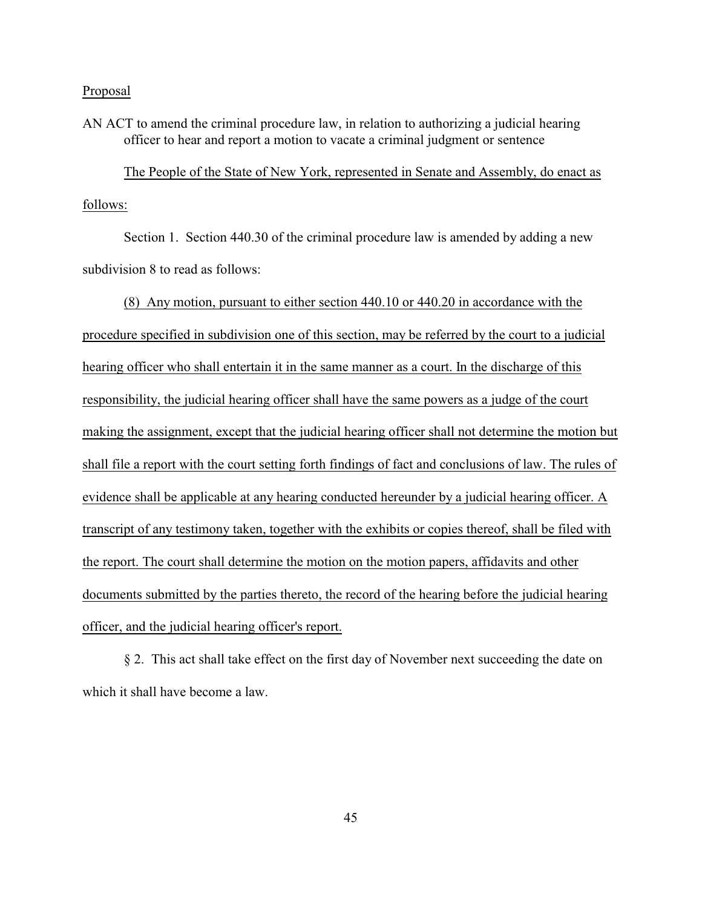Proposal

AN ACT to amend the criminal procedure law, in relation to authorizing a judicial hearing officer to hear and report a motion to vacate a criminal judgment or sentence

The People of the State of New York, represented in Senate and Assembly, do enact as follows:

Section 1. Section 440.30 of the criminal procedure law is amended by adding a new subdivision 8 to read as follows:

(8) Any motion, pursuant to either section 440.10 or 440.20 in accordance with the procedure specified in subdivision one of this section, may be referred by the court to a judicial hearing officer who shall entertain it in the same manner as a court. In the discharge of this responsibility, the judicial hearing officer shall have the same powers as a judge of the court making the assignment, except that the judicial hearing officer shall not determine the motion but shall file a report with the court setting forth findings of fact and conclusions of law. The rules of evidence shall be applicable at any hearing conducted hereunder by a judicial hearing officer. A transcript of any testimony taken, together with the exhibits or copies thereof, shall be filed with the report. The court shall determine the motion on the motion papers, affidavits and other documents submitted by the parties thereto, the record of the hearing before the judicial hearing officer, and the judicial hearing officer's report.

§ 2. This act shall take effect on the first day of November next succeeding the date on which it shall have become a law.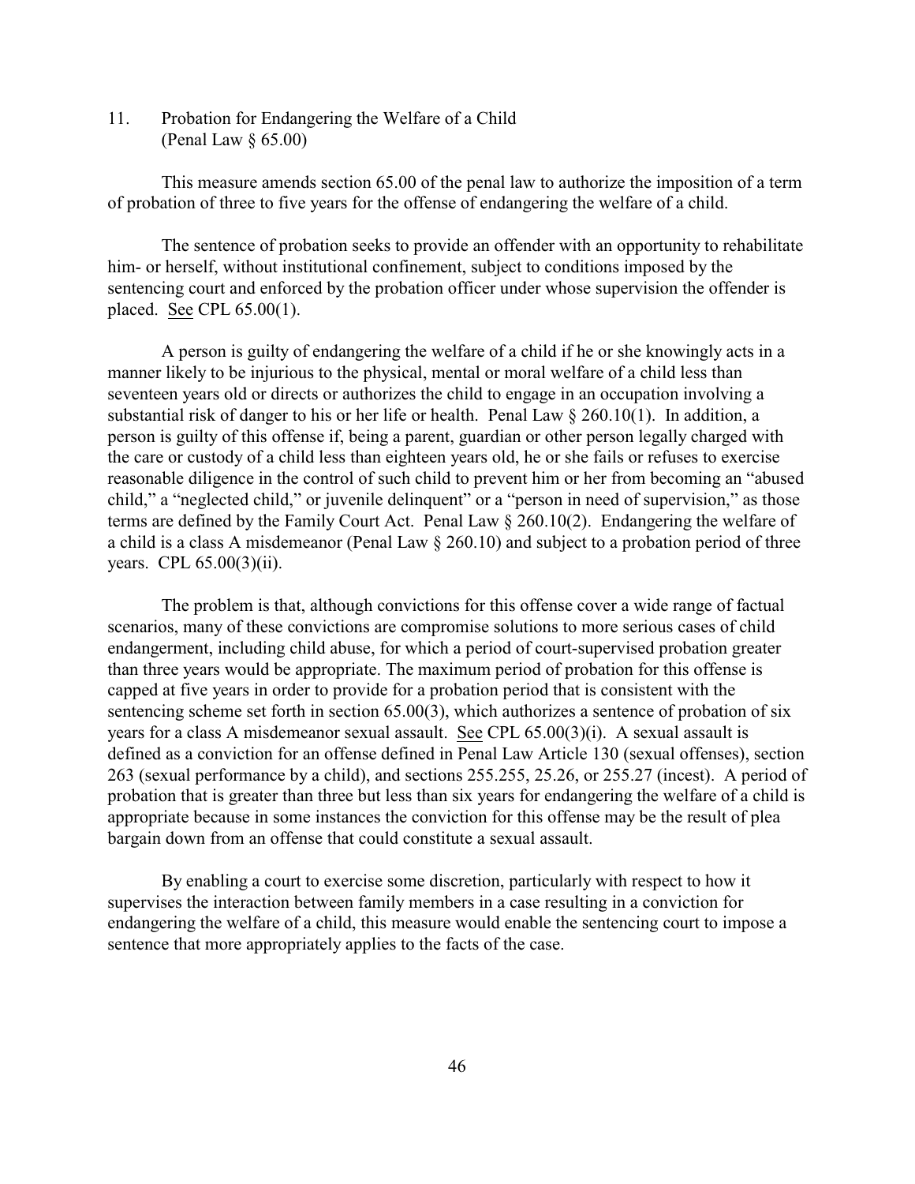11. Probation for Endangering the Welfare of a Child
    (Penal Law § 65.00)

This measure amends section 65.00 of the penal law to authorize the imposition of a term of probation of three to five years for the offense of endangering the welfare of a child.

The sentence of probation seeks to provide an offender with an opportunity to rehabilitate him- or herself, without institutional confinement, subject to conditions imposed by the sentencing court and enforced by the probation officer under whose supervision the offender is placed. See CPL 65.00(1).

A person is guilty of endangering the welfare of a child if he or she knowingly acts in a manner likely to be injurious to the physical, mental or moral welfare of a child less than seventeen years old or directs or authorizes the child to engage in an occupation involving a substantial risk of danger to his or her life or health. Penal Law § 260.10(1). In addition, a person is guilty of this offense if, being a parent, guardian or other person legally charged with the care or custody of a child less than eighteen years old, he or she fails or refuses to exercise reasonable diligence in the control of such child to prevent him or her from becoming an "abused child," a "neglected child," or juvenile delinquent" or a "person in need of supervision," as those terms are defined by the Family Court Act. Penal Law § 260.10(2). Endangering the welfare of a child is a class A misdemeanor (Penal Law § 260.10) and subject to a probation period of three years. CPL 65.00(3)(ii).

The problem is that, although convictions for this offense cover a wide range of factual scenarios, many of these convictions are compromise solutions to more serious cases of child endangerment, including child abuse, for which a period of court-supervised probation greater than three years would be appropriate. The maximum period of probation for this offense is capped at five years in order to provide for a probation period that is consistent with the sentencing scheme set forth in section 65.00(3), which authorizes a sentence of probation of six years for a class A misdemeanor sexual assault. See CPL 65.00(3)(i). A sexual assault is defined as a conviction for an offense defined in Penal Law Article 130 (sexual offenses), section 263 (sexual performance by a child), and sections 255.255, 25.26, or 255.27 (incest). A period of probation that is greater than three but less than six years for endangering the welfare of a child is appropriate because in some instances the conviction for this offense may be the result of plea bargain down from an offense that could constitute a sexual assault.

By enabling a court to exercise some discretion, particularly with respect to how it supervises the interaction between family members in a case resulting in a conviction for endangering the welfare of a child, this measure would enable the sentencing court to impose a sentence that more appropriately applies to the facts of the case.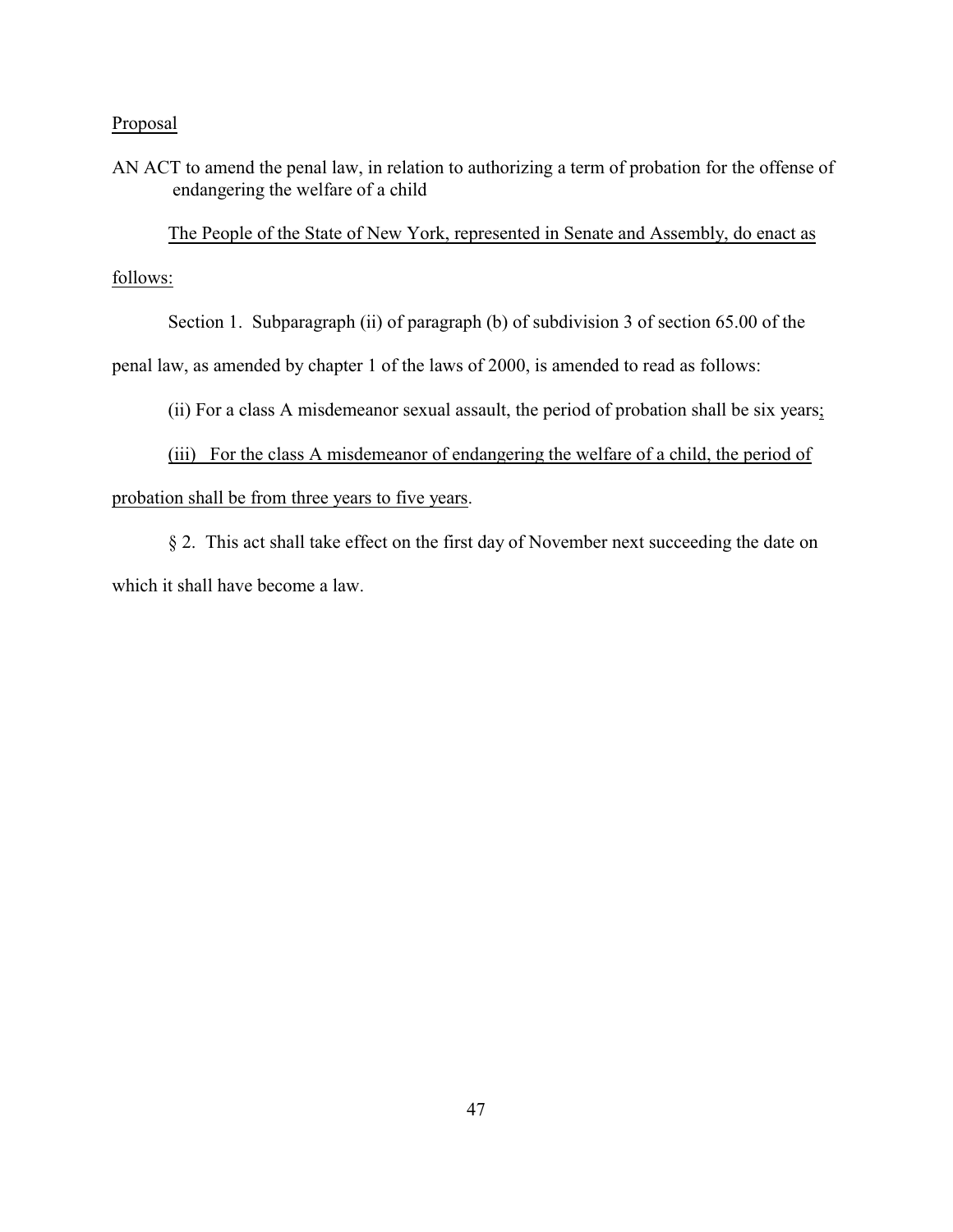Proposal

AN ACT to amend the penal law, in relation to authorizing a term of probation for the offense of endangering the welfare of a child

The People of the State of New York, represented in Senate and Assembly, do enact as follows:

Section 1. Subparagraph (ii) of paragraph (b) of subdivision 3 of section 65.00 of the penal law, as amended by chapter 1 of the laws of 2000, is amended to read as follows:

(ii) For a class A misdemeanor sexual assault, the period of probation shall be six years;

(iii) For the class A misdemeanor of endangering the welfare of a child, the period of probation shall be from three years to five years.

§ 2. This act shall take effect on the first day of November next succeeding the date on which it shall have become a law.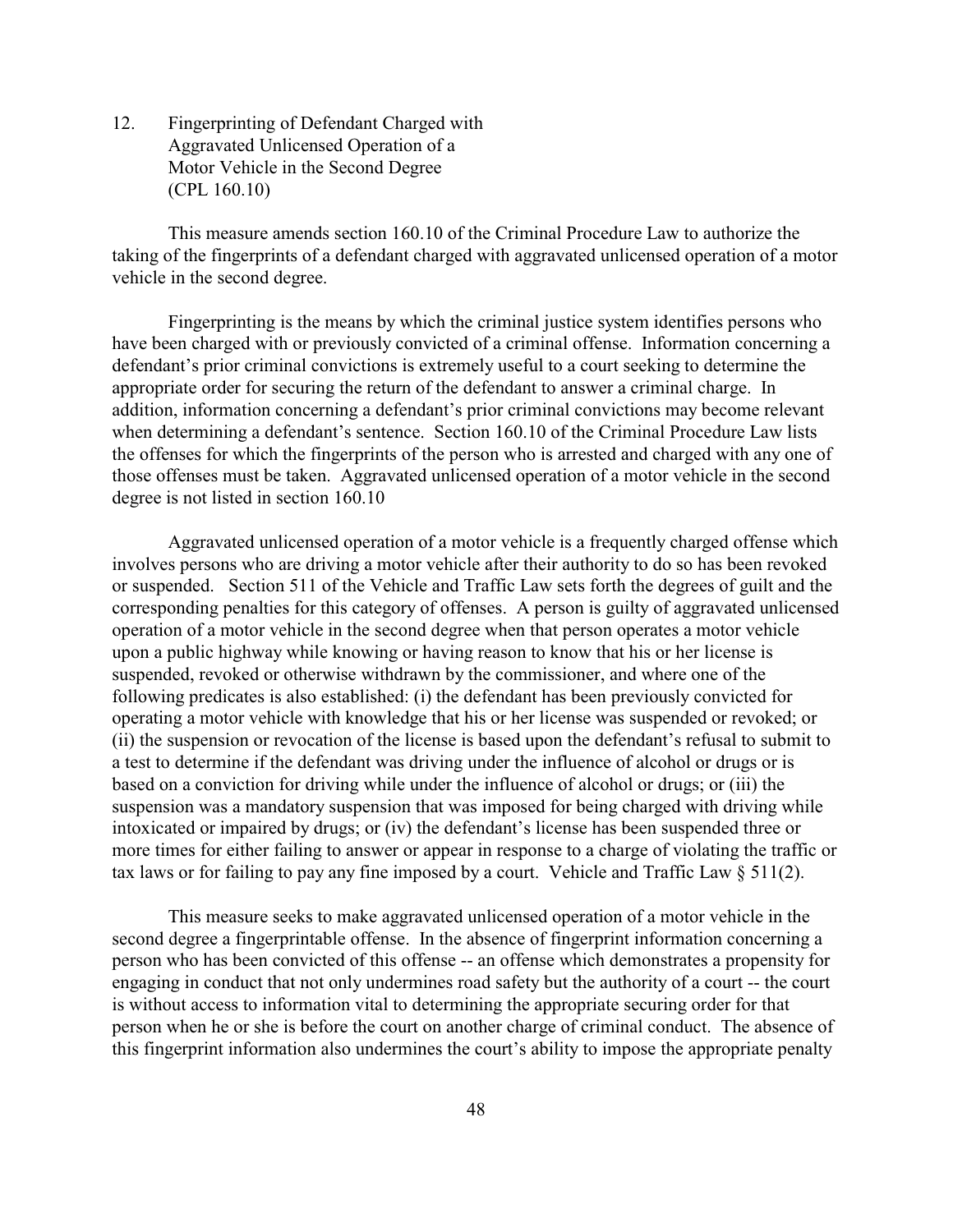## 12. Fingerprinting of Defendant Charged with Aggravated Unlicensed Operation of a Motor Vehicle in the Second Degree (CPL 160.10)

This measure amends section 160.10 of the Criminal Procedure Law to authorize the taking of the fingerprints of a defendant charged with aggravated unlicensed operation of a motor vehicle in the second degree.

Fingerprinting is the means by which the criminal justice system identifies persons who have been charged with or previously convicted of a criminal offense. Information concerning a defendant's prior criminal convictions is extremely useful to a court seeking to determine the appropriate order for securing the return of the defendant to answer a criminal charge. In addition, information concerning a defendant's prior criminal convictions may become relevant when determining a defendant's sentence. Section 160.10 of the Criminal Procedure Law lists the offenses for which the fingerprints of the person who is arrested and charged with any one of those offenses must be taken. Aggravated unlicensed operation of a motor vehicle in the second degree is not listed in section 160.10

Aggravated unlicensed operation of a motor vehicle is a frequently charged offense which involves persons who are driving a motor vehicle after their authority to do so has been revoked or suspended. Section 511 of the Vehicle and Traffic Law sets forth the degrees of guilt and the corresponding penalties for this category of offenses. A person is guilty of aggravated unlicensed operation of a motor vehicle in the second degree when that person operates a motor vehicle upon a public highway while knowing or having reason to know that his or her license is suspended, revoked or otherwise withdrawn by the commissioner, and where one of the following predicates is also established: (i) the defendant has been previously convicted for operating a motor vehicle with knowledge that his or her license was suspended or revoked; or (ii) the suspension or revocation of the license is based upon the defendant's refusal to submit to a test to determine if the defendant was driving under the influence of alcohol or drugs or is based on a conviction for driving while under the influence of alcohol or drugs; or (iii) the suspension was a mandatory suspension that was imposed for being charged with driving while intoxicated or impaired by drugs; or (iv) the defendant's license has been suspended three or more times for either failing to answer or appear in response to a charge of violating the traffic or tax laws or for failing to pay any fine imposed by a court. Vehicle and Traffic Law § 511(2).

This measure seeks to make aggravated unlicensed operation of a motor vehicle in the second degree a fingerprintable offense. In the absence of fingerprint information concerning a person who has been convicted of this offense -- an offense which demonstrates a propensity for engaging in conduct that not only undermines road safety but the authority of a court -- the court is without access to information vital to determining the appropriate securing order for that person when he or she is before the court on another charge of criminal conduct. The absence of this fingerprint information also undermines the court's ability to impose the appropriate penalty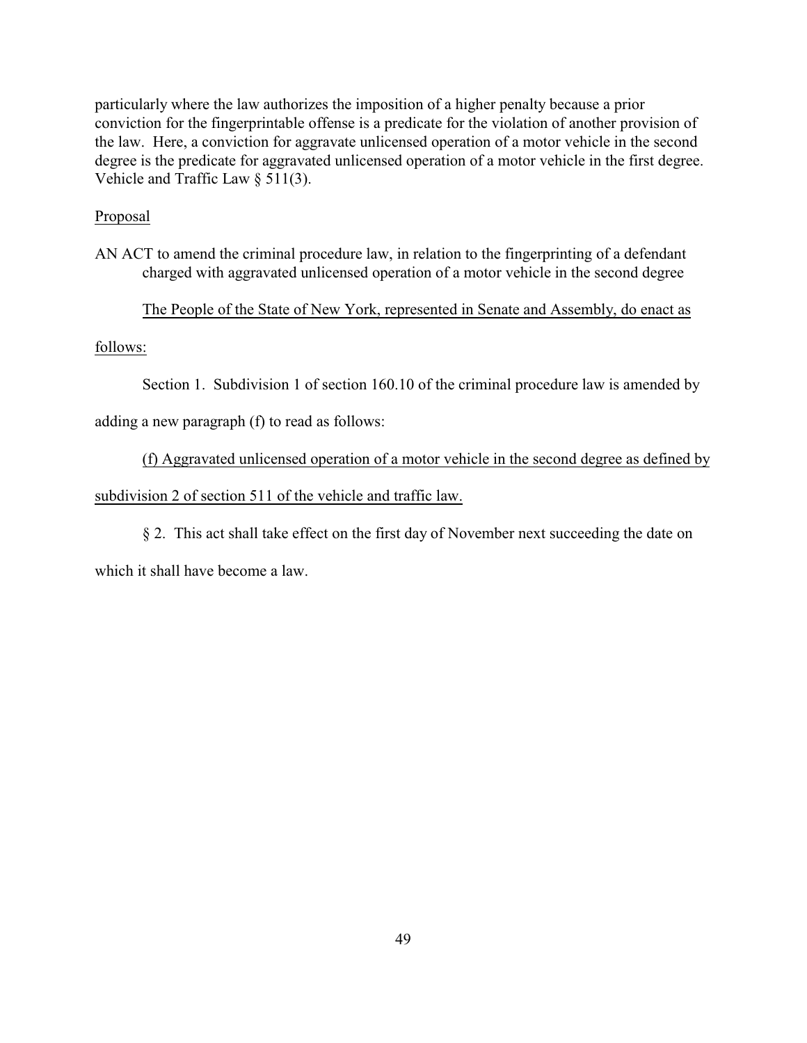particularly where the law authorizes the imposition of a higher penalty because a prior conviction for the fingerprintable offense is a predicate for the violation of another provision of the law. Here, a conviction for aggravate unlicensed operation of a motor vehicle in the second degree is the predicate for aggravated unlicensed operation of a motor vehicle in the first degree. Vehicle and Traffic Law § 511(3).

Proposal

AN ACT to amend the criminal procedure law, in relation to the fingerprinting of a defendant charged with aggravated unlicensed operation of a motor vehicle in the second degree

The People of the State of New York, represented in Senate and Assembly, do enact as follows:

Section 1. Subdivision 1 of section 160.10 of the criminal procedure law is amended by adding a new paragraph (f) to read as follows:

(f) Aggravated unlicensed operation of a motor vehicle in the second degree as defined by subdivision 2 of section 511 of the vehicle and traffic law.

§ 2. This act shall take effect on the first day of November next succeeding the date on which it shall have become a law.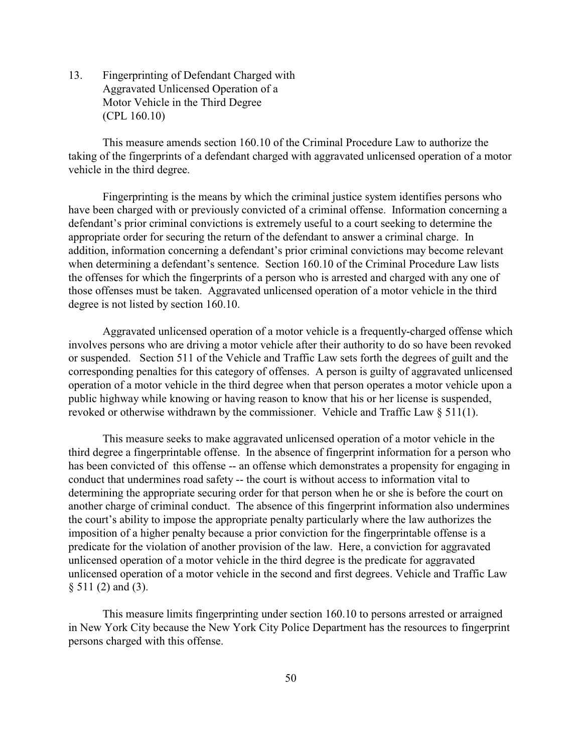### 13. Fingerprinting of Defendant Charged with Aggravated Unlicensed Operation of a Motor Vehicle in the Third Degree (CPL 160.10)

This measure amends section 160.10 of the Criminal Procedure Law to authorize the taking of the fingerprints of a defendant charged with aggravated unlicensed operation of a motor vehicle in the third degree.

Fingerprinting is the means by which the criminal justice system identifies persons who have been charged with or previously convicted of a criminal offense. Information concerning a defendant's prior criminal convictions is extremely useful to a court seeking to determine the appropriate order for securing the return of the defendant to answer a criminal charge. In addition, information concerning a defendant's prior criminal convictions may become relevant when determining a defendant's sentence. Section 160.10 of the Criminal Procedure Law lists the offenses for which the fingerprints of a person who is arrested and charged with any one of those offenses must be taken. Aggravated unlicensed operation of a motor vehicle in the third degree is not listed by section 160.10.

Aggravated unlicensed operation of a motor vehicle is a frequently-charged offense which involves persons who are driving a motor vehicle after their authority to do so have been revoked or suspended. Section 511 of the Vehicle and Traffic Law sets forth the degrees of guilt and the corresponding penalties for this category of offenses. A person is guilty of aggravated unlicensed operation of a motor vehicle in the third degree when that person operates a motor vehicle upon a public highway while knowing or having reason to know that his or her license is suspended, revoked or otherwise withdrawn by the commissioner. Vehicle and Traffic Law § 511(1).

This measure seeks to make aggravated unlicensed operation of a motor vehicle in the third degree a fingerprintable offense. In the absence of fingerprint information for a person who has been convicted of this offense -- an offense which demonstrates a propensity for engaging in conduct that undermines road safety -- the court is without access to information vital to determining the appropriate securing order for that person when he or she is before the court on another charge of criminal conduct. The absence of this fingerprint information also undermines the court's ability to impose the appropriate penalty particularly where the law authorizes the imposition of a higher penalty because a prior conviction for the fingerprintable offense is a predicate for the violation of another provision of the law. Here, a conviction for aggravated unlicensed operation of a motor vehicle in the third degree is the predicate for aggravated unlicensed operation of a motor vehicle in the second and first degrees. Vehicle and Traffic Law § 511 (2) and (3).

This measure limits fingerprinting under section 160.10 to persons arrested or arraigned in New York City because the New York City Police Department has the resources to fingerprint persons charged with this offense.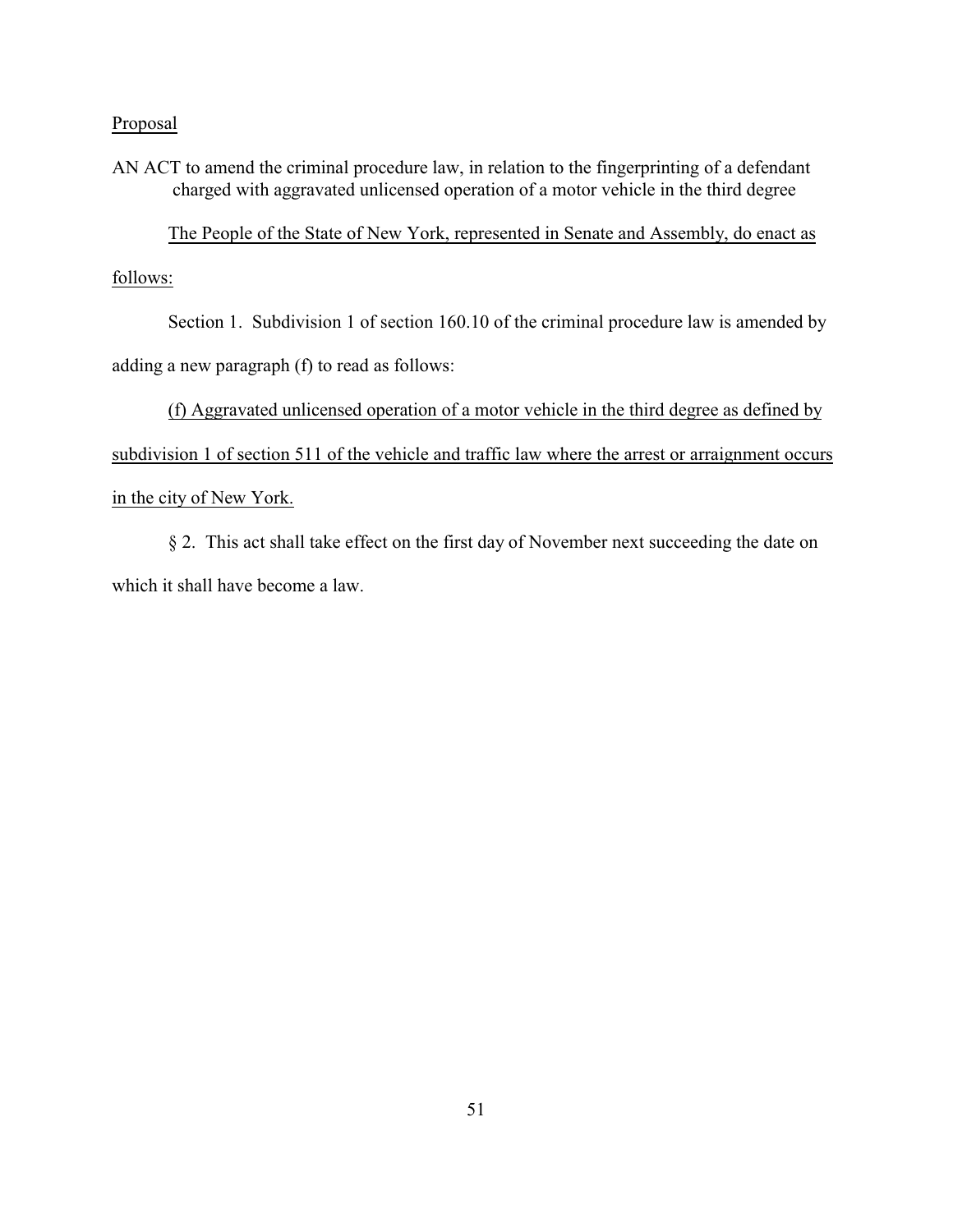Proposal

AN ACT to amend the criminal procedure law, in relation to the fingerprinting of a defendant charged with aggravated unlicensed operation of a motor vehicle in the third degree

The People of the State of New York, represented in Senate and Assembly, do enact as follows:

Section 1. Subdivision 1 of section 160.10 of the criminal procedure law is amended by adding a new paragraph (f) to read as follows:

(f) Aggravated unlicensed operation of a motor vehicle in the third degree as defined by subdivision 1 of section 511 of the vehicle and traffic law where the arrest or arraignment occurs in the city of New York.

§ 2. This act shall take effect on the first day of November next succeeding the date on which it shall have become a law.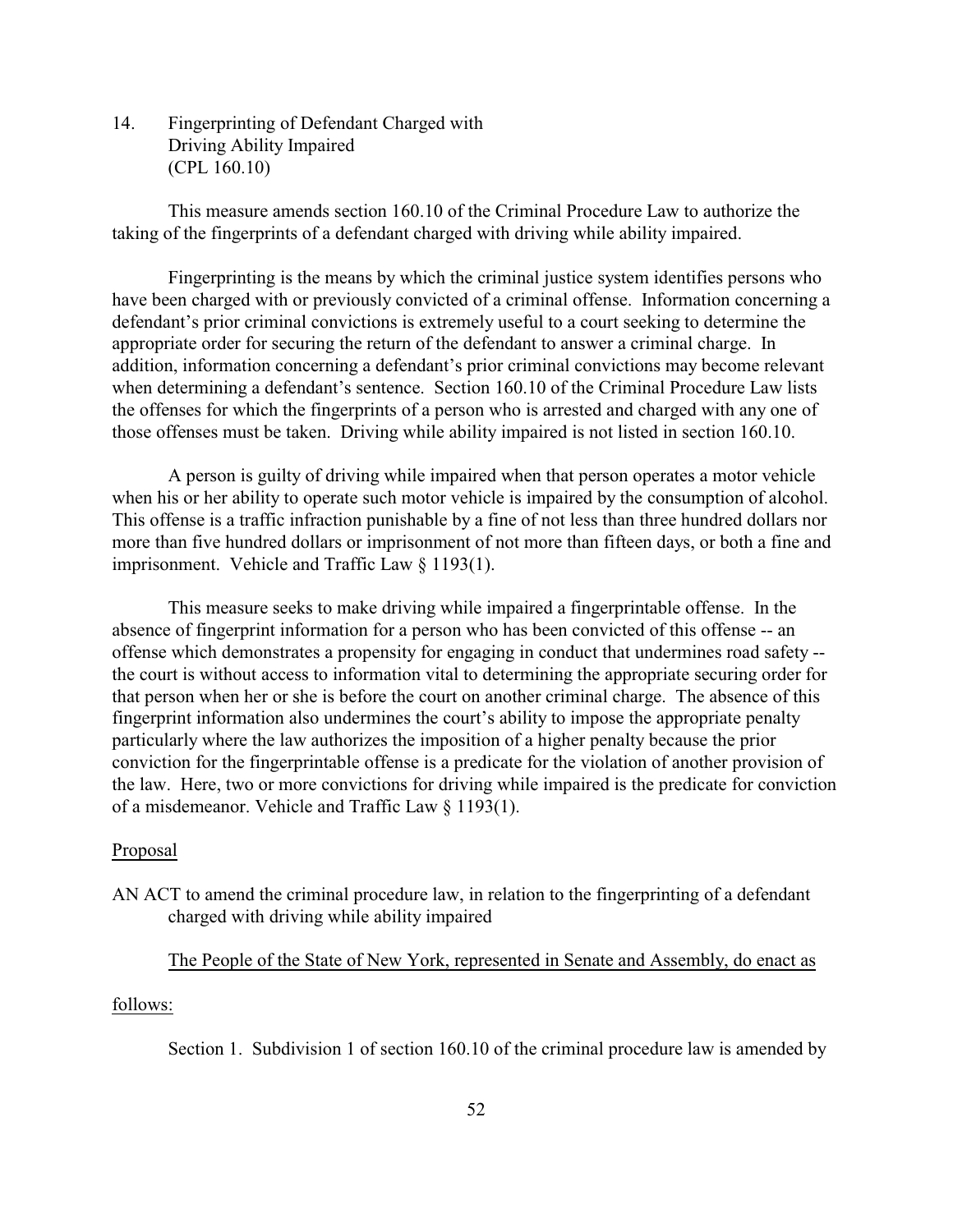## 14. Fingerprinting of Defendant Charged with Driving Ability Impaired (CPL 160.10)

This measure amends section 160.10 of the Criminal Procedure Law to authorize the taking of the fingerprints of a defendant charged with driving while ability impaired.

Fingerprinting is the means by which the criminal justice system identifies persons who have been charged with or previously convicted of a criminal offense. Information concerning a defendant's prior criminal convictions is extremely useful to a court seeking to determine the appropriate order for securing the return of the defendant to answer a criminal charge. In addition, information concerning a defendant's prior criminal convictions may become relevant when determining a defendant's sentence. Section 160.10 of the Criminal Procedure Law lists the offenses for which the fingerprints of a person who is arrested and charged with any one of those offenses must be taken. Driving while ability impaired is not listed in section 160.10.

A person is guilty of driving while impaired when that person operates a motor vehicle when his or her ability to operate such motor vehicle is impaired by the consumption of alcohol. This offense is a traffic infraction punishable by a fine of not less than three hundred dollars nor more than five hundred dollars or imprisonment of not more than fifteen days, or both a fine and imprisonment. Vehicle and Traffic Law § 1193(1).

This measure seeks to make driving while impaired a fingerprintable offense. In the absence of fingerprint information for a person who has been convicted of this offense -- an offense which demonstrates a propensity for engaging in conduct that undermines road safety -- the court is without access to information vital to determining the appropriate securing order for that person when her or she is before the court on another criminal charge. The absence of this fingerprint information also undermines the court's ability to impose the appropriate penalty particularly where the law authorizes the imposition of a higher penalty because the prior conviction for the fingerprintable offense is a predicate for the violation of another provision of the law. Here, two or more convictions for driving while impaired is the predicate for conviction of a misdemeanor. Vehicle and Traffic Law § 1193(1).

Proposal

AN ACT to amend the criminal procedure law, in relation to the fingerprinting of a defendant charged with driving while ability impaired

The People of the State of New York, represented in Senate and Assembly, do enact as follows:

Section 1. Subdivision 1 of section 160.10 of the criminal procedure law is amended by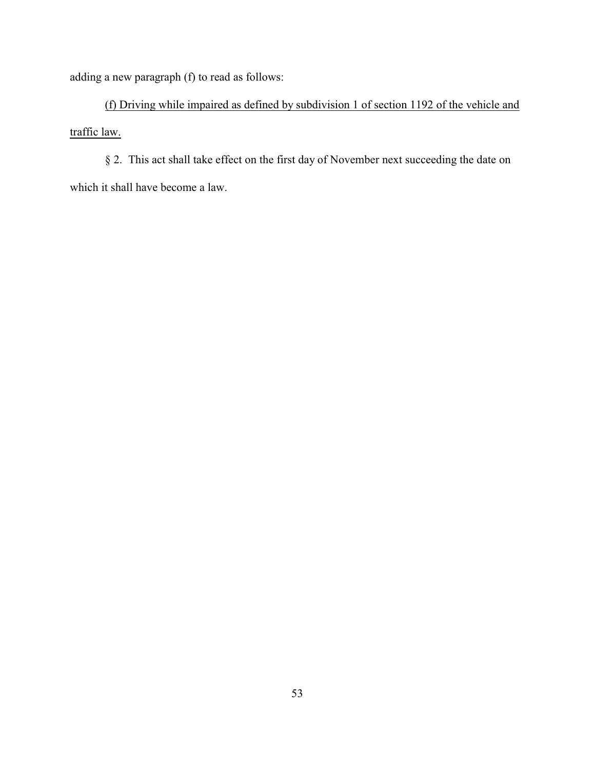adding a new paragraph (f) to read as follows:

<u>(f) Driving while impaired as defined by subdivision 1 of section 1192 of the vehicle and traffic law.</u>

§ 2. This act shall take effect on the first day of November next succeeding the date on which it shall have become a law.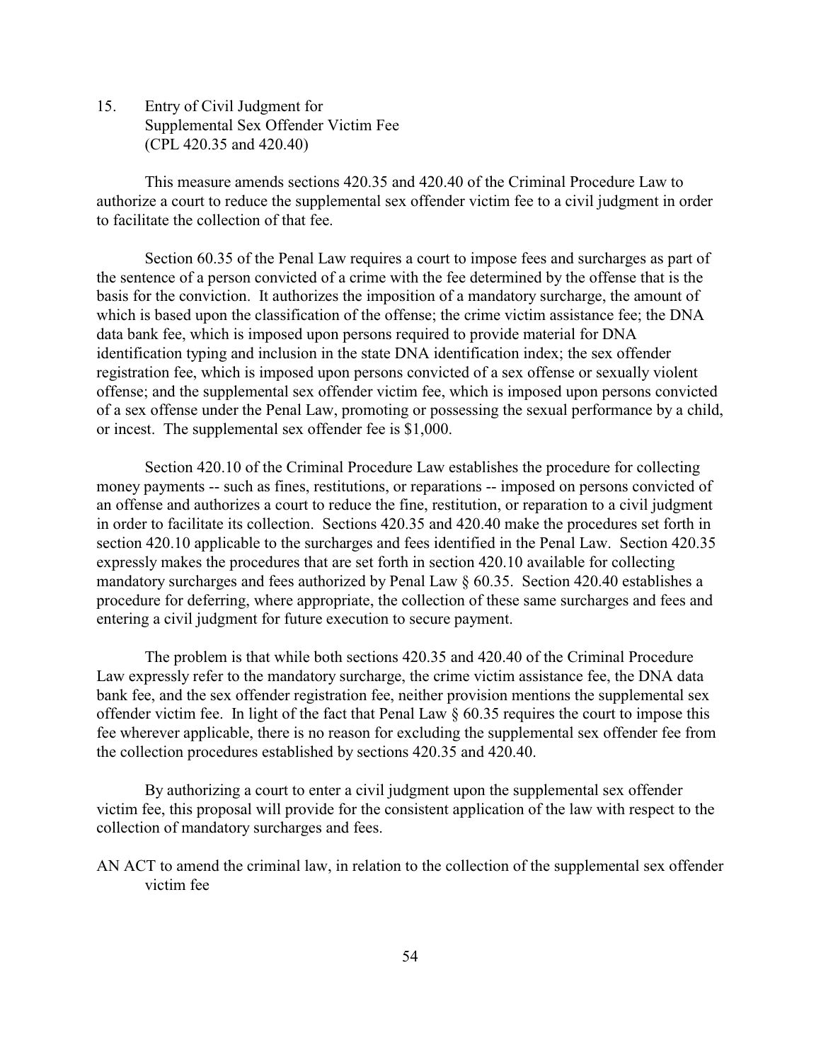15. Entry of Civil Judgment for Supplemental Sex Offender Victim Fee (CPL 420.35 and 420.40)

This measure amends sections 420.35 and 420.40 of the Criminal Procedure Law to authorize a court to reduce the supplemental sex offender victim fee to a civil judgment in order to facilitate the collection of that fee.

Section 60.35 of the Penal Law requires a court to impose fees and surcharges as part of the sentence of a person convicted of a crime with the fee determined by the offense that is the basis for the conviction. It authorizes the imposition of a mandatory surcharge, the amount of which is based upon the classification of the offense; the crime victim assistance fee; the DNA data bank fee, which is imposed upon persons required to provide material for DNA identification typing and inclusion in the state DNA identification index; the sex offender registration fee, which is imposed upon persons convicted of a sex offense or sexually violent offense; and the supplemental sex offender victim fee, which is imposed upon persons convicted of a sex offense under the Penal Law, promoting or possessing the sexual performance by a child, or incest. The supplemental sex offender fee is $1,000.

Section 420.10 of the Criminal Procedure Law establishes the procedure for collecting money payments -- such as fines, restitutions, or reparations -- imposed on persons convicted of an offense and authorizes a court to reduce the fine, restitution, or reparation to a civil judgment in order to facilitate its collection. Sections 420.35 and 420.40 make the procedures set forth in section 420.10 applicable to the surcharges and fees identified in the Penal Law. Section 420.35 expressly makes the procedures that are set forth in section 420.10 available for collecting mandatory surcharges and fees authorized by Penal Law § 60.35. Section 420.40 establishes a procedure for deferring, where appropriate, the collection of these same surcharges and fees and entering a civil judgment for future execution to secure payment.

The problem is that while both sections 420.35 and 420.40 of the Criminal Procedure Law expressly refer to the mandatory surcharge, the crime victim assistance fee, the DNA data bank fee, and the sex offender registration fee, neither provision mentions the supplemental sex offender victim fee. In light of the fact that Penal Law § 60.35 requires the court to impose this fee wherever applicable, there is no reason for excluding the supplemental sex offender fee from the collection procedures established by sections 420.35 and 420.40.

By authorizing a court to enter a civil judgment upon the supplemental sex offender victim fee, this proposal will provide for the consistent application of the law with respect to the collection of mandatory surcharges and fees.

AN ACT to amend the criminal law, in relation to the collection of the supplemental sex offender victim fee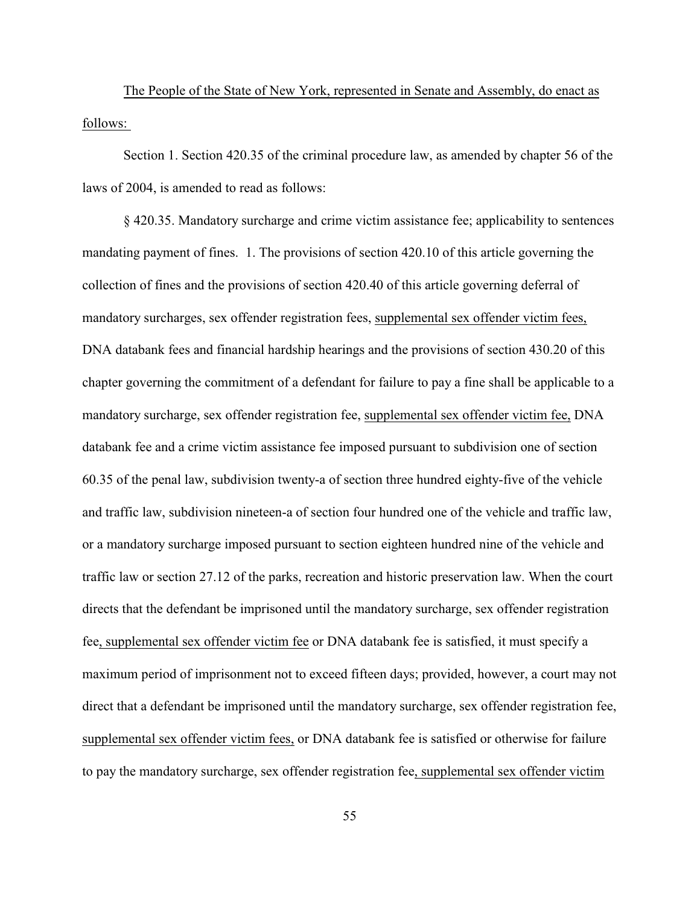The People of the State of New York, represented in Senate and Assembly, do enact as follows:

Section 1. Section 420.35 of the criminal procedure law, as amended by chapter 56 of the laws of 2004, is amended to read as follows:

§ 420.35. Mandatory surcharge and crime victim assistance fee; applicability to sentences mandating payment of fines. 1. The provisions of section 420.10 of this article governing the collection of fines and the provisions of section 420.40 of this article governing deferral of mandatory surcharges, sex offender registration fees, supplemental sex offender victim fees, DNA databank fees and financial hardship hearings and the provisions of section 430.20 of this chapter governing the commitment of a defendant for failure to pay a fine shall be applicable to a mandatory surcharge, sex offender registration fee, supplemental sex offender victim fee, DNA databank fee and a crime victim assistance fee imposed pursuant to subdivision one of section 60.35 of the penal law, subdivision twenty-a of section three hundred eighty-five of the vehicle and traffic law, subdivision nineteen-a of section four hundred one of the vehicle and traffic law, or a mandatory surcharge imposed pursuant to section eighteen hundred nine of the vehicle and traffic law or section 27.12 of the parks, recreation and historic preservation law. When the court directs that the defendant be imprisoned until the mandatory surcharge, sex offender registration fee, supplemental sex offender victim fee or DNA databank fee is satisfied, it must specify a maximum period of imprisonment not to exceed fifteen days; provided, however, a court may not direct that a defendant be imprisoned until the mandatory surcharge, sex offender registration fee, supplemental sex offender victim fees, or DNA databank fee is satisfied or otherwise for failure to pay the mandatory surcharge, sex offender registration fee, supplemental sex offender victim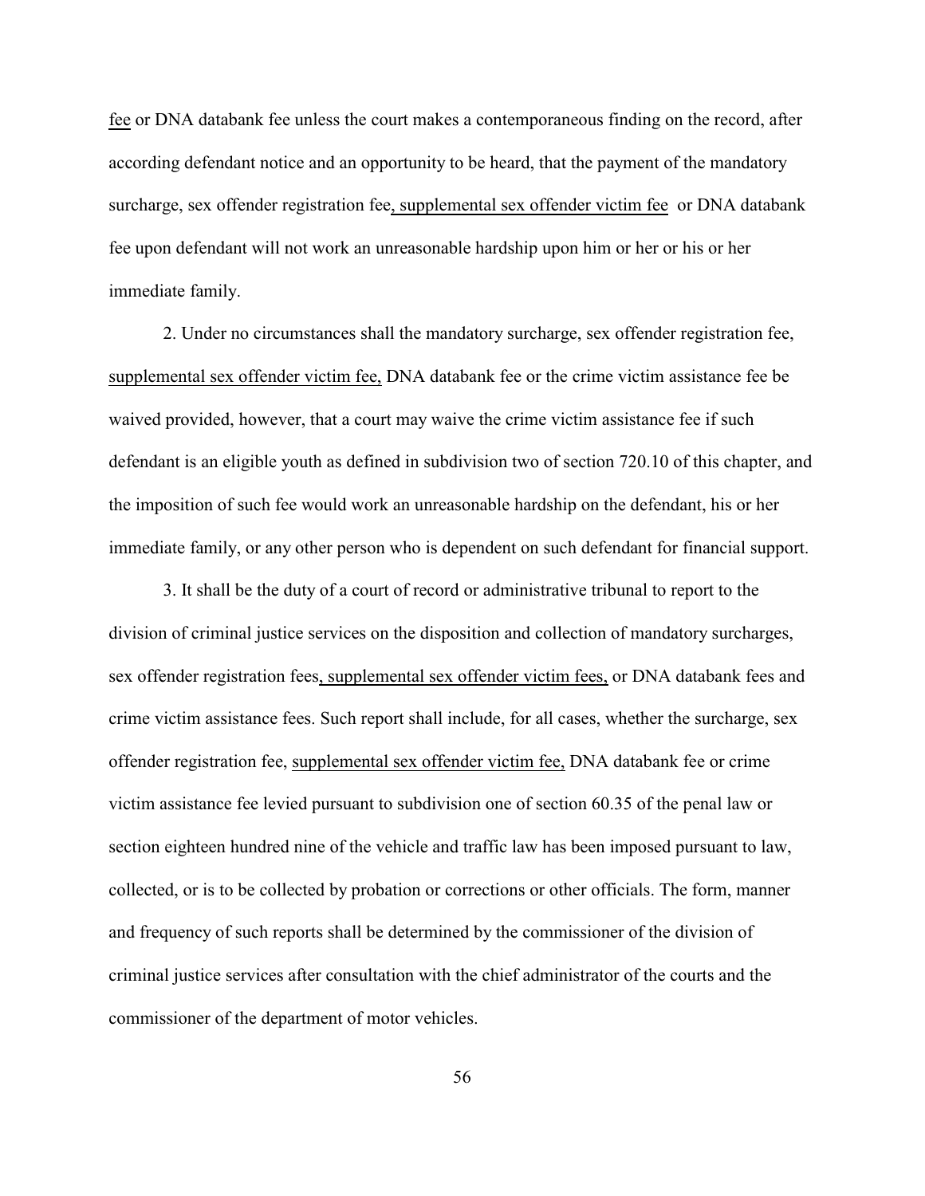fee or DNA databank fee unless the court makes a contemporaneous finding on the record, after according defendant notice and an opportunity to be heard, that the payment of the mandatory surcharge, sex offender registration fee, supplemental sex offender victim fee or DNA databank fee upon defendant will not work an unreasonable hardship upon him or her or his or her immediate family.

2. Under no circumstances shall the mandatory surcharge, sex offender registration fee, supplemental sex offender victim fee, DNA databank fee or the crime victim assistance fee be waived provided, however, that a court may waive the crime victim assistance fee if such defendant is an eligible youth as defined in subdivision two of section 720.10 of this chapter, and the imposition of such fee would work an unreasonable hardship on the defendant, his or her immediate family, or any other person who is dependent on such defendant for financial support.

3. It shall be the duty of a court of record or administrative tribunal to report to the division of criminal justice services on the disposition and collection of mandatory surcharges, sex offender registration fees, supplemental sex offender victim fees, or DNA databank fees and crime victim assistance fees. Such report shall include, for all cases, whether the surcharge, sex offender registration fee, supplemental sex offender victim fee, DNA databank fee or crime victim assistance fee levied pursuant to subdivision one of section 60.35 of the penal law or section eighteen hundred nine of the vehicle and traffic law has been imposed pursuant to law, collected, or is to be collected by probation or corrections or other officials. The form, manner and frequency of such reports shall be determined by the commissioner of the division of criminal justice services after consultation with the chief administrator of the courts and the commissioner of the department of motor vehicles.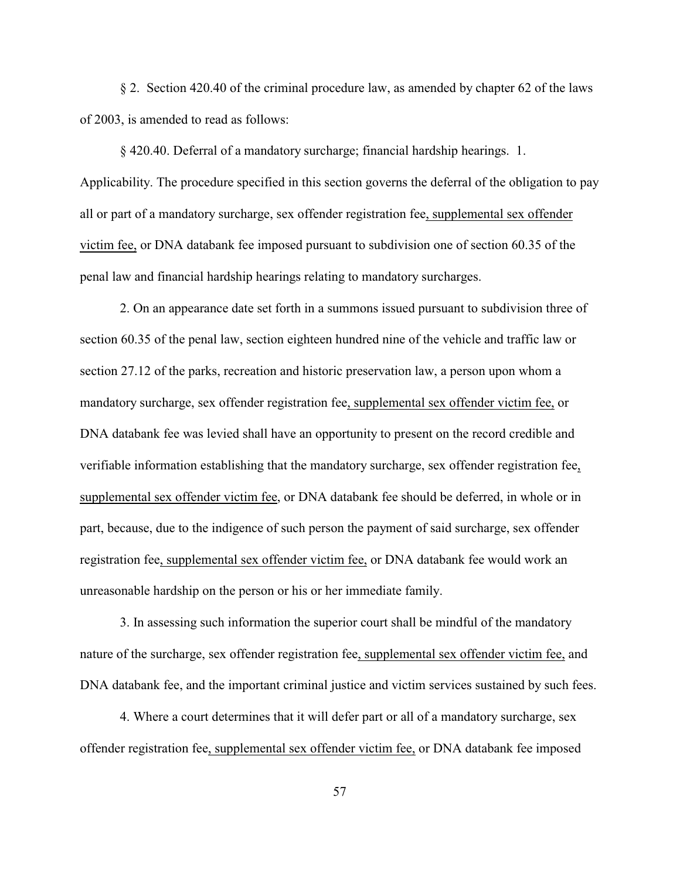§ 2. Section 420.40 of the criminal procedure law, as amended by chapter 62 of the laws of 2003, is amended to read as follows:

§ 420.40. Deferral of a mandatory surcharge; financial hardship hearings. 1. Applicability. The procedure specified in this section governs the deferral of the obligation to pay all or part of a mandatory surcharge, sex offender registration fee, supplemental sex offender victim fee, or DNA databank fee imposed pursuant to subdivision one of section 60.35 of the penal law and financial hardship hearings relating to mandatory surcharges.

2. On an appearance date set forth in a summons issued pursuant to subdivision three of section 60.35 of the penal law, section eighteen hundred nine of the vehicle and traffic law or section 27.12 of the parks, recreation and historic preservation law, a person upon whom a mandatory surcharge, sex offender registration fee, supplemental sex offender victim fee, or DNA databank fee was levied shall have an opportunity to present on the record credible and verifiable information establishing that the mandatory surcharge, sex offender registration fee, supplemental sex offender victim fee, or DNA databank fee should be deferred, in whole or in part, because, due to the indigence of such person the payment of said surcharge, sex offender registration fee, supplemental sex offender victim fee, or DNA databank fee would work an unreasonable hardship on the person or his or her immediate family.

3. In assessing such information the superior court shall be mindful of the mandatory nature of the surcharge, sex offender registration fee, supplemental sex offender victim fee, and DNA databank fee, and the important criminal justice and victim services sustained by such fees.

4. Where a court determines that it will defer part or all of a mandatory surcharge, sex offender registration fee, supplemental sex offender victim fee, or DNA databank fee imposed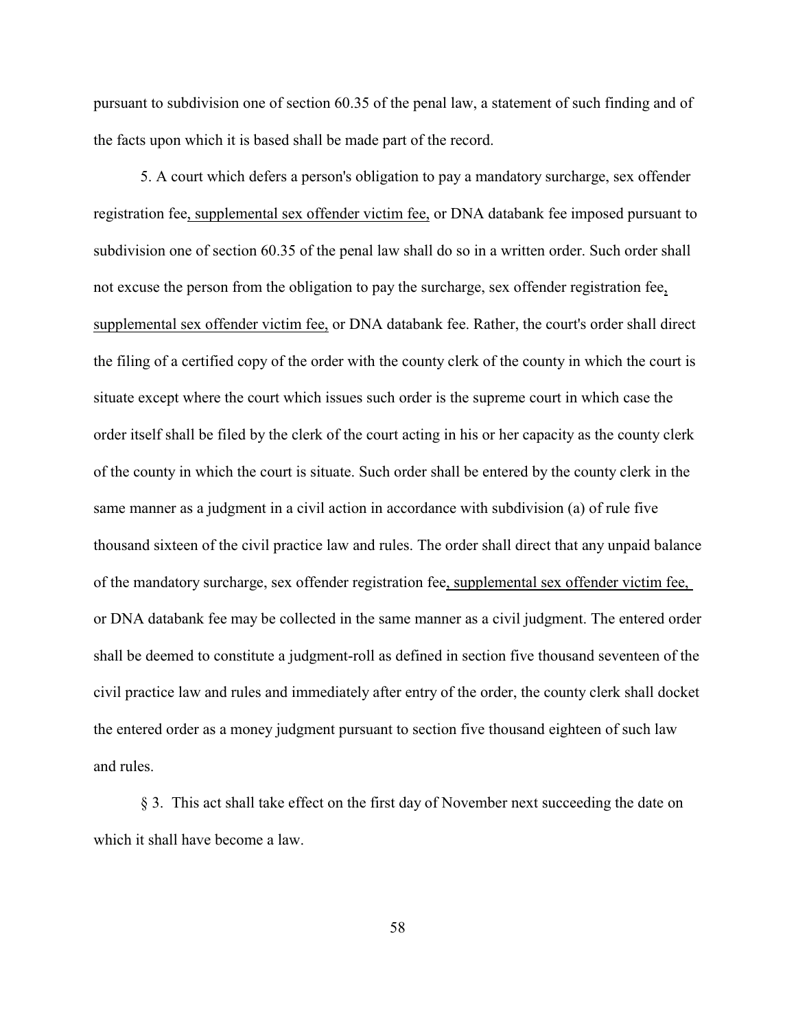pursuant to subdivision one of section 60.35 of the penal law, a statement of such finding and of the facts upon which it is based shall be made part of the record.

5. A court which defers a person's obligation to pay a mandatory surcharge, sex offender registration fee<u>, supplemental sex offender victim fee,</u> or DNA databank fee imposed pursuant to subdivision one of section 60.35 of the penal law shall do so in a written order. Such order shall not excuse the person from the obligation to pay the surcharge, sex offender registration fee<u>, supplemental sex offender victim fee,</u> or DNA databank fee. Rather, the court's order shall direct the filing of a certified copy of the order with the county clerk of the county in which the court is situate except where the court which issues such order is the supreme court in which case the order itself shall be filed by the clerk of the court acting in his or her capacity as the county clerk of the county in which the court is situate. Such order shall be entered by the county clerk in the same manner as a judgment in a civil action in accordance with subdivision (a) of rule five thousand sixteen of the civil practice law and rules. The order shall direct that any unpaid balance of the mandatory surcharge, sex offender registration fee<u>, supplemental sex offender victim fee,</u> or DNA databank fee may be collected in the same manner as a civil judgment. The entered order shall be deemed to constitute a judgment-roll as defined in section five thousand seventeen of the civil practice law and rules and immediately after entry of the order, the county clerk shall docket the entered order as a money judgment pursuant to section five thousand eighteen of such law and rules.

§ 3. This act shall take effect on the first day of November next succeeding the date on which it shall have become a law.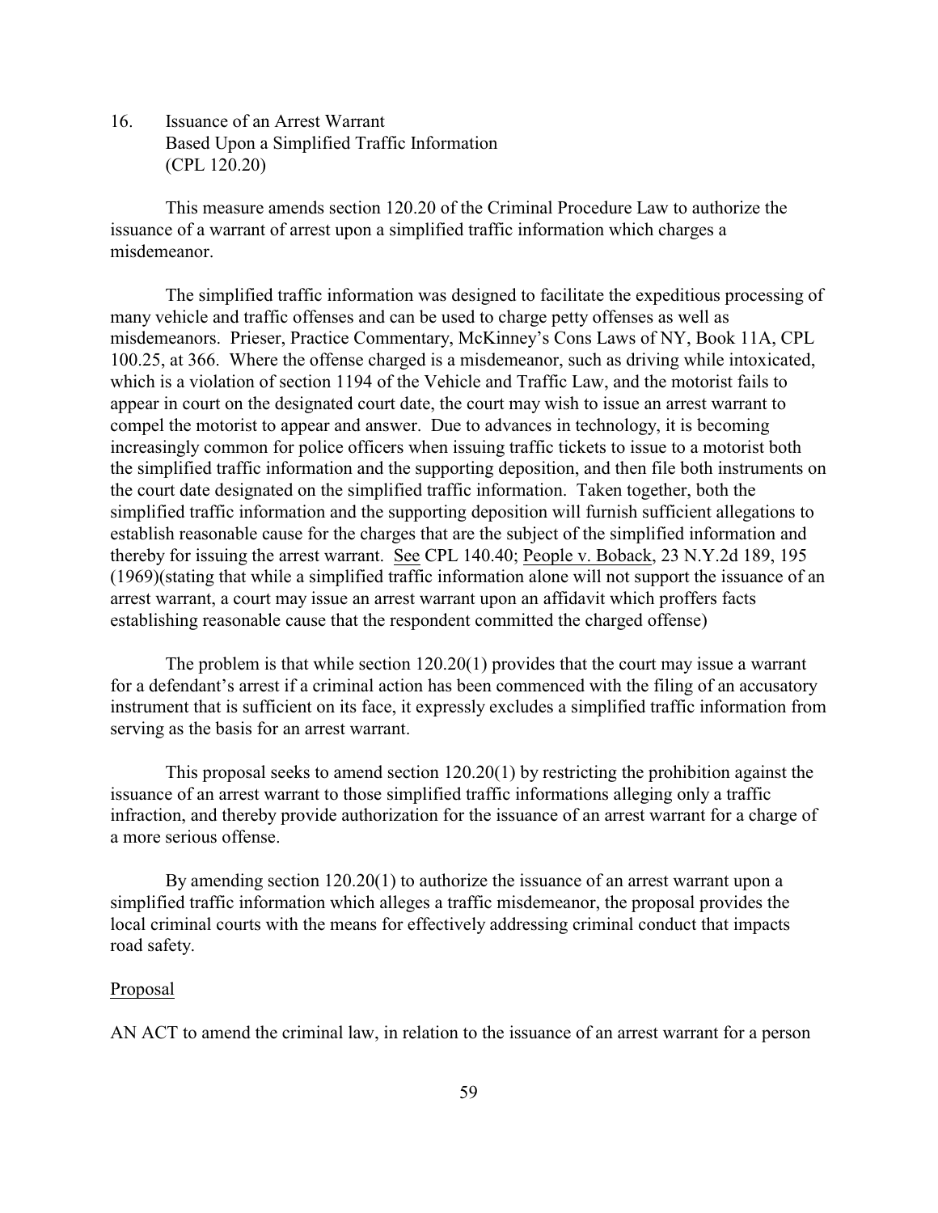16. Issuance of an Arrest Warrant
Based Upon a Simplified Traffic Information
(CPL 120.20)

This measure amends section 120.20 of the Criminal Procedure Law to authorize the issuance of a warrant of arrest upon a simplified traffic information which charges a misdemeanor.

The simplified traffic information was designed to facilitate the expeditious processing of many vehicle and traffic offenses and can be used to charge petty offenses as well as misdemeanors. Prieser, Practice Commentary, McKinney's Cons Laws of NY, Book 11A, CPL 100.25, at 366. Where the offense charged is a misdemeanor, such as driving while intoxicated, which is a violation of section 1194 of the Vehicle and Traffic Law, and the motorist fails to appear in court on the designated court date, the court may wish to issue an arrest warrant to compel the motorist to appear and answer. Due to advances in technology, it is becoming increasingly common for police officers when issuing traffic tickets to issue to a motorist both the simplified traffic information and the supporting deposition, and then file both instruments on the court date designated on the simplified traffic information. Taken together, both the simplified traffic information and the supporting deposition will furnish sufficient allegations to establish reasonable cause for the charges that are the subject of the simplified information and thereby for issuing the arrest warrant. See CPL 140.40; People v. Boback, 23 N.Y.2d 189, 195 (1969)(stating that while a simplified traffic information alone will not support the issuance of an arrest warrant, a court may issue an arrest warrant upon an affidavit which proffers facts establishing reasonable cause that the respondent committed the charged offense)

The problem is that while section 120.20(1) provides that the court may issue a warrant for a defendant's arrest if a criminal action has been commenced with the filing of an accusatory instrument that is sufficient on its face, it expressly excludes a simplified traffic information from serving as the basis for an arrest warrant.

This proposal seeks to amend section 120.20(1) by restricting the prohibition against the issuance of an arrest warrant to those simplified traffic informations alleging only a traffic infraction, and thereby provide authorization for the issuance of an arrest warrant for a charge of a more serious offense.

By amending section 120.20(1) to authorize the issuance of an arrest warrant upon a simplified traffic information which alleges a traffic misdemeanor, the proposal provides the local criminal courts with the means for effectively addressing criminal conduct that impacts road safety.

Proposal

AN ACT to amend the criminal law, in relation to the issuance of an arrest warrant for a person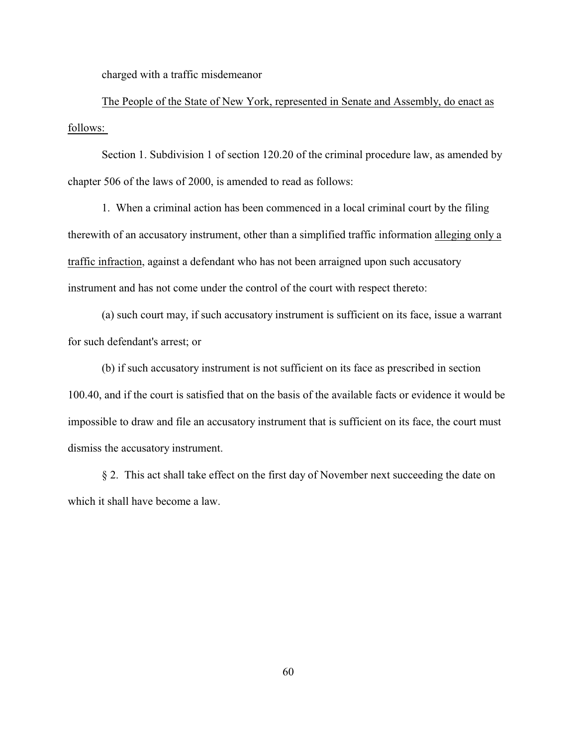charged with a traffic misdemeanor

<u>The People of the State of New York, represented in Senate and Assembly, do enact as follows:</u>

Section 1. Subdivision 1 of section 120.20 of the criminal procedure law, as amended by chapter 506 of the laws of 2000, is amended to read as follows:

1. When a criminal action has been commenced in a local criminal court by the filing therewith of an accusatory instrument, other than a simplified traffic information <u>alleging only a traffic infraction</u>, against a defendant who has not been arraigned upon such accusatory instrument and has not come under the control of the court with respect thereto:

(a) such court may, if such accusatory instrument is sufficient on its face, issue a warrant for such defendant's arrest; or

(b) if such accusatory instrument is not sufficient on its face as prescribed in section 100.40, and if the court is satisfied that on the basis of the available facts or evidence it would be impossible to draw and file an accusatory instrument that is sufficient on its face, the court must dismiss the accusatory instrument.

§ 2. This act shall take effect on the first day of November next succeeding the date on which it shall have become a law.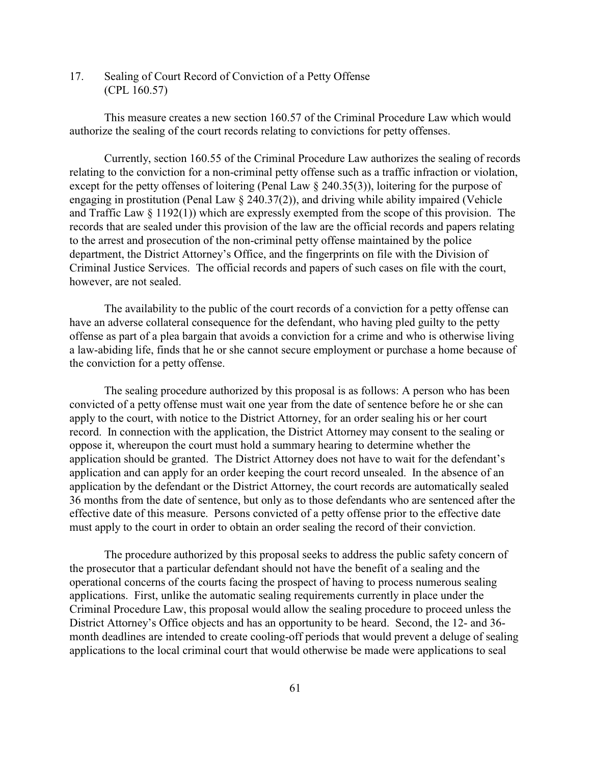## 17. Sealing of Court Record of Conviction of a Petty Offense (CPL 160.57)

This measure creates a new section 160.57 of the Criminal Procedure Law which would authorize the sealing of the court records relating to convictions for petty offenses.

Currently, section 160.55 of the Criminal Procedure Law authorizes the sealing of records relating to the conviction for a non-criminal petty offense such as a traffic infraction or violation, except for the petty offenses of loitering (Penal Law § 240.35(3)), loitering for the purpose of engaging in prostitution (Penal Law § 240.37(2)), and driving while ability impaired (Vehicle and Traffic Law § 1192(1)) which are expressly exempted from the scope of this provision. The records that are sealed under this provision of the law are the official records and papers relating to the arrest and prosecution of the non-criminal petty offense maintained by the police department, the District Attorney's Office, and the fingerprints on file with the Division of Criminal Justice Services. The official records and papers of such cases on file with the court, however, are not sealed.

The availability to the public of the court records of a conviction for a petty offense can have an adverse collateral consequence for the defendant, who having pled guilty to the petty offense as part of a plea bargain that avoids a conviction for a crime and who is otherwise living a law-abiding life, finds that he or she cannot secure employment or purchase a home because of the conviction for a petty offense.

The sealing procedure authorized by this proposal is as follows: A person who has been convicted of a petty offense must wait one year from the date of sentence before he or she can apply to the court, with notice to the District Attorney, for an order sealing his or her court record. In connection with the application, the District Attorney may consent to the sealing or oppose it, whereupon the court must hold a summary hearing to determine whether the application should be granted. The District Attorney does not have to wait for the defendant's application and can apply for an order keeping the court record unsealed. In the absence of an application by the defendant or the District Attorney, the court records are automatically sealed 36 months from the date of sentence, but only as to those defendants who are sentenced after the effective date of this measure. Persons convicted of a petty offense prior to the effective date must apply to the court in order to obtain an order sealing the record of their conviction.

The procedure authorized by this proposal seeks to address the public safety concern of the prosecutor that a particular defendant should not have the benefit of a sealing and the operational concerns of the courts facing the prospect of having to process numerous sealing applications. First, unlike the automatic sealing requirements currently in place under the Criminal Procedure Law, this proposal would allow the sealing procedure to proceed unless the District Attorney's Office objects and has an opportunity to be heard. Second, the 12- and 36-month deadlines are intended to create cooling-off periods that would prevent a deluge of sealing applications to the local criminal court that would otherwise be made were applications to seal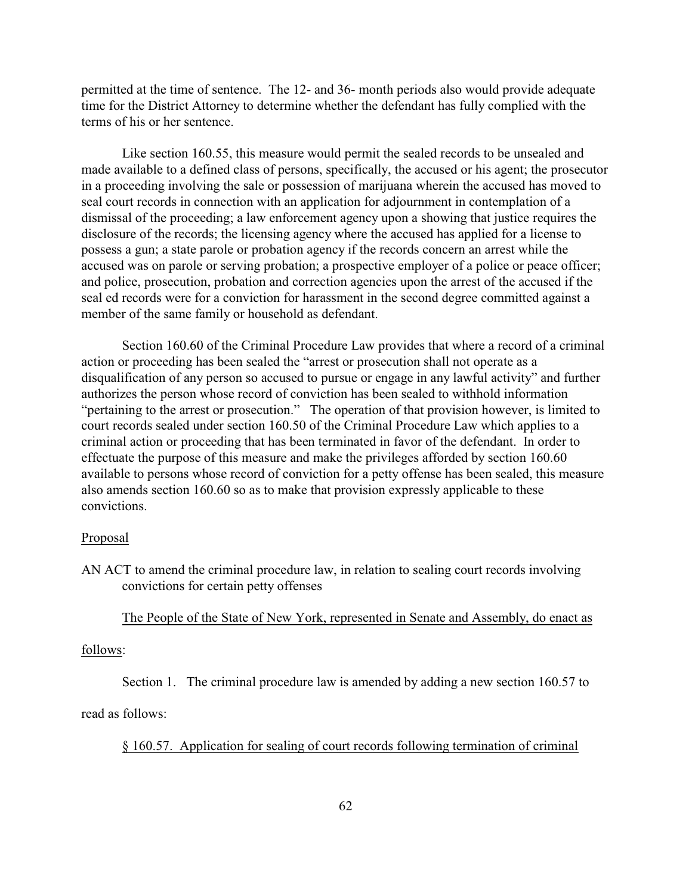permitted at the time of sentence. The 12- and 36- month periods also would provide adequate time for the District Attorney to determine whether the defendant has fully complied with the terms of his or her sentence.

Like section 160.55, this measure would permit the sealed records to be unsealed and made available to a defined class of persons, specifically, the accused or his agent; the prosecutor in a proceeding involving the sale or possession of marijuana wherein the accused has moved to seal court records in connection with an application for adjournment in contemplation of a dismissal of the proceeding; a law enforcement agency upon a showing that justice requires the disclosure of the records; the licensing agency where the accused has applied for a license to possess a gun; a state parole or probation agency if the records concern an arrest while the accused was on parole or serving probation; a prospective employer of a police or peace officer; and police, prosecution, probation and correction agencies upon the arrest of the accused if the seal ed records were for a conviction for harassment in the second degree committed against a member of the same family or household as defendant.

Section 160.60 of the Criminal Procedure Law provides that where a record of a criminal action or proceeding has been sealed the "arrest or prosecution shall not operate as a disqualification of any person so accused to pursue or engage in any lawful activity" and further authorizes the person whose record of conviction has been sealed to withhold information "pertaining to the arrest or prosecution." The operation of that provision however, is limited to court records sealed under section 160.50 of the Criminal Procedure Law which applies to a criminal action or proceeding that has been terminated in favor of the defendant. In order to effectuate the purpose of this measure and make the privileges afforded by section 160.60 available to persons whose record of conviction for a petty offense has been sealed, this measure also amends section 160.60 so as to make that provision expressly applicable to these convictions.

<u>Proposal</u>

AN ACT to amend the criminal procedure law, in relation to sealing court records involving convictions for certain petty offenses

<u>The People of the State of New York, represented in Senate and Assembly, do enact as follows</u>:

Section 1. The criminal procedure law is amended by adding a new section 160.57 to read as follows:

<u>§ 160.57. Application for sealing of court records following termination of criminal</u>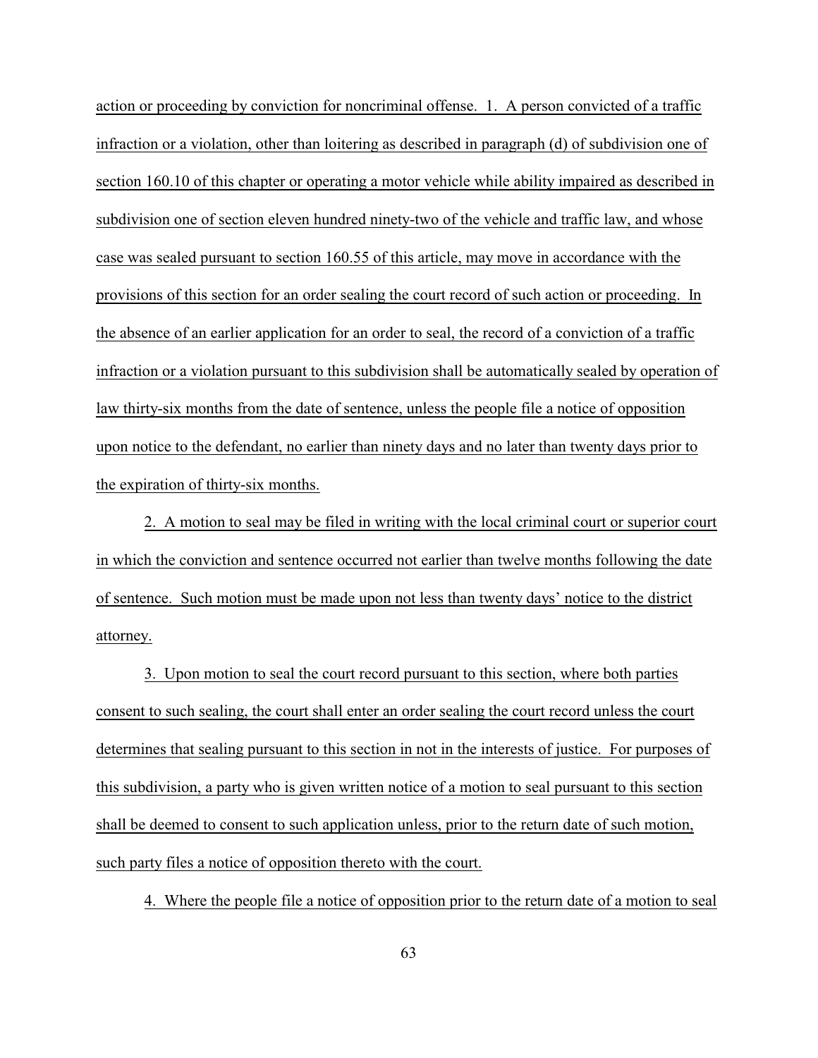action or proceeding by conviction for noncriminal offense. 1. A person convicted of a traffic infraction or a violation, other than loitering as described in paragraph (d) of subdivision one of section 160.10 of this chapter or operating a motor vehicle while ability impaired as described in subdivision one of section eleven hundred ninety-two of the vehicle and traffic law, and whose case was sealed pursuant to section 160.55 of this article, may move in accordance with the provisions of this section for an order sealing the court record of such action or proceeding. In the absence of an earlier application for an order to seal, the record of a conviction of a traffic infraction or a violation pursuant to this subdivision shall be automatically sealed by operation of law thirty-six months from the date of sentence, unless the people file a notice of opposition upon notice to the defendant, no earlier than ninety days and no later than twenty days prior to the expiration of thirty-six months.

2. A motion to seal may be filed in writing with the local criminal court or superior court in which the conviction and sentence occurred not earlier than twelve months following the date of sentence. Such motion must be made upon not less than twenty days' notice to the district attorney.

3. Upon motion to seal the court record pursuant to this section, where both parties consent to such sealing, the court shall enter an order sealing the court record unless the court determines that sealing pursuant to this section in not in the interests of justice. For purposes of this subdivision, a party who is given written notice of a motion to seal pursuant to this section shall be deemed to consent to such application unless, prior to the return date of such motion, such party files a notice of opposition thereto with the court.

4. Where the people file a notice of opposition prior to the return date of a motion to seal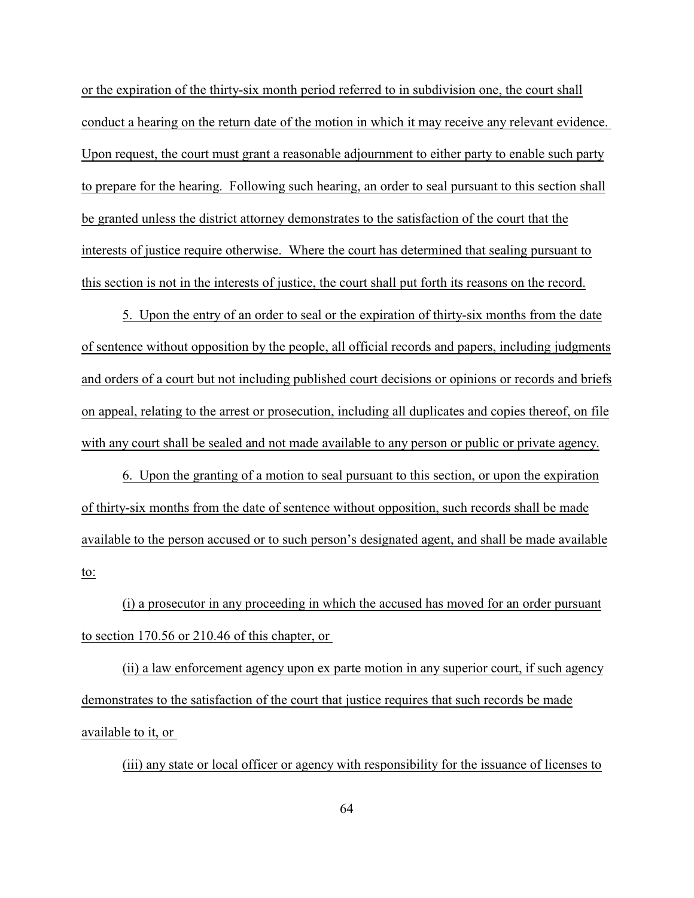or the expiration of the thirty-six month period referred to in subdivision one, the court shall conduct a hearing on the return date of the motion in which it may receive any relevant evidence. Upon request, the court must grant a reasonable adjournment to either party to enable such party to prepare for the hearing. Following such hearing, an order to seal pursuant to this section shall be granted unless the district attorney demonstrates to the satisfaction of the court that the interests of justice require otherwise. Where the court has determined that sealing pursuant to this section is not in the interests of justice, the court shall put forth its reasons on the record.

5. Upon the entry of an order to seal or the expiration of thirty-six months from the date of sentence without opposition by the people, all official records and papers, including judgments and orders of a court but not including published court decisions or opinions or records and briefs on appeal, relating to the arrest or prosecution, including all duplicates and copies thereof, on file with any court shall be sealed and not made available to any person or public or private agency.

6. Upon the granting of a motion to seal pursuant to this section, or upon the expiration of thirty-six months from the date of sentence without opposition, such records shall be made available to the person accused or to such person's designated agent, and shall be made available to:

(i) a prosecutor in any proceeding in which the accused has moved for an order pursuant to section 170.56 or 210.46 of this chapter, or

(ii) a law enforcement agency upon ex parte motion in any superior court, if such agency demonstrates to the satisfaction of the court that justice requires that such records be made available to it, or

(iii) any state or local officer or agency with responsibility for the issuance of licenses to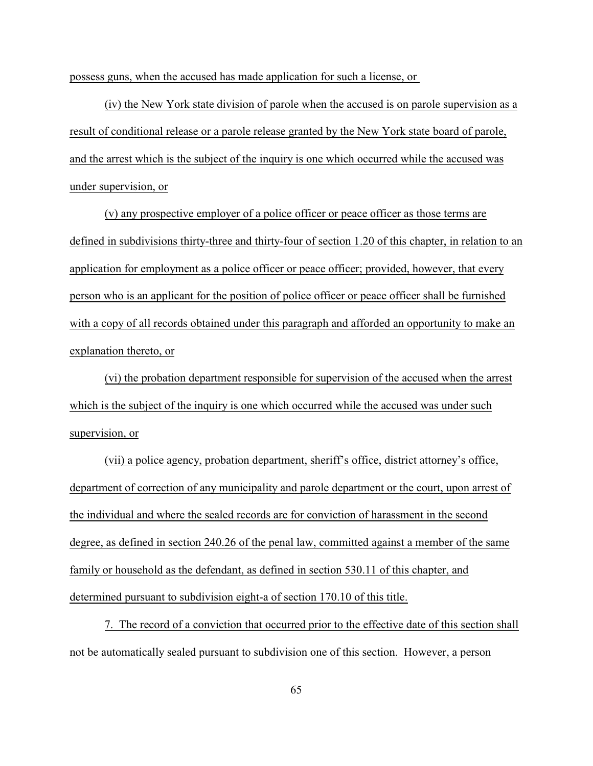possess guns, when the accused has made application for such a license, or

(iv) the New York state division of parole when the accused is on parole supervision as a result of conditional release or a parole release granted by the New York state board of parole, and the arrest which is the subject of the inquiry is one which occurred while the accused was under supervision, or

(v) any prospective employer of a police officer or peace officer as those terms are defined in subdivisions thirty-three and thirty-four of section 1.20 of this chapter, in relation to an application for employment as a police officer or peace officer; provided, however, that every person who is an applicant for the position of police officer or peace officer shall be furnished with a copy of all records obtained under this paragraph and afforded an opportunity to make an explanation thereto, or

(vi) the probation department responsible for supervision of the accused when the arrest which is the subject of the inquiry is one which occurred while the accused was under such supervision, or

(vii) a police agency, probation department, sheriff's office, district attorney's office, department of correction of any municipality and parole department or the court, upon arrest of the individual and where the sealed records are for conviction of harassment in the second degree, as defined in section 240.26 of the penal law, committed against a member of the same family or household as the defendant, as defined in section 530.11 of this chapter, and determined pursuant to subdivision eight-a of section 170.10 of this title.

7. The record of a conviction that occurred prior to the effective date of this section shall not be automatically sealed pursuant to subdivision one of this section. However, a person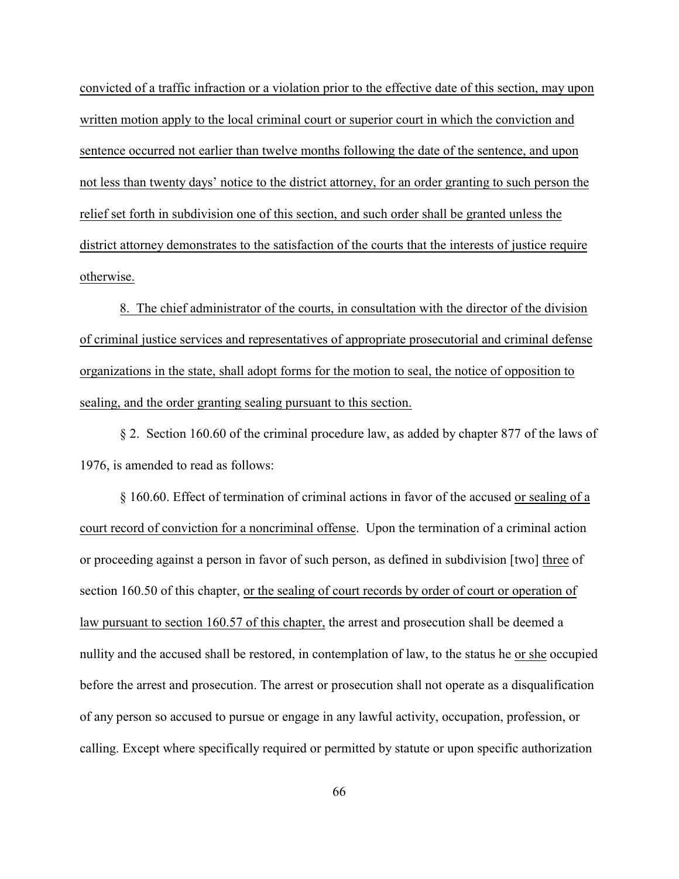convicted of a traffic infraction or a violation prior to the effective date of this section, may upon written motion apply to the local criminal court or superior court in which the conviction and sentence occurred not earlier than twelve months following the date of the sentence, and upon not less than twenty days' notice to the district attorney, for an order granting to such person the relief set forth in subdivision one of this section, and such order shall be granted unless the district attorney demonstrates to the satisfaction of the courts that the interests of justice require otherwise.

8. The chief administrator of the courts, in consultation with the director of the division of criminal justice services and representatives of appropriate prosecutorial and criminal defense organizations in the state, shall adopt forms for the motion to seal, the notice of opposition to sealing, and the order granting sealing pursuant to this section.

§ 2. Section 160.60 of the criminal procedure law, as added by chapter 877 of the laws of 1976, is amended to read as follows:

§ 160.60. Effect of termination of criminal actions in favor of the accused or sealing of a court record of conviction for a noncriminal offense. Upon the termination of a criminal action or proceeding against a person in favor of such person, as defined in subdivision [two] three of section 160.50 of this chapter, or the sealing of court records by order of court or operation of law pursuant to section 160.57 of this chapter, the arrest and prosecution shall be deemed a nullity and the accused shall be restored, in contemplation of law, to the status he or she occupied before the arrest and prosecution. The arrest or prosecution shall not operate as a disqualification of any person so accused to pursue or engage in any lawful activity, occupation, profession, or calling. Except where specifically required or permitted by statute or upon specific authorization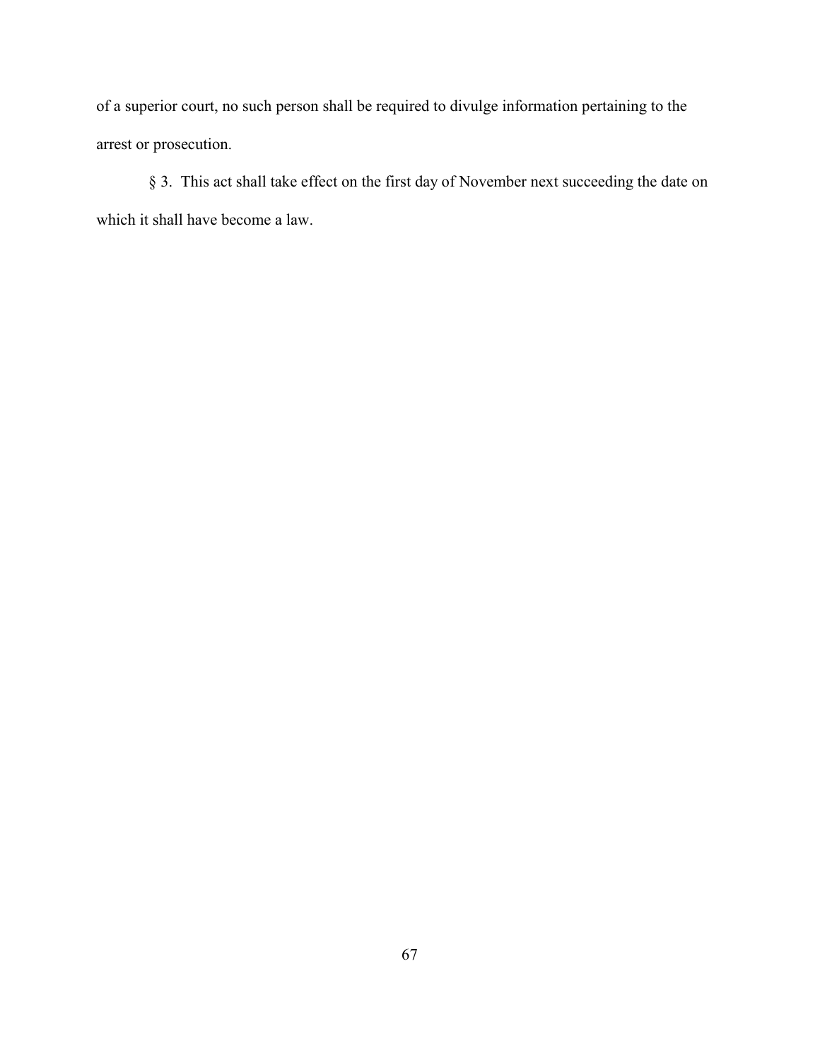of a superior court, no such person shall be required to divulge information pertaining to the arrest or prosecution.

§ 3. This act shall take effect on the first day of November next succeeding the date on which it shall have become a law.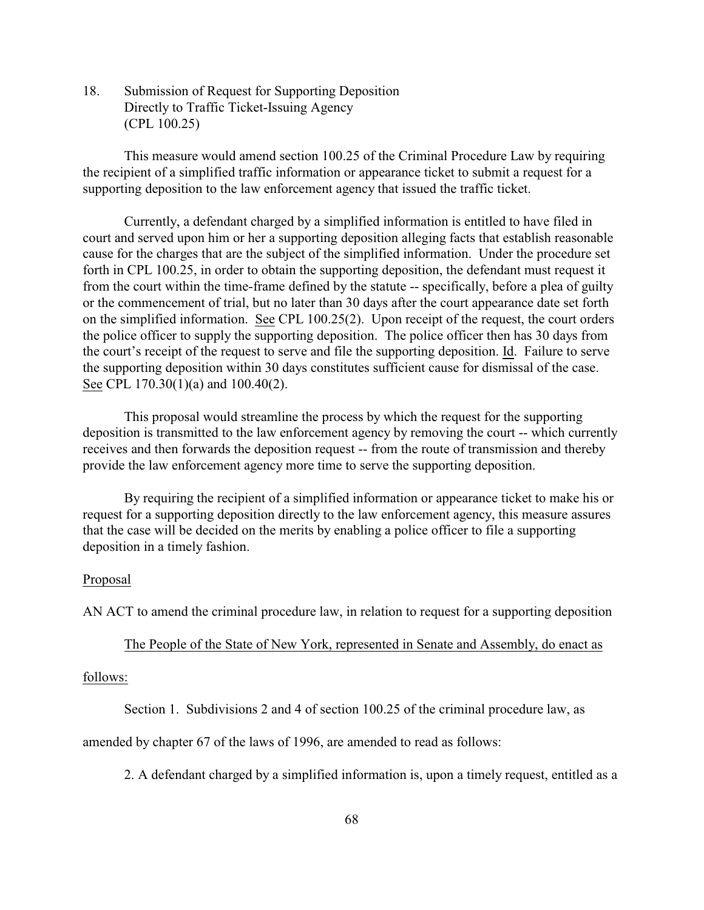18. Submission of Request for Supporting Deposition Directly to Traffic Ticket-Issuing Agency (CPL 100.25)

This measure would amend section 100.25 of the Criminal Procedure Law by requiring the recipient of a simplified traffic information or appearance ticket to submit a request for a supporting deposition to the law enforcement agency that issued the traffic ticket.

Currently, a defendant charged by a simplified information is entitled to have filed in court and served upon him or her a supporting deposition alleging facts that establish reasonable cause for the charges that are the subject of the simplified information. Under the procedure set forth in CPL 100.25, in order to obtain the supporting deposition, the defendant must request it from the court within the time-frame defined by the statute -- specifically, before a plea of guilty or the commencement of trial, but no later than 30 days after the court appearance date set forth on the simplified information. See CPL 100.25(2). Upon receipt of the request, the court orders the police officer to supply the supporting deposition. The police officer then has 30 days from the court's receipt of the request to serve and file the supporting deposition. Id. Failure to serve the supporting deposition within 30 days constitutes sufficient cause for dismissal of the case. See CPL 170.30(1)(a) and 100.40(2).

This proposal would streamline the process by which the request for the supporting deposition is transmitted to the law enforcement agency by removing the court -- which currently receives and then forwards the deposition request -- from the route of transmission and thereby provide the law enforcement agency more time to serve the supporting deposition.

By requiring the recipient of a simplified information or appearance ticket to make his or request for a supporting deposition directly to the law enforcement agency, this measure assures that the case will be decided on the merits by enabling a police officer to file a supporting deposition in a timely fashion.

Proposal

AN ACT to amend the criminal procedure law, in relation to request for a supporting deposition

The People of the State of New York, represented in Senate and Assembly, do enact as follows:

Section 1. Subdivisions 2 and 4 of section 100.25 of the criminal procedure law, as amended by chapter 67 of the laws of 1996, are amended to read as follows:

2. A defendant charged by a simplified information is, upon a timely request, entitled as a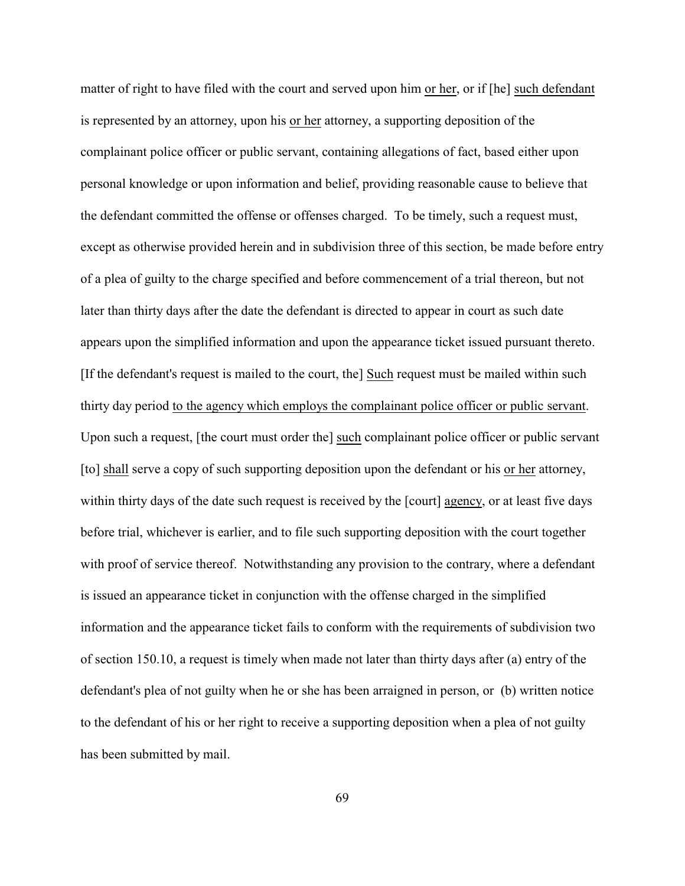matter of right to have filed with the court and served upon him <u>or her</u>, or if [he] <u>such defendant</u> is represented by an attorney, upon his <u>or her</u> attorney, a supporting deposition of the complainant police officer or public servant, containing allegations of fact, based either upon personal knowledge or upon information and belief, providing reasonable cause to believe that the defendant committed the offense or offenses charged. To be timely, such a request must, except as otherwise provided herein and in subdivision three of this section, be made before entry of a plea of guilty to the charge specified and before commencement of a trial thereon, but not later than thirty days after the date the defendant is directed to appear in court as such date appears upon the simplified information and upon the appearance ticket issued pursuant thereto. [If the defendant's request is mailed to the court, the] <u>Such</u> request must be mailed within such thirty day period <u>to the agency which employs the complainant police officer or public servant</u>. Upon such a request, [the court must order the] <u>such</u> complainant police officer or public servant [to] <u>shall</u> serve a copy of such supporting deposition upon the defendant or his <u>or her</u> attorney, within thirty days of the date such request is received by the [court] <u>agency</u>, or at least five days before trial, whichever is earlier, and to file such supporting deposition with the court together with proof of service thereof. Notwithstanding any provision to the contrary, where a defendant is issued an appearance ticket in conjunction with the offense charged in the simplified information and the appearance ticket fails to conform with the requirements of subdivision two of section 150.10, a request is timely when made not later than thirty days after (a) entry of the defendant's plea of not guilty when he or she has been arraigned in person, or (b) written notice to the defendant of his or her right to receive a supporting deposition when a plea of not guilty has been submitted by mail.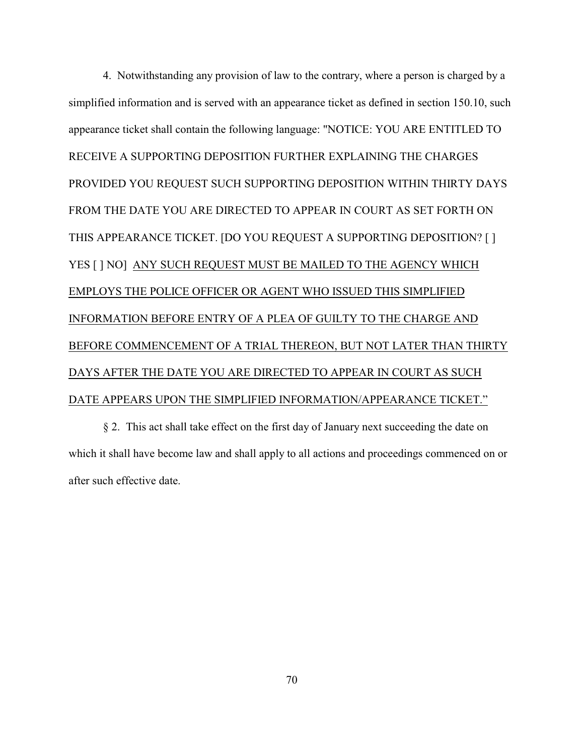4. Notwithstanding any provision of law to the contrary, where a person is charged by a simplified information and is served with an appearance ticket as defined in section 150.10, such appearance ticket shall contain the following language: "NOTICE: YOU ARE ENTITLED TO RECEIVE A SUPPORTING DEPOSITION FURTHER EXPLAINING THE CHARGES PROVIDED YOU REQUEST SUCH SUPPORTING DEPOSITION WITHIN THIRTY DAYS FROM THE DATE YOU ARE DIRECTED TO APPEAR IN COURT AS SET FORTH ON THIS APPEARANCE TICKET. [DO YOU REQUEST A SUPPORTING DEPOSITION? [ ] YES [ ] NO] <u>ANY SUCH REQUEST MUST BE MAILED TO THE AGENCY WHICH EMPLOYS THE POLICE OFFICER OR AGENT WHO ISSUED THIS SIMPLIFIED INFORMATION BEFORE ENTRY OF A PLEA OF GUILTY TO THE CHARGE AND BEFORE COMMENCEMENT OF A TRIAL THEREON, BUT NOT LATER THAN THIRTY DAYS AFTER THE DATE YOU ARE DIRECTED TO APPEAR IN COURT AS SUCH DATE APPEARS UPON THE SIMPLIFIED INFORMATION/APPEARANCE TICKET.</u>"

§ 2. This act shall take effect on the first day of January next succeeding the date on which it shall have become law and shall apply to all actions and proceedings commenced on or after such effective date.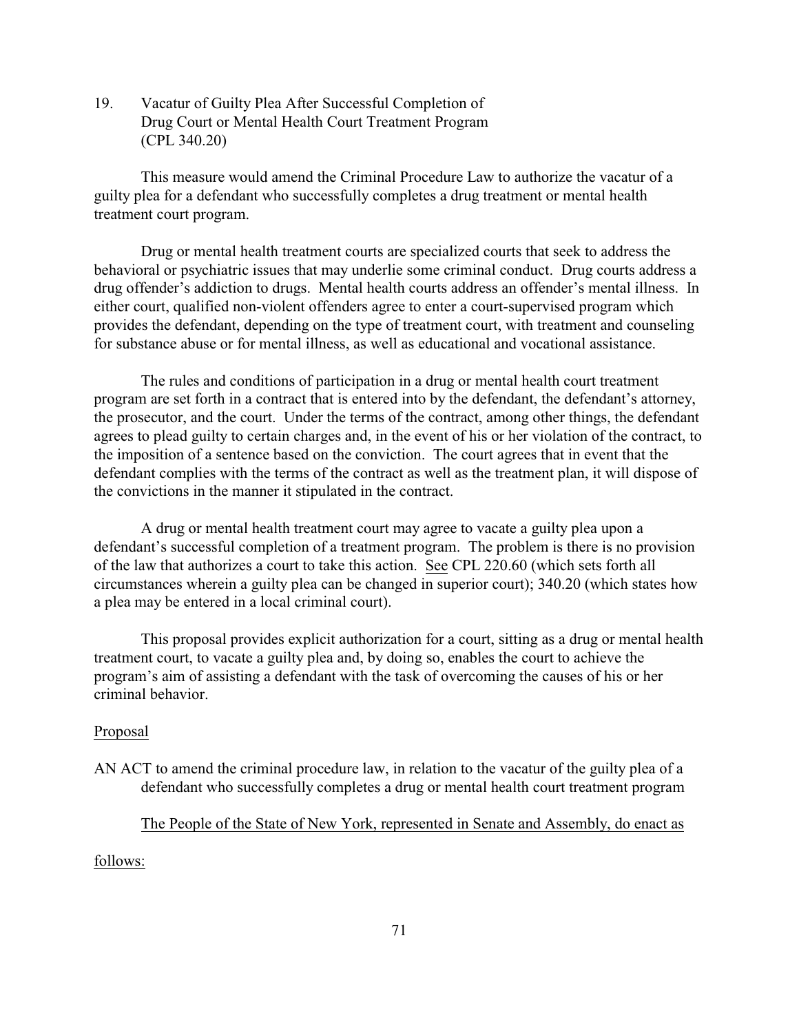19. Vacatur of Guilty Plea After Successful Completion of Drug Court or Mental Health Court Treatment Program (CPL 340.20)

This measure would amend the Criminal Procedure Law to authorize the vacatur of a guilty plea for a defendant who successfully completes a drug treatment or mental health treatment court program.

Drug or mental health treatment courts are specialized courts that seek to address the behavioral or psychiatric issues that may underlie some criminal conduct. Drug courts address a drug offender's addiction to drugs. Mental health courts address an offender's mental illness. In either court, qualified non-violent offenders agree to enter a court-supervised program which provides the defendant, depending on the type of treatment court, with treatment and counseling for substance abuse or for mental illness, as well as educational and vocational assistance.

The rules and conditions of participation in a drug or mental health court treatment program are set forth in a contract that is entered into by the defendant, the defendant's attorney, the prosecutor, and the court. Under the terms of the contract, among other things, the defendant agrees to plead guilty to certain charges and, in the event of his or her violation of the contract, to the imposition of a sentence based on the conviction. The court agrees that in event that the defendant complies with the terms of the contract as well as the treatment plan, it will dispose of the convictions in the manner it stipulated in the contract.

A drug or mental health treatment court may agree to vacate a guilty plea upon a defendant's successful completion of a treatment program. The problem is there is no provision of the law that authorizes a court to take this action. <u>See</u> CPL 220.60 (which sets forth all circumstances wherein a guilty plea can be changed in superior court); 340.20 (which states how a plea may be entered in a local criminal court).

This proposal provides explicit authorization for a court, sitting as a drug or mental health treatment court, to vacate a guilty plea and, by doing so, enables the court to achieve the program's aim of assisting a defendant with the task of overcoming the causes of his or her criminal behavior.

<u>Proposal</u>

AN ACT to amend the criminal procedure law, in relation to the vacatur of the guilty plea of a defendant who successfully completes a drug or mental health court treatment program

<u>The People of the State of New York, represented in Senate and Assembly, do enact as follows:</u>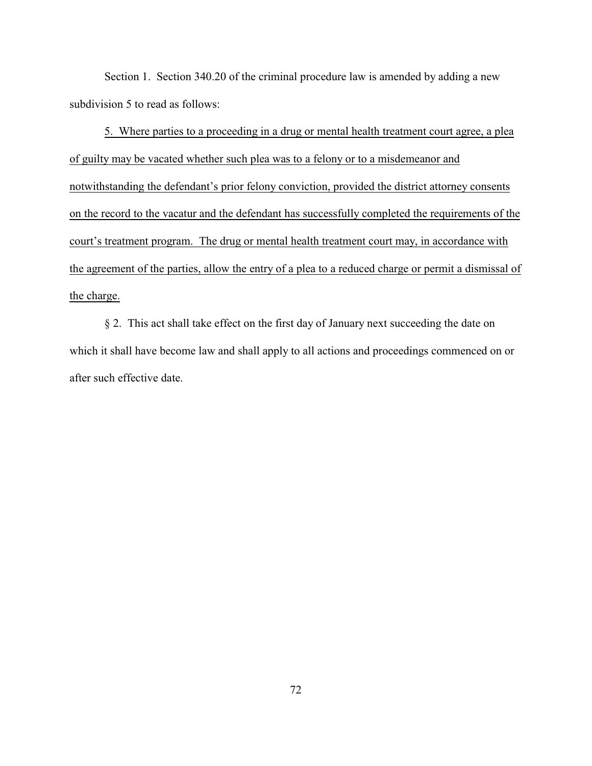Section 1. Section 340.20 of the criminal procedure law is amended by adding a new subdivision 5 to read as follows:

<u>5. Where parties to a proceeding in a drug or mental health treatment court agree, a plea of guilty may be vacated whether such plea was to a felony or to a misdemeanor and notwithstanding the defendant's prior felony conviction, provided the district attorney consents on the record to the vacatur and the defendant has successfully completed the requirements of the court's treatment program. The drug or mental health treatment court may, in accordance with the agreement of the parties, allow the entry of a plea to a reduced charge or permit a dismissal of the charge.</u>

§ 2. This act shall take effect on the first day of January next succeeding the date on which it shall have become law and shall apply to all actions and proceedings commenced on or after such effective date.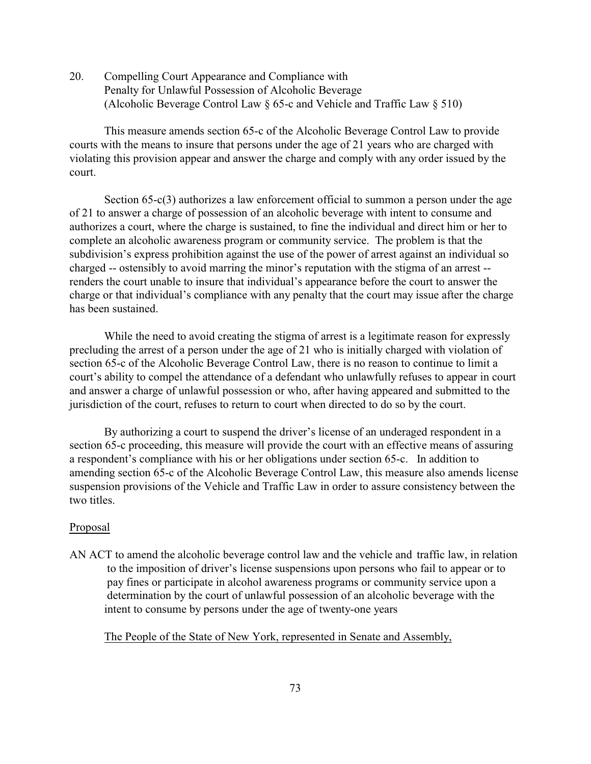## 20. Compelling Court Appearance and Compliance with Penalty for Unlawful Possession of Alcoholic Beverage (Alcoholic Beverage Control Law § 65-c and Vehicle and Traffic Law § 510)

This measure amends section 65-c of the Alcoholic Beverage Control Law to provide courts with the means to insure that persons under the age of 21 years who are charged with violating this provision appear and answer the charge and comply with any order issued by the court.

Section 65-c(3) authorizes a law enforcement official to summon a person under the age of 21 to answer a charge of possession of an alcoholic beverage with intent to consume and authorizes a court, where the charge is sustained, to fine the individual and direct him or her to complete an alcoholic awareness program or community service. The problem is that the subdivision's express prohibition against the use of the power of arrest against an individual so charged -- ostensibly to avoid marring the minor's reputation with the stigma of an arrest -- renders the court unable to insure that individual's appearance before the court to answer the charge or that individual's compliance with any penalty that the court may issue after the charge has been sustained.

While the need to avoid creating the stigma of arrest is a legitimate reason for expressly precluding the arrest of a person under the age of 21 who is initially charged with violation of section 65-c of the Alcoholic Beverage Control Law, there is no reason to continue to limit a court's ability to compel the attendance of a defendant who unlawfully refuses to appear in court and answer a charge of unlawful possession or who, after having appeared and submitted to the jurisdiction of the court, refuses to return to court when directed to do so by the court.

By authorizing a court to suspend the driver's license of an underaged respondent in a section 65-c proceeding, this measure will provide the court with an effective means of assuring a respondent's compliance with his or her obligations under section 65-c. In addition to amending section 65-c of the Alcoholic Beverage Control Law, this measure also amends license suspension provisions of the Vehicle and Traffic Law in order to assure consistency between the two titles.

<u>Proposal</u>

AN ACT to amend the alcoholic beverage control law and the vehicle and traffic law, in relation to the imposition of driver's license suspensions upon persons who fail to appear or to pay fines or participate in alcohol awareness programs or community service upon a determination by the court of unlawful possession of an alcoholic beverage with the intent to consume by persons under the age of twenty-one years

<u>The People of the State of New York, represented in Senate and Assembly,</u>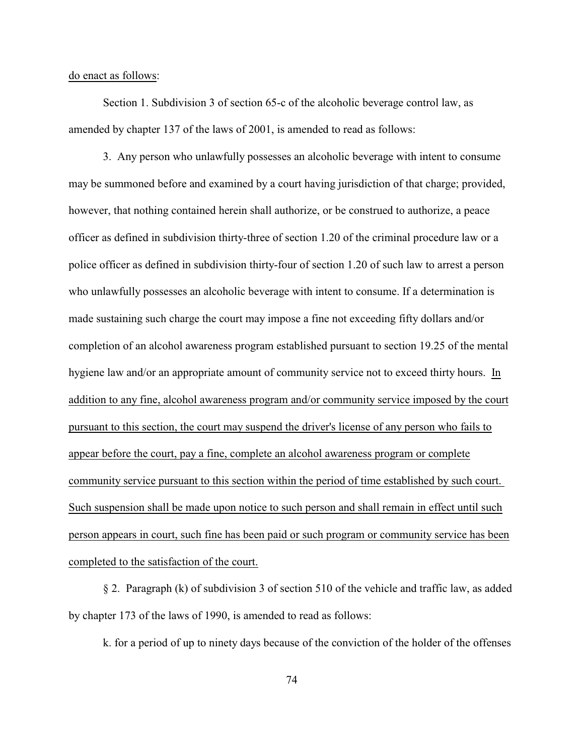do enact as follows:

Section 1. Subdivision 3 of section 65-c of the alcoholic beverage control law, as amended by chapter 137 of the laws of 2001, is amended to read as follows:

3. Any person who unlawfully possesses an alcoholic beverage with intent to consume may be summoned before and examined by a court having jurisdiction of that charge; provided, however, that nothing contained herein shall authorize, or be construed to authorize, a peace officer as defined in subdivision thirty-three of section 1.20 of the criminal procedure law or a police officer as defined in subdivision thirty-four of section 1.20 of such law to arrest a person who unlawfully possesses an alcoholic beverage with intent to consume. If a determination is made sustaining such charge the court may impose a fine not exceeding fifty dollars and/or completion of an alcohol awareness program established pursuant to section 19.25 of the mental hygiene law and/or an appropriate amount of community service not to exceed thirty hours. In addition to any fine, alcohol awareness program and/or community service imposed by the court pursuant to this section, the court may suspend the driver's license of any person who fails to appear before the court, pay a fine, complete an alcohol awareness program or complete community service pursuant to this section within the period of time established by such court. Such suspension shall be made upon notice to such person and shall remain in effect until such person appears in court, such fine has been paid or such program or community service has been completed to the satisfaction of the court.

§ 2. Paragraph (k) of subdivision 3 of section 510 of the vehicle and traffic law, as added by chapter 173 of the laws of 1990, is amended to read as follows:

k. for a period of up to ninety days because of the conviction of the holder of the offenses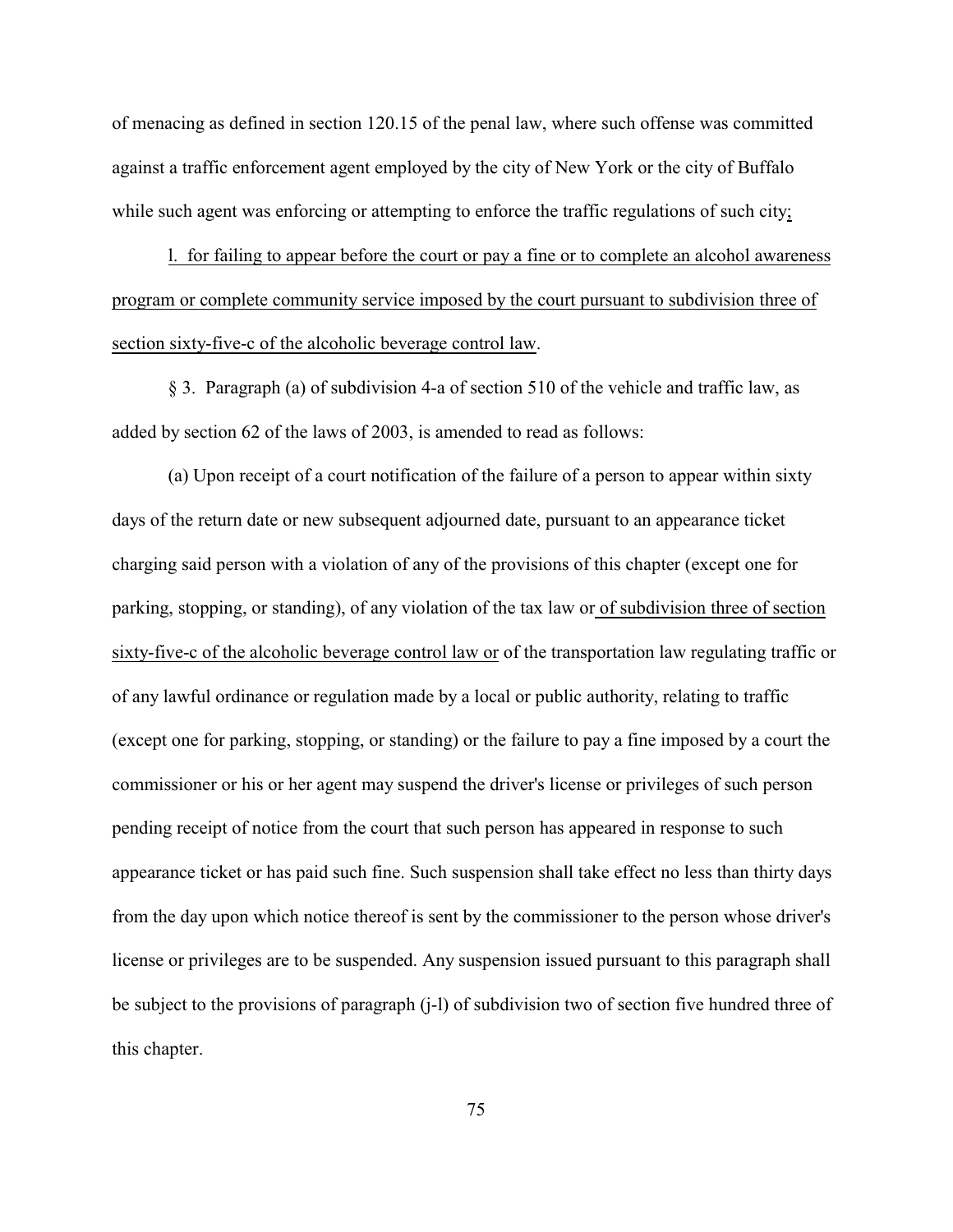of menacing as defined in section 120.15 of the penal law, where such offense was committed against a traffic enforcement agent employed by the city of New York or the city of Buffalo while such agent was enforcing or attempting to enforce the traffic regulations of such city<u>;</u>

<u>l. for failing to appear before the court or pay a fine or to complete an alcohol awareness program or complete community service imposed by the court pursuant to subdivision three of section sixty-five-c of the alcoholic beverage control law</u>.

§ 3. Paragraph (a) of subdivision 4-a of section 510 of the vehicle and traffic law, as added by section 62 of the laws of 2003, is amended to read as follows:

(a) Upon receipt of a court notification of the failure of a person to appear within sixty days of the return date or new subsequent adjourned date, pursuant to an appearance ticket charging said person with a violation of any of the provisions of this chapter (except one for parking, stopping, or standing), of any violation of the tax law or <u>of subdivision three of section sixty-five-c of the alcoholic beverage control law or</u> of the transportation law regulating traffic or of any lawful ordinance or regulation made by a local or public authority, relating to traffic (except one for parking, stopping, or standing) or the failure to pay a fine imposed by a court the commissioner or his or her agent may suspend the driver's license or privileges of such person pending receipt of notice from the court that such person has appeared in response to such appearance ticket or has paid such fine. Such suspension shall take effect no less than thirty days from the day upon which notice thereof is sent by the commissioner to the person whose driver's license or privileges are to be suspended. Any suspension issued pursuant to this paragraph shall be subject to the provisions of paragraph (j-l) of subdivision two of section five hundred three of this chapter.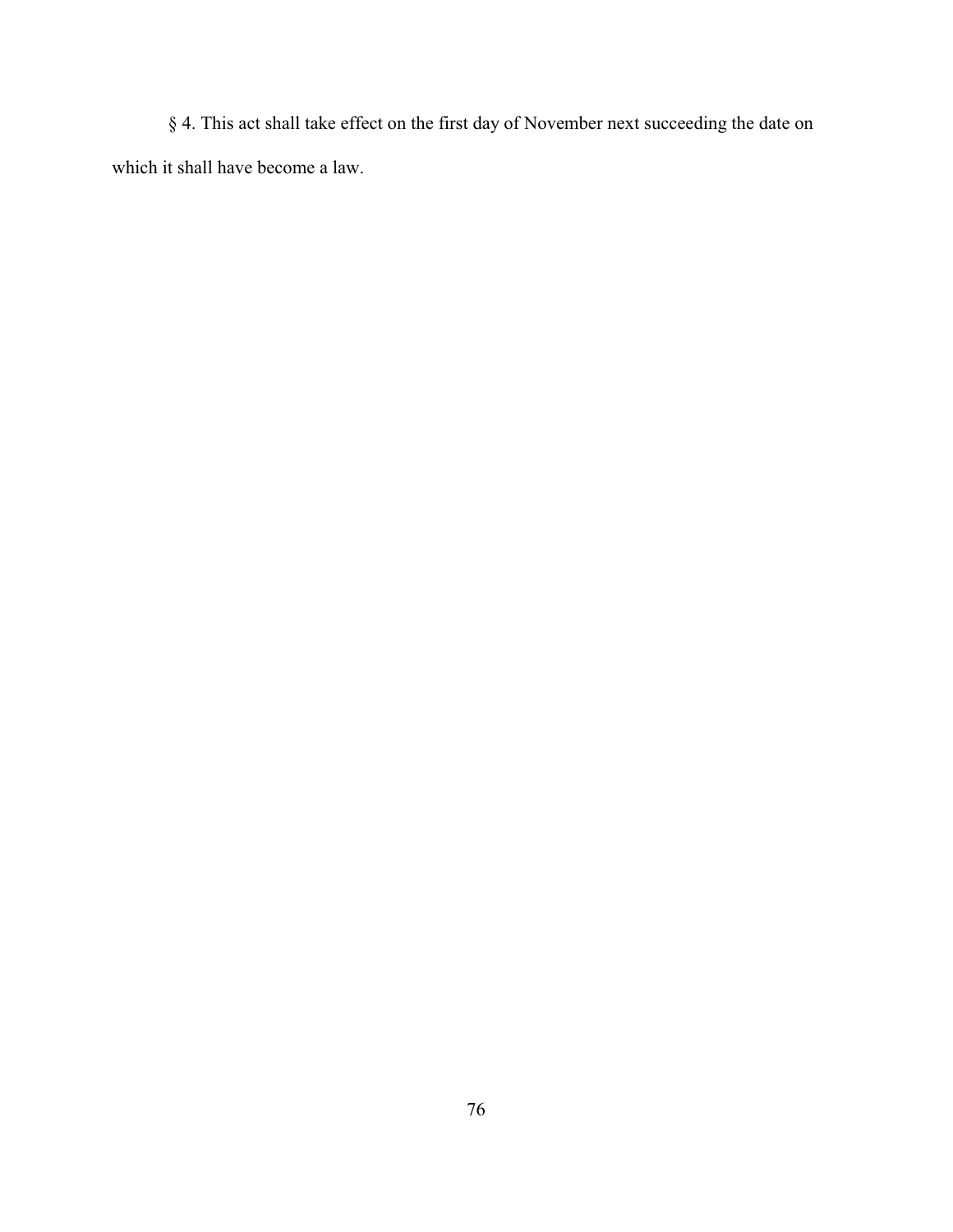§ 4. This act shall take effect on the first day of November next succeeding the date on which it shall have become a law.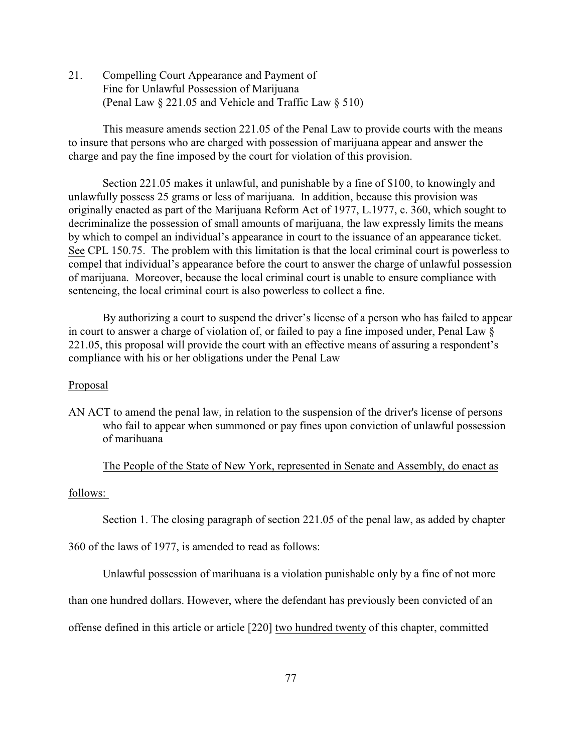21. Compelling Court Appearance and Payment of Fine for Unlawful Possession of Marijuana (Penal Law § 221.05 and Vehicle and Traffic Law § 510)

This measure amends section 221.05 of the Penal Law to provide courts with the means to insure that persons who are charged with possession of marijuana appear and answer the charge and pay the fine imposed by the court for violation of this provision.

Section 221.05 makes it unlawful, and punishable by a fine of $100, to knowingly and unlawfully possess 25 grams or less of marijuana. In addition, because this provision was originally enacted as part of the Marijuana Reform Act of 1977, L.1977, c. 360, which sought to decriminalize the possession of small amounts of marijuana, the law expressly limits the means by which to compel an individual's appearance in court to the issuance of an appearance ticket. See CPL 150.75. The problem with this limitation is that the local criminal court is powerless to compel that individual's appearance before the court to answer the charge of unlawful possession of marijuana. Moreover, because the local criminal court is unable to ensure compliance with sentencing, the local criminal court is also powerless to collect a fine.

By authorizing a court to suspend the driver's license of a person who has failed to appear in court to answer a charge of violation of, or failed to pay a fine imposed under, Penal Law § 221.05, this proposal will provide the court with an effective means of assuring a respondent's compliance with his or her obligations under the Penal Law

Proposal

AN ACT to amend the penal law, in relation to the suspension of the driver's license of persons who fail to appear when summoned or pay fines upon conviction of unlawful possession of marihuana

The People of the State of New York, represented in Senate and Assembly, do enact as follows:

Section 1. The closing paragraph of section 221.05 of the penal law, as added by chapter 360 of the laws of 1977, is amended to read as follows:

Unlawful possession of marihuana is a violation punishable only by a fine of not more than one hundred dollars. However, where the defendant has previously been convicted of an offense defined in this article or article [220] two hundred twenty of this chapter, committed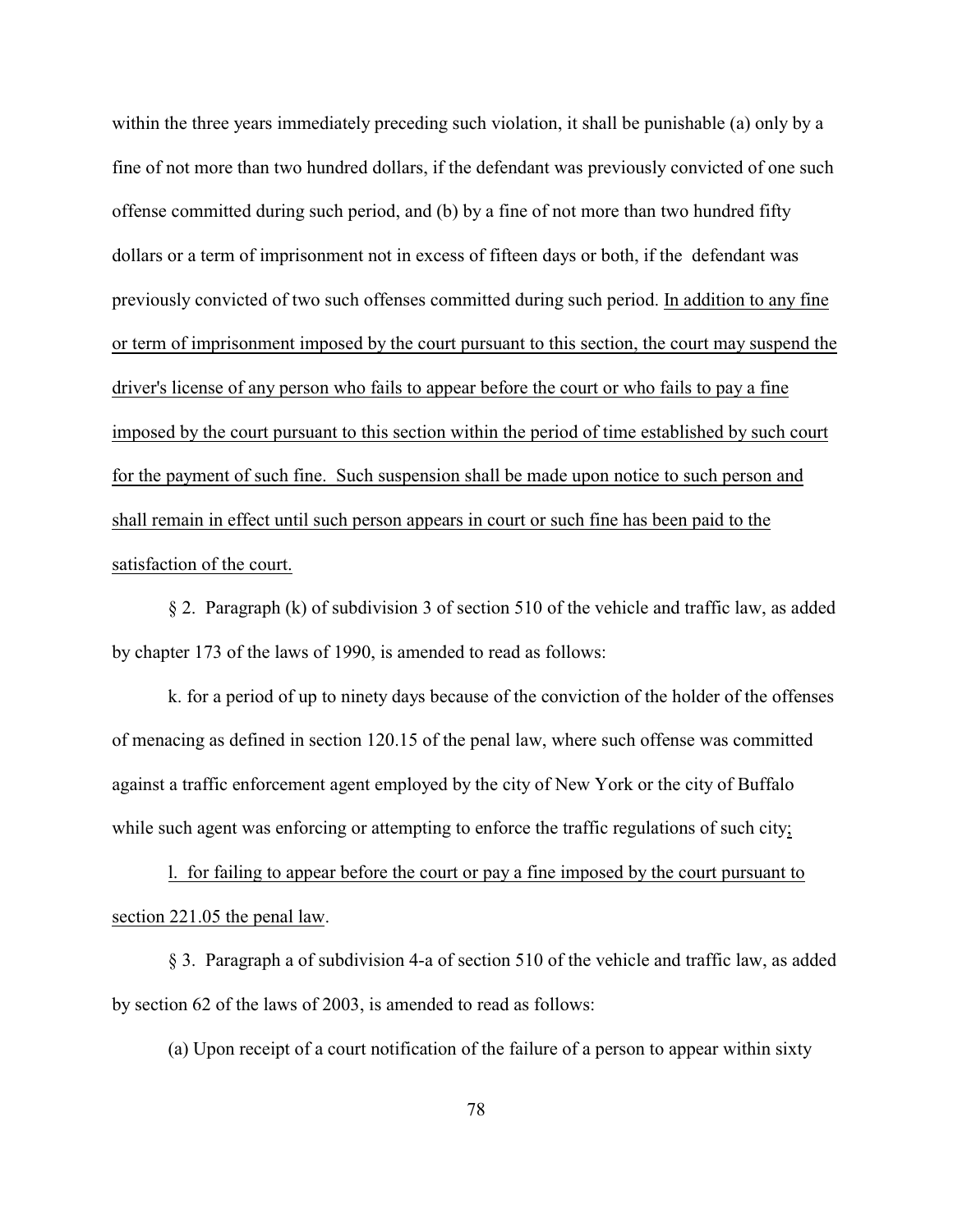within the three years immediately preceding such violation, it shall be punishable (a) only by a fine of not more than two hundred dollars, if the defendant was previously convicted of one such offense committed during such period, and (b) by a fine of not more than two hundred fifty dollars or a term of imprisonment not in excess of fifteen days or both, if the defendant was previously convicted of two such offenses committed during such period. <u>In addition to any fine or term of imprisonment imposed by the court pursuant to this section, the court may suspend the driver's license of any person who fails to appear before the court or who fails to pay a fine imposed by the court pursuant to this section within the period of time established by such court for the payment of such fine. Such suspension shall be made upon notice to such person and shall remain in effect until such person appears in court or such fine has been paid to the satisfaction of the court.</u>

§ 2. Paragraph (k) of subdivision 3 of section 510 of the vehicle and traffic law, as added by chapter 173 of the laws of 1990, is amended to read as follows:

k. for a period of up to ninety days because of the conviction of the holder of the offenses of menacing as defined in section 120.15 of the penal law, where such offense was committed against a traffic enforcement agent employed by the city of New York or the city of Buffalo while such agent was enforcing or attempting to enforce the traffic regulations of such city<u>;</u>

<u>l. for failing to appear before the court or pay a fine imposed by the court pursuant to section 221.05 the penal law</u>.

§ 3. Paragraph a of subdivision 4-a of section 510 of the vehicle and traffic law, as added by section 62 of the laws of 2003, is amended to read as follows:

(a) Upon receipt of a court notification of the failure of a person to appear within sixty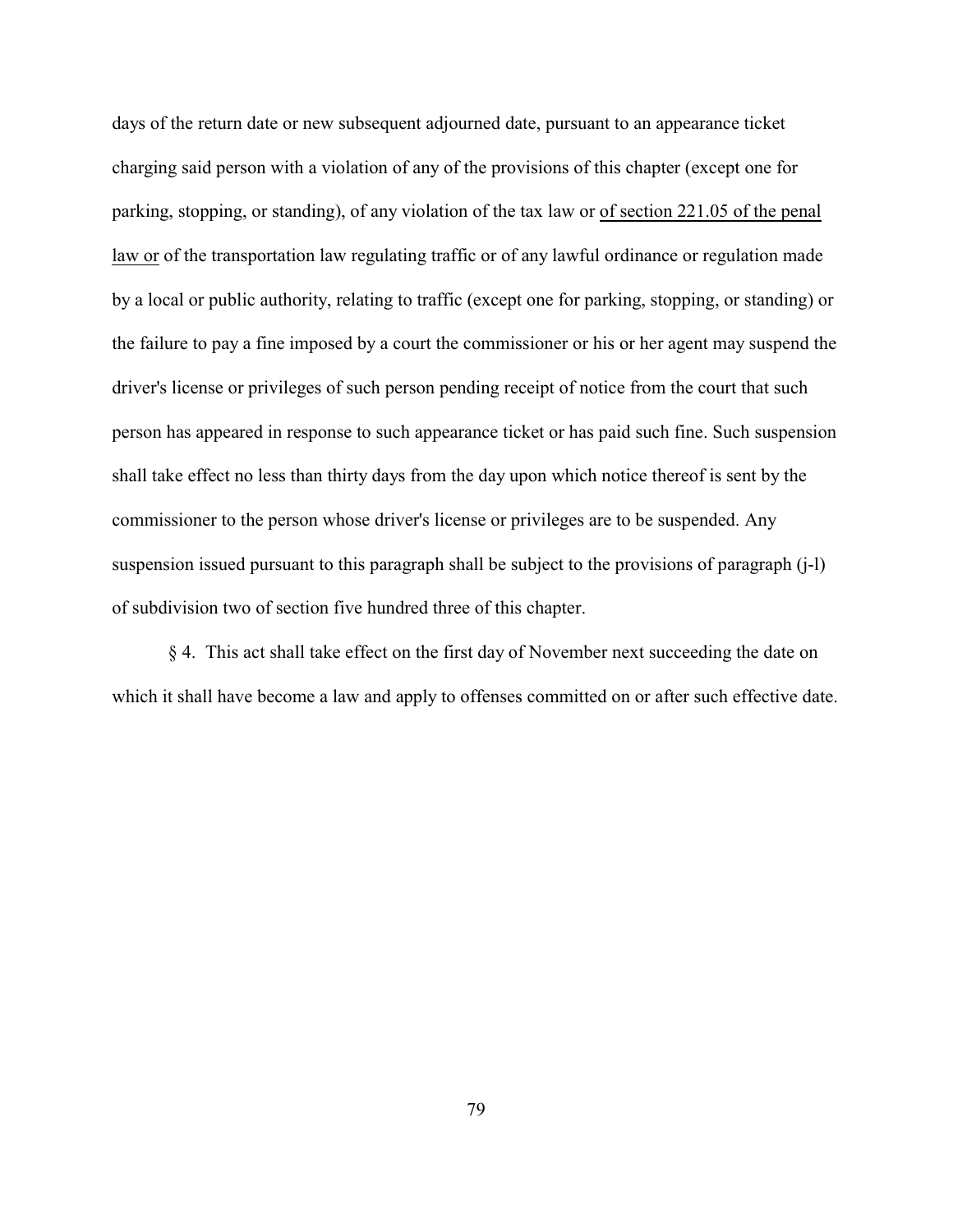days of the return date or new subsequent adjourned date, pursuant to an appearance ticket charging said person with a violation of any of the provisions of this chapter (except one for parking, stopping, or standing), of any violation of the tax law or <u>of section 221.05 of the penal law or</u> of the transportation law regulating traffic or of any lawful ordinance or regulation made by a local or public authority, relating to traffic (except one for parking, stopping, or standing) or the failure to pay a fine imposed by a court the commissioner or his or her agent may suspend the driver's license or privileges of such person pending receipt of notice from the court that such person has appeared in response to such appearance ticket or has paid such fine. Such suspension shall take effect no less than thirty days from the day upon which notice thereof is sent by the commissioner to the person whose driver's license or privileges are to be suspended. Any suspension issued pursuant to this paragraph shall be subject to the provisions of paragraph (j-l) of subdivision two of section five hundred three of this chapter.

§ 4. This act shall take effect on the first day of November next succeeding the date on which it shall have become a law and apply to offenses committed on or after such effective date.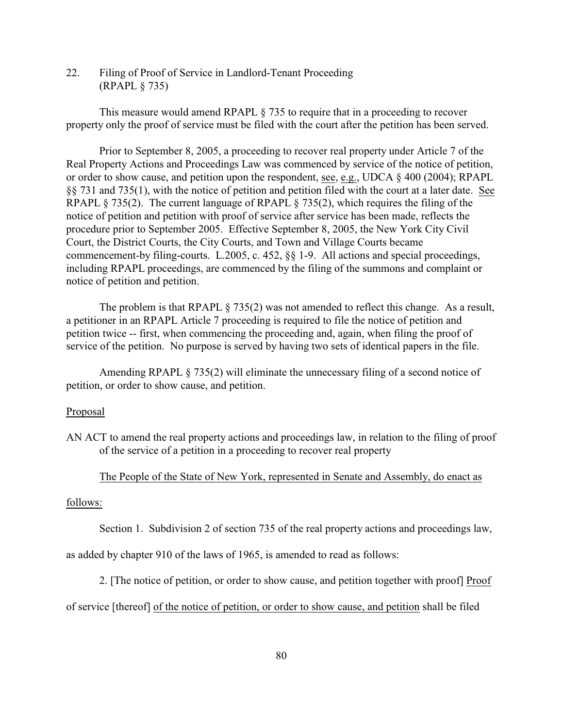22. Filing of Proof of Service in Landlord-Tenant Proceeding (RPAPL § 735)

This measure would amend RPAPL § 735 to require that in a proceeding to recover property only the proof of service must be filed with the court after the petition has been served.

Prior to September 8, 2005, a proceeding to recover real property under Article 7 of the Real Property Actions and Proceedings Law was commenced by service of the notice of petition, or order to show cause, and petition upon the respondent, see, e.g., UDCA § 400 (2004); RPAPL §§ 731 and 735(1), with the notice of petition and petition filed with the court at a later date. See RPAPL § 735(2). The current language of RPAPL § 735(2), which requires the filing of the notice of petition and petition with proof of service after service has been made, reflects the procedure prior to September 2005. Effective September 8, 2005, the New York City Civil Court, the District Courts, the City Courts, and Town and Village Courts became commencement-by filing-courts. L.2005, c. 452, §§ 1-9. All actions and special proceedings, including RPAPL proceedings, are commenced by the filing of the summons and complaint or notice of petition and petition.

The problem is that RPAPL § 735(2) was not amended to reflect this change. As a result, a petitioner in an RPAPL Article 7 proceeding is required to file the notice of petition and petition twice -- first, when commencing the proceeding and, again, when filing the proof of service of the petition. No purpose is served by having two sets of identical papers in the file.

Amending RPAPL § 735(2) will eliminate the unnecessary filing of a second notice of petition, or order to show cause, and petition.

Proposal

AN ACT to amend the real property actions and proceedings law, in relation to the filing of proof of the service of a petition in a proceeding to recover real property

The People of the State of New York, represented in Senate and Assembly, do enact as follows:

Section 1. Subdivision 2 of section 735 of the real property actions and proceedings law, as added by chapter 910 of the laws of 1965, is amended to read as follows:

2. [The notice of petition, or order to show cause, and petition together with proof] Proof of service [thereof] of the notice of petition, or order to show cause, and petition shall be filed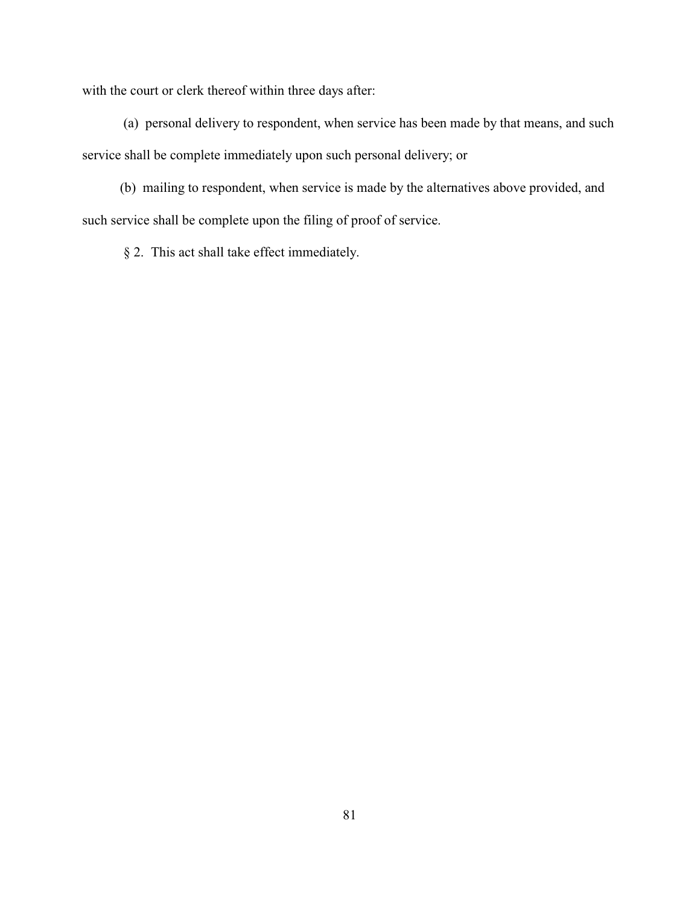with the court or clerk thereof within three days after:

(a) personal delivery to respondent, when service has been made by that means, and such service shall be complete immediately upon such personal delivery; or

(b) mailing to respondent, when service is made by the alternatives above provided, and such service shall be complete upon the filing of proof of service.

§ 2. This act shall take effect immediately.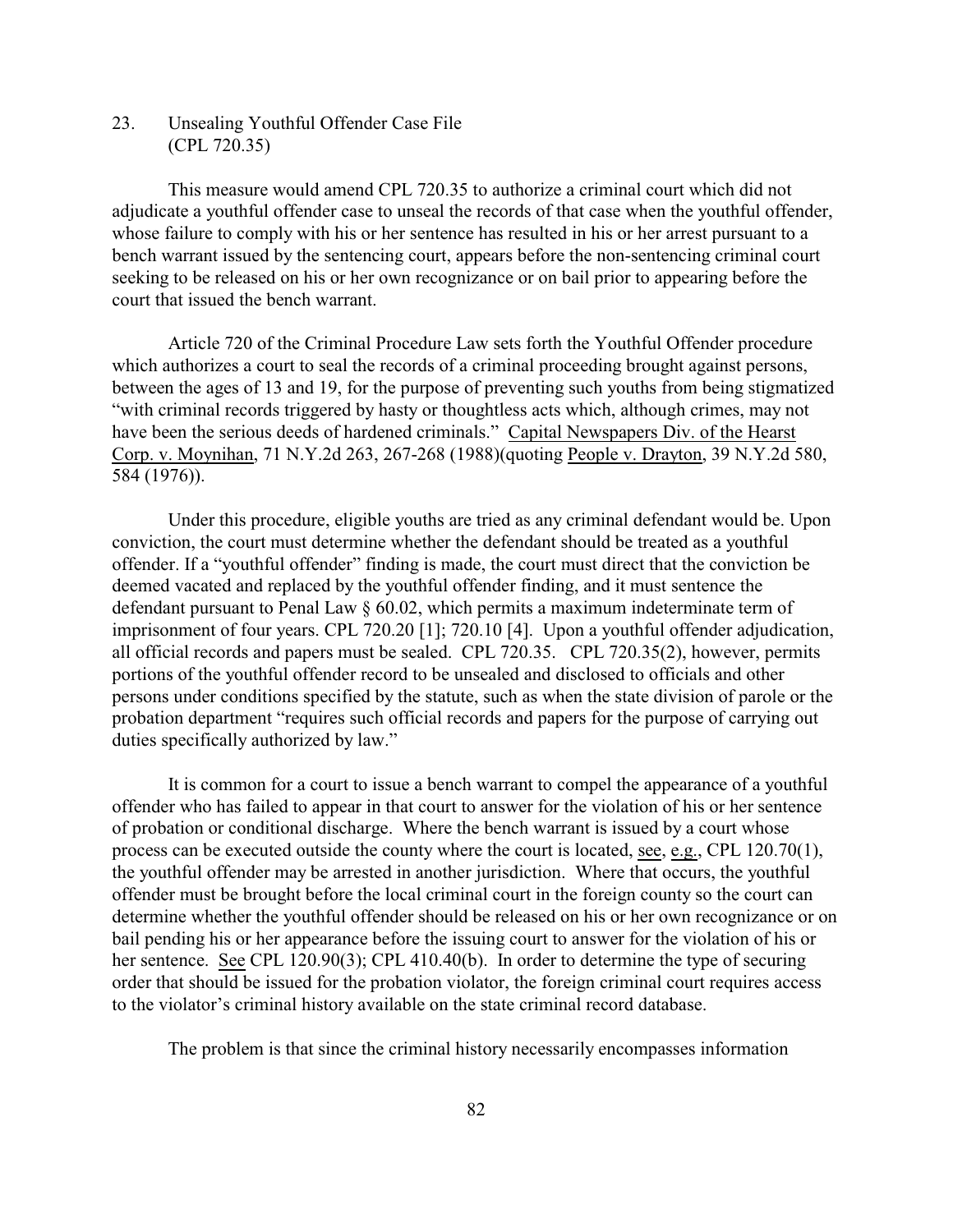## 23. Unsealing Youthful Offender Case File (CPL 720.35)

This measure would amend CPL 720.35 to authorize a criminal court which did not adjudicate a youthful offender case to unseal the records of that case when the youthful offender, whose failure to comply with his or her sentence has resulted in his or her arrest pursuant to a bench warrant issued by the sentencing court, appears before the non-sentencing criminal court seeking to be released on his or her own recognizance or on bail prior to appearing before the court that issued the bench warrant.

Article 720 of the Criminal Procedure Law sets forth the Youthful Offender procedure which authorizes a court to seal the records of a criminal proceeding brought against persons, between the ages of 13 and 19, for the purpose of preventing such youths from being stigmatized "with criminal records triggered by hasty or thoughtless acts which, although crimes, may not have been the serious deeds of hardened criminals." Capital Newspapers Div. of the Hearst Corp. v. Moynihan, 71 N.Y.2d 263, 267-268 (1988)(quoting People v. Drayton, 39 N.Y.2d 580, 584 (1976)).

Under this procedure, eligible youths are tried as any criminal defendant would be. Upon conviction, the court must determine whether the defendant should be treated as a youthful offender. If a "youthful offender" finding is made, the court must direct that the conviction be deemed vacated and replaced by the youthful offender finding, and it must sentence the defendant pursuant to Penal Law § 60.02, which permits a maximum indeterminate term of imprisonment of four years. CPL 720.20 [1]; 720.10 [4]. Upon a youthful offender adjudication, all official records and papers must be sealed. CPL 720.35. CPL 720.35(2), however, permits portions of the youthful offender record to be unsealed and disclosed to officials and other persons under conditions specified by the statute, such as when the state division of parole or the probation department "requires such official records and papers for the purpose of carrying out duties specifically authorized by law."

It is common for a court to issue a bench warrant to compel the appearance of a youthful offender who has failed to appear in that court to answer for the violation of his or her sentence of probation or conditional discharge. Where the bench warrant is issued by a court whose process can be executed outside the county where the court is located, see, e.g., CPL 120.70(1), the youthful offender may be arrested in another jurisdiction. Where that occurs, the youthful offender must be brought before the local criminal court in the foreign county so the court can determine whether the youthful offender should be released on his or her own recognizance or on bail pending his or her appearance before the issuing court to answer for the violation of his or her sentence. See CPL 120.90(3); CPL 410.40(b). In order to determine the type of securing order that should be issued for the probation violator, the foreign criminal court requires access to the violator's criminal history available on the state criminal record database.

The problem is that since the criminal history necessarily encompasses information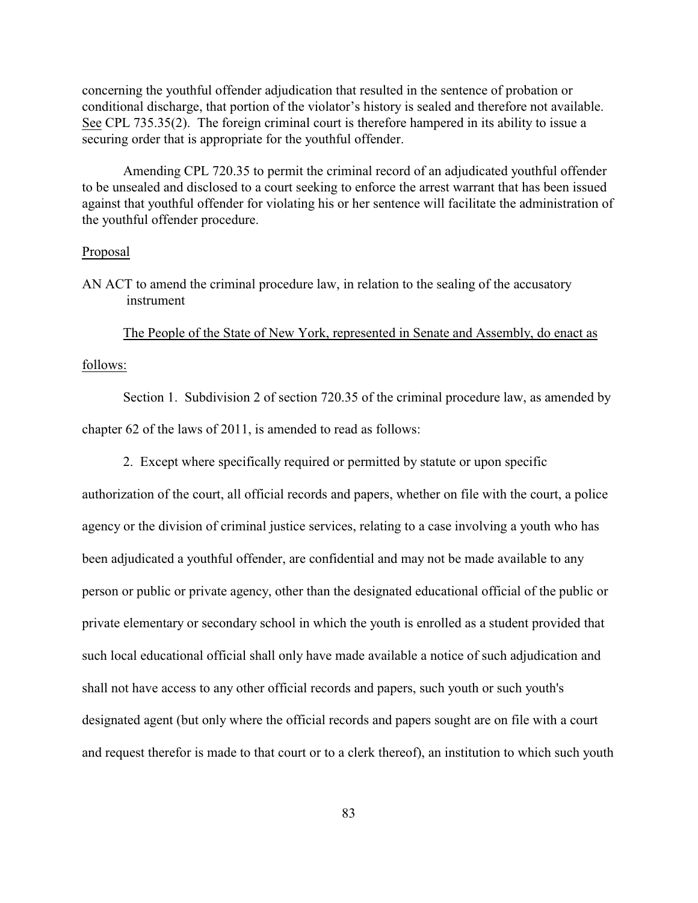concerning the youthful offender adjudication that resulted in the sentence of probation or conditional discharge, that portion of the violator's history is sealed and therefore not available. See CPL 735.35(2). The foreign criminal court is therefore hampered in its ability to issue a securing order that is appropriate for the youthful offender.

Amending CPL 720.35 to permit the criminal record of an adjudicated youthful offender to be unsealed and disclosed to a court seeking to enforce the arrest warrant that has been issued against that youthful offender for violating his or her sentence will facilitate the administration of the youthful offender procedure.

Proposal

AN ACT to amend the criminal procedure law, in relation to the sealing of the accusatory instrument

The People of the State of New York, represented in Senate and Assembly, do enact as follows:

Section 1. Subdivision 2 of section 720.35 of the criminal procedure law, as amended by chapter 62 of the laws of 2011, is amended to read as follows:

2. Except where specifically required or permitted by statute or upon specific authorization of the court, all official records and papers, whether on file with the court, a police agency or the division of criminal justice services, relating to a case involving a youth who has been adjudicated a youthful offender, are confidential and may not be made available to any person or public or private agency, other than the designated educational official of the public or private elementary or secondary school in which the youth is enrolled as a student provided that such local educational official shall only have made available a notice of such adjudication and shall not have access to any other official records and papers, such youth or such youth's designated agent (but only where the official records and papers sought are on file with a court and request therefor is made to that court or to a clerk thereof), an institution to which such youth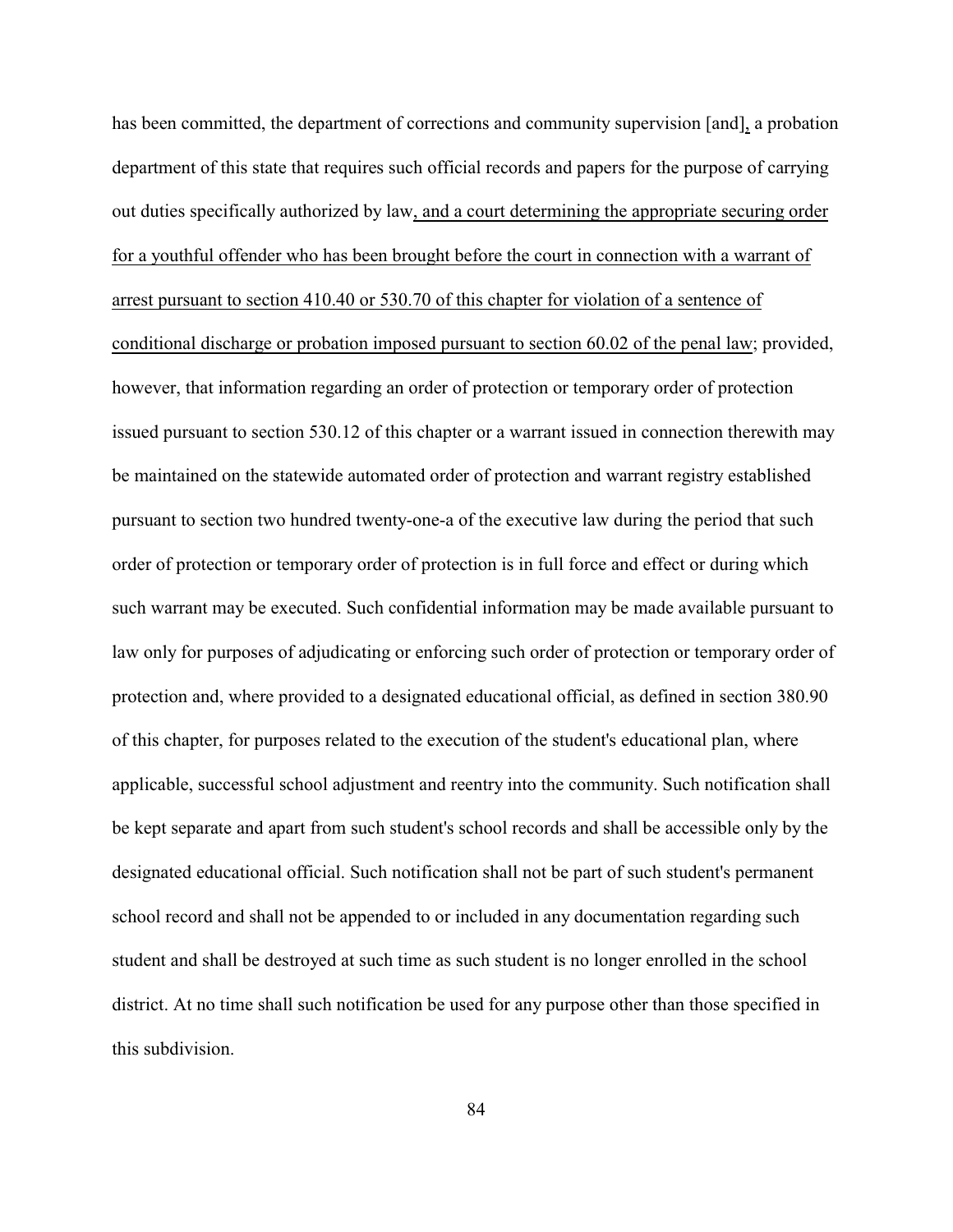has been committed, the department of corrections and community supervision [and], a probation department of this state that requires such official records and papers for the purpose of carrying out duties specifically authorized by law, and a court determining the appropriate securing order for a youthful offender who has been brought before the court in connection with a warrant of arrest pursuant to section 410.40 or 530.70 of this chapter for violation of a sentence of conditional discharge or probation imposed pursuant to section 60.02 of the penal law; provided, however, that information regarding an order of protection or temporary order of protection issued pursuant to section 530.12 of this chapter or a warrant issued in connection therewith may be maintained on the statewide automated order of protection and warrant registry established pursuant to section two hundred twenty-one-a of the executive law during the period that such order of protection or temporary order of protection is in full force and effect or during which such warrant may be executed. Such confidential information may be made available pursuant to law only for purposes of adjudicating or enforcing such order of protection or temporary order of protection and, where provided to a designated educational official, as defined in section 380.90 of this chapter, for purposes related to the execution of the student's educational plan, where applicable, successful school adjustment and reentry into the community. Such notification shall be kept separate and apart from such student's school records and shall be accessible only by the designated educational official. Such notification shall not be part of such student's permanent school record and shall not be appended to or included in any documentation regarding such student and shall be destroyed at such time as such student is no longer enrolled in the school district. At no time shall such notification be used for any purpose other than those specified in this subdivision.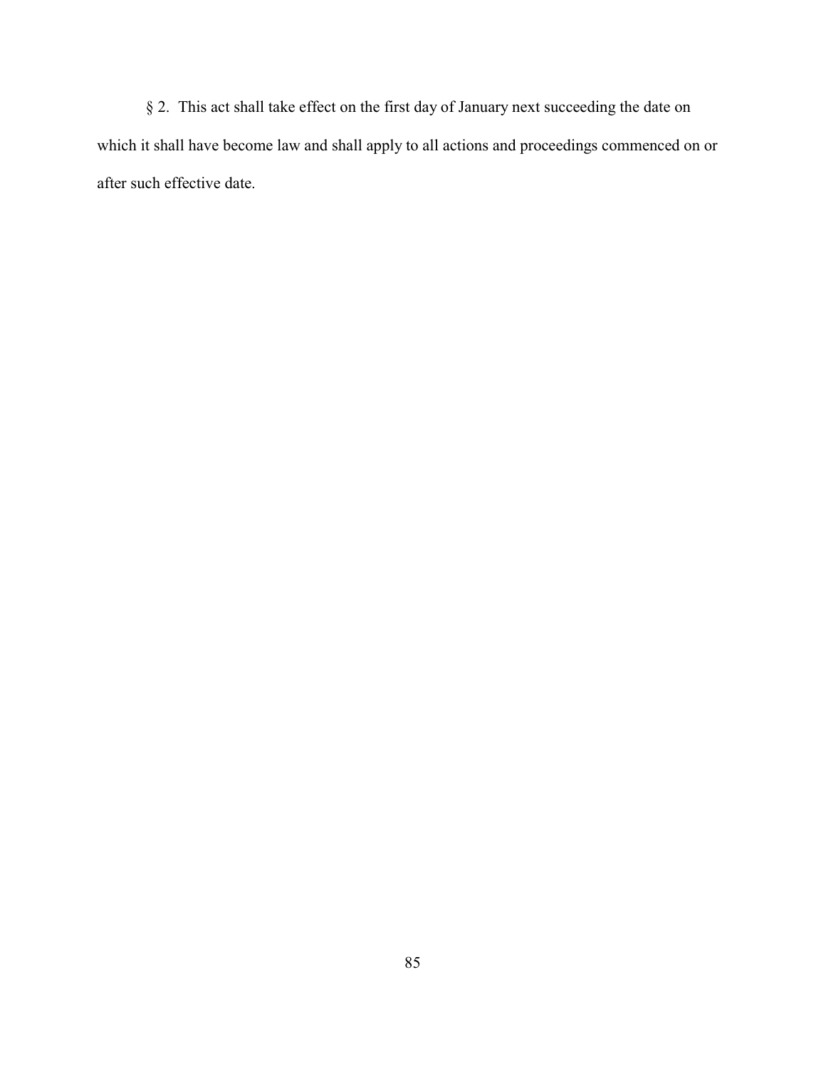§ 2. This act shall take effect on the first day of January next succeeding the date on which it shall have become law and shall apply to all actions and proceedings commenced on or after such effective date.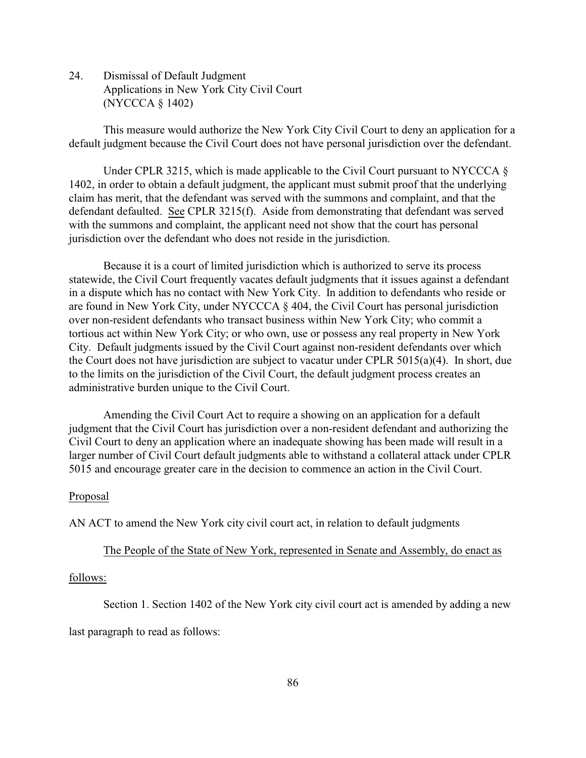24. Dismissal of Default Judgment
Applications in New York City Civil Court
(NYCCCA § 1402)

This measure would authorize the New York City Civil Court to deny an application for a default judgment because the Civil Court does not have personal jurisdiction over the defendant.

Under CPLR 3215, which is made applicable to the Civil Court pursuant to NYCCCA § 1402, in order to obtain a default judgment, the applicant must submit proof that the underlying claim has merit, that the defendant was served with the summons and complaint, and that the defendant defaulted. See CPLR 3215(f). Aside from demonstrating that defendant was served with the summons and complaint, the applicant need not show that the court has personal jurisdiction over the defendant who does not reside in the jurisdiction.

Because it is a court of limited jurisdiction which is authorized to serve its process statewide, the Civil Court frequently vacates default judgments that it issues against a defendant in a dispute which has no contact with New York City. In addition to defendants who reside or are found in New York City, under NYCCCA § 404, the Civil Court has personal jurisdiction over non-resident defendants who transact business within New York City; who commit a tortious act within New York City; or who own, use or possess any real property in New York City. Default judgments issued by the Civil Court against non-resident defendants over which the Court does not have jurisdiction are subject to vacatur under CPLR 5015(a)(4). In short, due to the limits on the jurisdiction of the Civil Court, the default judgment process creates an administrative burden unique to the Civil Court.

Amending the Civil Court Act to require a showing on an application for a default judgment that the Civil Court has jurisdiction over a non-resident defendant and authorizing the Civil Court to deny an application where an inadequate showing has been made will result in a larger number of Civil Court default judgments able to withstand a collateral attack under CPLR 5015 and encourage greater care in the decision to commence an action in the Civil Court.

Proposal

AN ACT to amend the New York city civil court act, in relation to default judgments

The People of the State of New York, represented in Senate and Assembly, do enact as follows:

Section 1. Section 1402 of the New York city civil court act is amended by adding a new last paragraph to read as follows: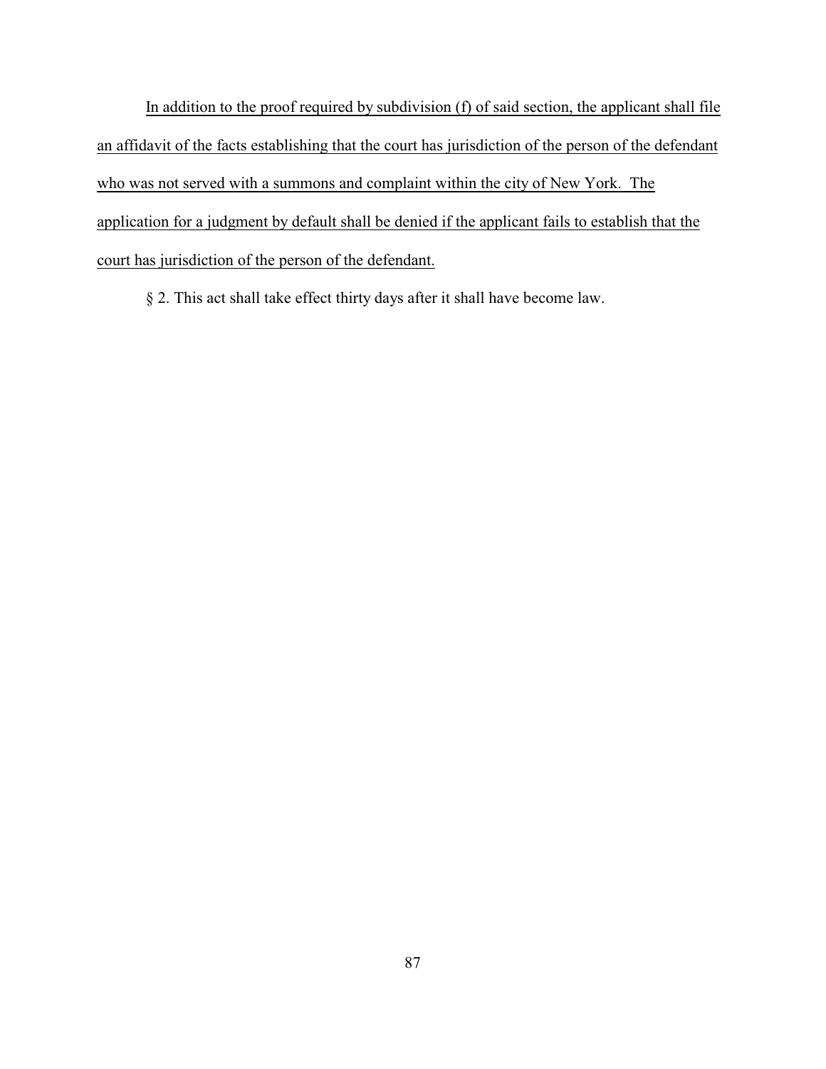In addition to the proof required by subdivision (f) of said section, the applicant shall file an affidavit of the facts establishing that the court has jurisdiction of the person of the defendant who was not served with a summons and complaint within the city of New York. The application for a judgment by default shall be denied if the applicant fails to establish that the court has jurisdiction of the person of the defendant.

§ 2. This act shall take effect thirty days after it shall have become law.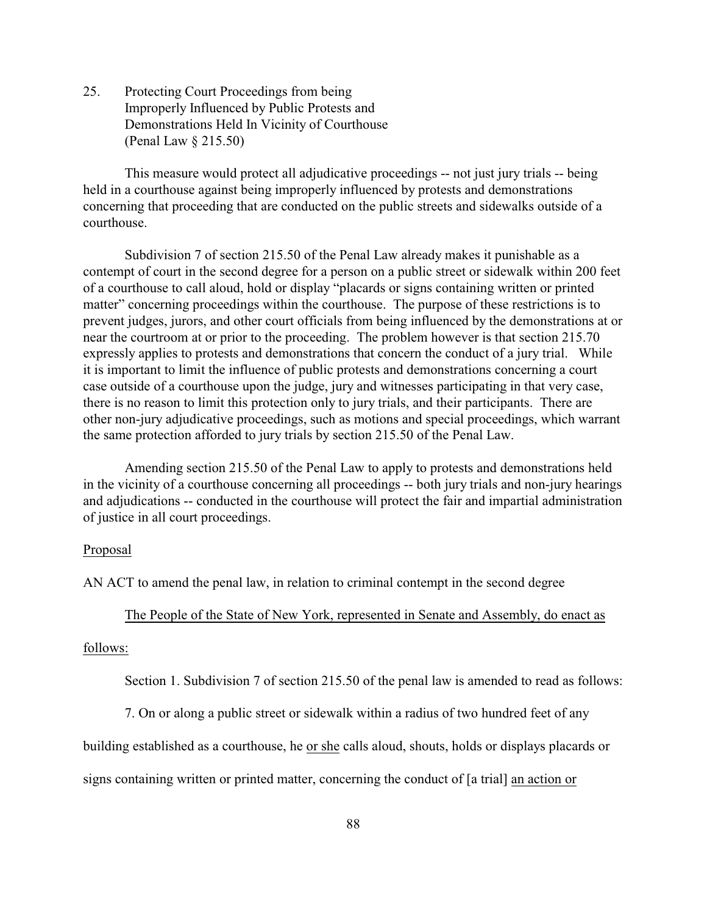25. Protecting Court Proceedings from being Improperly Influenced by Public Protests and Demonstrations Held In Vicinity of Courthouse (Penal Law § 215.50)

This measure would protect all adjudicative proceedings -- not just jury trials -- being held in a courthouse against being improperly influenced by protests and demonstrations concerning that proceeding that are conducted on the public streets and sidewalks outside of a courthouse.

Subdivision 7 of section 215.50 of the Penal Law already makes it punishable as a contempt of court in the second degree for a person on a public street or sidewalk within 200 feet of a courthouse to call aloud, hold or display "placards or signs containing written or printed matter" concerning proceedings within the courthouse. The purpose of these restrictions is to prevent judges, jurors, and other court officials from being influenced by the demonstrations at or near the courtroom at or prior to the proceeding. The problem however is that section 215.70 expressly applies to protests and demonstrations that concern the conduct of a jury trial. While it is important to limit the influence of public protests and demonstrations concerning a court case outside of a courthouse upon the judge, jury and witnesses participating in that very case, there is no reason to limit this protection only to jury trials, and their participants. There are other non-jury adjudicative proceedings, such as motions and special proceedings, which warrant the same protection afforded to jury trials by section 215.50 of the Penal Law.

Amending section 215.50 of the Penal Law to apply to protests and demonstrations held in the vicinity of a courthouse concerning all proceedings -- both jury trials and non-jury hearings and adjudications -- conducted in the courthouse will protect the fair and impartial administration of justice in all court proceedings.

<u>Proposal</u>

AN ACT to amend the penal law, in relation to criminal contempt in the second degree

<u>The People of the State of New York, represented in Senate and Assembly, do enact as follows:</u>

Section 1. Subdivision 7 of section 215.50 of the penal law is amended to read as follows:

7. On or along a public street or sidewalk within a radius of two hundred feet of any building established as a courthouse, he <u>or she</u> calls aloud, shouts, holds or displays placards or signs containing written or printed matter, concerning the conduct of [a trial] <u>an action or</u>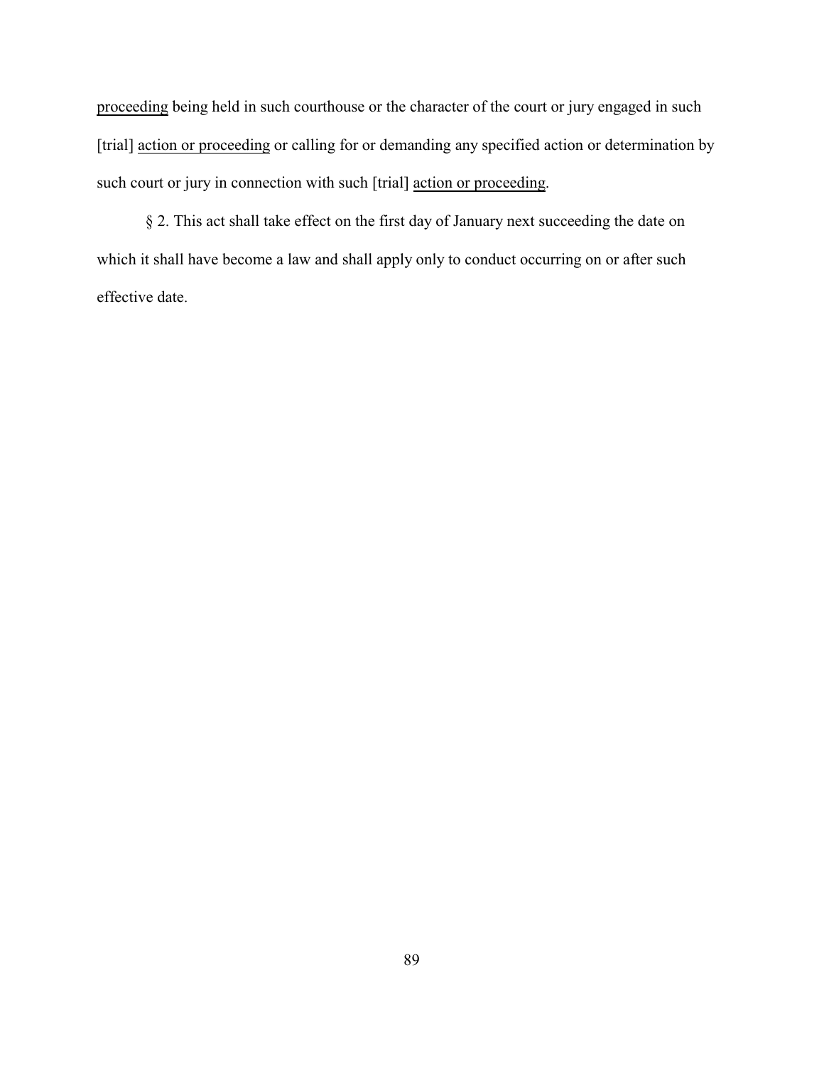<u>proceeding</u> being held in such courthouse or the character of the court or jury engaged in such [trial] <u>action or proceeding</u> or calling for or demanding any specified action or determination by such court or jury in connection with such [trial] <u>action or proceeding</u>.

§ 2. This act shall take effect on the first day of January next succeeding the date on which it shall have become a law and shall apply only to conduct occurring on or after such effective date.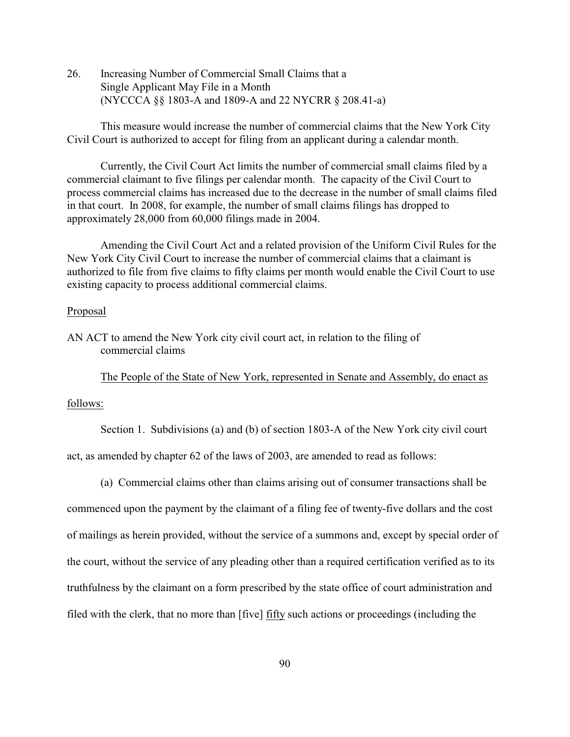26. Increasing Number of Commercial Small Claims that a Single Applicant May File in a Month (NYCCCA §§ 1803-A and 1809-A and 22 NYCRR § 208.41-a)

This measure would increase the number of commercial claims that the New York City Civil Court is authorized to accept for filing from an applicant during a calendar month.

Currently, the Civil Court Act limits the number of commercial small claims filed by a commercial claimant to five filings per calendar month. The capacity of the Civil Court to process commercial claims has increased due to the decrease in the number of small claims filed in that court. In 2008, for example, the number of small claims filings has dropped to approximately 28,000 from 60,000 filings made in 2004.

Amending the Civil Court Act and a related provision of the Uniform Civil Rules for the New York City Civil Court to increase the number of commercial claims that a claimant is authorized to file from five claims to fifty claims per month would enable the Civil Court to use existing capacity to process additional commercial claims.

<u>Proposal</u>

AN ACT to amend the New York city civil court act, in relation to the filing of commercial claims

<u>The People of the State of New York, represented in Senate and Assembly, do enact as follows:</u>

Section 1. Subdivisions (a) and (b) of section 1803-A of the New York city civil court act, as amended by chapter 62 of the laws of 2003, are amended to read as follows:

(a) Commercial claims other than claims arising out of consumer transactions shall be commenced upon the payment by the claimant of a filing fee of twenty-five dollars and the cost of mailings as herein provided, without the service of a summons and, except by special order of the court, without the service of any pleading other than a required certification verified as to its truthfulness by the claimant on a form prescribed by the state office of court administration and filed with the clerk, that no more than [five] <u>fifty</u> such actions or proceedings (including the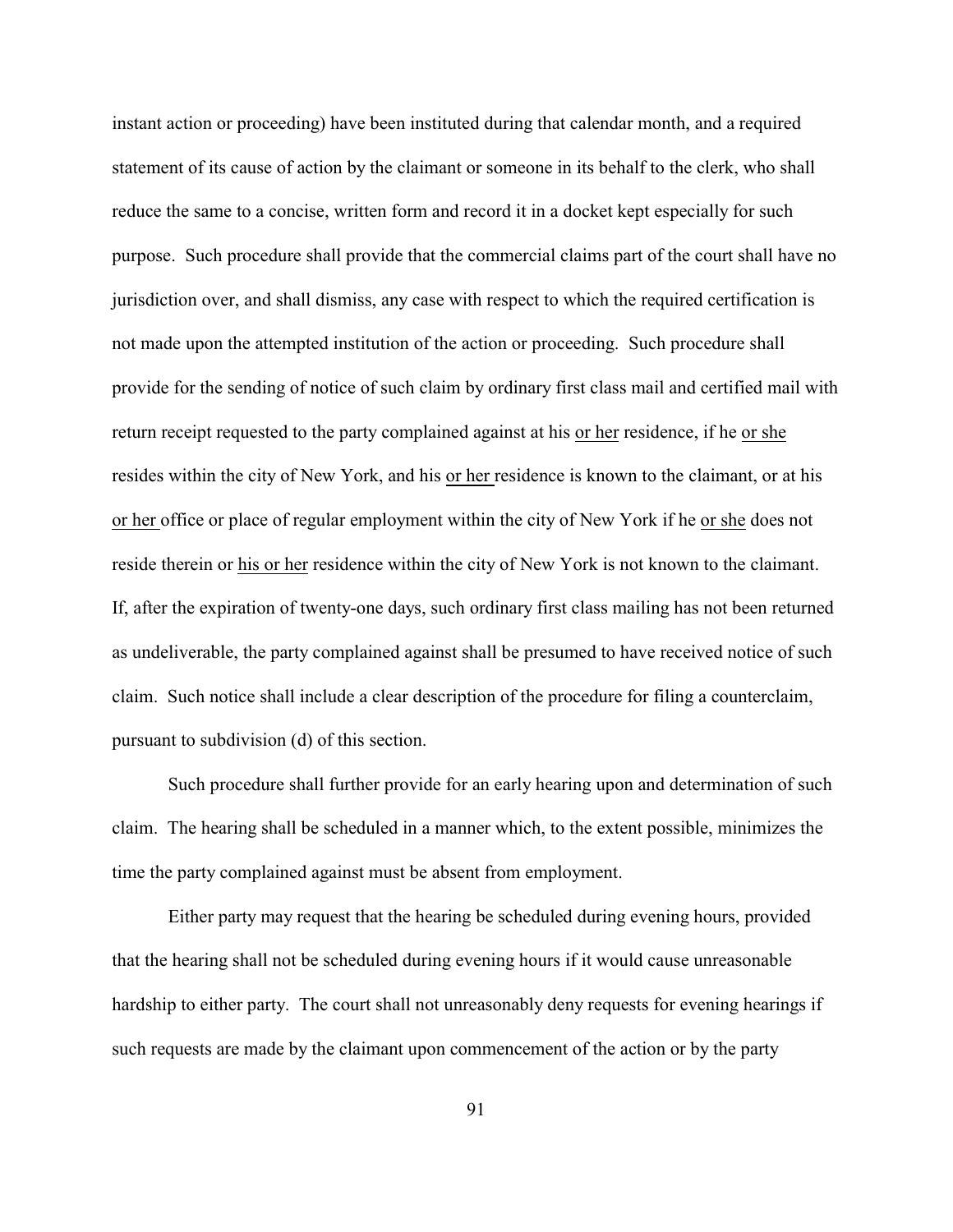instant action or proceeding) have been instituted during that calendar month, and a required statement of its cause of action by the claimant or someone in its behalf to the clerk, who shall reduce the same to a concise, written form and record it in a docket kept especially for such purpose. Such procedure shall provide that the commercial claims part of the court shall have no jurisdiction over, and shall dismiss, any case with respect to which the required certification is not made upon the attempted institution of the action or proceeding. Such procedure shall provide for the sending of notice of such claim by ordinary first class mail and certified mail with return receipt requested to the party complained against at his <u>or her</u> residence, if he <u>or she</u> resides within the city of New York, and his <u>or her</u> residence is known to the claimant, or at his <u>or her</u> office or place of regular employment within the city of New York if he <u>or she</u> does not reside therein or <u>his or her</u> residence within the city of New York is not known to the claimant. If, after the expiration of twenty-one days, such ordinary first class mailing has not been returned as undeliverable, the party complained against shall be presumed to have received notice of such claim. Such notice shall include a clear description of the procedure for filing a counterclaim, pursuant to subdivision (d) of this section.

Such procedure shall further provide for an early hearing upon and determination of such claim. The hearing shall be scheduled in a manner which, to the extent possible, minimizes the time the party complained against must be absent from employment.

Either party may request that the hearing be scheduled during evening hours, provided that the hearing shall not be scheduled during evening hours if it would cause unreasonable hardship to either party. The court shall not unreasonably deny requests for evening hearings if such requests are made by the claimant upon commencement of the action or by the party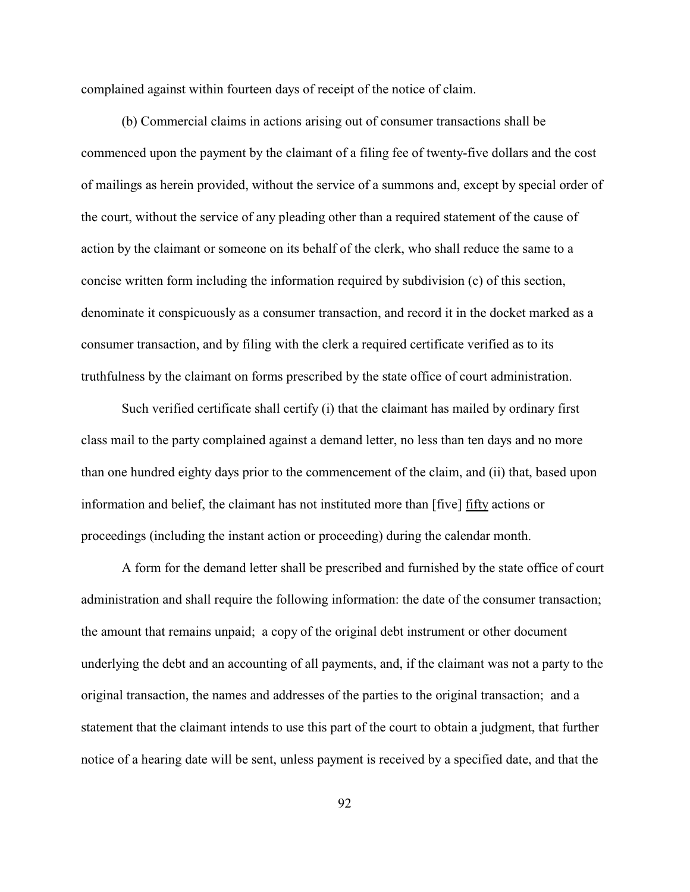complained against within fourteen days of receipt of the notice of claim.

(b) Commercial claims in actions arising out of consumer transactions shall be commenced upon the payment by the claimant of a filing fee of twenty-five dollars and the cost of mailings as herein provided, without the service of a summons and, except by special order of the court, without the service of any pleading other than a required statement of the cause of action by the claimant or someone on its behalf of the clerk, who shall reduce the same to a concise written form including the information required by subdivision (c) of this section, denominate it conspicuously as a consumer transaction, and record it in the docket marked as a consumer transaction, and by filing with the clerk a required certificate verified as to its truthfulness by the claimant on forms prescribed by the state office of court administration.

Such verified certificate shall certify (i) that the claimant has mailed by ordinary first class mail to the party complained against a demand letter, no less than ten days and no more than one hundred eighty days prior to the commencement of the claim, and (ii) that, based upon information and belief, the claimant has not instituted more than [five] <u>fifty</u> actions or proceedings (including the instant action or proceeding) during the calendar month.

A form for the demand letter shall be prescribed and furnished by the state office of court administration and shall require the following information: the date of the consumer transaction; the amount that remains unpaid; a copy of the original debt instrument or other document underlying the debt and an accounting of all payments, and, if the claimant was not a party to the original transaction, the names and addresses of the parties to the original transaction; and a statement that the claimant intends to use this part of the court to obtain a judgment, that further notice of a hearing date will be sent, unless payment is received by a specified date, and that the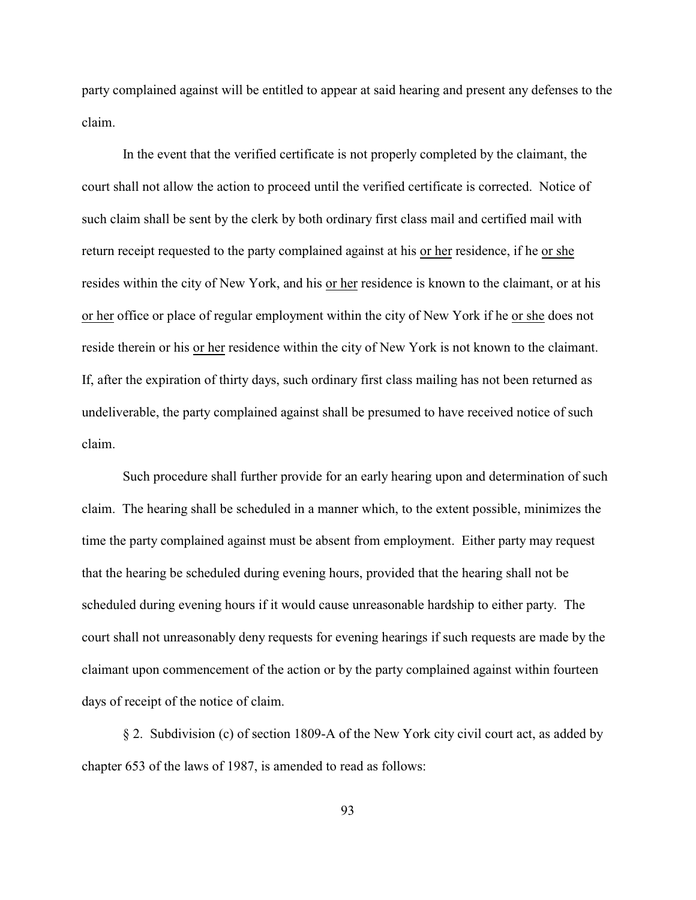party complained against will be entitled to appear at said hearing and present any defenses to the claim.

In the event that the verified certificate is not properly completed by the claimant, the court shall not allow the action to proceed until the verified certificate is corrected. Notice of such claim shall be sent by the clerk by both ordinary first class mail and certified mail with return receipt requested to the party complained against at his <u>or her</u> residence, if he <u>or she</u> resides within the city of New York, and his <u>or her</u> residence is known to the claimant, or at his <u>or her</u> office or place of regular employment within the city of New York if he <u>or she</u> does not reside therein or his <u>or her</u> residence within the city of New York is not known to the claimant. If, after the expiration of thirty days, such ordinary first class mailing has not been returned as undeliverable, the party complained against shall be presumed to have received notice of such claim.

Such procedure shall further provide for an early hearing upon and determination of such claim. The hearing shall be scheduled in a manner which, to the extent possible, minimizes the time the party complained against must be absent from employment. Either party may request that the hearing be scheduled during evening hours, provided that the hearing shall not be scheduled during evening hours if it would cause unreasonable hardship to either party. The court shall not unreasonably deny requests for evening hearings if such requests are made by the claimant upon commencement of the action or by the party complained against within fourteen days of receipt of the notice of claim.

§ 2. Subdivision (c) of section 1809-A of the New York city civil court act, as added by chapter 653 of the laws of 1987, is amended to read as follows: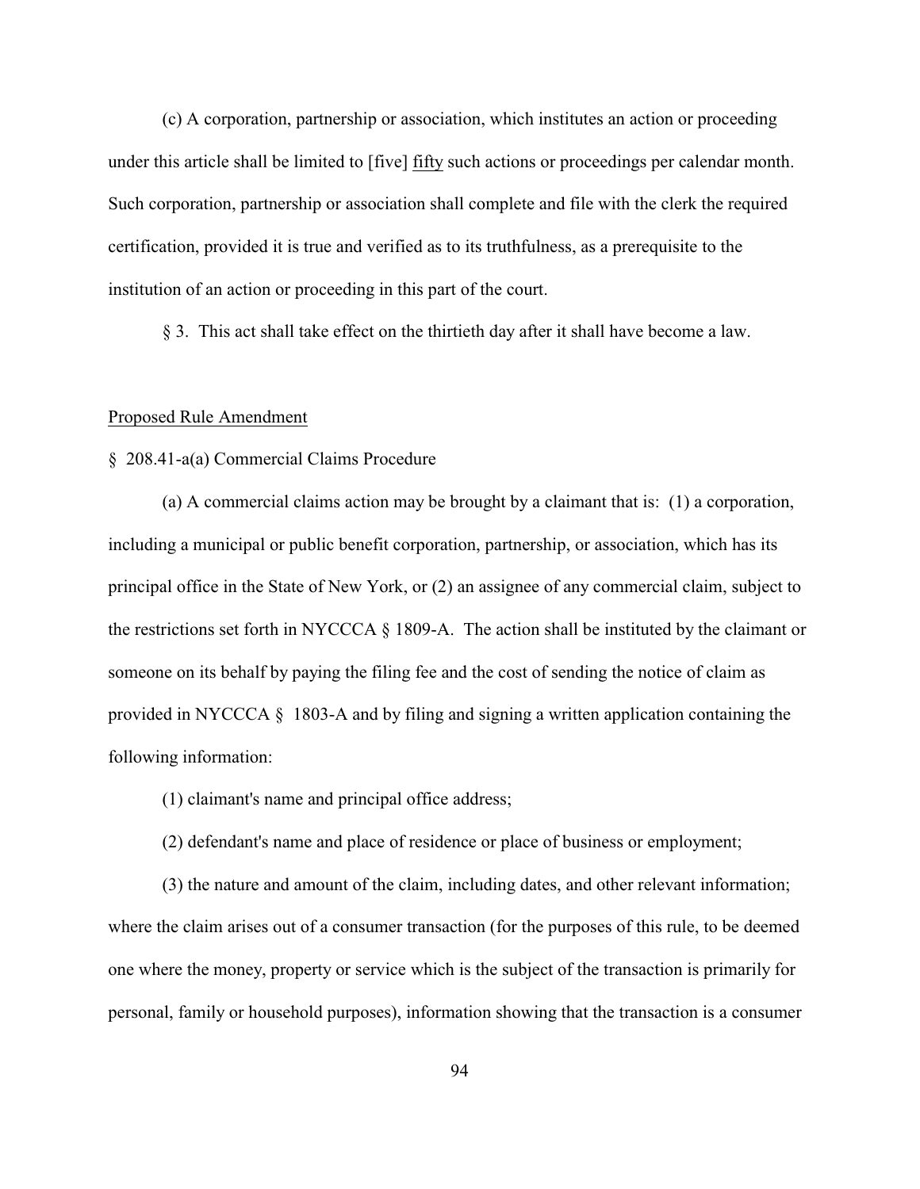(c) A corporation, partnership or association, which institutes an action or proceeding under this article shall be limited to [five] <u>fifty</u> such actions or proceedings per calendar month. Such corporation, partnership or association shall complete and file with the clerk the required certification, provided it is true and verified as to its truthfulness, as a prerequisite to the institution of an action or proceeding in this part of the court.

§ 3. This act shall take effect on the thirtieth day after it shall have become a law.

<u>Proposed Rule Amendment</u>

§ 208.41-a(a) Commercial Claims Procedure

(a) A commercial claims action may be brought by a claimant that is: (1) a corporation, including a municipal or public benefit corporation, partnership, or association, which has its principal office in the State of New York, or (2) an assignee of any commercial claim, subject to the restrictions set forth in NYCCCA § 1809-A. The action shall be instituted by the claimant or someone on its behalf by paying the filing fee and the cost of sending the notice of claim as provided in NYCCCA § 1803-A and by filing and signing a written application containing the following information:

(1) claimant's name and principal office address;

(2) defendant's name and place of residence or place of business or employment;

(3) the nature and amount of the claim, including dates, and other relevant information; where the claim arises out of a consumer transaction (for the purposes of this rule, to be deemed one where the money, property or service which is the subject of the transaction is primarily for personal, family or household purposes), information showing that the transaction is a consumer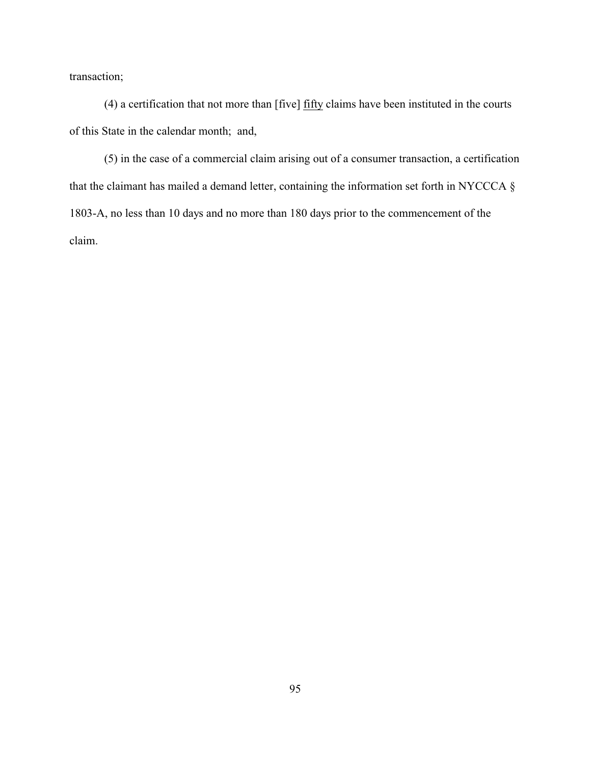transaction;

(4) a certification that not more than [five] <u>fifty</u> claims have been instituted in the courts of this State in the calendar month; and,

(5) in the case of a commercial claim arising out of a consumer transaction, a certification that the claimant has mailed a demand letter, containing the information set forth in NYCCCA § 1803-A, no less than 10 days and no more than 180 days prior to the commencement of the claim.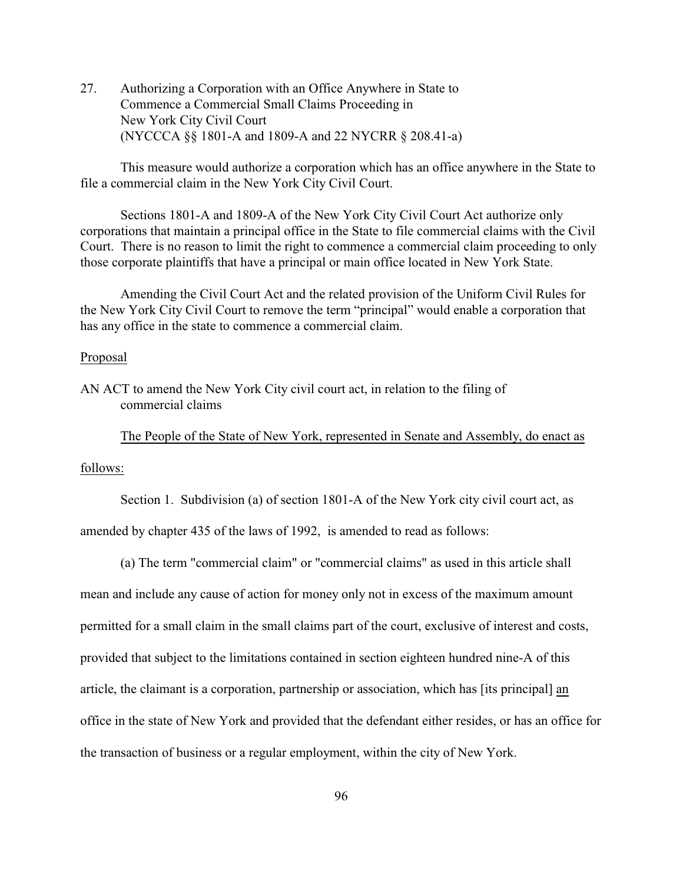27. Authorizing a Corporation with an Office Anywhere in State to Commence a Commercial Small Claims Proceeding in New York City Civil Court (NYCCCA §§ 1801-A and 1809-A and 22 NYCRR § 208.41-a)

This measure would authorize a corporation which has an office anywhere in the State to file a commercial claim in the New York City Civil Court.

Sections 1801-A and 1809-A of the New York City Civil Court Act authorize only corporations that maintain a principal office in the State to file commercial claims with the Civil Court. There is no reason to limit the right to commence a commercial claim proceeding to only those corporate plaintiffs that have a principal or main office located in New York State.

Amending the Civil Court Act and the related provision of the Uniform Civil Rules for the New York City Civil Court to remove the term "principal" would enable a corporation that has any office in the state to commence a commercial claim.

Proposal

AN ACT to amend the New York City civil court act, in relation to the filing of commercial claims

The People of the State of New York, represented in Senate and Assembly, do enact as follows:

Section 1. Subdivision (a) of section 1801-A of the New York city civil court act, as amended by chapter 435 of the laws of 1992, is amended to read as follows:

(a) The term "commercial claim" or "commercial claims" as used in this article shall mean and include any cause of action for money only not in excess of the maximum amount permitted for a small claim in the small claims part of the court, exclusive of interest and costs, provided that subject to the limitations contained in section eighteen hundred nine-A of this article, the claimant is a corporation, partnership or association, which has [its principal] an office in the state of New York and provided that the defendant either resides, or has an office for the transaction of business or a regular employment, within the city of New York.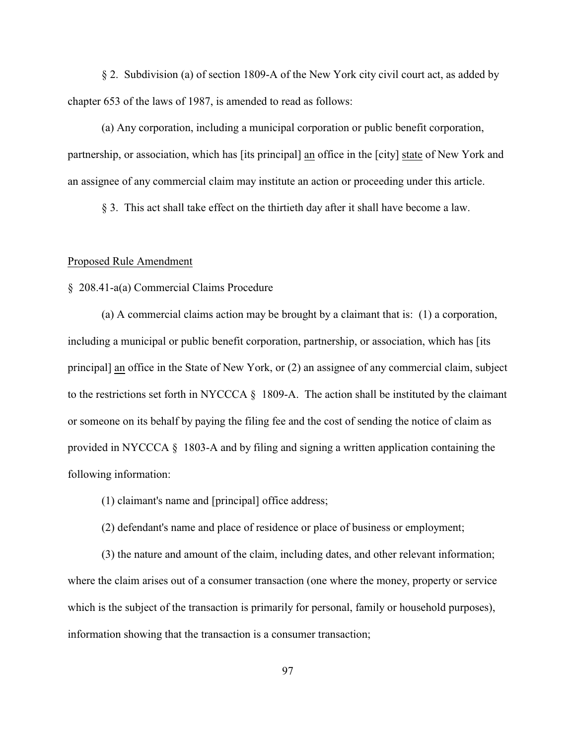§ 2. Subdivision (a) of section 1809-A of the New York city civil court act, as added by chapter 653 of the laws of 1987, is amended to read as follows:

(a) Any corporation, including a municipal corporation or public benefit corporation, partnership, or association, which has [its principal] <u>an</u> office in the [city] <u>state</u> of New York and an assignee of any commercial claim may institute an action or proceeding under this article.

§ 3. This act shall take effect on the thirtieth day after it shall have become a law.

<u>Proposed Rule Amendment</u>

§ 208.41-a(a) Commercial Claims Procedure

(a) A commercial claims action may be brought by a claimant that is: (1) a corporation, including a municipal or public benefit corporation, partnership, or association, which has [its principal] <u>an</u> office in the State of New York, or (2) an assignee of any commercial claim, subject to the restrictions set forth in NYCCCA § 1809-A. The action shall be instituted by the claimant or someone on its behalf by paying the filing fee and the cost of sending the notice of claim as provided in NYCCCA § 1803-A and by filing and signing a written application containing the following information:

(1) claimant's name and [principal] office address;

(2) defendant's name and place of residence or place of business or employment;

(3) the nature and amount of the claim, including dates, and other relevant information; where the claim arises out of a consumer transaction (one where the money, property or service which is the subject of the transaction is primarily for personal, family or household purposes), information showing that the transaction is a consumer transaction;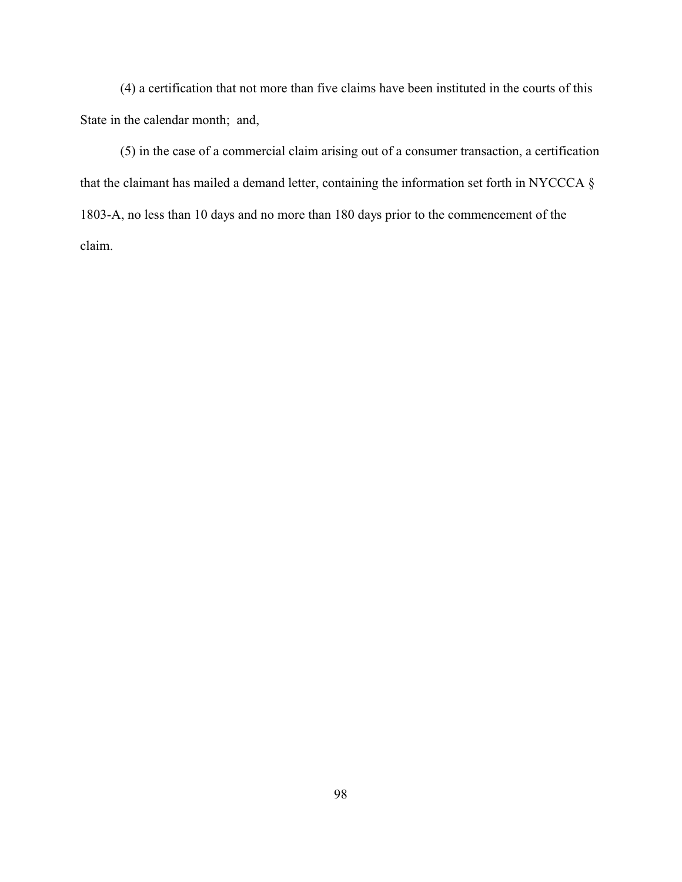(4) a certification that not more than five claims have been instituted in the courts of this State in the calendar month;  and,

(5) in the case of a commercial claim arising out of a consumer transaction, a certification that the claimant has mailed a demand letter, containing the information set forth in NYCCCA § 1803-A, no less than 10 days and no more than 180 days prior to the commencement of the claim.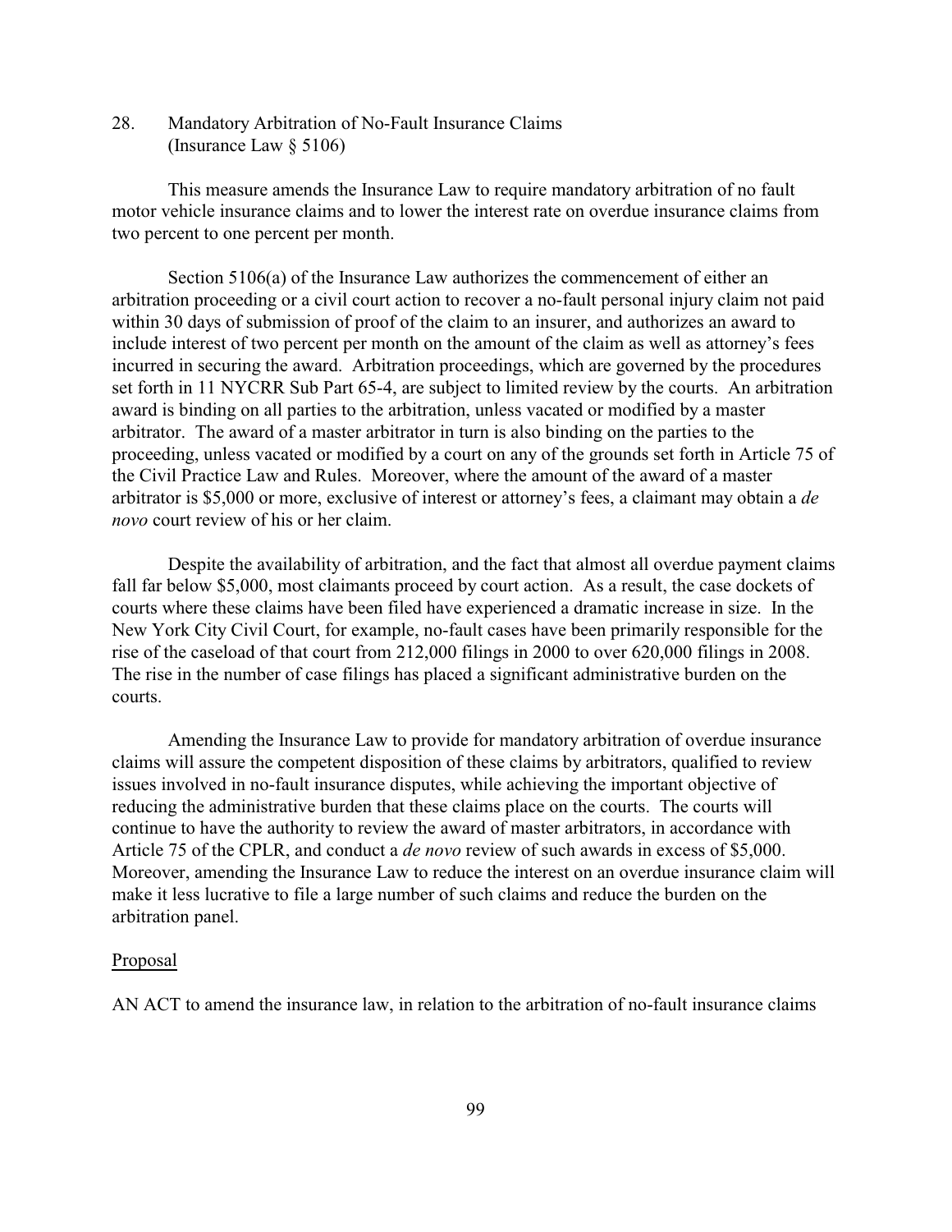## 28. Mandatory Arbitration of No-Fault Insurance Claims (Insurance Law § 5106)

This measure amends the Insurance Law to require mandatory arbitration of no fault motor vehicle insurance claims and to lower the interest rate on overdue insurance claims from two percent to one percent per month.

Section 5106(a) of the Insurance Law authorizes the commencement of either an arbitration proceeding or a civil court action to recover a no-fault personal injury claim not paid within 30 days of submission of proof of the claim to an insurer, and authorizes an award to include interest of two percent per month on the amount of the claim as well as attorney's fees incurred in securing the award. Arbitration proceedings, which are governed by the procedures set forth in 11 NYCRR Sub Part 65-4, are subject to limited review by the courts. An arbitration award is binding on all parties to the arbitration, unless vacated or modified by a master arbitrator. The award of a master arbitrator in turn is also binding on the parties to the proceeding, unless vacated or modified by a court on any of the grounds set forth in Article 75 of the Civil Practice Law and Rules. Moreover, where the amount of the award of a master arbitrator is $5,000 or more, exclusive of interest or attorney's fees, a claimant may obtain a *de novo* court review of his or her claim.

Despite the availability of arbitration, and the fact that almost all overdue payment claims fall far below $5,000, most claimants proceed by court action. As a result, the case dockets of courts where these claims have been filed have experienced a dramatic increase in size. In the New York City Civil Court, for example, no-fault cases have been primarily responsible for the rise of the caseload of that court from 212,000 filings in 2000 to over 620,000 filings in 2008. The rise in the number of case filings has placed a significant administrative burden on the courts.

Amending the Insurance Law to provide for mandatory arbitration of overdue insurance claims will assure the competent disposition of these claims by arbitrators, qualified to review issues involved in no-fault insurance disputes, while achieving the important objective of reducing the administrative burden that these claims place on the courts. The courts will continue to have the authority to review the award of master arbitrators, in accordance with Article 75 of the CPLR, and conduct a *de novo* review of such awards in excess of $5,000. Moreover, amending the Insurance Law to reduce the interest on an overdue insurance claim will make it less lucrative to file a large number of such claims and reduce the burden on the arbitration panel.

Proposal

AN ACT to amend the insurance law, in relation to the arbitration of no-fault insurance claims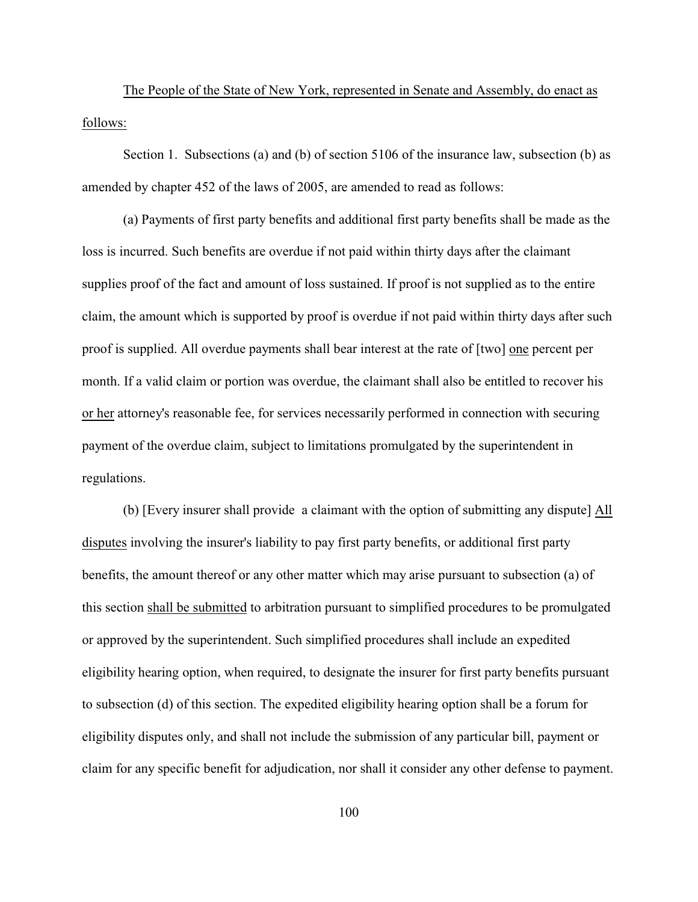The People of the State of New York, represented in Senate and Assembly, do enact as follows:

Section 1. Subsections (a) and (b) of section 5106 of the insurance law, subsection (b) as amended by chapter 452 of the laws of 2005, are amended to read as follows:

(a) Payments of first party benefits and additional first party benefits shall be made as the loss is incurred. Such benefits are overdue if not paid within thirty days after the claimant supplies proof of the fact and amount of loss sustained. If proof is not supplied as to the entire claim, the amount which is supported by proof is overdue if not paid within thirty days after such proof is supplied. All overdue payments shall bear interest at the rate of [two] one percent per month. If a valid claim or portion was overdue, the claimant shall also be entitled to recover his or her attorney's reasonable fee, for services necessarily performed in connection with securing payment of the overdue claim, subject to limitations promulgated by the superintendent in regulations.

(b) [Every insurer shall provide a claimant with the option of submitting any dispute] All disputes involving the insurer's liability to pay first party benefits, or additional first party benefits, the amount thereof or any other matter which may arise pursuant to subsection (a) of this section shall be submitted to arbitration pursuant to simplified procedures to be promulgated or approved by the superintendent. Such simplified procedures shall include an expedited eligibility hearing option, when required, to designate the insurer for first party benefits pursuant to subsection (d) of this section. The expedited eligibility hearing option shall be a forum for eligibility disputes only, and shall not include the submission of any particular bill, payment or claim for any specific benefit for adjudication, nor shall it consider any other defense to payment.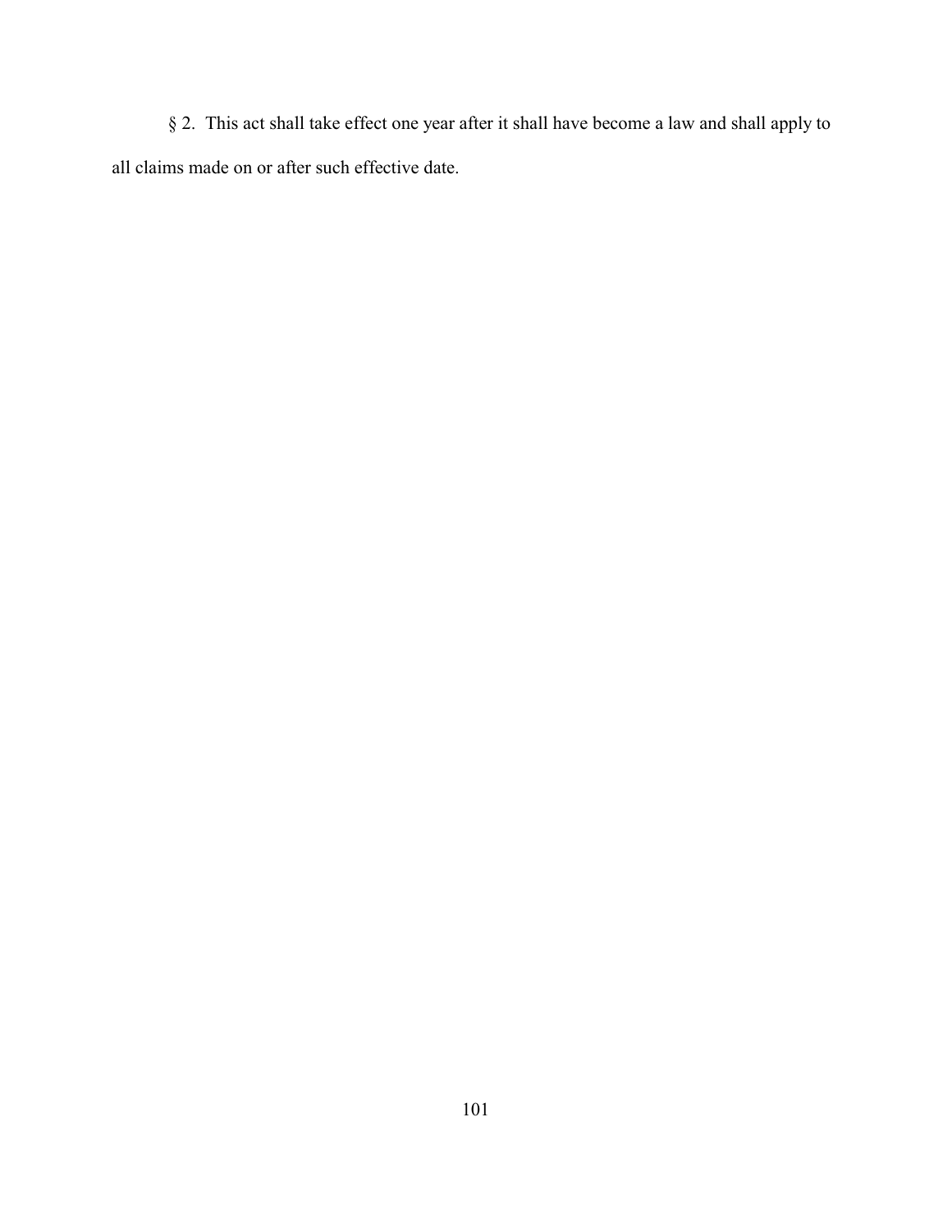§ 2. This act shall take effect one year after it shall have become a law and shall apply to all claims made on or after such effective date.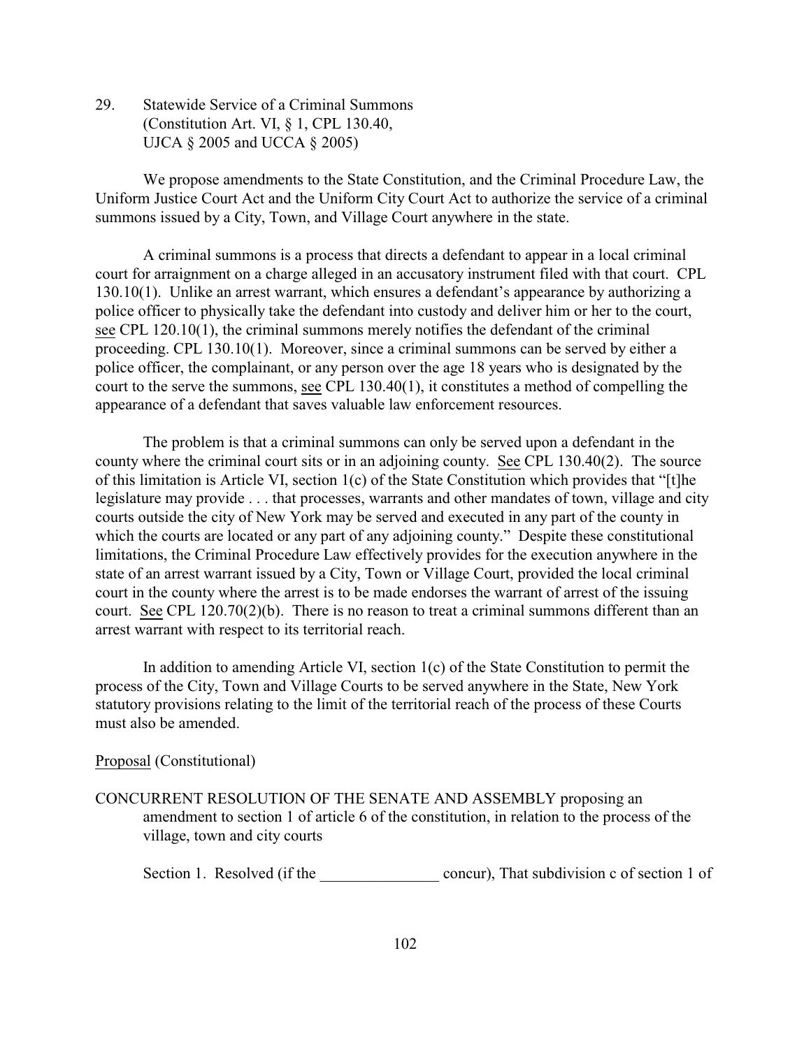29. Statewide Service of a Criminal Summons (Constitution Art. VI, § 1, CPL 130.40, UJCA § 2005 and UCCA § 2005)

We propose amendments to the State Constitution, and the Criminal Procedure Law, the Uniform Justice Court Act and the Uniform City Court Act to authorize the service of a criminal summons issued by a City, Town, and Village Court anywhere in the state.

A criminal summons is a process that directs a defendant to appear in a local criminal court for arraignment on a charge alleged in an accusatory instrument filed with that court. CPL 130.10(1). Unlike an arrest warrant, which ensures a defendant's appearance by authorizing a police officer to physically take the defendant into custody and deliver him or her to the court, see CPL 120.10(1), the criminal summons merely notifies the defendant of the criminal proceeding. CPL 130.10(1). Moreover, since a criminal summons can be served by either a police officer, the complainant, or any person over the age 18 years who is designated by the court to the serve the summons, see CPL 130.40(1), it constitutes a method of compelling the appearance of a defendant that saves valuable law enforcement resources.

The problem is that a criminal summons can only be served upon a defendant in the county where the criminal court sits or in an adjoining county. See CPL 130.40(2). The source of this limitation is Article VI, section 1(c) of the State Constitution which provides that "[t]he legislature may provide . . . that processes, warrants and other mandates of town, village and city courts outside the city of New York may be served and executed in any part of the county in which the courts are located or any part of any adjoining county." Despite these constitutional limitations, the Criminal Procedure Law effectively provides for the execution anywhere in the state of an arrest warrant issued by a City, Town or Village Court, provided the local criminal court in the county where the arrest is to be made endorses the warrant of arrest of the issuing court. See CPL 120.70(2)(b). There is no reason to treat a criminal summons different than an arrest warrant with respect to its territorial reach.

In addition to amending Article VI, section 1(c) of the State Constitution to permit the process of the City, Town and Village Courts to be served anywhere in the State, New York statutory provisions relating to the limit of the territorial reach of the process of these Courts must also be amended.

Proposal (Constitutional)

CONCURRENT RESOLUTION OF THE SENATE AND ASSEMBLY proposing an amendment to section 1 of article 6 of the constitution, in relation to the process of the village, town and city courts

Section 1. Resolved (if the _______________ concur), That subdivision c of section 1 of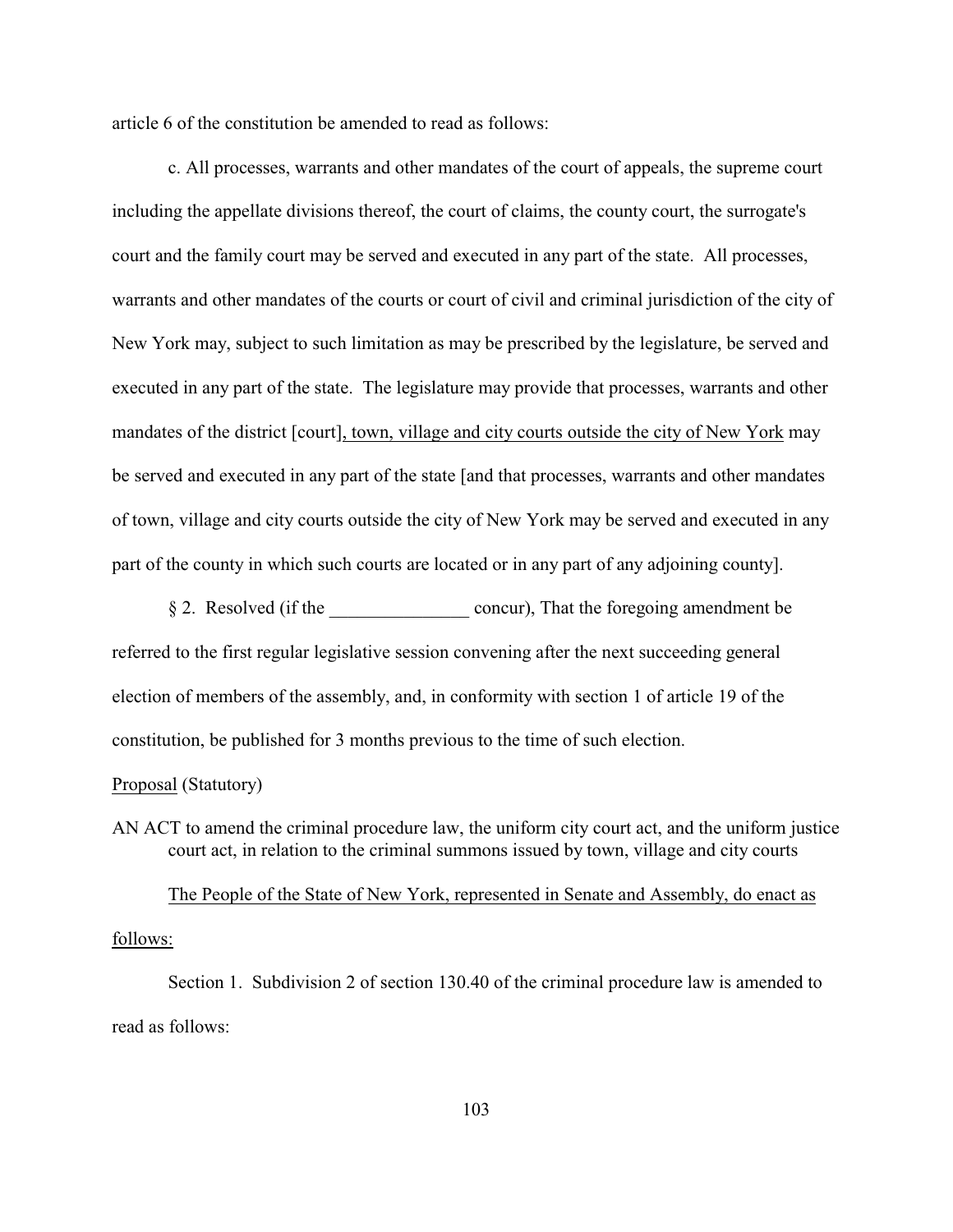article 6 of the constitution be amended to read as follows:

c. All processes, warrants and other mandates of the court of appeals, the supreme court including the appellate divisions thereof, the court of claims, the county court, the surrogate's court and the family court may be served and executed in any part of the state. All processes, warrants and other mandates of the courts or court of civil and criminal jurisdiction of the city of New York may, subject to such limitation as may be prescribed by the legislature, be served and executed in any part of the state. The legislature may provide that processes, warrants and other mandates of the district [court]<u>, town, village and city courts outside the city of New York</u> may be served and executed in any part of the state [and that processes, warrants and other mandates of town, village and city courts outside the city of New York may be served and executed in any part of the county in which such courts are located or in any part of any adjoining county].

§ 2. Resolved (if the _______________ concur), That the foregoing amendment be referred to the first regular legislative session convening after the next succeeding general election of members of the assembly, and, in conformity with section 1 of article 19 of the constitution, be published for 3 months previous to the time of such election.

<u>Proposal</u> (Statutory)

AN ACT to amend the criminal procedure law, the uniform city court act, and the uniform justice court act, in relation to the criminal summons issued by town, village and city courts

<u>The People of the State of New York, represented in Senate and Assembly, do enact as follows:</u>

Section 1. Subdivision 2 of section 130.40 of the criminal procedure law is amended to read as follows: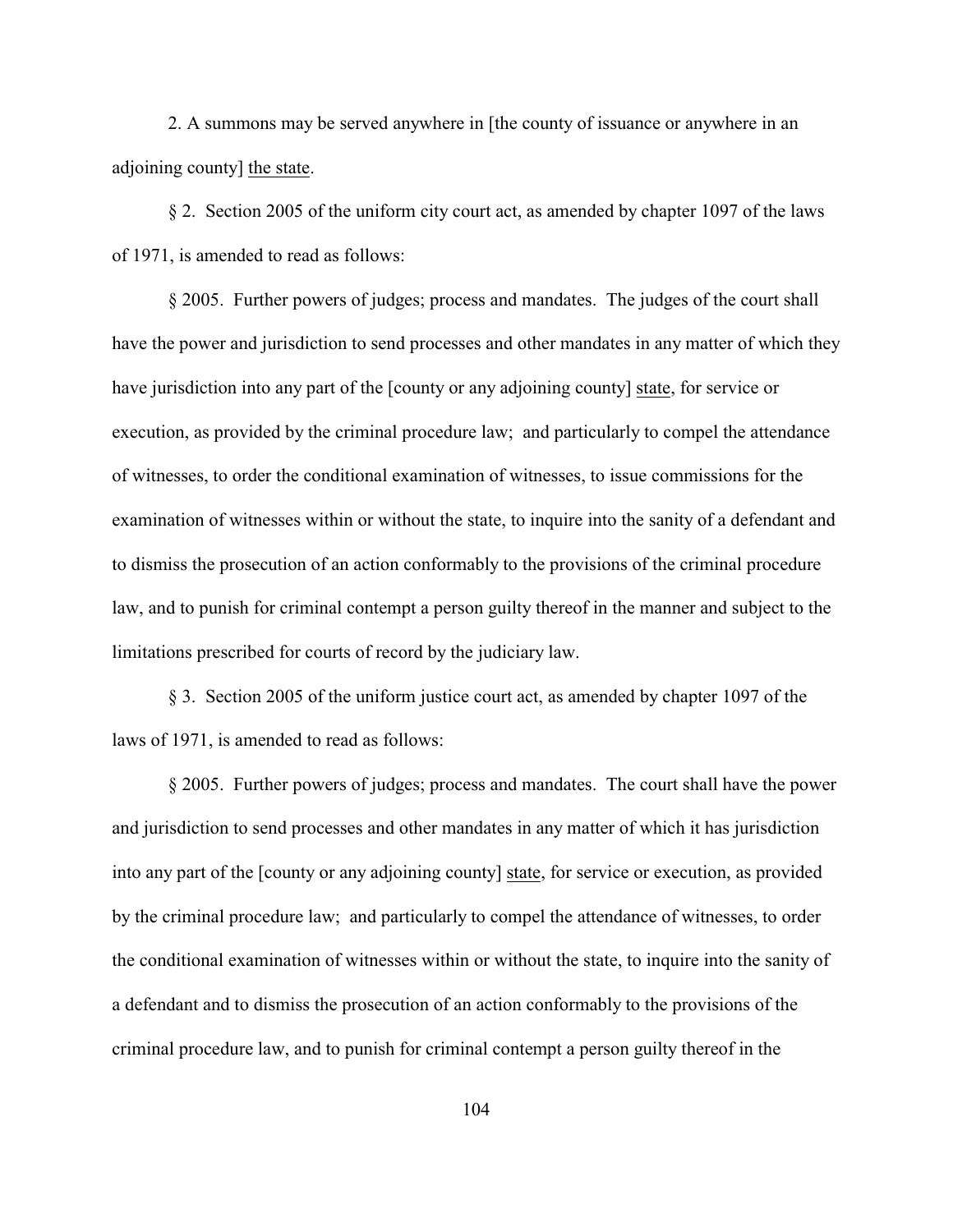2. A summons may be served anywhere in [the county of issuance or anywhere in an adjoining county] <u>the state</u>.

§ 2. Section 2005 of the uniform city court act, as amended by chapter 1097 of the laws of 1971, is amended to read as follows:

§ 2005. Further powers of judges; process and mandates. The judges of the court shall have the power and jurisdiction to send processes and other mandates in any matter of which they have jurisdiction into any part of the [county or any adjoining county] <u>state</u>, for service or execution, as provided by the criminal procedure law; and particularly to compel the attendance of witnesses, to order the conditional examination of witnesses, to issue commissions for the examination of witnesses within or without the state, to inquire into the sanity of a defendant and to dismiss the prosecution of an action conformably to the provisions of the criminal procedure law, and to punish for criminal contempt a person guilty thereof in the manner and subject to the limitations prescribed for courts of record by the judiciary law.

§ 3. Section 2005 of the uniform justice court act, as amended by chapter 1097 of the laws of 1971, is amended to read as follows:

§ 2005. Further powers of judges; process and mandates. The court shall have the power and jurisdiction to send processes and other mandates in any matter of which it has jurisdiction into any part of the [county or any adjoining county] <u>state</u>, for service or execution, as provided by the criminal procedure law; and particularly to compel the attendance of witnesses, to order the conditional examination of witnesses within or without the state, to inquire into the sanity of a defendant and to dismiss the prosecution of an action conformably to the provisions of the criminal procedure law, and to punish for criminal contempt a person guilty thereof in the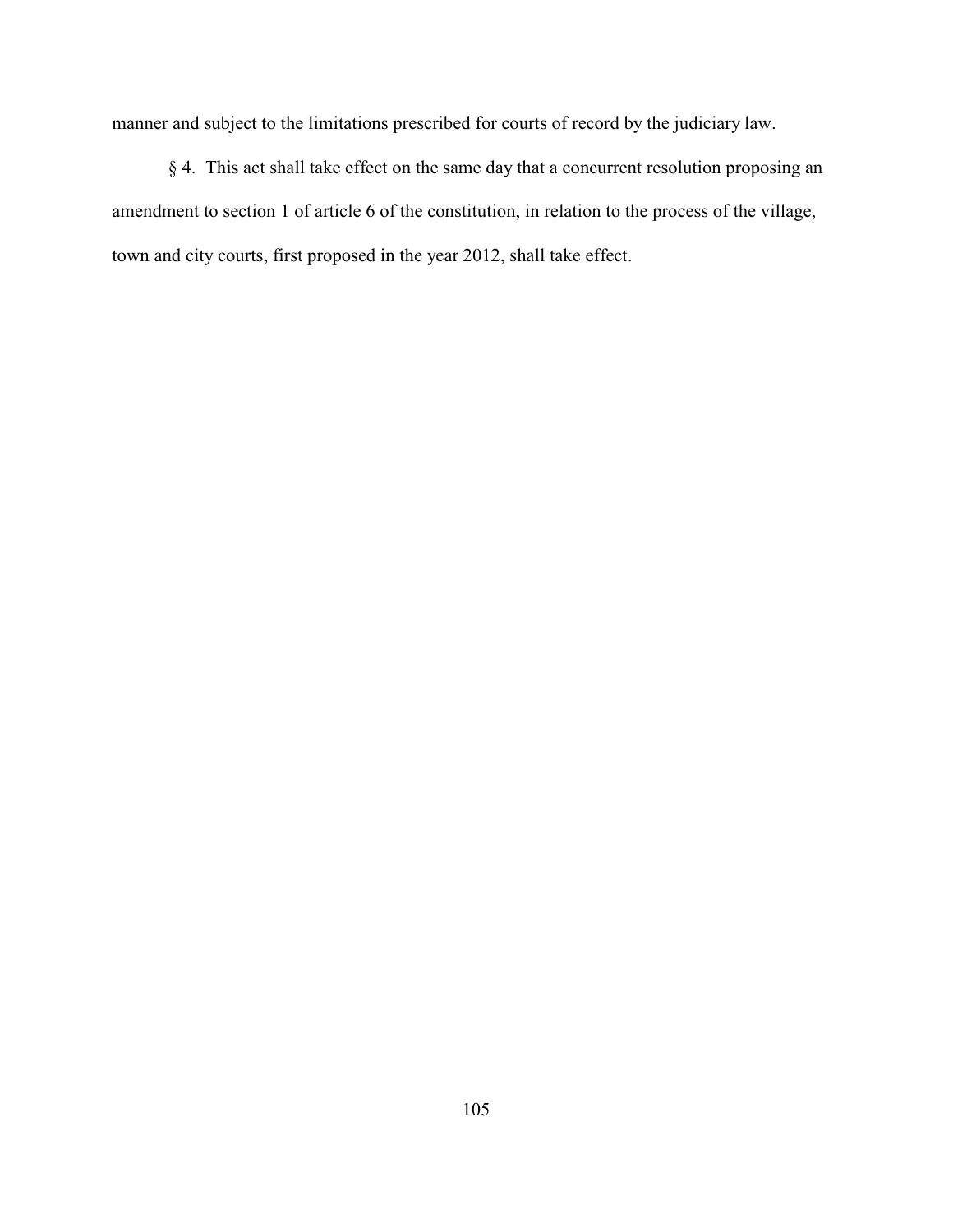manner and subject to the limitations prescribed for courts of record by the judiciary law.

§ 4. This act shall take effect on the same day that a concurrent resolution proposing an amendment to section 1 of article 6 of the constitution, in relation to the process of the village, town and city courts, first proposed in the year 2012, shall take effect.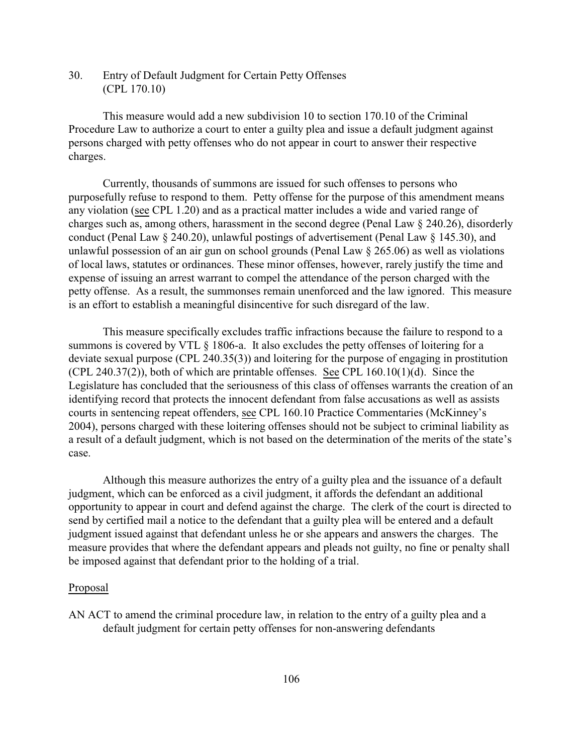## 30. Entry of Default Judgment for Certain Petty Offenses (CPL 170.10)

This measure would add a new subdivision 10 to section 170.10 of the Criminal Procedure Law to authorize a court to enter a guilty plea and issue a default judgment against persons charged with petty offenses who do not appear in court to answer their respective charges.

Currently, thousands of summons are issued for such offenses to persons who purposefully refuse to respond to them. Petty offense for the purpose of this amendment means any violation (see CPL 1.20) and as a practical matter includes a wide and varied range of charges such as, among others, harassment in the second degree (Penal Law § 240.26), disorderly conduct (Penal Law § 240.20), unlawful postings of advertisement (Penal Law § 145.30), and unlawful possession of an air gun on school grounds (Penal Law § 265.06) as well as violations of local laws, statutes or ordinances. These minor offenses, however, rarely justify the time and expense of issuing an arrest warrant to compel the attendance of the person charged with the petty offense. As a result, the summonses remain unenforced and the law ignored. This measure is an effort to establish a meaningful disincentive for such disregard of the law.

This measure specifically excludes traffic infractions because the failure to respond to a summons is covered by VTL § 1806-a. It also excludes the petty offenses of loitering for a deviate sexual purpose (CPL 240.35(3)) and loitering for the purpose of engaging in prostitution (CPL 240.37(2)), both of which are printable offenses. See CPL 160.10(1)(d). Since the Legislature has concluded that the seriousness of this class of offenses warrants the creation of an identifying record that protects the innocent defendant from false accusations as well as assists courts in sentencing repeat offenders, see CPL 160.10 Practice Commentaries (McKinney's 2004), persons charged with these loitering offenses should not be subject to criminal liability as a result of a default judgment, which is not based on the determination of the merits of the state's case.

Although this measure authorizes the entry of a guilty plea and the issuance of a default judgment, which can be enforced as a civil judgment, it affords the defendant an additional opportunity to appear in court and defend against the charge. The clerk of the court is directed to send by certified mail a notice to the defendant that a guilty plea will be entered and a default judgment issued against that defendant unless he or she appears and answers the charges. The measure provides that where the defendant appears and pleads not guilty, no fine or penalty shall be imposed against that defendant prior to the holding of a trial.

Proposal

AN ACT to amend the criminal procedure law, in relation to the entry of a guilty plea and a default judgment for certain petty offenses for non-answering defendants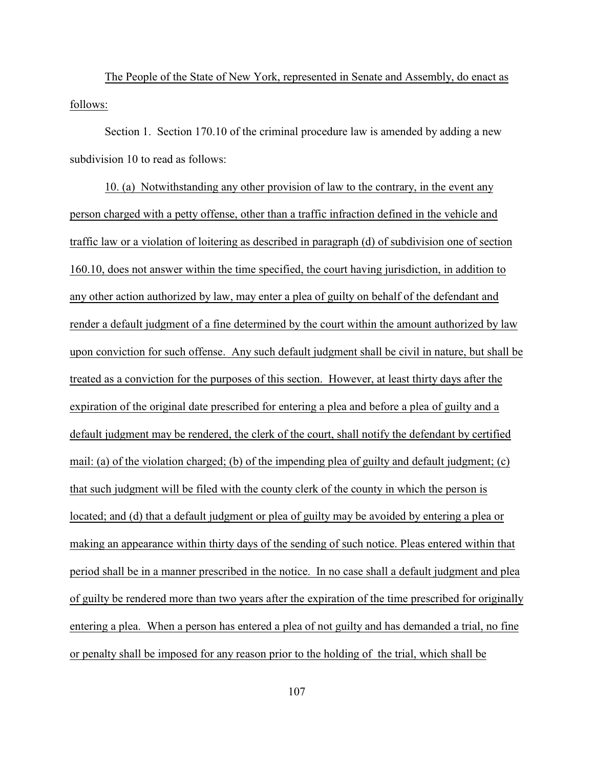The People of the State of New York, represented in Senate and Assembly, do enact as follows:

Section 1. Section 170.10 of the criminal procedure law is amended by adding a new subdivision 10 to read as follows:

10. (a) Notwithstanding any other provision of law to the contrary, in the event any person charged with a petty offense, other than a traffic infraction defined in the vehicle and traffic law or a violation of loitering as described in paragraph (d) of subdivision one of section 160.10, does not answer within the time specified, the court having jurisdiction, in addition to any other action authorized by law, may enter a plea of guilty on behalf of the defendant and render a default judgment of a fine determined by the court within the amount authorized by law upon conviction for such offense. Any such default judgment shall be civil in nature, but shall be treated as a conviction for the purposes of this section. However, at least thirty days after the expiration of the original date prescribed for entering a plea and before a plea of guilty and a default judgment may be rendered, the clerk of the court, shall notify the defendant by certified mail: (a) of the violation charged; (b) of the impending plea of guilty and default judgment; (c) that such judgment will be filed with the county clerk of the county in which the person is located; and (d) that a default judgment or plea of guilty may be avoided by entering a plea or making an appearance within thirty days of the sending of such notice. Pleas entered within that period shall be in a manner prescribed in the notice. In no case shall a default judgment and plea of guilty be rendered more than two years after the expiration of the time prescribed for originally entering a plea. When a person has entered a plea of not guilty and has demanded a trial, no fine or penalty shall be imposed for any reason prior to the holding of the trial, which shall be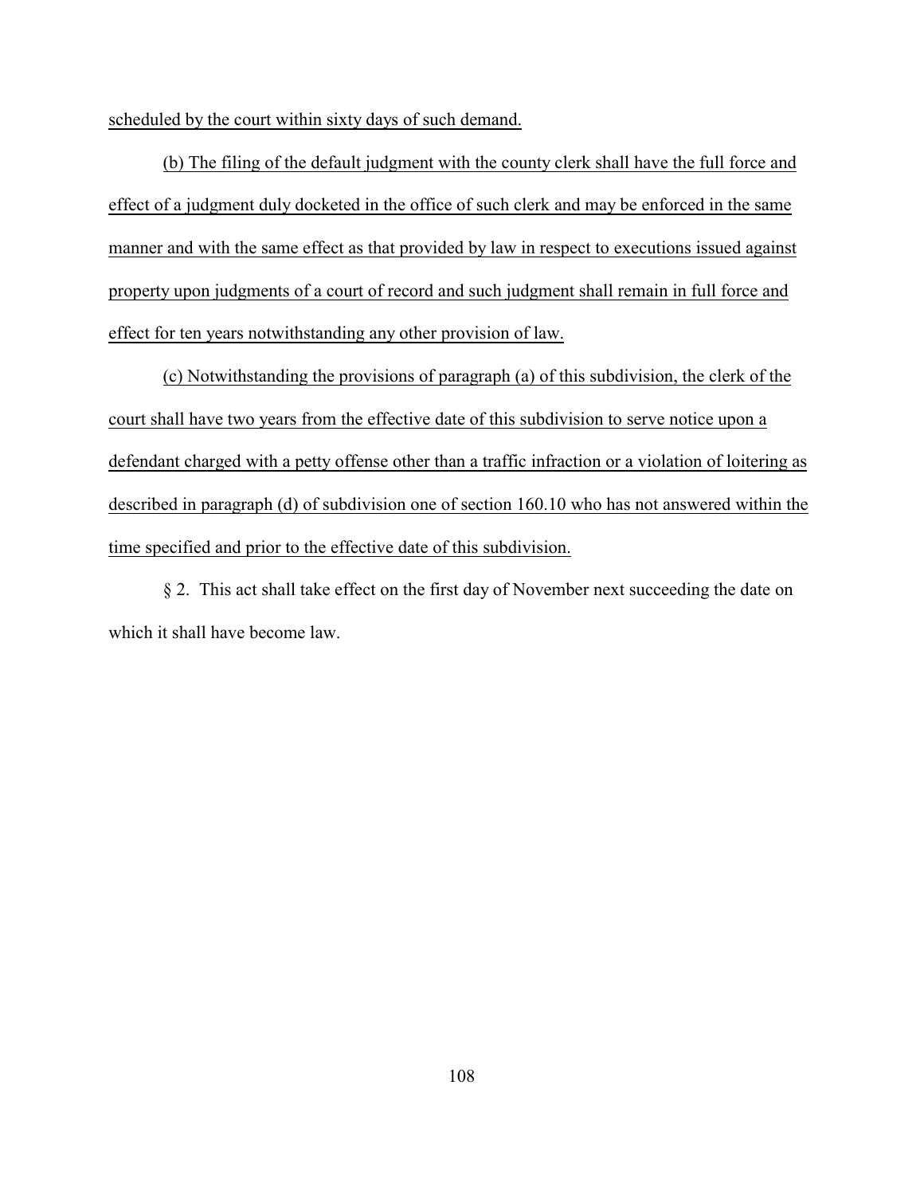scheduled by the court within sixty days of such demand.

(b) The filing of the default judgment with the county clerk shall have the full force and effect of a judgment duly docketed in the office of such clerk and may be enforced in the same manner and with the same effect as that provided by law in respect to executions issued against property upon judgments of a court of record and such judgment shall remain in full force and effect for ten years notwithstanding any other provision of law.

(c) Notwithstanding the provisions of paragraph (a) of this subdivision, the clerk of the court shall have two years from the effective date of this subdivision to serve notice upon a defendant charged with a petty offense other than a traffic infraction or a violation of loitering as described in paragraph (d) of subdivision one of section 160.10 who has not answered within the time specified and prior to the effective date of this subdivision.

§ 2. This act shall take effect on the first day of November next succeeding the date on which it shall have become law.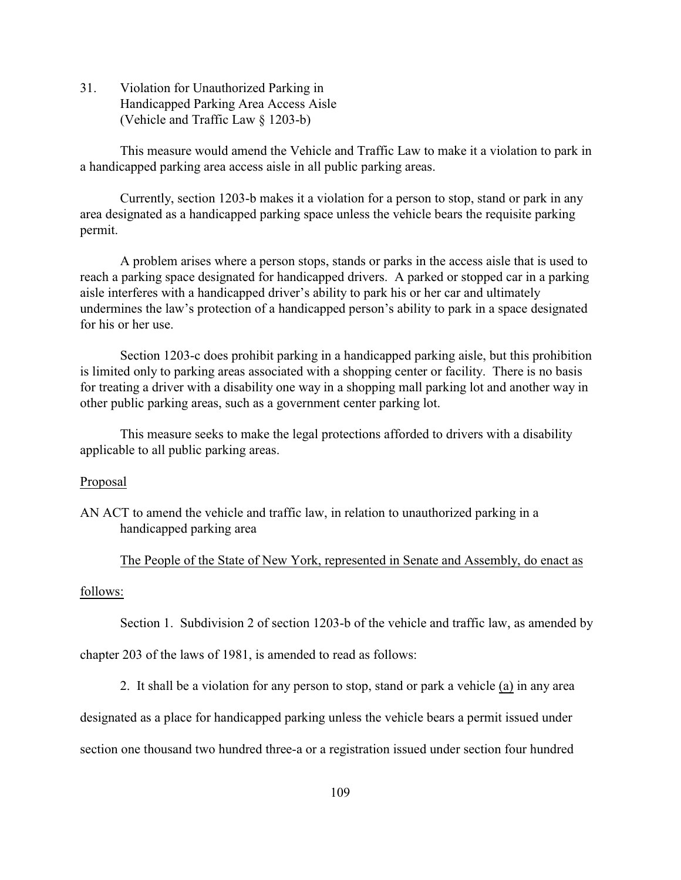31. Violation for Unauthorized Parking in Handicapped Parking Area Access Aisle (Vehicle and Traffic Law § 1203-b)

This measure would amend the Vehicle and Traffic Law to make it a violation to park in a handicapped parking area access aisle in all public parking areas.

Currently, section 1203-b makes it a violation for a person to stop, stand or park in any area designated as a handicapped parking space unless the vehicle bears the requisite parking permit.

A problem arises where a person stops, stands or parks in the access aisle that is used to reach a parking space designated for handicapped drivers. A parked or stopped car in a parking aisle interferes with a handicapped driver's ability to park his or her car and ultimately undermines the law's protection of a handicapped person's ability to park in a space designated for his or her use.

Section 1203-c does prohibit parking in a handicapped parking aisle, but this prohibition is limited only to parking areas associated with a shopping center or facility. There is no basis for treating a driver with a disability one way in a shopping mall parking lot and another way in other public parking areas, such as a government center parking lot.

This measure seeks to make the legal protections afforded to drivers with a disability applicable to all public parking areas.

Proposal

AN ACT to amend the vehicle and traffic law, in relation to unauthorized parking in a handicapped parking area

The People of the State of New York, represented in Senate and Assembly, do enact as follows:

Section 1. Subdivision 2 of section 1203-b of the vehicle and traffic law, as amended by chapter 203 of the laws of 1981, is amended to read as follows:

2. It shall be a violation for any person to stop, stand or park a vehicle (a) in any area designated as a place for handicapped parking unless the vehicle bears a permit issued under section one thousand two hundred three-a or a registration issued under section four hundred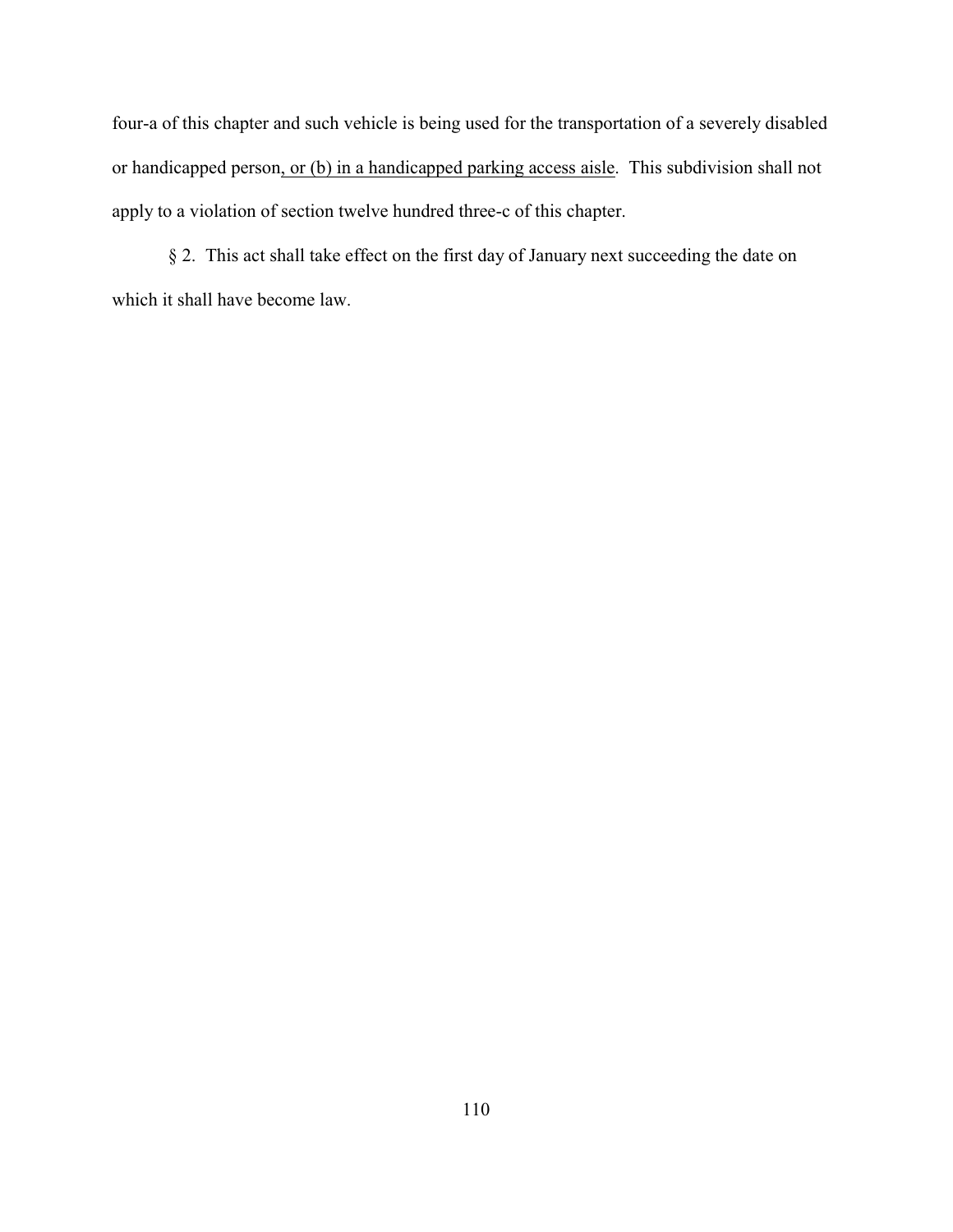four-a of this chapter and such vehicle is being used for the transportation of a severely disabled or handicapped person<u>, or (b) in a handicapped parking access aisle</u>. This subdivision shall not apply to a violation of section twelve hundred three-c of this chapter.

§ 2. This act shall take effect on the first day of January next succeeding the date on which it shall have become law.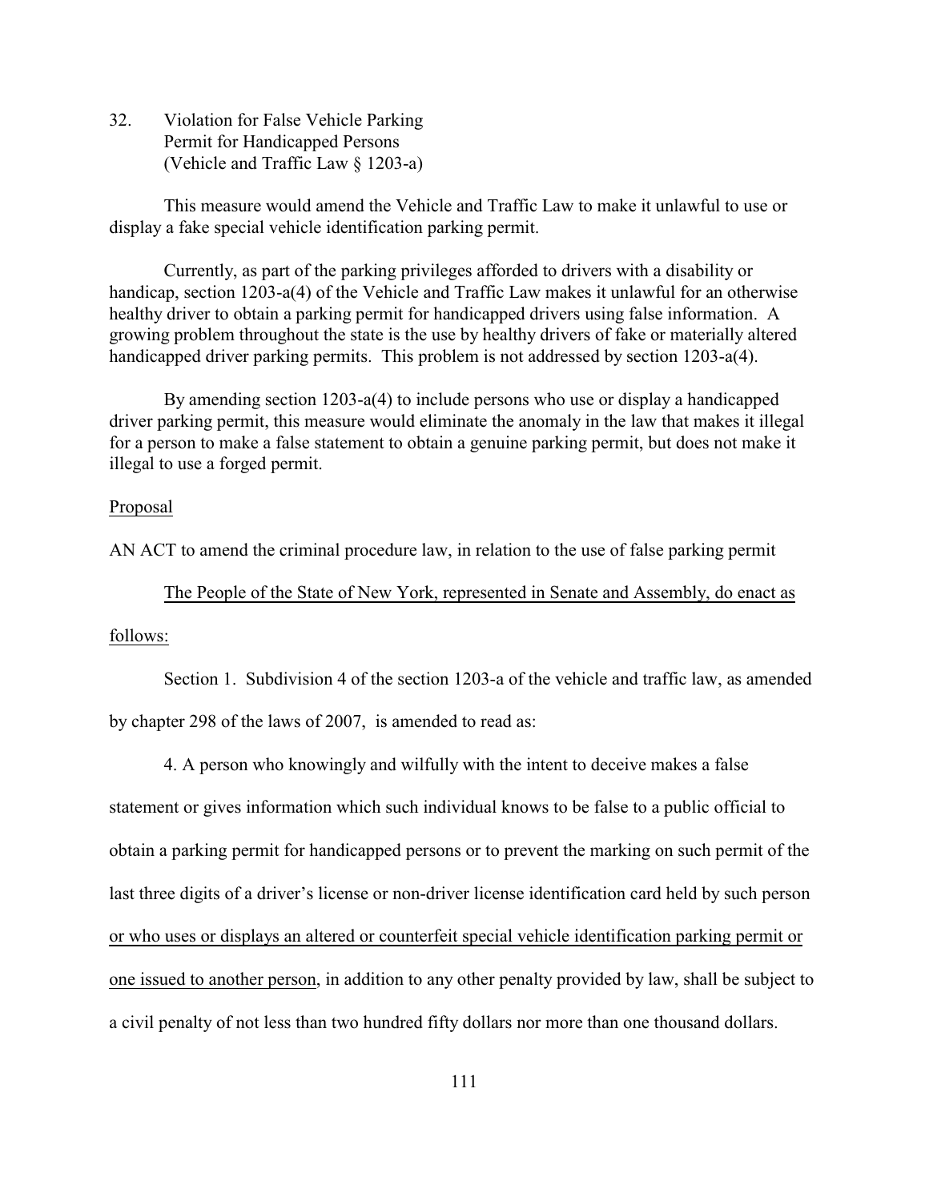32. Violation for False Vehicle Parking Permit for Handicapped Persons (Vehicle and Traffic Law § 1203-a)

This measure would amend the Vehicle and Traffic Law to make it unlawful to use or display a fake special vehicle identification parking permit.

Currently, as part of the parking privileges afforded to drivers with a disability or handicap, section 1203-a(4) of the Vehicle and Traffic Law makes it unlawful for an otherwise healthy driver to obtain a parking permit for handicapped drivers using false information. A growing problem throughout the state is the use by healthy drivers of fake or materially altered handicapped driver parking permits. This problem is not addressed by section 1203-a(4).

By amending section 1203-a(4) to include persons who use or display a handicapped driver parking permit, this measure would eliminate the anomaly in the law that makes it illegal for a person to make a false statement to obtain a genuine parking permit, but does not make it illegal to use a forged permit.

<u>Proposal</u>

AN ACT to amend the criminal procedure law, in relation to the use of false parking permit

<u>The People of the State of New York, represented in Senate and Assembly, do enact as follows:</u>

Section 1. Subdivision 4 of the section 1203-a of the vehicle and traffic law, as amended by chapter 298 of the laws of 2007, is amended to read as:

4. A person who knowingly and wilfully with the intent to deceive makes a false statement or gives information which such individual knows to be false to a public official to obtain a parking permit for handicapped persons or to prevent the marking on such permit of the last three digits of a driver's license or non-driver license identification card held by such person <u>or who uses or displays an altered or counterfeit special vehicle identification parking permit or one issued to another person</u>, in addition to any other penalty provided by law, shall be subject to a civil penalty of not less than two hundred fifty dollars nor more than one thousand dollars.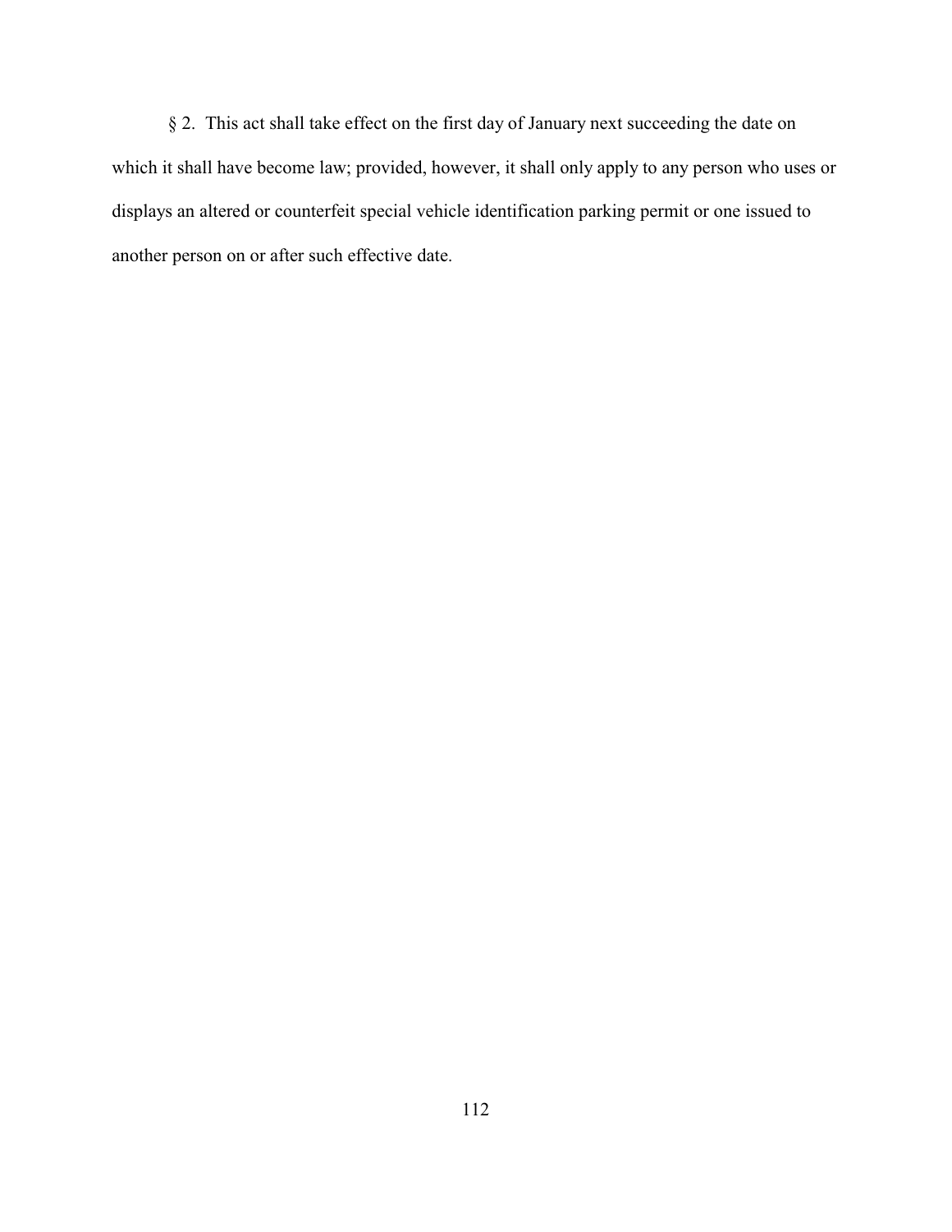§ 2. This act shall take effect on the first day of January next succeeding the date on which it shall have become law; provided, however, it shall only apply to any person who uses or displays an altered or counterfeit special vehicle identification parking permit or one issued to another person on or after such effective date.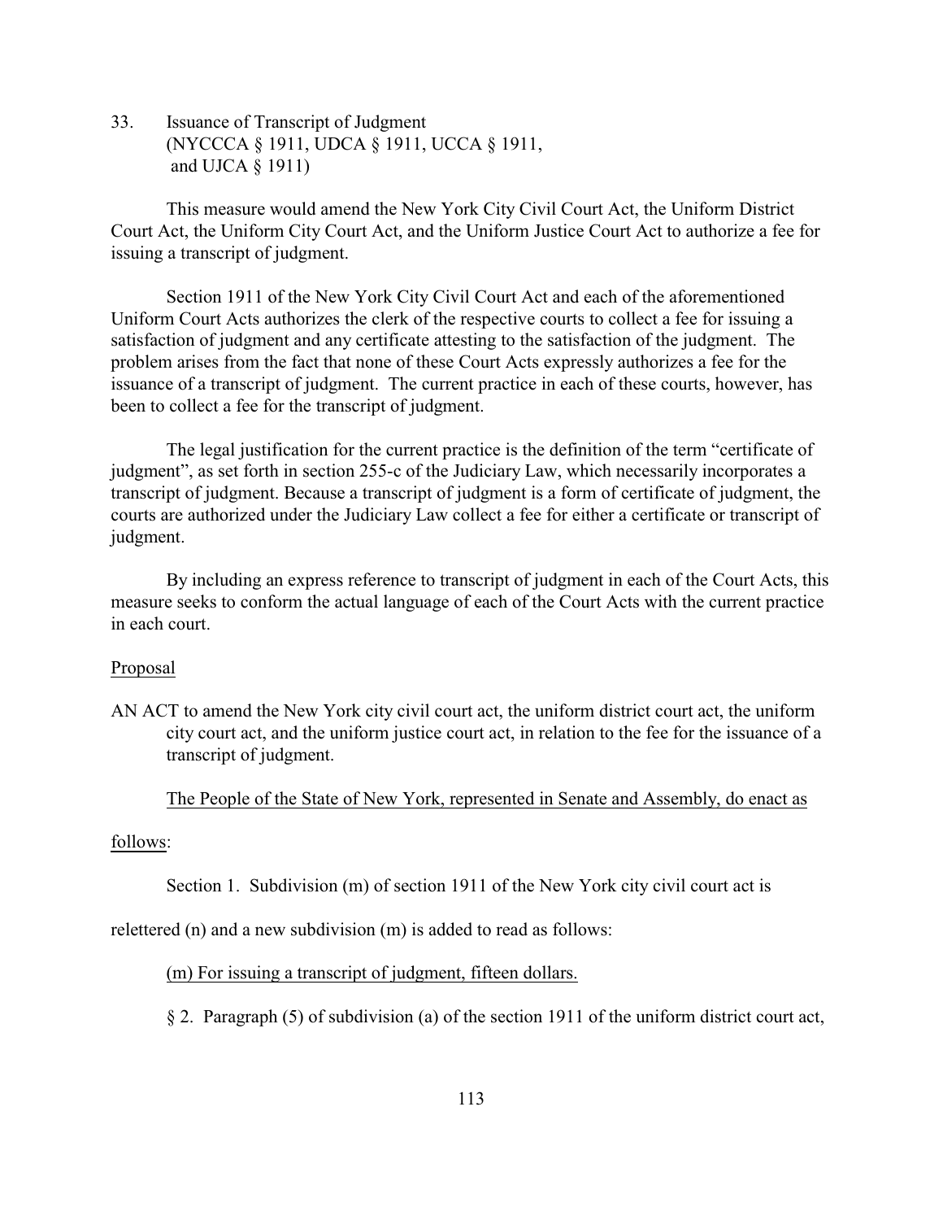33. Issuance of Transcript of Judgment
(NYCCCA § 1911, UDCA § 1911, UCCA § 1911, and UJCA § 1911)

This measure would amend the New York City Civil Court Act, the Uniform District Court Act, the Uniform City Court Act, and the Uniform Justice Court Act to authorize a fee for issuing a transcript of judgment.

Section 1911 of the New York City Civil Court Act and each of the aforementioned Uniform Court Acts authorizes the clerk of the respective courts to collect a fee for issuing a satisfaction of judgment and any certificate attesting to the satisfaction of the judgment. The problem arises from the fact that none of these Court Acts expressly authorizes a fee for the issuance of a transcript of judgment. The current practice in each of these courts, however, has been to collect a fee for the transcript of judgment.

The legal justification for the current practice is the definition of the term "certificate of judgment", as set forth in section 255-c of the Judiciary Law, which necessarily incorporates a transcript of judgment. Because a transcript of judgment is a form of certificate of judgment, the courts are authorized under the Judiciary Law collect a fee for either a certificate or transcript of judgment.

By including an express reference to transcript of judgment in each of the Court Acts, this measure seeks to conform the actual language of each of the Court Acts with the current practice in each court.

<u>Proposal</u>

AN ACT to amend the New York city civil court act, the uniform district court act, the uniform city court act, and the uniform justice court act, in relation to the fee for the issuance of a transcript of judgment.

<u>The People of the State of New York, represented in Senate and Assembly, do enact as follows</u>:

Section 1. Subdivision (m) of section 1911 of the New York city civil court act is relettered (n) and a new subdivision (m) is added to read as follows:

<u>(m) For issuing a transcript of judgment, fifteen dollars.</u>

§ 2. Paragraph (5) of subdivision (a) of the section 1911 of the uniform district court act,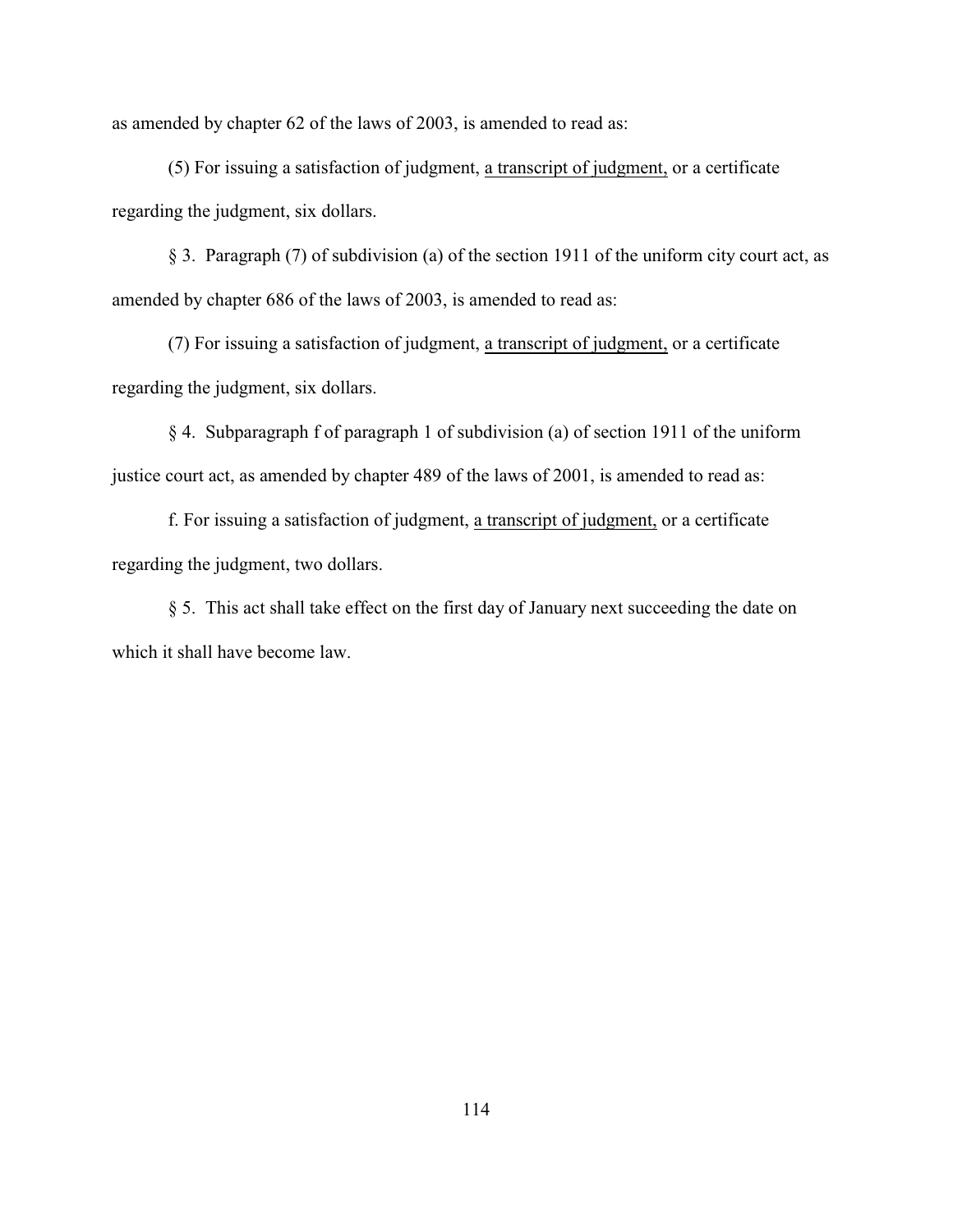as amended by chapter 62 of the laws of 2003, is amended to read as:

(5) For issuing a satisfaction of judgment, <u>a transcript of judgment,</u> or a certificate regarding the judgment, six dollars.

§ 3. Paragraph (7) of subdivision (a) of the section 1911 of the uniform city court act, as amended by chapter 686 of the laws of 2003, is amended to read as:

(7) For issuing a satisfaction of judgment, <u>a transcript of judgment,</u> or a certificate regarding the judgment, six dollars.

§ 4. Subparagraph f of paragraph 1 of subdivision (a) of section 1911 of the uniform justice court act, as amended by chapter 489 of the laws of 2001, is amended to read as:

f. For issuing a satisfaction of judgment, <u>a transcript of judgment,</u> or a certificate regarding the judgment, two dollars.

§ 5. This act shall take effect on the first day of January next succeeding the date on which it shall have become law.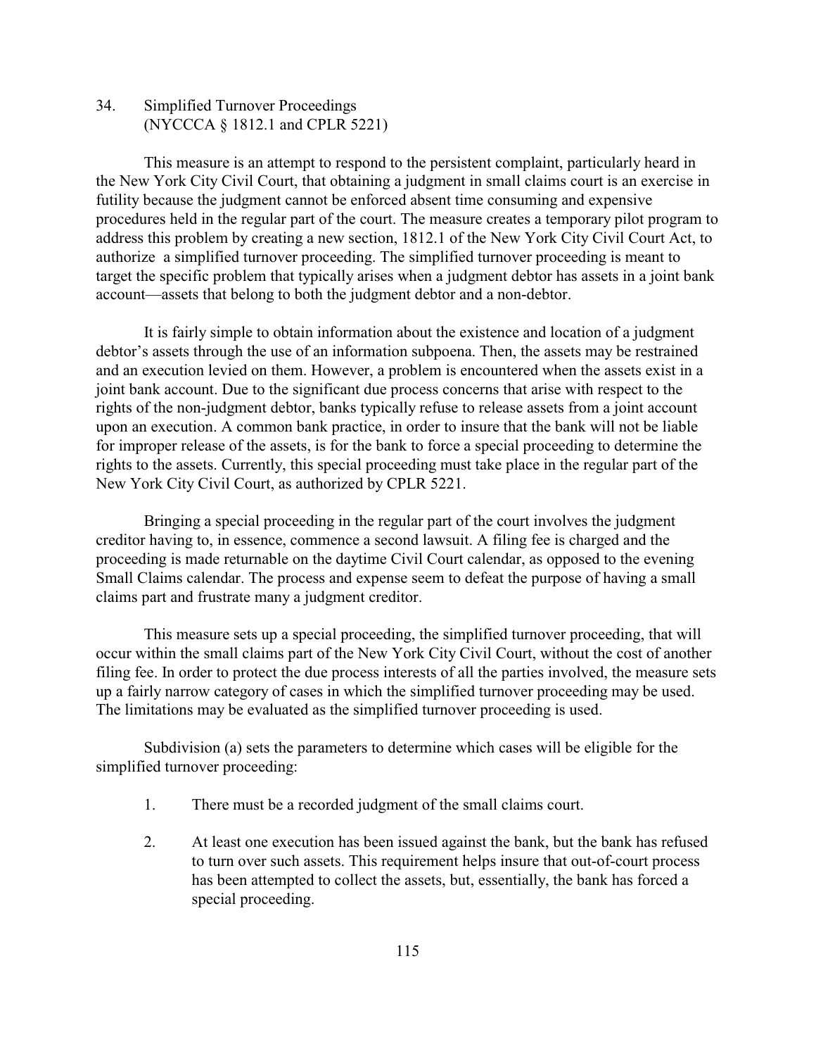34. Simplified Turnover Proceedings
(NYCCCA § 1812.1 and CPLR 5221)

This measure is an attempt to respond to the persistent complaint, particularly heard in the New York City Civil Court, that obtaining a judgment in small claims court is an exercise in futility because the judgment cannot be enforced absent time consuming and expensive procedures held in the regular part of the court. The measure creates a temporary pilot program to address this problem by creating a new section, 1812.1 of the New York City Civil Court Act, to authorize a simplified turnover proceeding. The simplified turnover proceeding is meant to target the specific problem that typically arises when a judgment debtor has assets in a joint bank account—assets that belong to both the judgment debtor and a non-debtor.

It is fairly simple to obtain information about the existence and location of a judgment debtor's assets through the use of an information subpoena. Then, the assets may be restrained and an execution levied on them. However, a problem is encountered when the assets exist in a joint bank account. Due to the significant due process concerns that arise with respect to the rights of the non-judgment debtor, banks typically refuse to release assets from a joint account upon an execution. A common bank practice, in order to insure that the bank will not be liable for improper release of the assets, is for the bank to force a special proceeding to determine the rights to the assets. Currently, this special proceeding must take place in the regular part of the New York City Civil Court, as authorized by CPLR 5221.

Bringing a special proceeding in the regular part of the court involves the judgment creditor having to, in essence, commence a second lawsuit. A filing fee is charged and the proceeding is made returnable on the daytime Civil Court calendar, as opposed to the evening Small Claims calendar. The process and expense seem to defeat the purpose of having a small claims part and frustrate many a judgment creditor.

This measure sets up a special proceeding, the simplified turnover proceeding, that will occur within the small claims part of the New York City Civil Court, without the cost of another filing fee. In order to protect the due process interests of all the parties involved, the measure sets up a fairly narrow category of cases in which the simplified turnover proceeding may be used. The limitations may be evaluated as the simplified turnover proceeding is used.

Subdivision (a) sets the parameters to determine which cases will be eligible for the simplified turnover proceeding:

1. There must be a recorded judgment of the small claims court.

2. At least one execution has been issued against the bank, but the bank has refused to turn over such assets. This requirement helps insure that out-of-court process has been attempted to collect the assets, but, essentially, the bank has forced a special proceeding.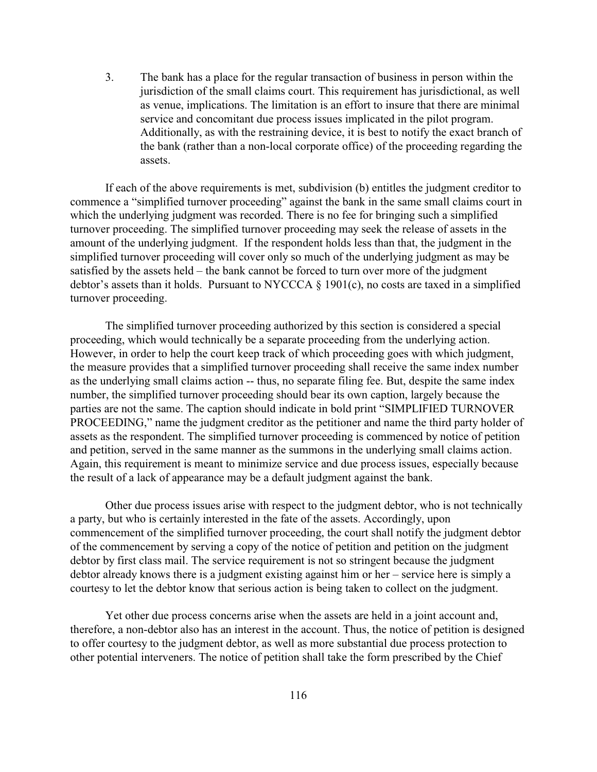3. The bank has a place for the regular transaction of business in person within the jurisdiction of the small claims court. This requirement has jurisdictional, as well as venue, implications. The limitation is an effort to insure that there are minimal service and concomitant due process issues implicated in the pilot program. Additionally, as with the restraining device, it is best to notify the exact branch of the bank (rather than a non-local corporate office) of the proceeding regarding the assets.

If each of the above requirements is met, subdivision (b) entitles the judgment creditor to commence a "simplified turnover proceeding" against the bank in the same small claims court in which the underlying judgment was recorded. There is no fee for bringing such a simplified turnover proceeding. The simplified turnover proceeding may seek the release of assets in the amount of the underlying judgment. If the respondent holds less than that, the judgment in the simplified turnover proceeding will cover only so much of the underlying judgment as may be satisfied by the assets held – the bank cannot be forced to turn over more of the judgment debtor's assets than it holds. Pursuant to NYCCCA § 1901(c), no costs are taxed in a simplified turnover proceeding.

The simplified turnover proceeding authorized by this section is considered a special proceeding, which would technically be a separate proceeding from the underlying action. However, in order to help the court keep track of which proceeding goes with which judgment, the measure provides that a simplified turnover proceeding shall receive the same index number as the underlying small claims action -- thus, no separate filing fee. But, despite the same index number, the simplified turnover proceeding should bear its own caption, largely because the parties are not the same. The caption should indicate in bold print "SIMPLIFIED TURNOVER PROCEEDING," name the judgment creditor as the petitioner and name the third party holder of assets as the respondent. The simplified turnover proceeding is commenced by notice of petition and petition, served in the same manner as the summons in the underlying small claims action. Again, this requirement is meant to minimize service and due process issues, especially because the result of a lack of appearance may be a default judgment against the bank.

Other due process issues arise with respect to the judgment debtor, who is not technically a party, but who is certainly interested in the fate of the assets. Accordingly, upon commencement of the simplified turnover proceeding, the court shall notify the judgment debtor of the commencement by serving a copy of the notice of petition and petition on the judgment debtor by first class mail. The service requirement is not so stringent because the judgment debtor already knows there is a judgment existing against him or her – service here is simply a courtesy to let the debtor know that serious action is being taken to collect on the judgment.

Yet other due process concerns arise when the assets are held in a joint account and, therefore, a non-debtor also has an interest in the account. Thus, the notice of petition is designed to offer courtesy to the judgment debtor, as well as more substantial due process protection to other potential interveners. The notice of petition shall take the form prescribed by the Chief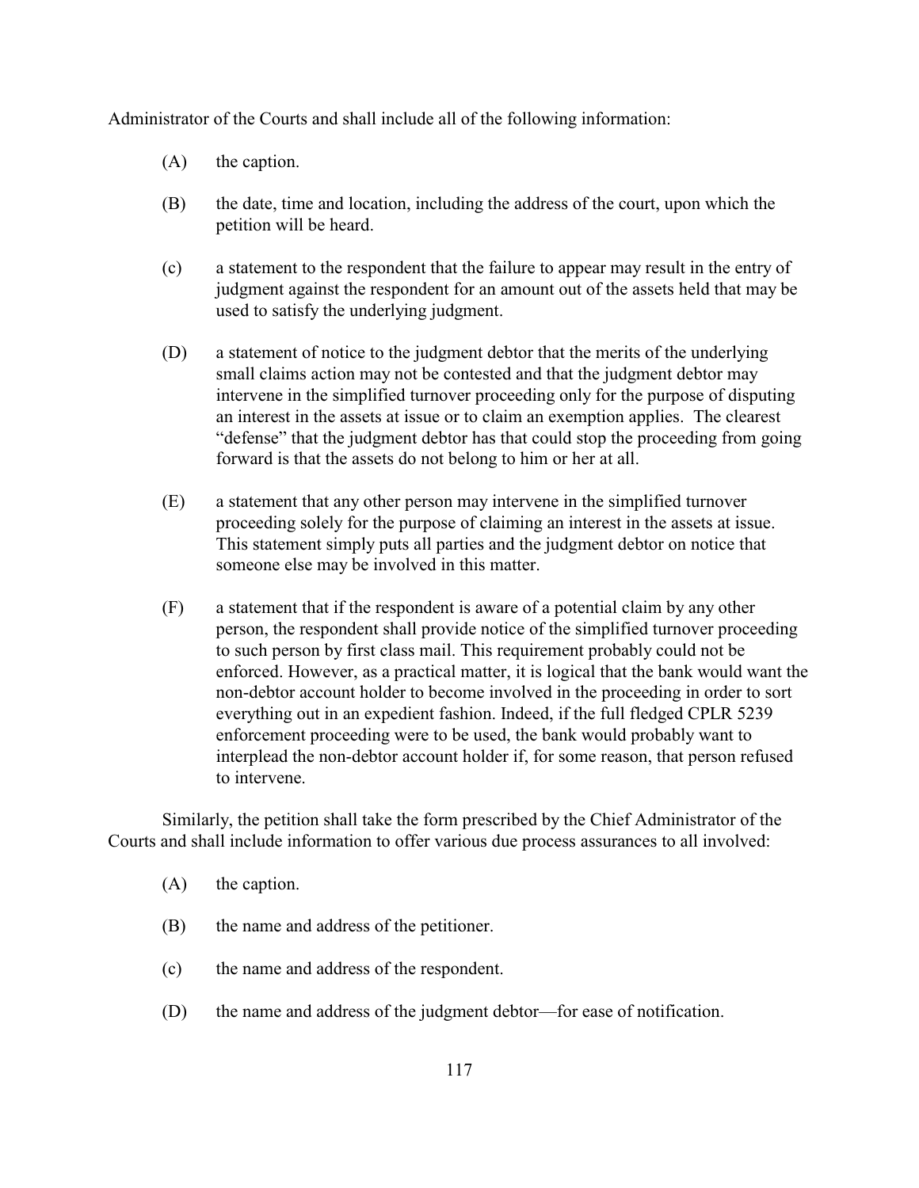Administrator of the Courts and shall include all of the following information:

(A) the caption.

(B) the date, time and location, including the address of the court, upon which the petition will be heard.

(c) a statement to the respondent that the failure to appear may result in the entry of judgment against the respondent for an amount out of the assets held that may be used to satisfy the underlying judgment.

(D) a statement of notice to the judgment debtor that the merits of the underlying small claims action may not be contested and that the judgment debtor may intervene in the simplified turnover proceeding only for the purpose of disputing an interest in the assets at issue or to claim an exemption applies. The clearest "defense" that the judgment debtor has that could stop the proceeding from going forward is that the assets do not belong to him or her at all.

(E) a statement that any other person may intervene in the simplified turnover proceeding solely for the purpose of claiming an interest in the assets at issue. This statement simply puts all parties and the judgment debtor on notice that someone else may be involved in this matter.

(F) a statement that if the respondent is aware of a potential claim by any other person, the respondent shall provide notice of the simplified turnover proceeding to such person by first class mail. This requirement probably could not be enforced. However, as a practical matter, it is logical that the bank would want the non-debtor account holder to become involved in the proceeding in order to sort everything out in an expedient fashion. Indeed, if the full fledged CPLR 5239 enforcement proceeding were to be used, the bank would probably want to interplead the non-debtor account holder if, for some reason, that person refused to intervene.

Similarly, the petition shall take the form prescribed by the Chief Administrator of the Courts and shall include information to offer various due process assurances to all involved:

(A) the caption.

(B) the name and address of the petitioner.

(c) the name and address of the respondent.

(D) the name and address of the judgment debtor—for ease of notification.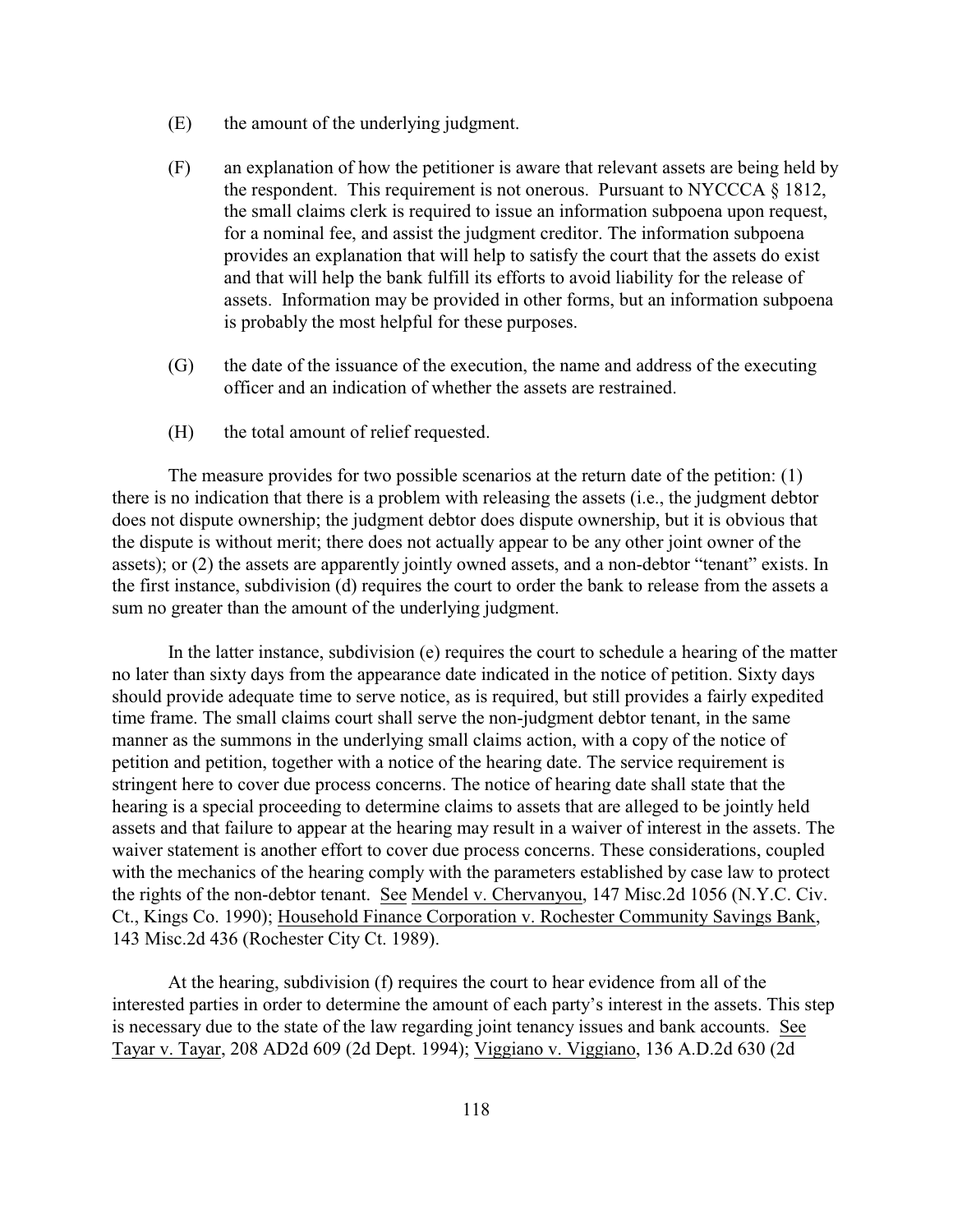(E) the amount of the underlying judgment.

(F) an explanation of how the petitioner is aware that relevant assets are being held by the respondent. This requirement is not onerous. Pursuant to NYCCCA § 1812, the small claims clerk is required to issue an information subpoena upon request, for a nominal fee, and assist the judgment creditor. The information subpoena provides an explanation that will help to satisfy the court that the assets do exist and that will help the bank fulfill its efforts to avoid liability for the release of assets. Information may be provided in other forms, but an information subpoena is probably the most helpful for these purposes.

(G) the date of the issuance of the execution, the name and address of the executing officer and an indication of whether the assets are restrained.

(H) the total amount of relief requested.

The measure provides for two possible scenarios at the return date of the petition: (1) there is no indication that there is a problem with releasing the assets (i.e., the judgment debtor does not dispute ownership; the judgment debtor does dispute ownership, but it is obvious that the dispute is without merit; there does not actually appear to be any other joint owner of the assets); or (2) the assets are apparently jointly owned assets, and a non-debtor "tenant" exists. In the first instance, subdivision (d) requires the court to order the bank to release from the assets a sum no greater than the amount of the underlying judgment.

In the latter instance, subdivision (e) requires the court to schedule a hearing of the matter no later than sixty days from the appearance date indicated in the notice of petition. Sixty days should provide adequate time to serve notice, as is required, but still provides a fairly expedited time frame. The small claims court shall serve the non-judgment debtor tenant, in the same manner as the summons in the underlying small claims action, with a copy of the notice of petition and petition, together with a notice of the hearing date. The service requirement is stringent here to cover due process concerns. The notice of hearing date shall state that the hearing is a special proceeding to determine claims to assets that are alleged to be jointly held assets and that failure to appear at the hearing may result in a waiver of interest in the assets. The waiver statement is another effort to cover due process concerns. These considerations, coupled with the mechanics of the hearing comply with the parameters established by case law to protect the rights of the non-debtor tenant. See Mendel v. Chervanyou, 147 Misc.2d 1056 (N.Y.C. Civ. Ct., Kings Co. 1990); Household Finance Corporation v. Rochester Community Savings Bank, 143 Misc.2d 436 (Rochester City Ct. 1989).

At the hearing, subdivision (f) requires the court to hear evidence from all of the interested parties in order to determine the amount of each party's interest in the assets. This step is necessary due to the state of the law regarding joint tenancy issues and bank accounts. See Tayar v. Tayar, 208 AD2d 609 (2d Dept. 1994); Viggiano v. Viggiano, 136 A.D.2d 630 (2d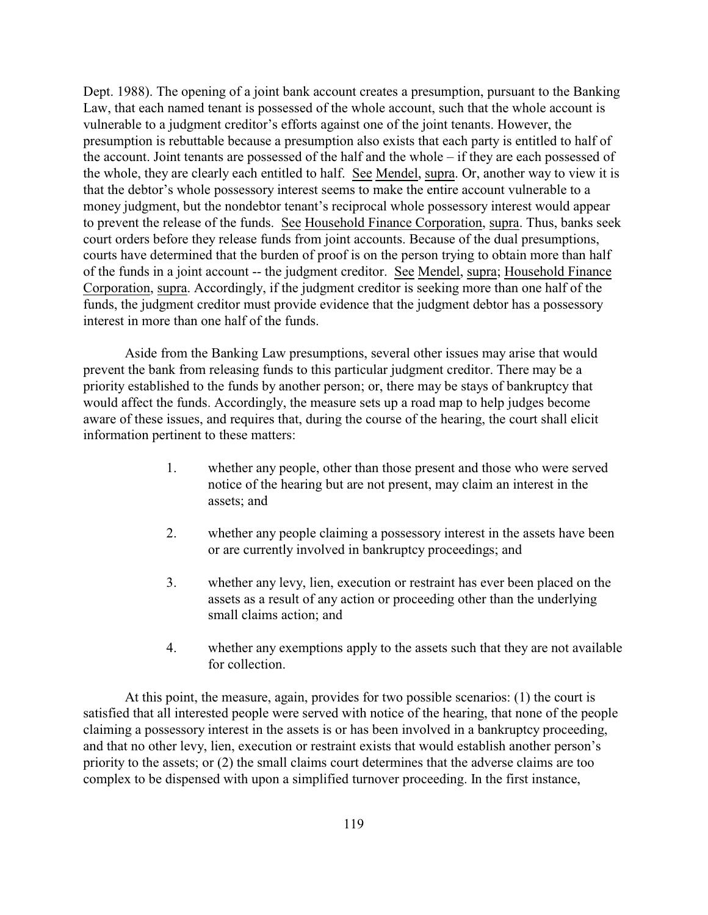Dept. 1988). The opening of a joint bank account creates a presumption, pursuant to the Banking Law, that each named tenant is possessed of the whole account, such that the whole account is vulnerable to a judgment creditor's efforts against one of the joint tenants. However, the presumption is rebuttable because a presumption also exists that each party is entitled to half of the account. Joint tenants are possessed of the half and the whole – if they are each possessed of the whole, they are clearly each entitled to half. See Mendel, supra. Or, another way to view it is that the debtor's whole possessory interest seems to make the entire account vulnerable to a money judgment, but the nondebtor tenant's reciprocal whole possessory interest would appear to prevent the release of the funds. See Household Finance Corporation, supra. Thus, banks seek court orders before they release funds from joint accounts. Because of the dual presumptions, courts have determined that the burden of proof is on the person trying to obtain more than half of the funds in a joint account -- the judgment creditor. See Mendel, supra; Household Finance Corporation, supra. Accordingly, if the judgment creditor is seeking more than one half of the funds, the judgment creditor must provide evidence that the judgment debtor has a possessory interest in more than one half of the funds.

Aside from the Banking Law presumptions, several other issues may arise that would prevent the bank from releasing funds to this particular judgment creditor. There may be a priority established to the funds by another person; or, there may be stays of bankruptcy that would affect the funds. Accordingly, the measure sets up a road map to help judges become aware of these issues, and requires that, during the course of the hearing, the court shall elicit information pertinent to these matters:

1. whether any people, other than those present and those who were served notice of the hearing but are not present, may claim an interest in the assets; and

2. whether any people claiming a possessory interest in the assets have been or are currently involved in bankruptcy proceedings; and

3. whether any levy, lien, execution or restraint has ever been placed on the assets as a result of any action or proceeding other than the underlying small claims action; and

4. whether any exemptions apply to the assets such that they are not available for collection.

At this point, the measure, again, provides for two possible scenarios: (1) the court is satisfied that all interested people were served with notice of the hearing, that none of the people claiming a possessory interest in the assets is or has been involved in a bankruptcy proceeding, and that no other levy, lien, execution or restraint exists that would establish another person's priority to the assets; or (2) the small claims court determines that the adverse claims are too complex to be dispensed with upon a simplified turnover proceeding. In the first instance,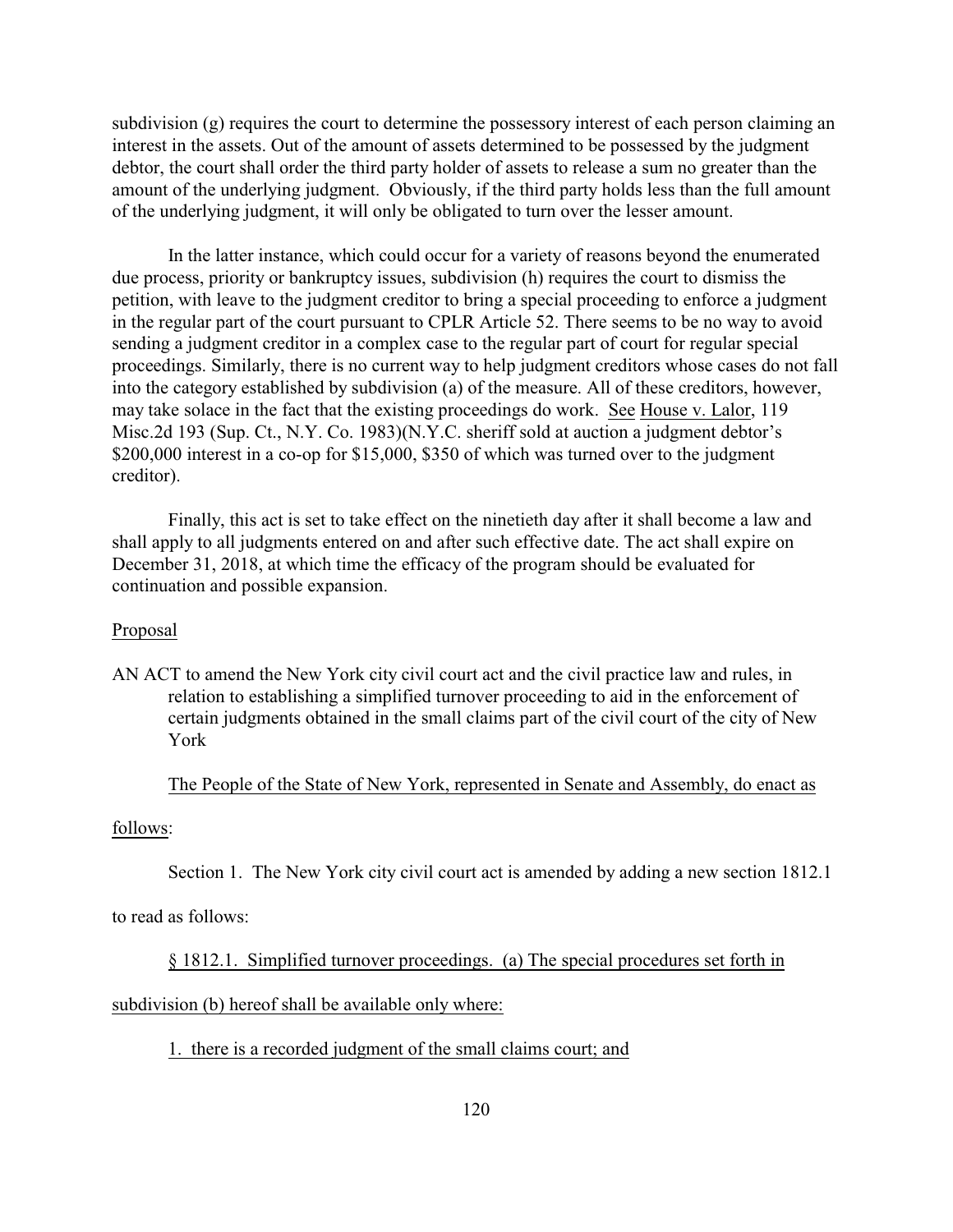subdivision (g) requires the court to determine the possessory interest of each person claiming an interest in the assets. Out of the amount of assets determined to be possessed by the judgment debtor, the court shall order the third party holder of assets to release a sum no greater than the amount of the underlying judgment. Obviously, if the third party holds less than the full amount of the underlying judgment, it will only be obligated to turn over the lesser amount.

In the latter instance, which could occur for a variety of reasons beyond the enumerated due process, priority or bankruptcy issues, subdivision (h) requires the court to dismiss the petition, with leave to the judgment creditor to bring a special proceeding to enforce a judgment in the regular part of the court pursuant to CPLR Article 52. There seems to be no way to avoid sending a judgment creditor in a complex case to the regular part of court for regular special proceedings. Similarly, there is no current way to help judgment creditors whose cases do not fall into the category established by subdivision (a) of the measure. All of these creditors, however, may take solace in the fact that the existing proceedings do work. See House v. Lalor, 119 Misc.2d 193 (Sup. Ct., N.Y. Co. 1983)(N.Y.C. sheriff sold at auction a judgment debtor's $200,000 interest in a co-op for $15,000, $350 of which was turned over to the judgment creditor).

Finally, this act is set to take effect on the ninetieth day after it shall become a law and shall apply to all judgments entered on and after such effective date. The act shall expire on December 31, 2018, at which time the efficacy of the program should be evaluated for continuation and possible expansion.

Proposal

AN ACT to amend the New York city civil court act and the civil practice law and rules, in relation to establishing a simplified turnover proceeding to aid in the enforcement of certain judgments obtained in the small claims part of the civil court of the city of New York

The People of the State of New York, represented in Senate and Assembly, do enact as follows:

Section 1. The New York city civil court act is amended by adding a new section 1812.1 to read as follows:

§ 1812.1. Simplified turnover proceedings. (a) The special procedures set forth in subdivision (b) hereof shall be available only where:

1. there is a recorded judgment of the small claims court; and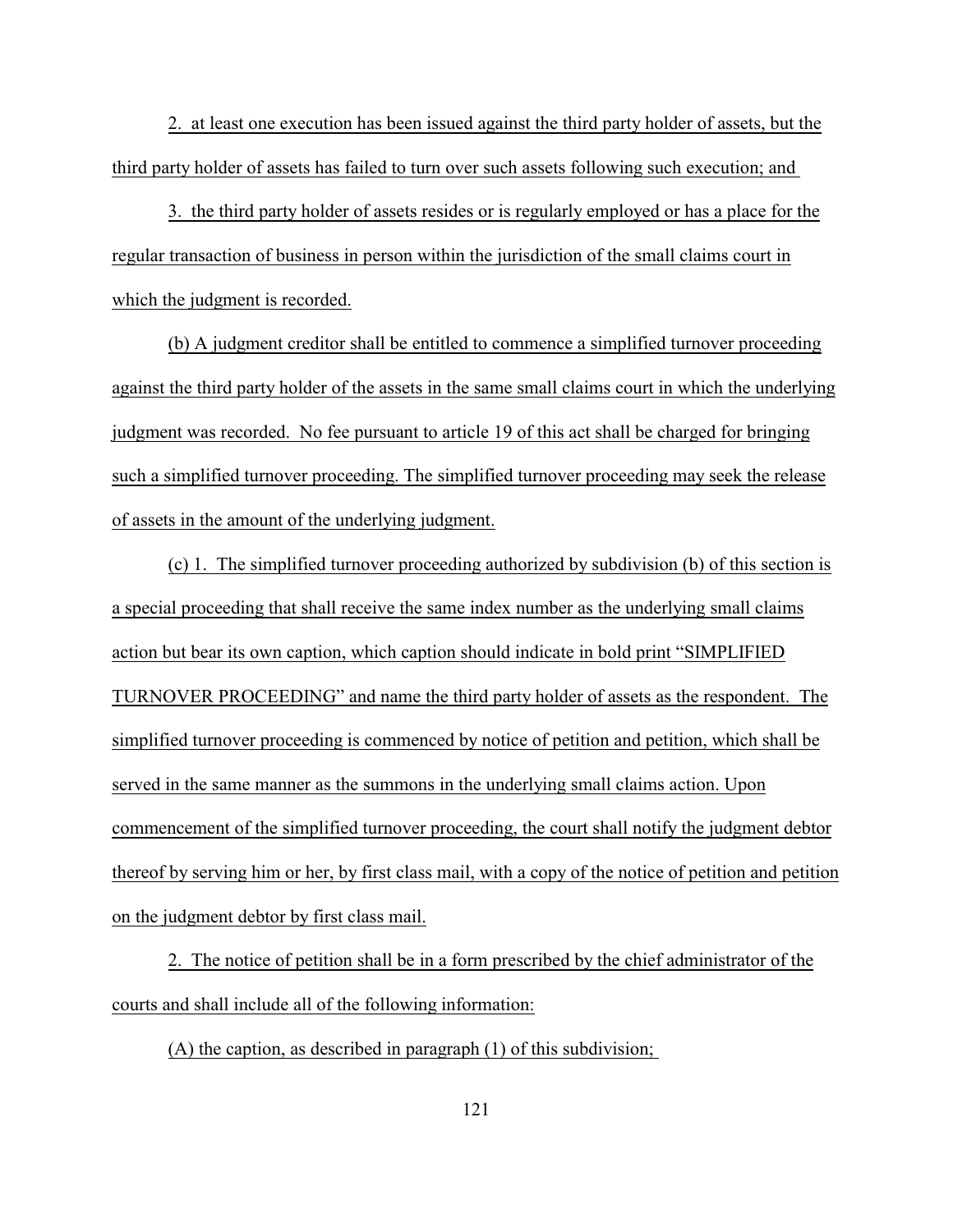2. at least one execution has been issued against the third party holder of assets, but the third party holder of assets has failed to turn over such assets following such execution; and

3. the third party holder of assets resides or is regularly employed or has a place for the regular transaction of business in person within the jurisdiction of the small claims court in which the judgment is recorded.

(b) A judgment creditor shall be entitled to commence a simplified turnover proceeding against the third party holder of the assets in the same small claims court in which the underlying judgment was recorded. No fee pursuant to article 19 of this act shall be charged for bringing such a simplified turnover proceeding. The simplified turnover proceeding may seek the release of assets in the amount of the underlying judgment.

(c) 1. The simplified turnover proceeding authorized by subdivision (b) of this section is a special proceeding that shall receive the same index number as the underlying small claims action but bear its own caption, which caption should indicate in bold print "SIMPLIFIED TURNOVER PROCEEDING" and name the third party holder of assets as the respondent. The simplified turnover proceeding is commenced by notice of petition and petition, which shall be served in the same manner as the summons in the underlying small claims action. Upon commencement of the simplified turnover proceeding, the court shall notify the judgment debtor thereof by serving him or her, by first class mail, with a copy of the notice of petition and petition on the judgment debtor by first class mail.

2. The notice of petition shall be in a form prescribed by the chief administrator of the courts and shall include all of the following information:

(A) the caption, as described in paragraph (1) of this subdivision;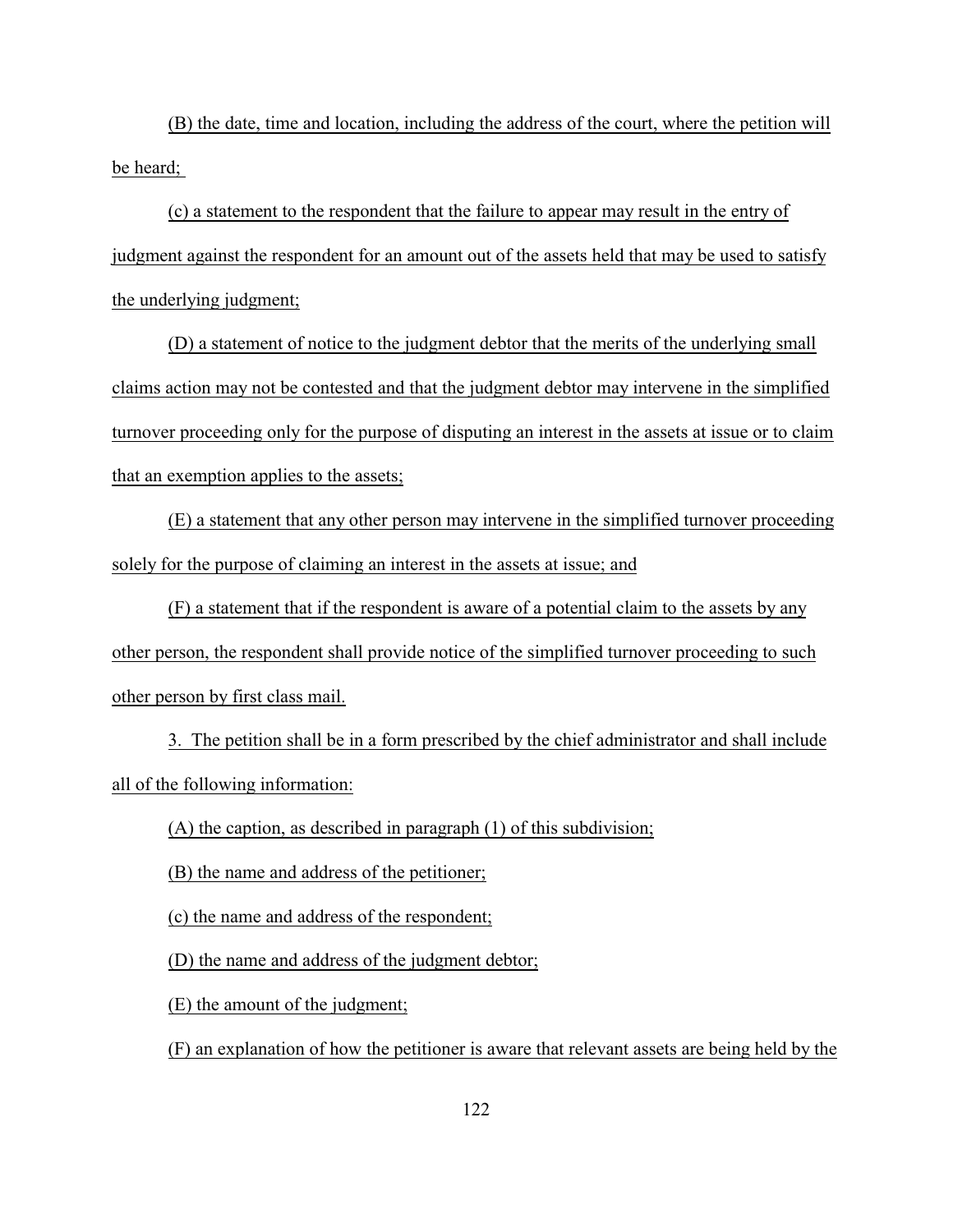(B) the date, time and location, including the address of the court, where the petition will be heard;

(c) a statement to the respondent that the failure to appear may result in the entry of judgment against the respondent for an amount out of the assets held that may be used to satisfy the underlying judgment;

(D) a statement of notice to the judgment debtor that the merits of the underlying small claims action may not be contested and that the judgment debtor may intervene in the simplified turnover proceeding only for the purpose of disputing an interest in the assets at issue or to claim that an exemption applies to the assets;

(E) a statement that any other person may intervene in the simplified turnover proceeding solely for the purpose of claiming an interest in the assets at issue; and

(F) a statement that if the respondent is aware of a potential claim to the assets by any other person, the respondent shall provide notice of the simplified turnover proceeding to such other person by first class mail.

3. The petition shall be in a form prescribed by the chief administrator and shall include all of the following information:

(A) the caption, as described in paragraph (1) of this subdivision;

(B) the name and address of the petitioner;

(c) the name and address of the respondent;

(D) the name and address of the judgment debtor;

(E) the amount of the judgment;

(F) an explanation of how the petitioner is aware that relevant assets are being held by the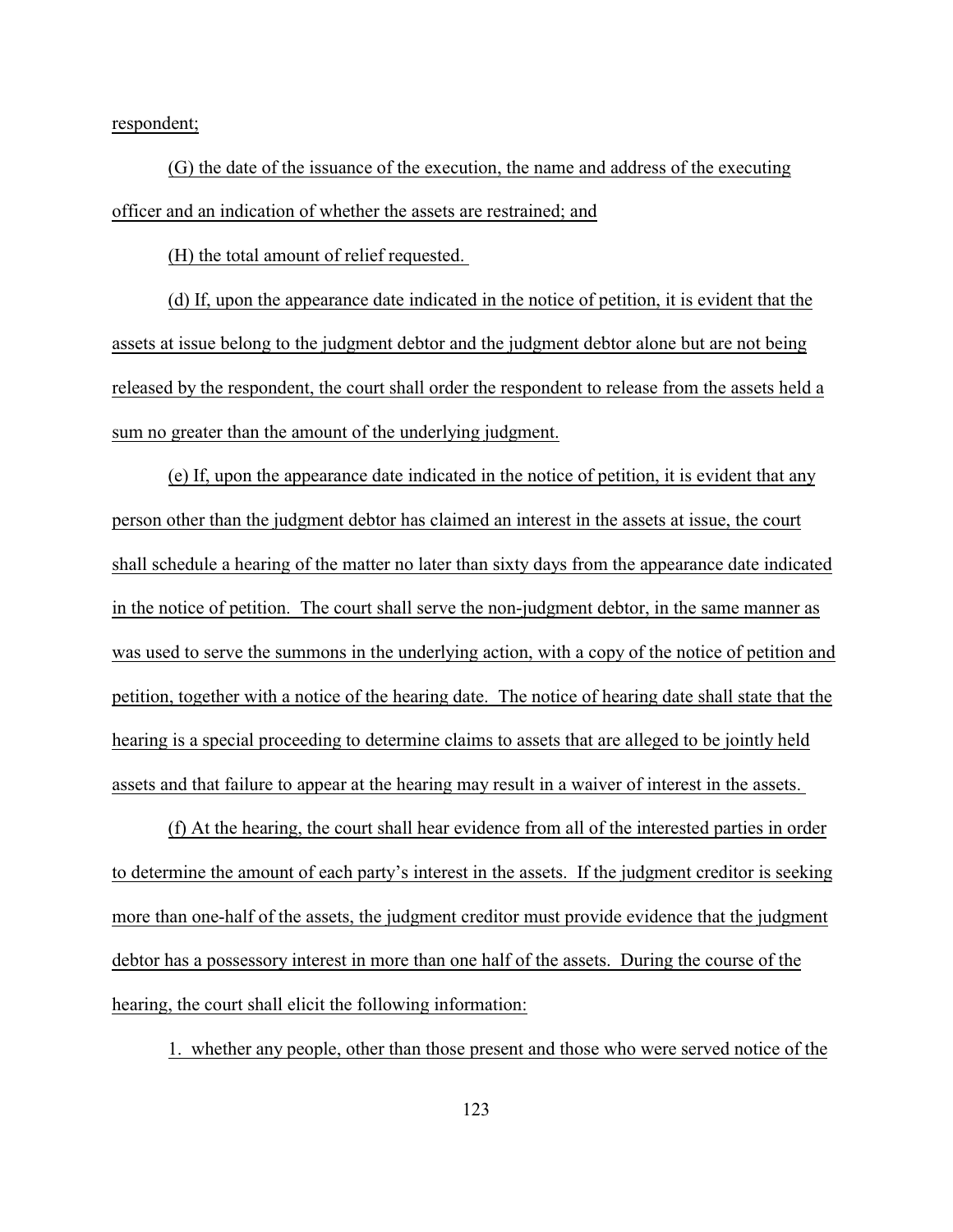respondent;

(G) the date of the issuance of the execution, the name and address of the executing officer and an indication of whether the assets are restrained; and

(H) the total amount of relief requested.

(d) If, upon the appearance date indicated in the notice of petition, it is evident that the assets at issue belong to the judgment debtor and the judgment debtor alone but are not being released by the respondent, the court shall order the respondent to release from the assets held a sum no greater than the amount of the underlying judgment.

(e) If, upon the appearance date indicated in the notice of petition, it is evident that any person other than the judgment debtor has claimed an interest in the assets at issue, the court shall schedule a hearing of the matter no later than sixty days from the appearance date indicated in the notice of petition. The court shall serve the non-judgment debtor, in the same manner as was used to serve the summons in the underlying action, with a copy of the notice of petition and petition, together with a notice of the hearing date. The notice of hearing date shall state that the hearing is a special proceeding to determine claims to assets that are alleged to be jointly held assets and that failure to appear at the hearing may result in a waiver of interest in the assets.

(f) At the hearing, the court shall hear evidence from all of the interested parties in order to determine the amount of each party's interest in the assets. If the judgment creditor is seeking more than one-half of the assets, the judgment creditor must provide evidence that the judgment debtor has a possessory interest in more than one half of the assets. During the course of the hearing, the court shall elicit the following information:

1. whether any people, other than those present and those who were served notice of the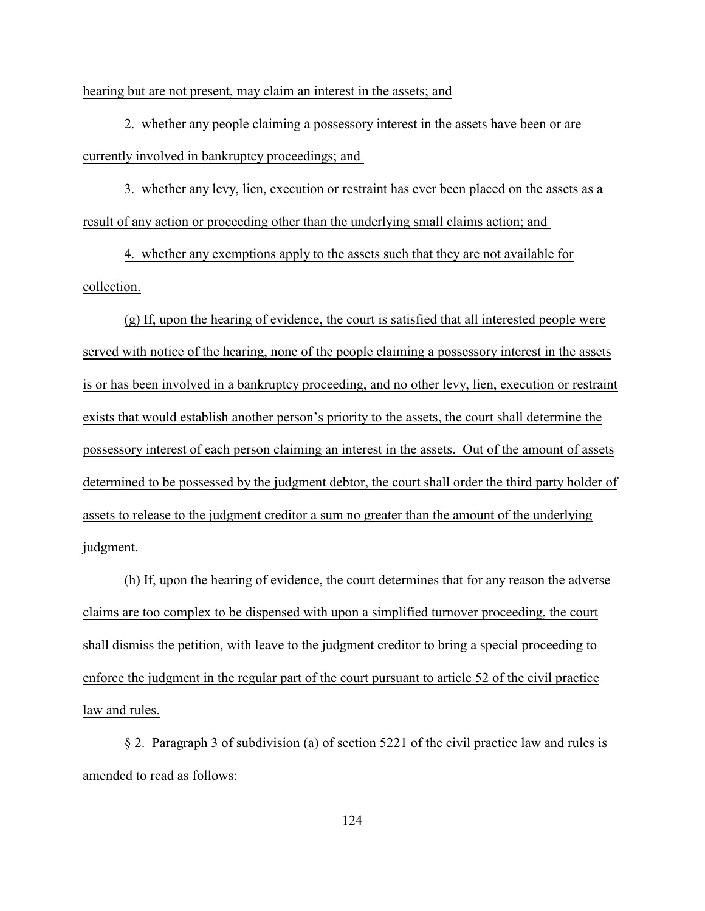hearing but are not present, may claim an interest in the assets; and

2. whether any people claiming a possessory interest in the assets have been or are currently involved in bankruptcy proceedings; and

3. whether any levy, lien, execution or restraint has ever been placed on the assets as a result of any action or proceeding other than the underlying small claims action; and

4. whether any exemptions apply to the assets such that they are not available for collection.

(g) If, upon the hearing of evidence, the court is satisfied that all interested people were served with notice of the hearing, none of the people claiming a possessory interest in the assets is or has been involved in a bankruptcy proceeding, and no other levy, lien, execution or restraint exists that would establish another person's priority to the assets, the court shall determine the possessory interest of each person claiming an interest in the assets. Out of the amount of assets determined to be possessed by the judgment debtor, the court shall order the third party holder of assets to release to the judgment creditor a sum no greater than the amount of the underlying judgment.

(h) If, upon the hearing of evidence, the court determines that for any reason the adverse claims are too complex to be dispensed with upon a simplified turnover proceeding, the court shall dismiss the petition, with leave to the judgment creditor to bring a special proceeding to enforce the judgment in the regular part of the court pursuant to article 52 of the civil practice law and rules.

§ 2. Paragraph 3 of subdivision (a) of section 5221 of the civil practice law and rules is amended to read as follows: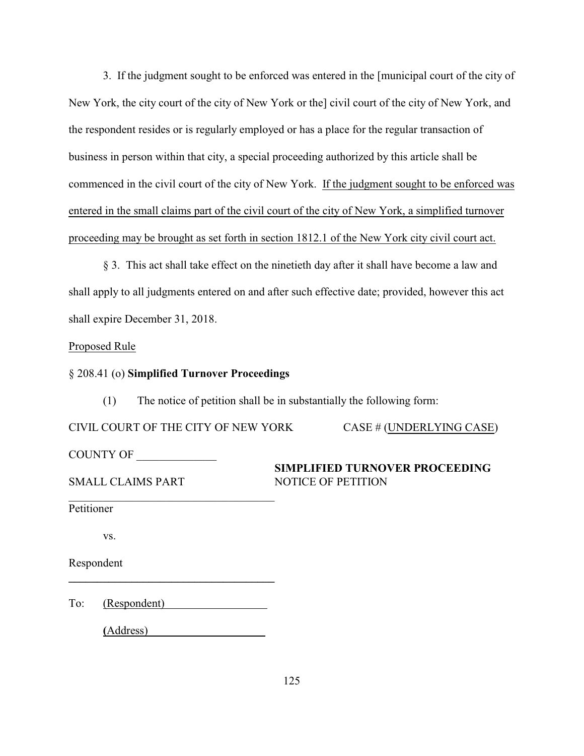3. If the judgment sought to be enforced was entered in the [municipal court of the city of New York, the city court of the city of New York or the] civil court of the city of New York, and the respondent resides or is regularly employed or has a place for the regular transaction of business in person within that city, a special proceeding authorized by this article shall be commenced in the civil court of the city of New York. <u>If the judgment sought to be enforced was entered in the small claims part of the civil court of the city of New York, a simplified turnover proceeding may be brought as set forth in section 1812.1 of the New York city civil court act.</u>

§ 3. This act shall take effect on the ninetieth day after it shall have become a law and shall apply to all judgments entered on and after such effective date; provided, however this act shall expire December 31, 2018.

<u>Proposed Rule</u>

§ 208.41 (o) **Simplified Turnover Proceedings**

(1) The notice of petition shall be in substantially the following form:

CIVIL COURT OF THE CITY OF NEW YORK CASE # (<u>UNDERLYING CASE</u>)

COUNTY OF ______________

SMALL CLAIMS PART

**SIMPLIFIED TURNOVER PROCEEDING**
NOTICE OF PETITION

____________________________________

Petitioner

vs.

Respondent

____________________________________

To: (Respondent)__________________

(Address)_____________________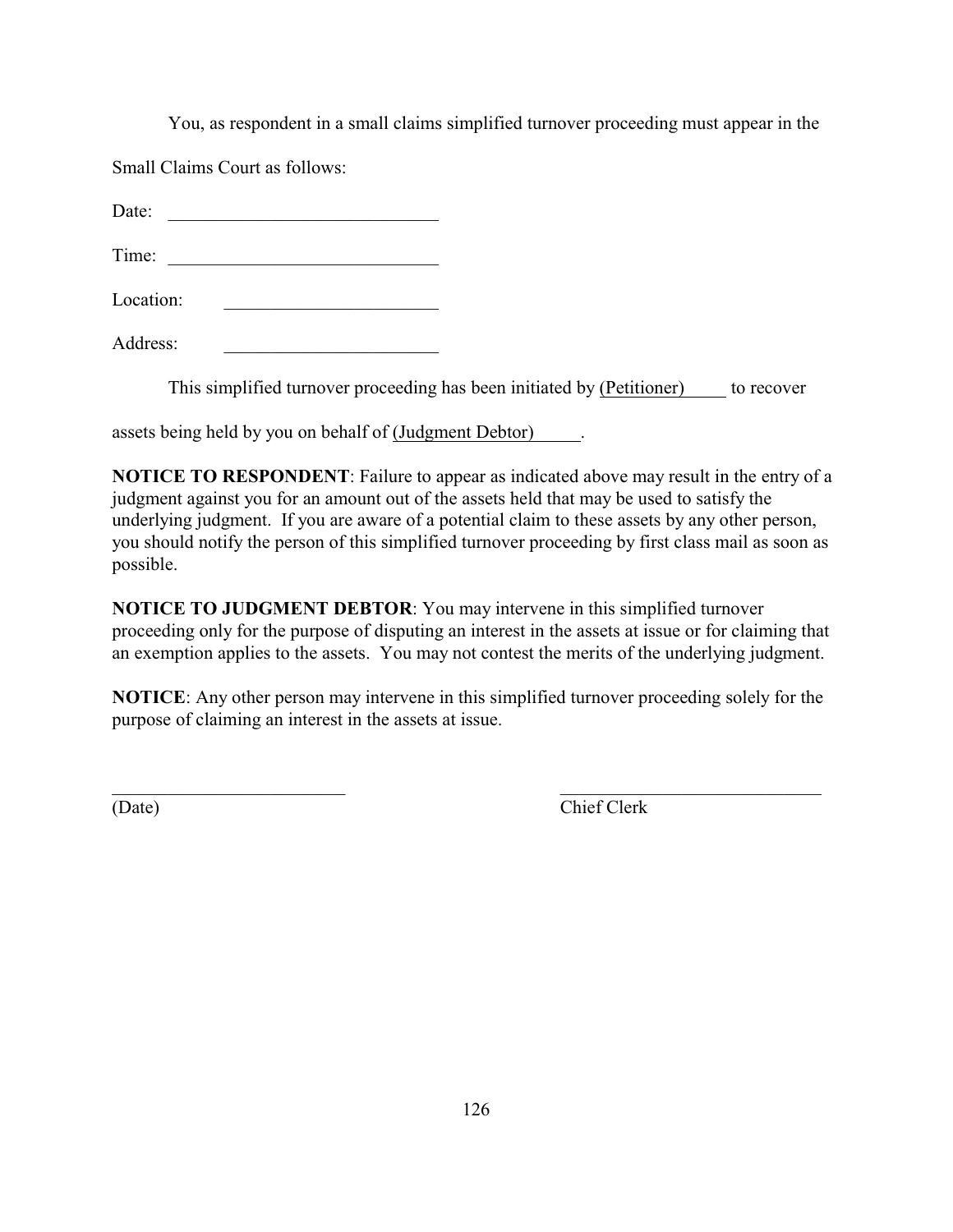You, as respondent in a small claims simplified turnover proceeding must appear in the Small Claims Court as follows:

Date: ______________________________

Time: ______________________________

Location: ______________________

Address: ______________________

This simplified turnover proceeding has been initiated by (Petitioner)_____ to recover assets being held by you on behalf of (Judgment Debtor)_____.

**NOTICE TO RESPONDENT**: Failure to appear as indicated above may result in the entry of a judgment against you for an amount out of the assets held that may be used to satisfy the underlying judgment. If you are aware of a potential claim to these assets by any other person, you should notify the person of this simplified turnover proceeding by first class mail as soon as possible.

**NOTICE TO JUDGMENT DEBTOR**: You may intervene in this simplified turnover proceeding only for the purpose of disputing an interest in the assets at issue or for claiming that an exemption applies to the assets. You may not contest the merits of the underlying judgment.

**NOTICE**: Any other person may intervene in this simplified turnover proceeding solely for the purpose of claiming an interest in the assets at issue.

__________________________ (Date)

______________________________ Chief Clerk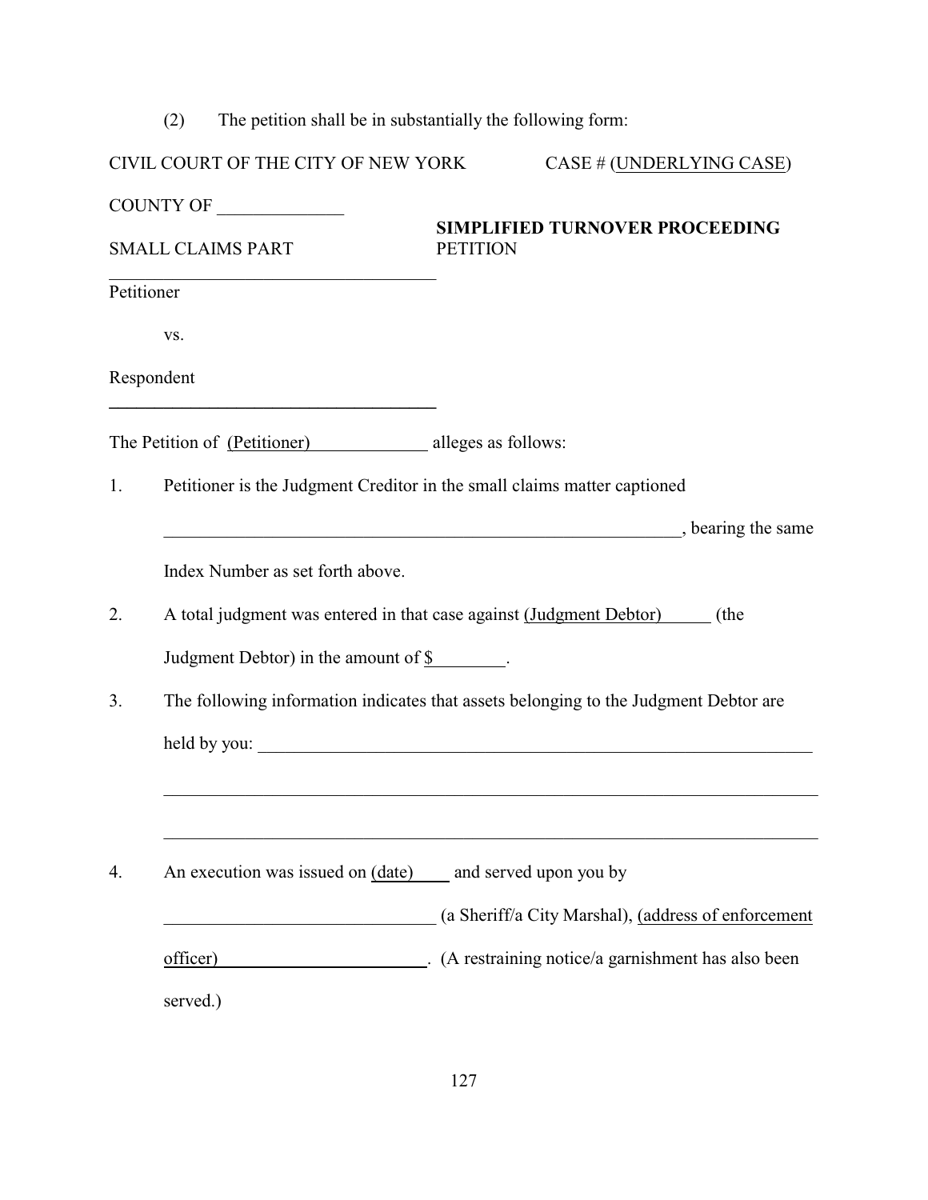(2) The petition shall be in substantially the following form:

CIVIL COURT OF THE CITY OF NEW YORK CASE # (UNDERLYING CASE)

COUNTY OF ______________

SMALL CLAIMS PART

**SIMPLIFIED TURNOVER PROCEEDING** PETITION

_____________________________________

Petitioner

vs.

Respondent

_____________________________________

The Petition of (Petitioner)_____________ alleges as follows:

1. Petitioner is the Judgment Creditor in the small claims matter captioned ___________________________________________________________, bearing the same Index Number as set forth above.

2. A total judgment was entered in that case against (Judgment Debtor)______ (the Judgment Debtor) in the amount of $________.

3. The following information indicates that assets belonging to the Judgment Debtor are held by you: _________________________________________________________________

_________________________________________________________________________

_________________________________________________________________________

4. An execution was issued on (date)____ and served upon you by ______________________________ (a Sheriff/a City Marshal), (address of enforcement officer)________________________. (A restraining notice/a garnishment has also been served.)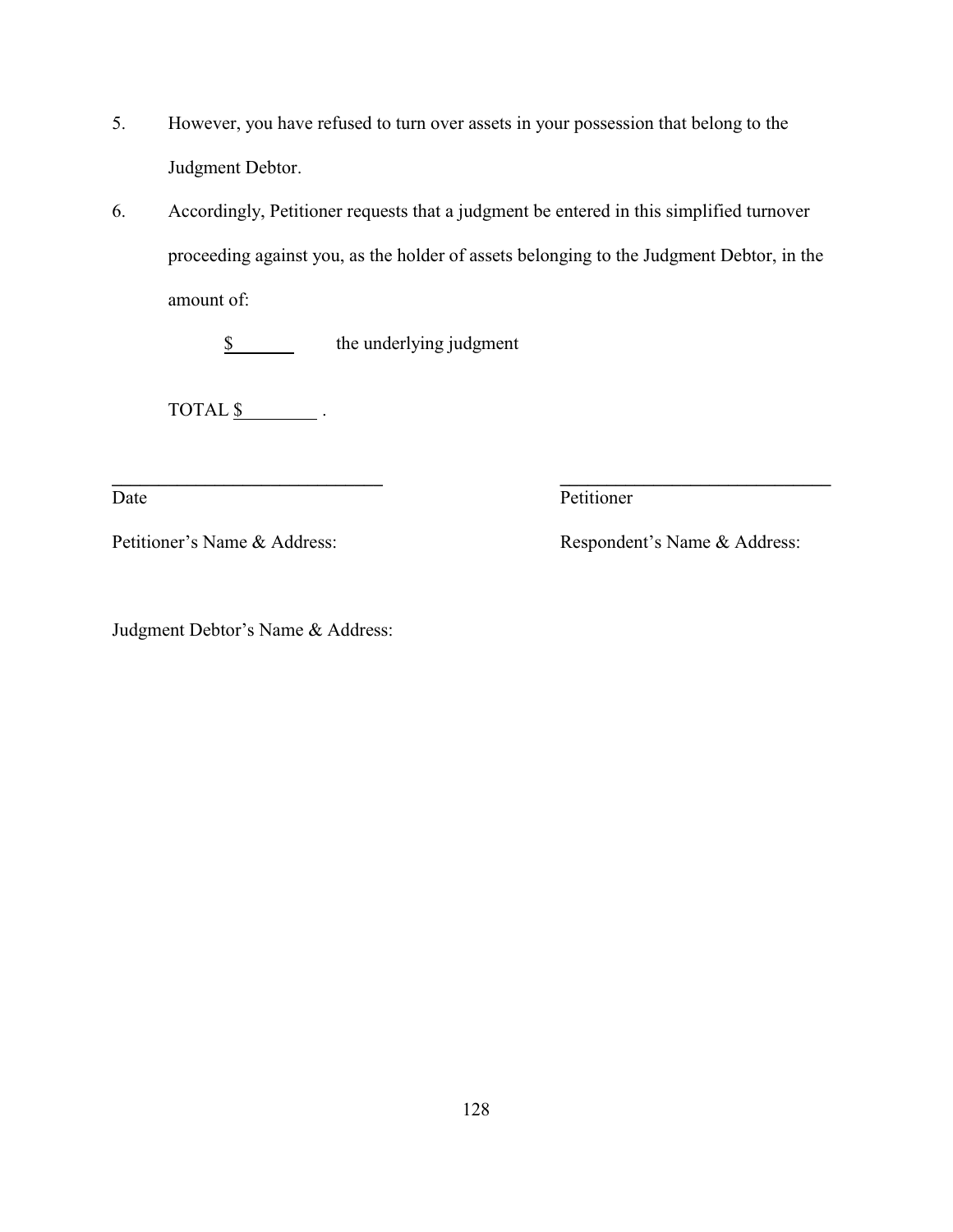5. However, you have refused to turn over assets in your possession that belong to the Judgment Debtor.

6. Accordingly, Petitioner requests that a judgment be entered in this simplified turnover proceeding against you, as the holder of assets belonging to the Judgment Debtor, in the amount of:

   $\_\_\_\_\_\_ the underlying judgment

   TOTAL $\_\_\_\_\_\_\_\_ .

\_\_\_\_\_\_\_\_\_\_\_\_\_\_\_\_\_\_\_\_\_\_\_\_\_\_\_\_\_\_
Date

\_\_\_\_\_\_\_\_\_\_\_\_\_\_\_\_\_\_\_\_\_\_\_\_\_\_\_\_\_\_
Petitioner

Petitioner's Name & Address:

Respondent's Name & Address:

Judgment Debtor's Name & Address: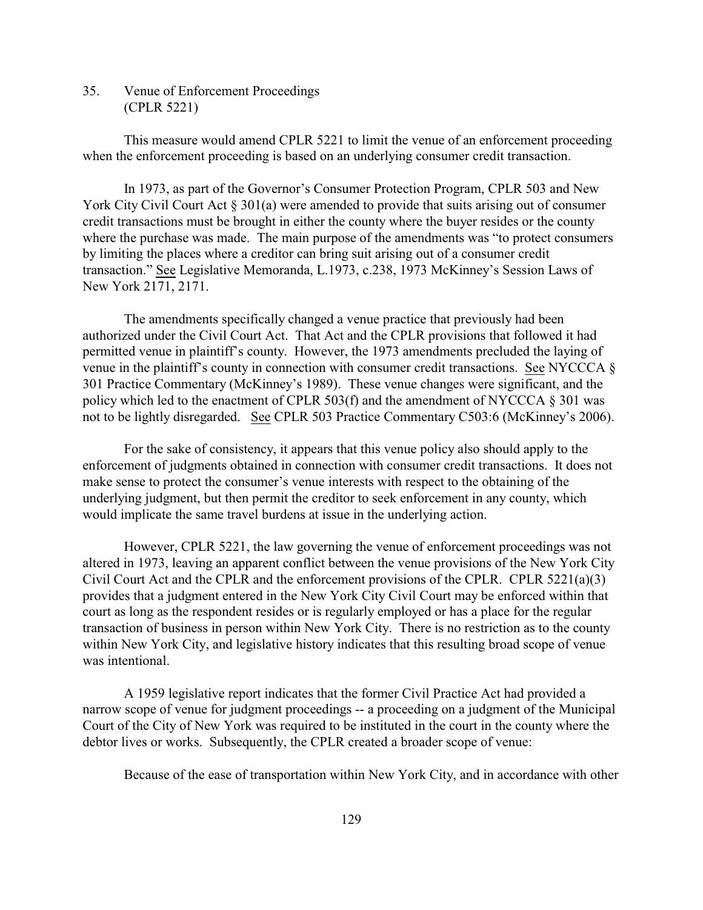35. Venue of Enforcement Proceedings
(CPLR 5221)

This measure would amend CPLR 5221 to limit the venue of an enforcement proceeding when the enforcement proceeding is based on an underlying consumer credit transaction.

In 1973, as part of the Governor's Consumer Protection Program, CPLR 503 and New York City Civil Court Act § 301(a) were amended to provide that suits arising out of consumer credit transactions must be brought in either the county where the buyer resides or the county where the purchase was made. The main purpose of the amendments was "to protect consumers by limiting the places where a creditor can bring suit arising out of a consumer credit transaction." See Legislative Memoranda, L.1973, c.238, 1973 McKinney's Session Laws of New York 2171, 2171.

The amendments specifically changed a venue practice that previously had been authorized under the Civil Court Act. That Act and the CPLR provisions that followed it had permitted venue in plaintiff's county. However, the 1973 amendments precluded the laying of venue in the plaintiff's county in connection with consumer credit transactions. See NYCCCA § 301 Practice Commentary (McKinney's 1989). These venue changes were significant, and the policy which led to the enactment of CPLR 503(f) and the amendment of NYCCCA § 301 was not to be lightly disregarded. See CPLR 503 Practice Commentary C503:6 (McKinney's 2006).

For the sake of consistency, it appears that this venue policy also should apply to the enforcement of judgments obtained in connection with consumer credit transactions. It does not make sense to protect the consumer's venue interests with respect to the obtaining of the underlying judgment, but then permit the creditor to seek enforcement in any county, which would implicate the same travel burdens at issue in the underlying action.

However, CPLR 5221, the law governing the venue of enforcement proceedings was not altered in 1973, leaving an apparent conflict between the venue provisions of the New York City Civil Court Act and the CPLR and the enforcement provisions of the CPLR. CPLR 5221(a)(3) provides that a judgment entered in the New York City Civil Court may be enforced within that court as long as the respondent resides or is regularly employed or has a place for the regular transaction of business in person within New York City. There is no restriction as to the county within New York City, and legislative history indicates that this resulting broad scope of venue was intentional.

A 1959 legislative report indicates that the former Civil Practice Act had provided a narrow scope of venue for judgment proceedings -- a proceeding on a judgment of the Municipal Court of the City of New York was required to be instituted in the court in the county where the debtor lives or works. Subsequently, the CPLR created a broader scope of venue:

Because of the ease of transportation within New York City, and in accordance with other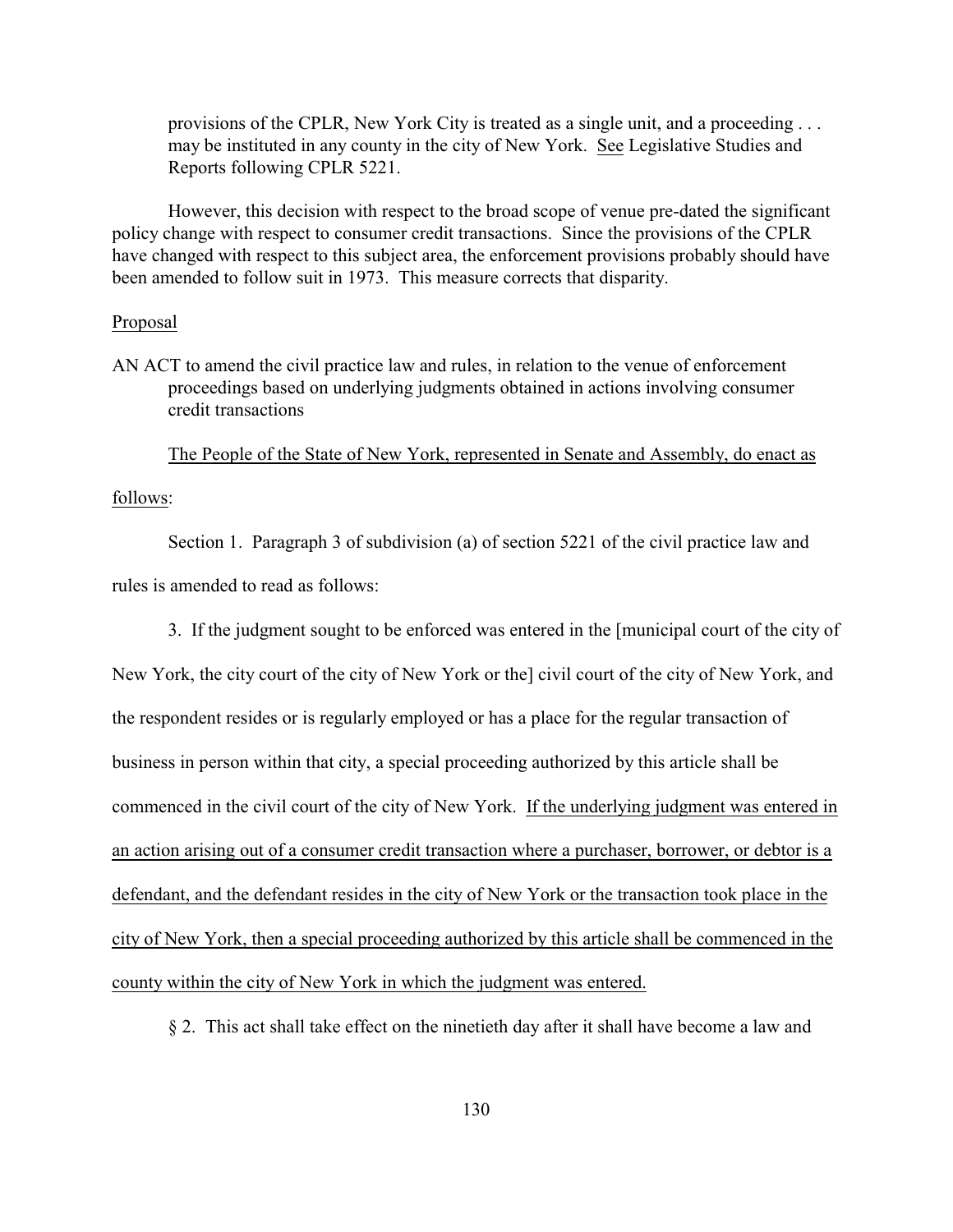provisions of the CPLR, New York City is treated as a single unit, and a proceeding . . . may be instituted in any county in the city of New York. See Legislative Studies and Reports following CPLR 5221.

However, this decision with respect to the broad scope of venue pre-dated the significant policy change with respect to consumer credit transactions. Since the provisions of the CPLR have changed with respect to this subject area, the enforcement provisions probably should have been amended to follow suit in 1973. This measure corrects that disparity.

Proposal

AN ACT to amend the civil practice law and rules, in relation to the venue of enforcement proceedings based on underlying judgments obtained in actions involving consumer credit transactions

The People of the State of New York, represented in Senate and Assembly, do enact as follows:

Section 1. Paragraph 3 of subdivision (a) of section 5221 of the civil practice law and rules is amended to read as follows:

3. If the judgment sought to be enforced was entered in the [municipal court of the city of New York, the city court of the city of New York or the] civil court of the city of New York, and the respondent resides or is regularly employed or has a place for the regular transaction of business in person within that city, a special proceeding authorized by this article shall be commenced in the civil court of the city of New York. <u>If the underlying judgment was entered in an action arising out of a consumer credit transaction where a purchaser, borrower, or debtor is a defendant, and the defendant resides in the city of New York or the transaction took place in the city of New York, then a special proceeding authorized by this article shall be commenced in the county within the city of New York in which the judgment was entered.</u>

§ 2. This act shall take effect on the ninetieth day after it shall have become a law and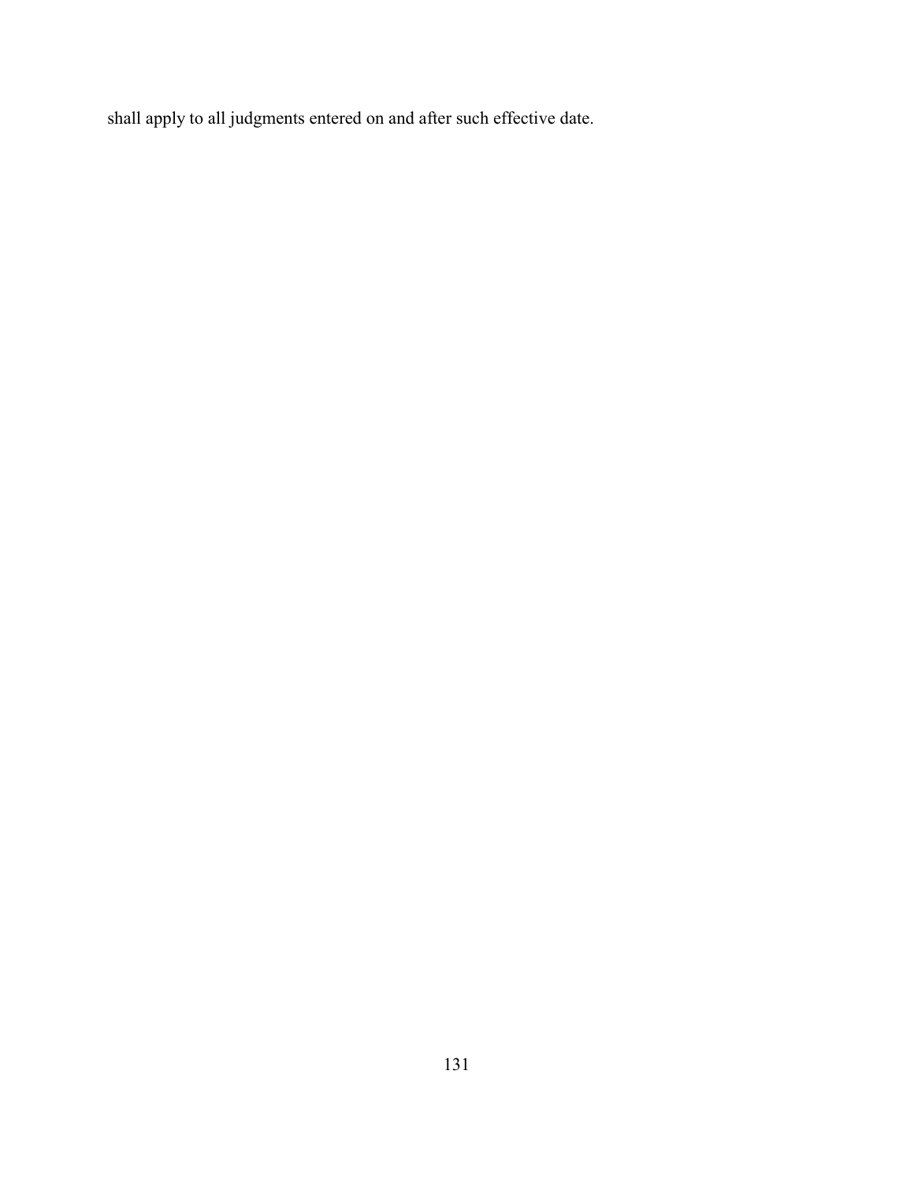shall apply to all judgments entered on and after such effective date.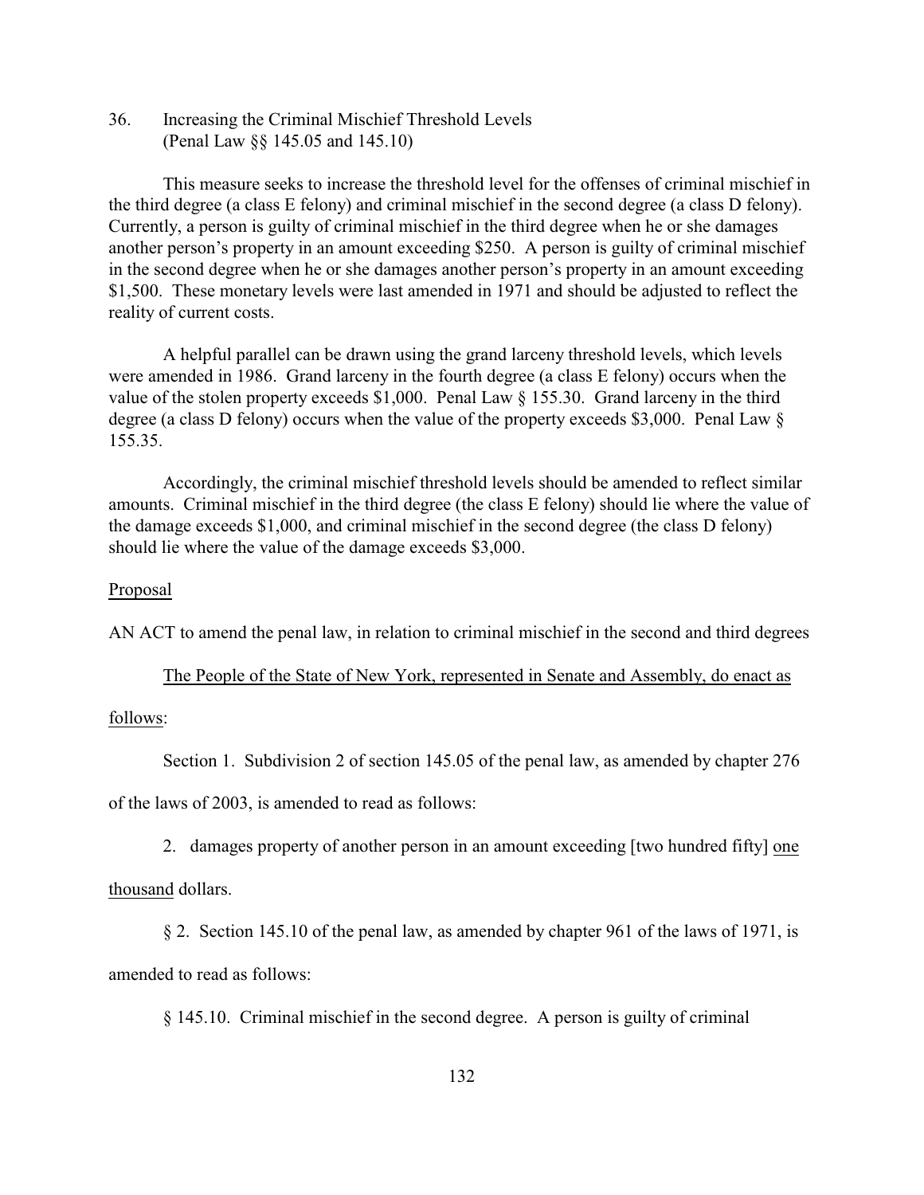36. Increasing the Criminal Mischief Threshold Levels
(Penal Law §§ 145.05 and 145.10)

This measure seeks to increase the threshold level for the offenses of criminal mischief in the third degree (a class E felony) and criminal mischief in the second degree (a class D felony). Currently, a person is guilty of criminal mischief in the third degree when he or she damages another person's property in an amount exceeding $250. A person is guilty of criminal mischief in the second degree when he or she damages another person's property in an amount exceeding $1,500. These monetary levels were last amended in 1971 and should be adjusted to reflect the reality of current costs.

A helpful parallel can be drawn using the grand larceny threshold levels, which levels were amended in 1986. Grand larceny in the fourth degree (a class E felony) occurs when the value of the stolen property exceeds $1,000. Penal Law § 155.30. Grand larceny in the third degree (a class D felony) occurs when the value of the property exceeds $3,000. Penal Law § 155.35.

Accordingly, the criminal mischief threshold levels should be amended to reflect similar amounts. Criminal mischief in the third degree (the class E felony) should lie where the value of the damage exceeds $1,000, and criminal mischief in the second degree (the class D felony) should lie where the value of the damage exceeds $3,000.

<u>Proposal</u>

AN ACT to amend the penal law, in relation to criminal mischief in the second and third degrees

<u>The People of the State of New York, represented in Senate and Assembly, do enact as follows</u>:

Section 1. Subdivision 2 of section 145.05 of the penal law, as amended by chapter 276 of the laws of 2003, is amended to read as follows:

2. damages property of another person in an amount exceeding [two hundred fifty] <u>one thousand</u> dollars.

§ 2. Section 145.10 of the penal law, as amended by chapter 961 of the laws of 1971, is amended to read as follows:

§ 145.10. Criminal mischief in the second degree. A person is guilty of criminal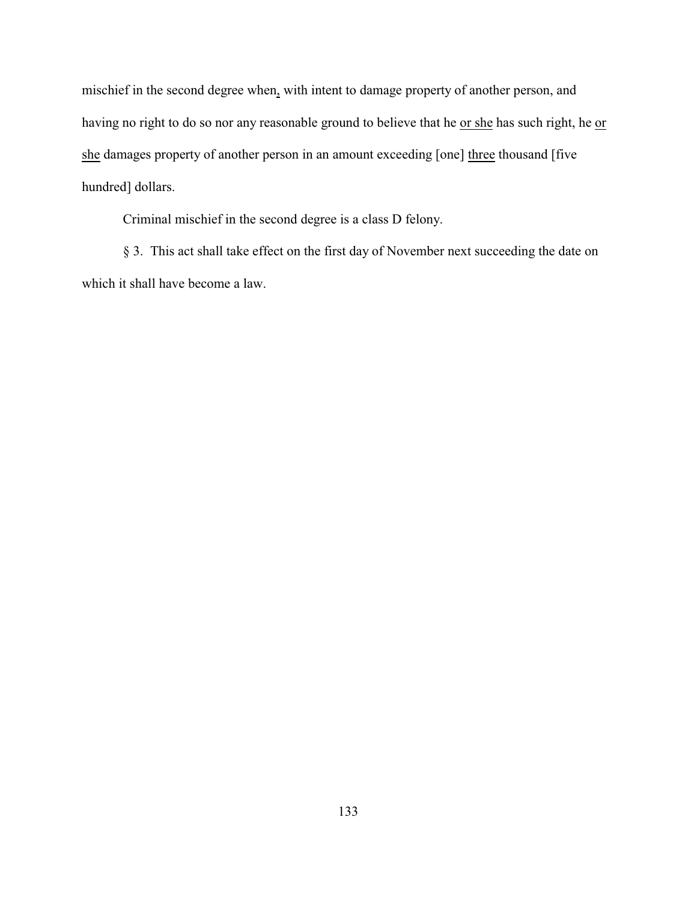mischief in the second degree when<u>,</u> with intent to damage property of another person, and having no right to do so nor any reasonable ground to believe that he <u>or she</u> has such right, he <u>or she</u> damages property of another person in an amount exceeding [one] <u>three</u> thousand [five hundred] dollars.

Criminal mischief in the second degree is a class D felony.

§ 3. This act shall take effect on the first day of November next succeeding the date on which it shall have become a law.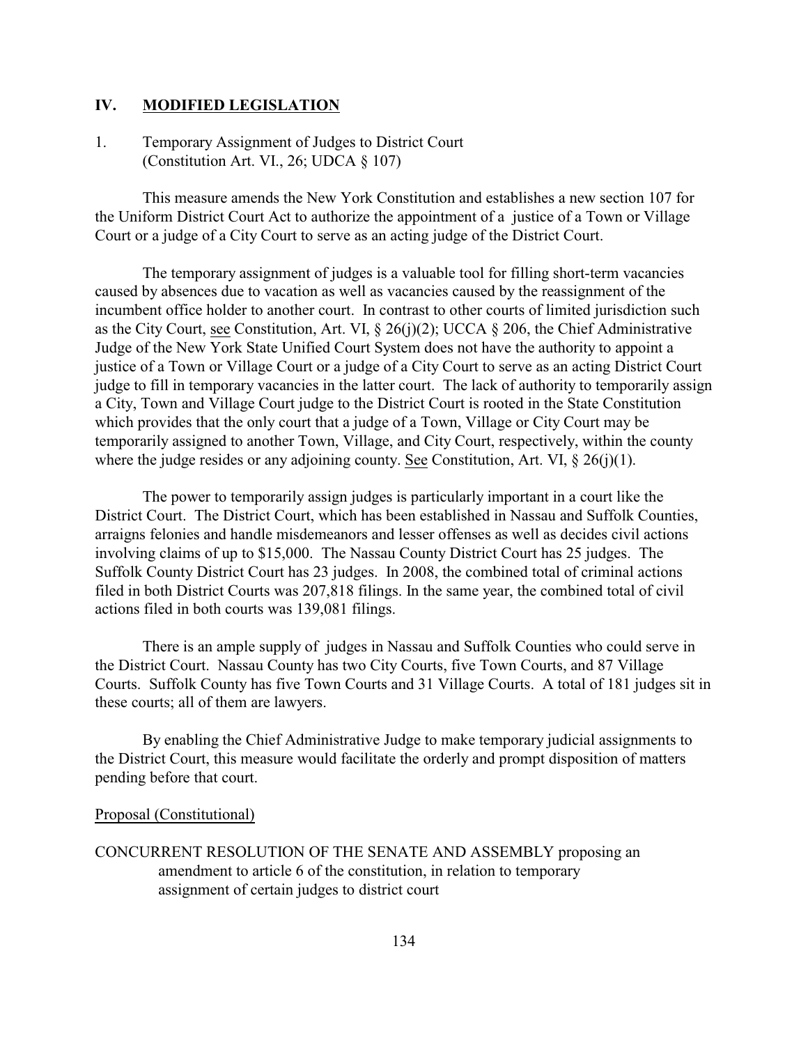## IV. **MODIFIED LEGISLATION**

1. Temporary Assignment of Judges to District Court
(Constitution Art. VI., 26; UDCA § 107)

This measure amends the New York Constitution and establishes a new section 107 for the Uniform District Court Act to authorize the appointment of a justice of a Town or Village Court or a judge of a City Court to serve as an acting judge of the District Court.

The temporary assignment of judges is a valuable tool for filling short-term vacancies caused by absences due to vacation as well as vacancies caused by the reassignment of the incumbent office holder to another court. In contrast to other courts of limited jurisdiction such as the City Court, see Constitution, Art. VI, § 26(j)(2); UCCA § 206, the Chief Administrative Judge of the New York State Unified Court System does not have the authority to appoint a justice of a Town or Village Court or a judge of a City Court to serve as an acting District Court judge to fill in temporary vacancies in the latter court. The lack of authority to temporarily assign a City, Town and Village Court judge to the District Court is rooted in the State Constitution which provides that the only court that a judge of a Town, Village or City Court may be temporarily assigned to another Town, Village, and City Court, respectively, within the county where the judge resides or any adjoining county. See Constitution, Art. VI, § 26(j)(1).

The power to temporarily assign judges is particularly important in a court like the District Court. The District Court, which has been established in Nassau and Suffolk Counties, arraigns felonies and handle misdemeanors and lesser offenses as well as decides civil actions involving claims of up to $15,000. The Nassau County District Court has 25 judges. The Suffolk County District Court has 23 judges. In 2008, the combined total of criminal actions filed in both District Courts was 207,818 filings. In the same year, the combined total of civil actions filed in both courts was 139,081 filings.

There is an ample supply of judges in Nassau and Suffolk Counties who could serve in the District Court. Nassau County has two City Courts, five Town Courts, and 87 Village Courts. Suffolk County has five Town Courts and 31 Village Courts. A total of 181 judges sit in these courts; all of them are lawyers.

By enabling the Chief Administrative Judge to make temporary judicial assignments to the District Court, this measure would facilitate the orderly and prompt disposition of matters pending before that court.

Proposal (Constitutional)

CONCURRENT RESOLUTION OF THE SENATE AND ASSEMBLY proposing an amendment to article 6 of the constitution, in relation to temporary assignment of certain judges to district court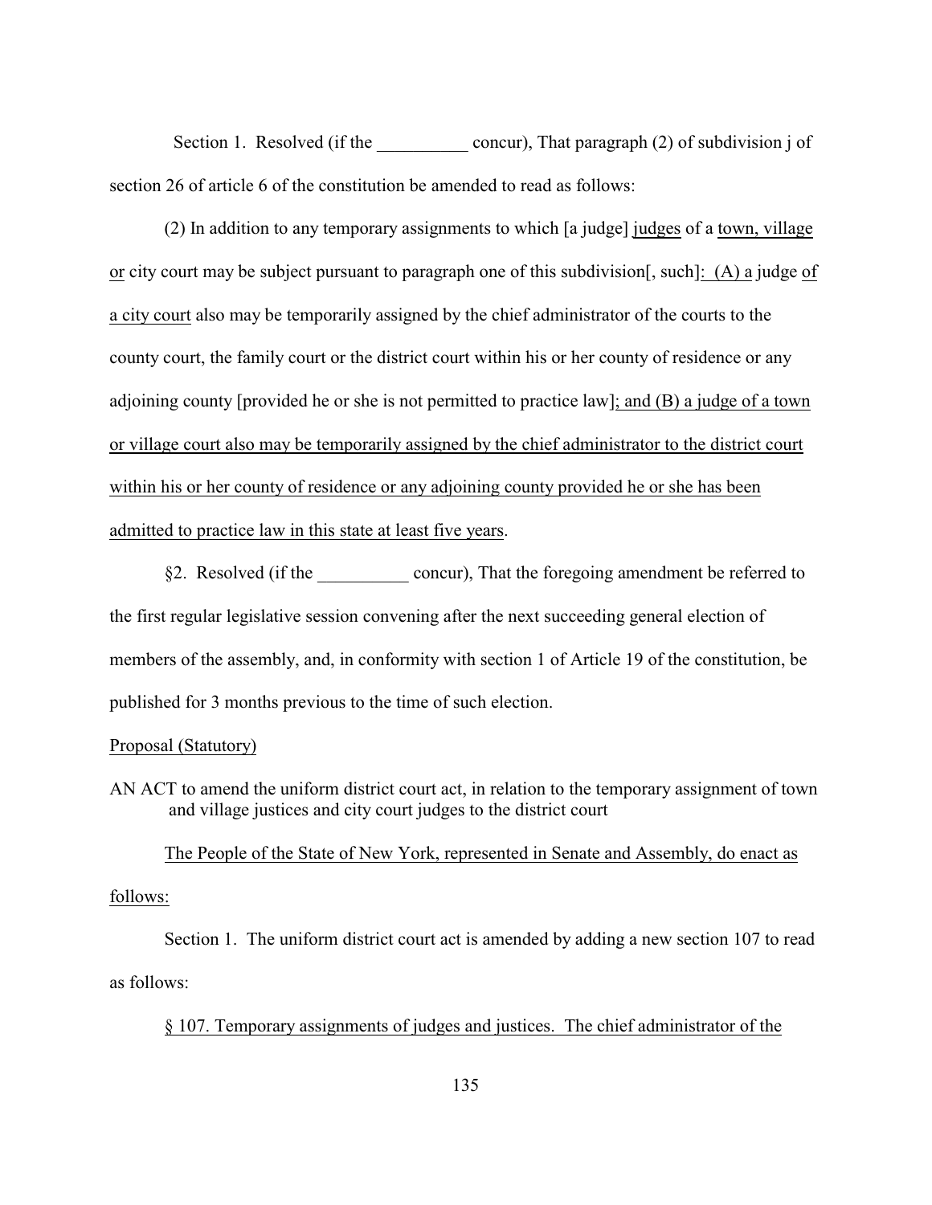Section 1. Resolved (if the __________ concur), That paragraph (2) of subdivision j of section 26 of article 6 of the constitution be amended to read as follows:

(2) In addition to any temporary assignments to which [a judge] judges of a town, village or city court may be subject pursuant to paragraph one of this subdivision[, such]: (A) a judge of a city court also may be temporarily assigned by the chief administrator of the courts to the county court, the family court or the district court within his or her county of residence or any adjoining county [provided he or she is not permitted to practice law]; and (B) a judge of a town or village court also may be temporarily assigned by the chief administrator to the district court within his or her county of residence or any adjoining county provided he or she has been admitted to practice law in this state at least five years.

§2. Resolved (if the __________ concur), That the foregoing amendment be referred to the first regular legislative session convening after the next succeeding general election of members of the assembly, and, in conformity with section 1 of Article 19 of the constitution, be published for 3 months previous to the time of such election.

Proposal (Statutory)

AN ACT to amend the uniform district court act, in relation to the temporary assignment of town and village justices and city court judges to the district court

The People of the State of New York, represented in Senate and Assembly, do enact as follows:

Section 1. The uniform district court act is amended by adding a new section 107 to read as follows:

§ 107. Temporary assignments of judges and justices. The chief administrator of the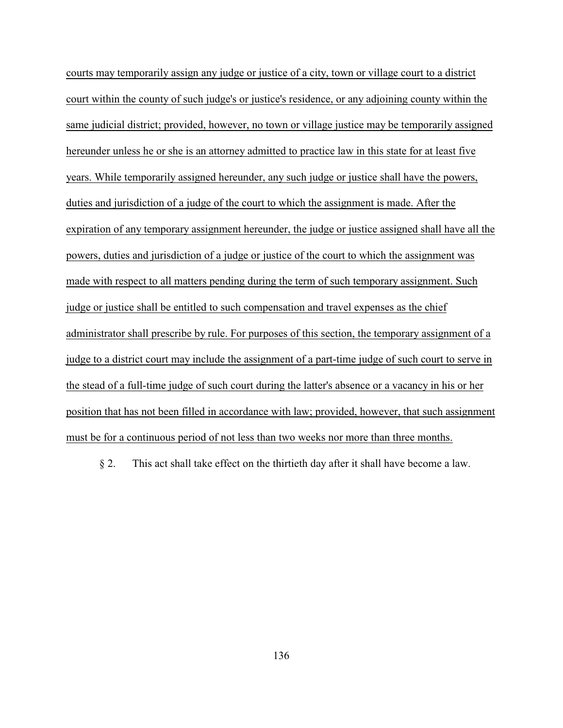courts may temporarily assign any judge or justice of a city, town or village court to a district court within the county of such judge's or justice's residence, or any adjoining county within the same judicial district; provided, however, no town or village justice may be temporarily assigned hereunder unless he or she is an attorney admitted to practice law in this state for at least five years. While temporarily assigned hereunder, any such judge or justice shall have the powers, duties and jurisdiction of a judge of the court to which the assignment is made. After the expiration of any temporary assignment hereunder, the judge or justice assigned shall have all the powers, duties and jurisdiction of a judge or justice of the court to which the assignment was made with respect to all matters pending during the term of such temporary assignment. Such judge or justice shall be entitled to such compensation and travel expenses as the chief administrator shall prescribe by rule. For purposes of this section, the temporary assignment of a judge to a district court may include the assignment of a part-time judge of such court to serve in the stead of a full-time judge of such court during the latter's absence or a vacancy in his or her position that has not been filled in accordance with law; provided, however, that such assignment must be for a continuous period of not less than two weeks nor more than three months.

§ 2. This act shall take effect on the thirtieth day after it shall have become a law.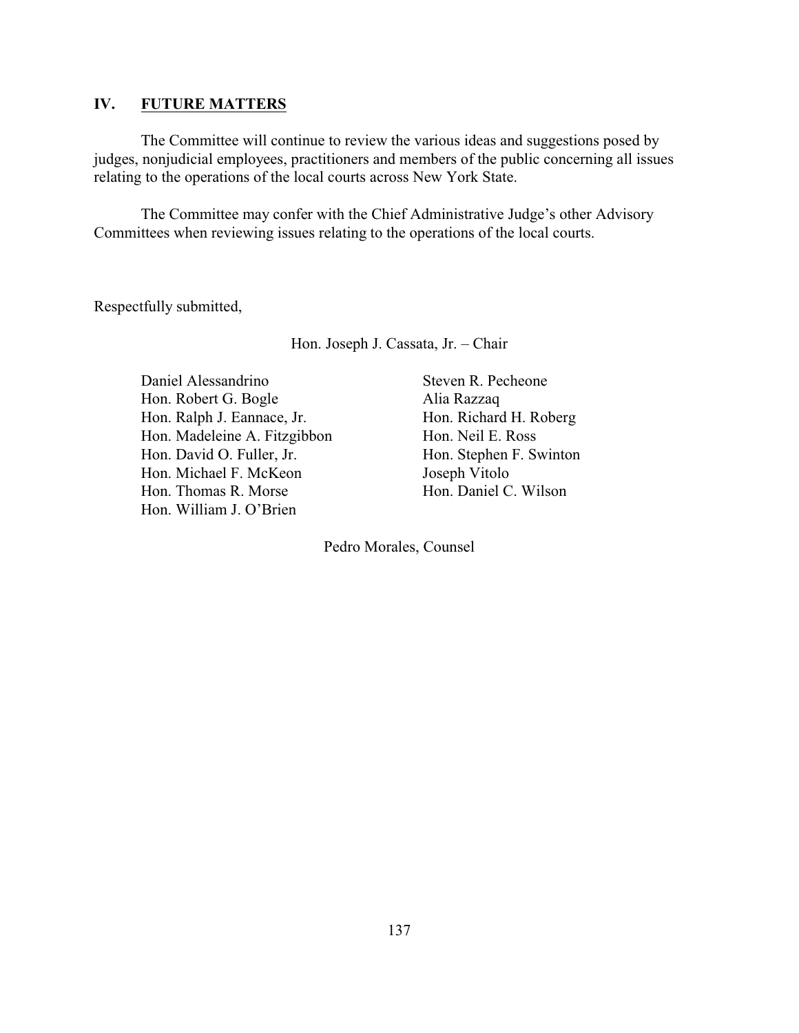## IV. FUTURE MATTERS

The Committee will continue to review the various ideas and suggestions posed by judges, nonjudicial employees, practitioners and members of the public concerning all issues relating to the operations of the local courts across New York State.

The Committee may confer with the Chief Administrative Judge's other Advisory Committees when reviewing issues relating to the operations of the local courts.

Respectfully submitted,

Hon. Joseph J. Cassata, Jr. – Chair

Daniel Alessandrino
Hon. Robert G. Bogle
Hon. Ralph J. Eannace, Jr.
Hon. Madeleine A. Fitzgibbon
Hon. David O. Fuller, Jr.
Hon. Michael F. McKeon
Hon. Thomas R. Morse
Hon. William J. O'Brien
Steven R. Pecheone
Alia Razzaq
Hon. Richard H. Roberg
Hon. Neil E. Ross
Hon. Stephen F. Swinton
Joseph Vitolo
Hon. Daniel C. Wilson

Pedro Morales, Counsel